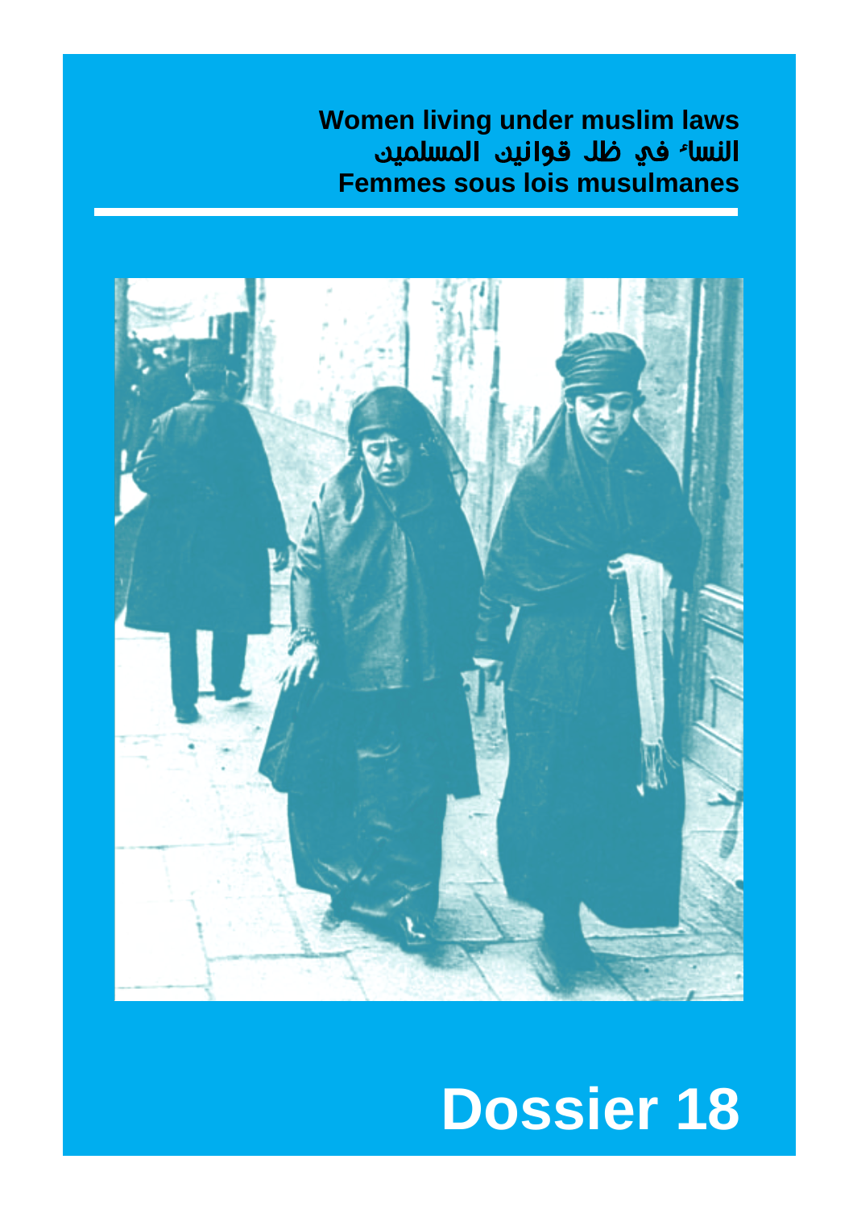**Women living under muslim laws**

**النساء في ظل قوانين المسلمين**

**Femmes sous lois musulmanes**

# Dossier 18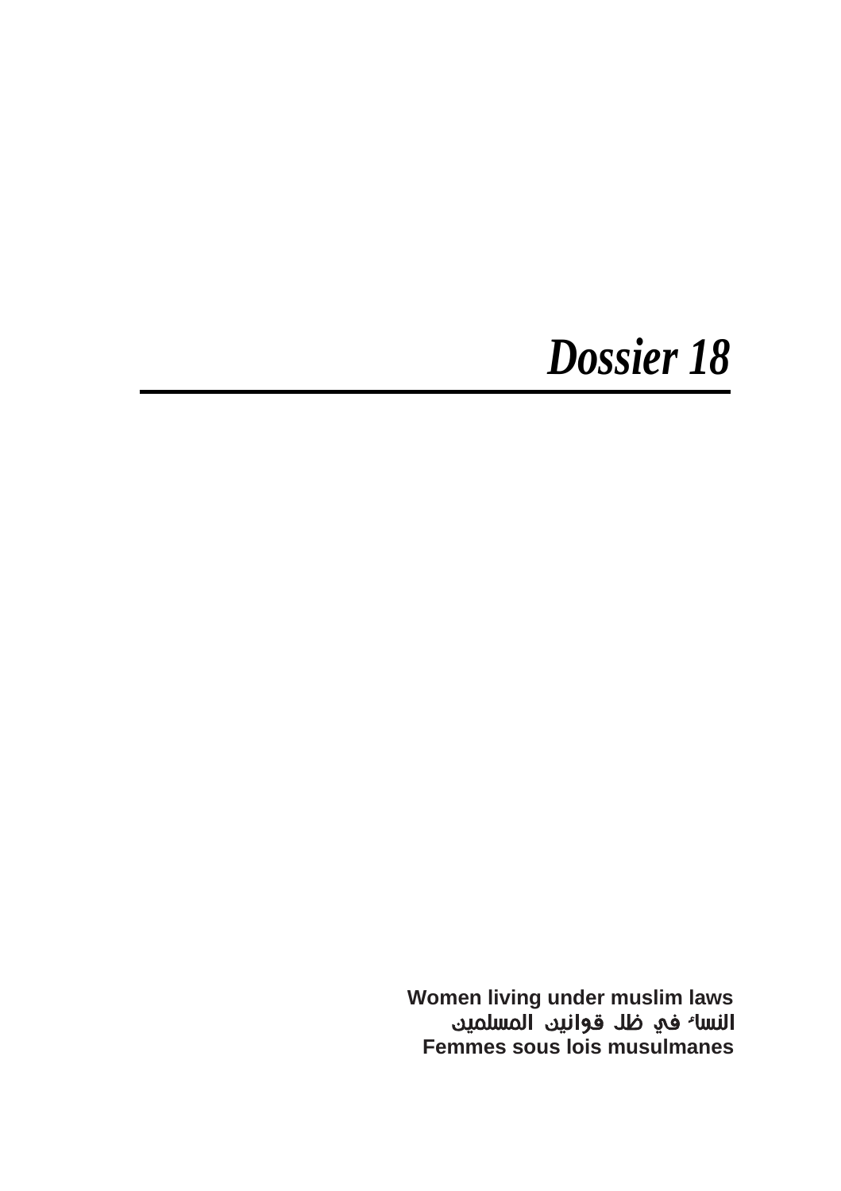# *Dossier 18*

---

**Women living under muslim laws**
**النساء في ظل قوانين المسلمين**
**Femmes sous lois musulmanes**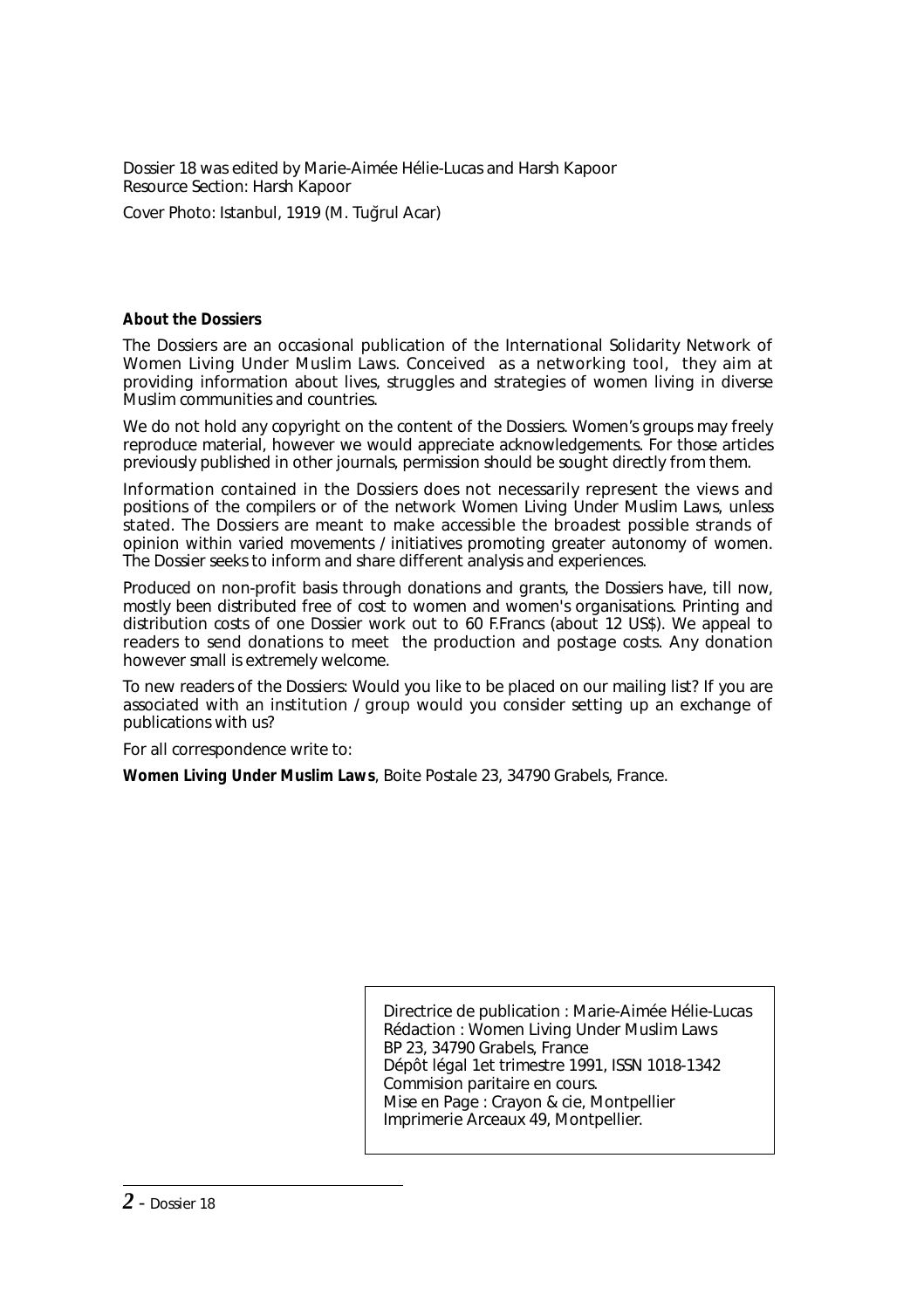Dossier 18 was edited by Marie-Aimée Hélie-Lucas and Harsh Kapoor
Resource Section: Harsh Kapoor

Cover Photo: Istanbul, 1919 (M. Tuğrul Acar)

**About the Dossiers**

The Dossiers are an occasional publication of the International Solidarity Network of Women Living Under Muslim Laws. Conceived as a networking tool, they aim at providing information about lives, struggles and strategies of women living in diverse Muslim communities and countries.

We do not hold any copyright on the content of the Dossiers. Women's groups may freely reproduce material, however we would appreciate acknowledgements. For those articles previously published in other journals, permission should be sought directly from them.

Information contained in the Dossiers does not necessarily represent the views and positions of the compilers or of the network Women Living Under Muslim Laws, unless stated. The Dossiers are meant to make accessible the broadest possible strands of opinion within varied movements / initiatives promoting greater autonomy of women. The Dossier seeks to inform and share different analysis and experiences.

Produced on non-profit basis through donations and grants, the Dossiers have, till now, mostly been distributed free of cost to women and women's organisations. Printing and distribution costs of one Dossier work out to 60 F.Francs (about 12 US$). We appeal to readers to send donations to meet the production and postage costs. Any donation however small is extremely welcome.

To new readers of the Dossiers: Would you like to be placed on our mailing list? If you are associated with an institution / group would you consider setting up an exchange of publications with us?

For all correspondence write to:

**Women Living Under Muslim Laws**, Boite Postale 23, 34790 Grabels, France.

Directrice de publication : Marie-Aimée Hélie-Lucas
Rédaction : Women Living Under Muslim Laws
BP 23, 34790 Grabels, France
Dépôt légal 1et trimestre 1991, ISSN 1018-1342
Commision paritaire en cours.
Mise en Page : Crayon & cie, Montpellier
Imprimerie Arceaux 49, Montpellier.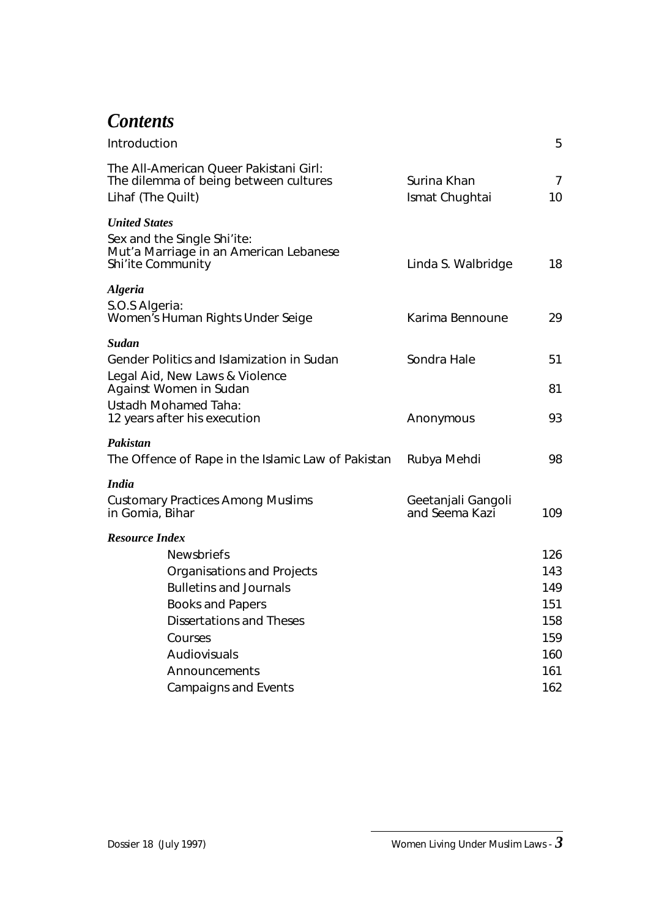# *Contents*

| | | |
|---|---|---|
| Introduction | | 5 |
| The All-American Queer Pakistani Girl: The dilemma of being between cultures | Surina Khan | 7 |
| Lihaf (The Quilt) | Ismat Chughtai | 10 |
| ***United States*** | | |
| Sex and the Single Shi'ite: Mut'a Marriage in an American Lebanese Shi'ite Community | Linda S. Walbridge | 18 |
| ***Algeria*** | | |
| S.O.S Algeria: Women's Human Rights Under Seige | Karima Bennoune | 29 |
| ***Sudan*** | | |
| Gender Politics and Islamization in Sudan | Sondra Hale | 51 |
| Legal Aid, New Laws & Violence Against Women in Sudan | | 81 |
| Ustadh Mohamed Taha: 12 years after his execution | Anonymous | 93 |
| ***Pakistan*** | | |
| The Offence of Rape in the Islamic Law of Pakistan | Rubya Mehdi | 98 |
| ***India*** | | |
| Customary Practices Among Muslims in Gomia, Bihar | Geetanjali Gangoli and Seema Kazi | 109 |
| ***Resource Index*** | | |
| Newsbriefs | | 126 |
| Organisations and Projects | | 143 |
| Bulletins and Journals | | 149 |
| Books and Papers | | 151 |
| Dissertations and Theses | | 158 |
| Courses | | 159 |
| Audiovisuals | | 160 |
| Announcements | | 161 |
| Campaigns and Events | | 162 |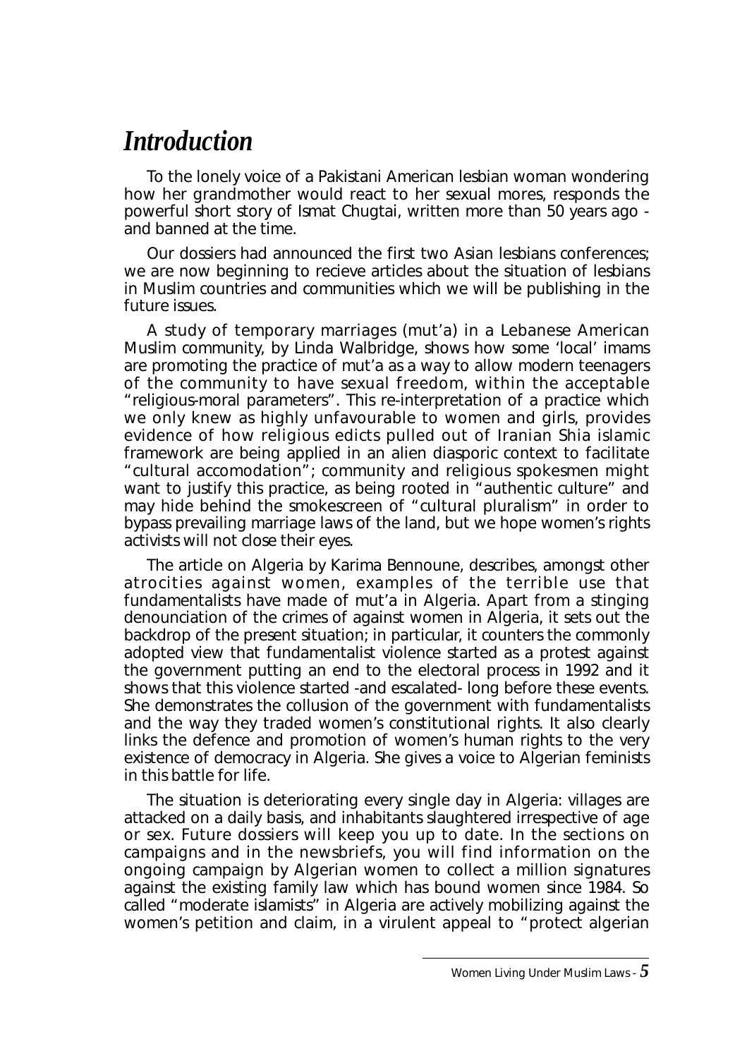# *Introduction*

To the lonely voice of a Pakistani American lesbian woman wondering how her grandmother would react to her sexual mores, responds the powerful short story of Ismat Chugtai, written more than 50 years ago - and banned at the time.

Our dossiers had announced the first two Asian lesbians conferences; we are now beginning to recieve articles about the situation of lesbians in Muslim countries and communities which we will be publishing in the future issues.

A study of temporary marriages (mut'a) in a Lebanese American Muslim community, by Linda Walbridge, shows how some 'local' imams are promoting the practice of mut'a as a way to allow modern teenagers of the community to have sexual freedom, within the acceptable "religious-moral parameters". This re-interpretation of a practice which we only knew as highly unfavourable to women and girls, provides evidence of how religious edicts pulled out of Iranian Shia islamic framework are being applied in an alien diasporic context to facilitate "cultural accomodation"; community and religious spokesmen might want to justify this practice, as being rooted in "authentic culture" and may hide behind the smokescreen of "cultural pluralism" in order to bypass prevailing marriage laws of the land, but we hope women's rights activists will not close their eyes.

The article on Algeria by Karima Bennoune, describes, amongst other atrocities against women, examples of the terrible use that fundamentalists have made of mut'a in Algeria. Apart from a stinging denounciation of the crimes of against women in Algeria, it sets out the backdrop of the present situation; in particular, it counters the commonly adopted view that fundamentalist violence started as a protest against the government putting an end to the electoral process in 1992 and it shows that this violence started -and escalated- long before these events. She demonstrates the collusion of the government with fundamentalists and the way they traded women's constitutional rights. It also clearly links the defence and promotion of women's human rights to the very existence of democracy in Algeria. She gives a voice to Algerian feminists in this battle for life.

The situation is deteriorating every single day in Algeria: villages are attacked on a daily basis, and inhabitants slaughtered irrespective of age or sex. Future dossiers will keep you up to date. In the sections on campaigns and in the newsbriefs, you will find information on the ongoing campaign by Algerian women to collect a million signatures against the existing family law which has bound women since 1984. So called "moderate islamists" in Algeria are actively mobilizing against the women's petition and claim, in a virulent appeal to "protect algerian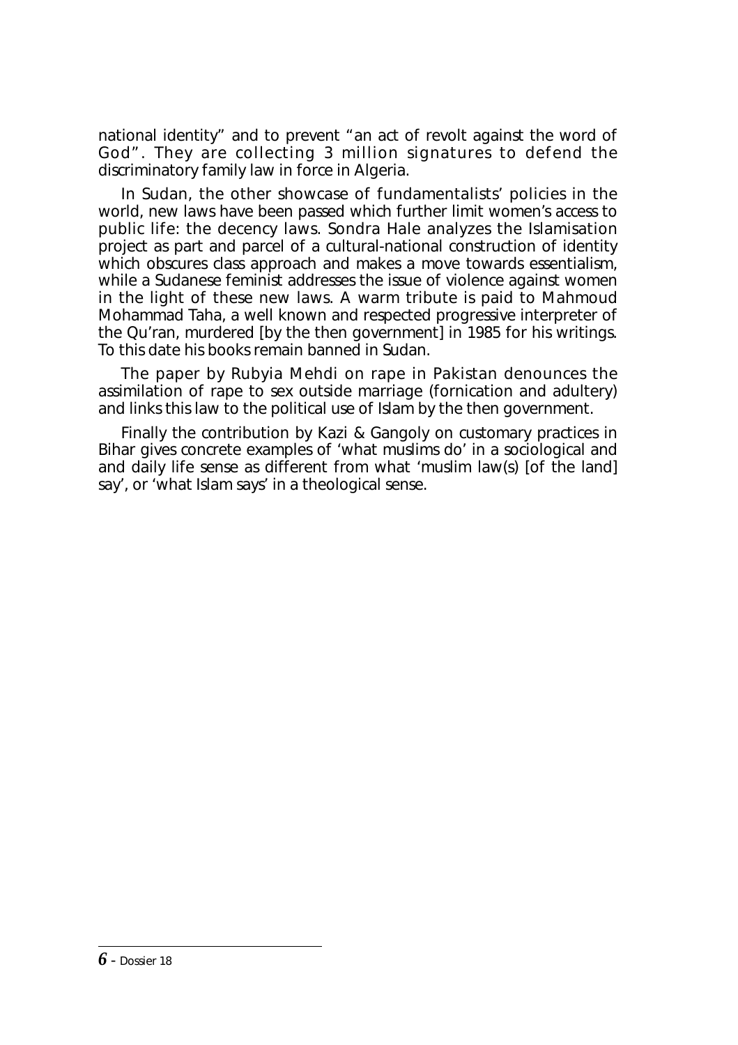national identity" and to prevent "an act of revolt against the word of God". They are collecting 3 million signatures to defend the discriminatory family law in force in Algeria.

In Sudan, the other showcase of fundamentalists' policies in the world, new laws have been passed which further limit women's access to public life: the decency laws. Sondra Hale analyzes the Islamisation project as part and parcel of a cultural-national construction of identity which obscures class approach and makes a move towards essentialism, while a Sudanese feminist addresses the issue of violence against women in the light of these new laws. A warm tribute is paid to Mahmoud Mohammad Taha, a well known and respected progressive interpreter of the Qu'ran, murdered [by the then government] in 1985 for his writings. To this date his books remain banned in Sudan.

The paper by Rubyia Mehdi on rape in Pakistan denounces the assimilation of rape to sex outside marriage (fornication and adultery) and links this law to the political use of Islam by the then government.

Finally the contribution by Kazi & Gangoly on customary practices in Bihar gives concrete examples of 'what muslims do' in a sociological and and daily life sense as different from what 'muslim law(s) [of the land] say', or 'what Islam says' in a theological sense.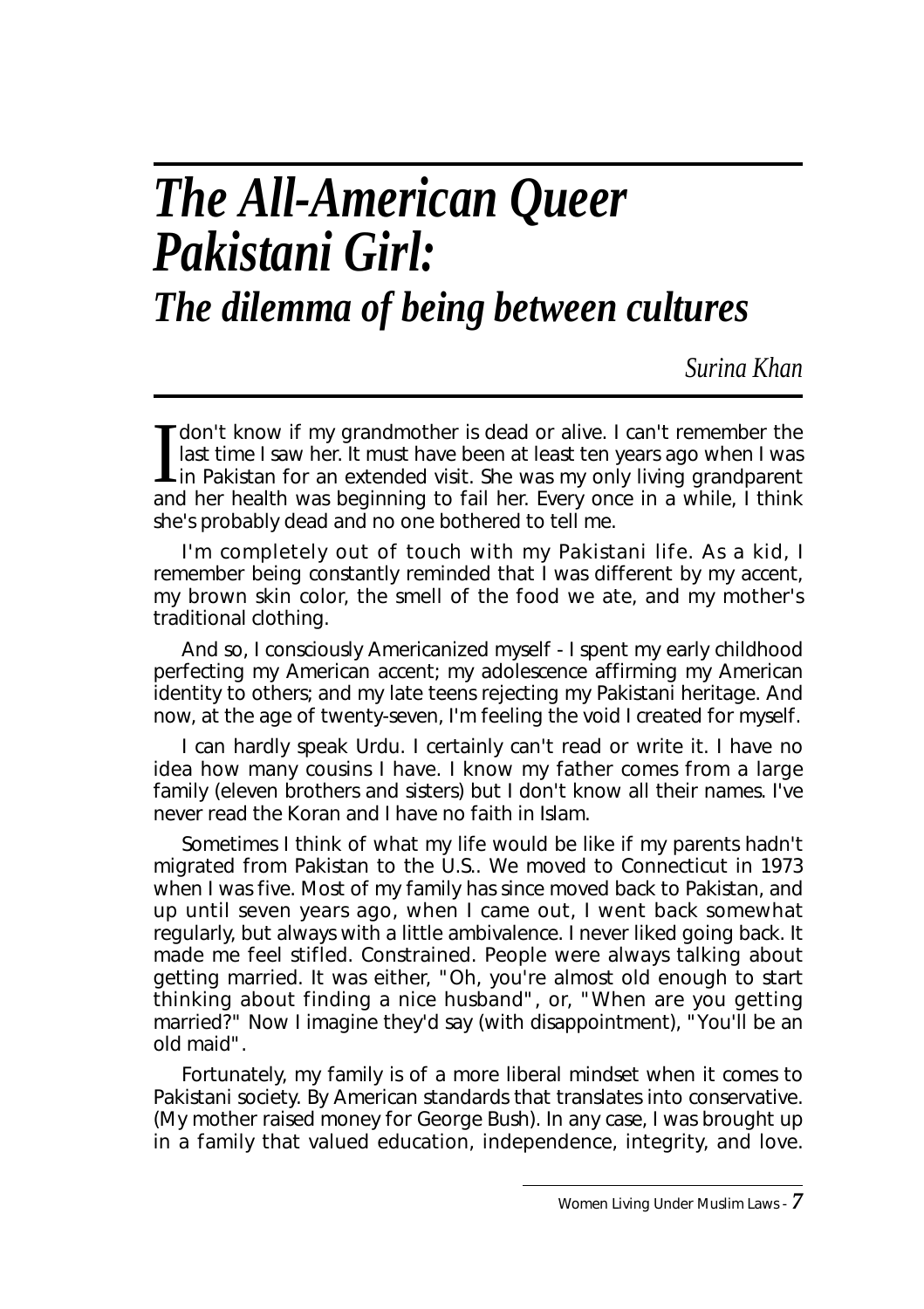# The All-American Queer Pakistani Girl:

## The dilemma of being between cultures

*Surina Khan*

I don't know if my grandmother is dead or alive. I can't remember the last time I saw her. It must have been at least ten years ago when I was in Pakistan for an extended visit. She was my only living grandparent and her health was beginning to fail her. Every once in a while, I think she's probably dead and no one bothered to tell me.

I'm completely out of touch with my Pakistani life. As a kid, I remember being constantly reminded that I was different by my accent, my brown skin color, the smell of the food we ate, and my mother's traditional clothing.

And so, I consciously Americanized myself - I spent my early childhood perfecting my American accent; my adolescence affirming my American identity to others; and my late teens rejecting my Pakistani heritage. And now, at the age of twenty-seven, I'm feeling the void I created for myself.

I can hardly speak Urdu. I certainly can't read or write it. I have no idea how many cousins I have. I know my father comes from a large family (eleven brothers and sisters) but I don't know all their names. I've never read the Koran and I have no faith in Islam.

Sometimes I think of what my life would be like if my parents hadn't migrated from Pakistan to the U.S.. We moved to Connecticut in 1973 when I was five. Most of my family has since moved back to Pakistan, and up until seven years ago, when I came out, I went back somewhat regularly, but always with a little ambivalence. I never liked going back. It made me feel stifled. Constrained. People were always talking about getting married. It was either, "Oh, you're almost old enough to start thinking about finding a nice husband", or, "When are you getting married?" Now I imagine they'd say (with disappointment), "You'll be an old maid".

Fortunately, my family is of a more liberal mindset when it comes to Pakistani society. By American standards that translates into conservative. (My mother raised money for George Bush). In any case, I was brought up in a family that valued education, independence, integrity, and love.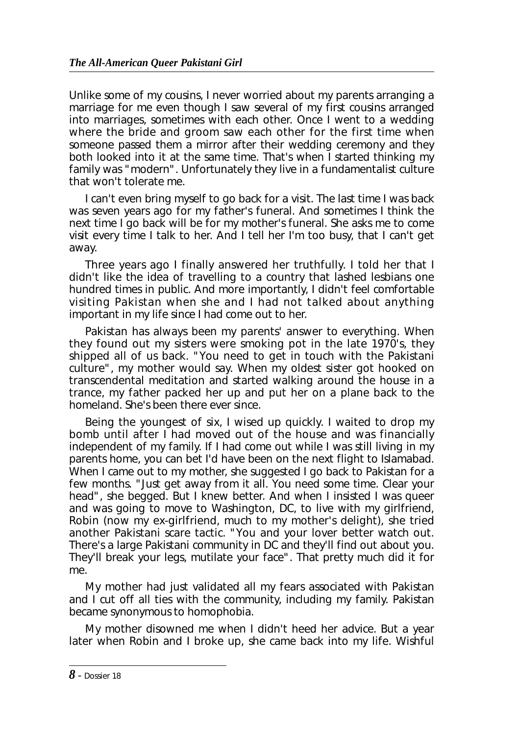Unlike some of my cousins, I never worried about my parents arranging a marriage for me even though I saw several of my first cousins arranged into marriages, sometimes with each other. Once I went to a wedding where the bride and groom saw each other for the first time when someone passed them a mirror after their wedding ceremony and they both looked into it at the same time. That's when I started thinking my family was "modern". Unfortunately they live in a fundamentalist culture that won't tolerate me.

I can't even bring myself to go back for a visit. The last time I was back was seven years ago for my father's funeral. And sometimes I think the next time I go back will be for my mother's funeral. She asks me to come visit every time I talk to her. And I tell her I'm too busy, that I can't get away.

Three years ago I finally answered her truthfully. I told her that I didn't like the idea of travelling to a country that lashed lesbians one hundred times in public. And more importantly, I didn't feel comfortable visiting Pakistan when she and I had not talked about anything important in my life since I had come out to her.

Pakistan has always been my parents' answer to everything. When they found out my sisters were smoking pot in the late 1970's, they shipped all of us back. "You need to get in touch with the Pakistani culture", my mother would say. When my oldest sister got hooked on transcendental meditation and started walking around the house in a trance, my father packed her up and put her on a plane back to the homeland. She's been there ever since.

Being the youngest of six, I wised up quickly. I waited to drop my bomb until after I had moved out of the house and was financially independent of my family. If I had come out while I was still living in my parents home, you can bet I'd have been on the next flight to Islamabad. When I came out to my mother, she suggested I go back to Pakistan for a few months. "Just get away from it all. You need some time. Clear your head", she begged. But I knew better. And when I insisted I was queer and was going to move to Washington, DC, to live with my girlfriend, Robin (now my ex-girlfriend, much to my mother's delight), she tried another Pakistani scare tactic. "You and your lover better watch out. There's a large Pakistani community in DC and they'll find out about you. They'll break your legs, mutilate your face". That pretty much did it for me.

My mother had just validated all my fears associated with Pakistan and I cut off all ties with the community, including my family. Pakistan became synonymous to homophobia.

My mother disowned me when I didn't heed her advice. But a year later when Robin and I broke up, she came back into my life. Wishful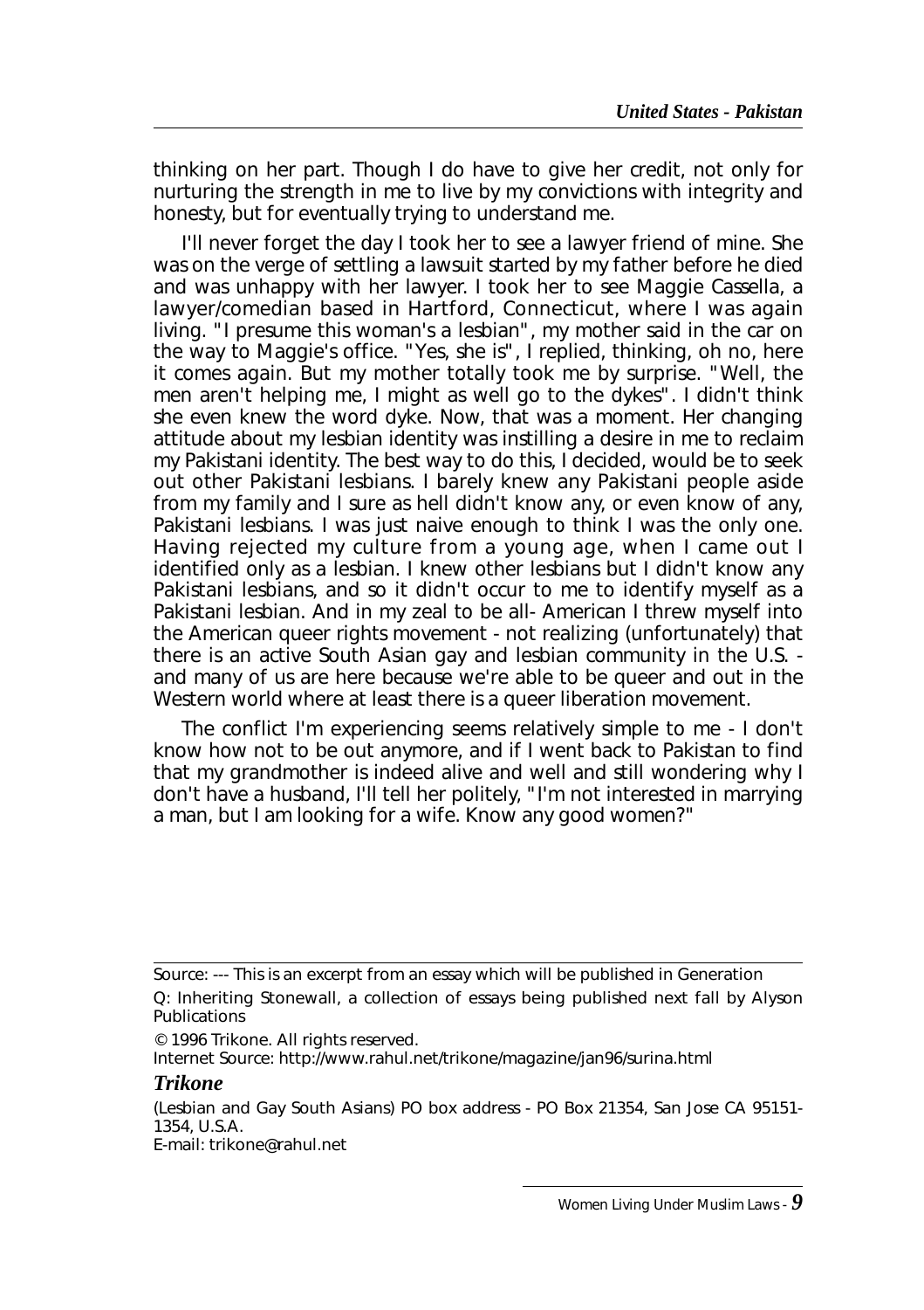thinking on her part. Though I do have to give her credit, not only for nurturing the strength in me to live by my convictions with integrity and honesty, but for eventually trying to understand me.

I'll never forget the day I took her to see a lawyer friend of mine. She was on the verge of settling a lawsuit started by my father before he died and was unhappy with her lawyer. I took her to see Maggie Cassella, a lawyer/comedian based in Hartford, Connecticut, where I was again living. " I presume this woman's a lesbian", my mother said in the car on the way to Maggie's office. "Yes, she is", I replied, thinking, oh no, here it comes again. But my mother totally took me by surprise. "Well, the men aren't helping me, I might as well go to the dykes". I didn't think she even knew the word dyke. Now, that was a moment. Her changing attitude about my lesbian identity was instilling a desire in me to reclaim my Pakistani identity. The best way to do this, I decided, would be to seek out other Pakistani lesbians. I barely knew any Pakistani people aside from my family and I sure as hell didn't know any, or even know of any, Pakistani lesbians. I was just naive enough to think I was the only one. Having rejected my culture from a young age, when I came out I identified only as a lesbian. I knew other lesbians but I didn't know any Pakistani lesbians, and so it didn't occur to me to identify myself as a Pakistani lesbian. And in my zeal to be all- American I threw myself into the American queer rights movement - not realizing (unfortunately) that there is an active South Asian gay and lesbian community in the U.S. - and many of us are here because we're able to be queer and out in the Western world where at least there is a queer liberation movement.

The conflict I'm experiencing seems relatively simple to me - I don't know how not to be out anymore, and if I went back to Pakistan to find that my grandmother is indeed alive and well and still wondering why I don't have a husband, I'll tell her politely, "I'm not interested in marrying a man, but I am looking for a wife. Know any good women?"

---

Source: --- This is an excerpt from an essay which will be published in Generation Q: Inheriting Stonewall, a collection of essays being published next fall by Alyson Publications

© 1996 Trikone. All rights reserved.

Internet Source: http://www.rahul.net/trikone/magazine/jan96/surina.html

***Trikone***

(Lesbian and Gay South Asians) PO box address - PO Box 21354, San Jose CA 95151-1354, U.S.A.

E-mail: trikone@rahul.net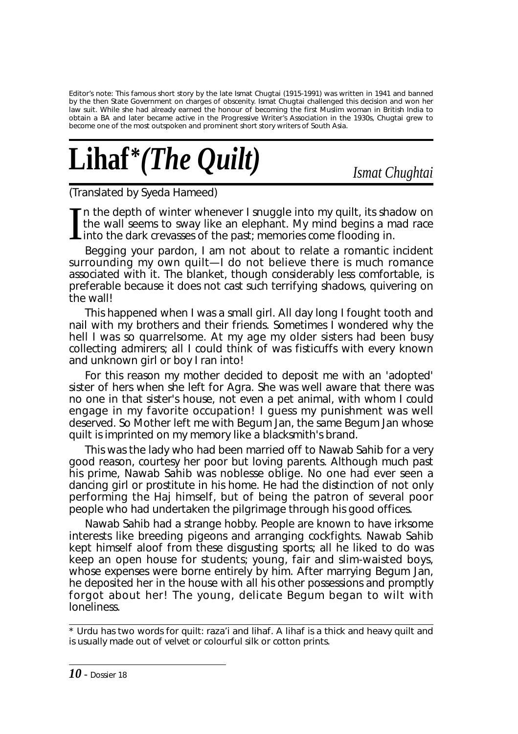Editor's note: This famous short story by the late Ismat Chugtai (1915-1991) was written in 1941 and banned by the then State Government on charges of obscenity. Ismat Chugtai challenged this decision and won her law suit. While she had already earned the honour of becoming the first Muslim woman in British India to obtain a BA and later became active in the Progressive Writer's Association in the 1930s, Chugtai grew to become one of the most outspoken and prominent short story writers of South Asia.

# Lihaf* *(The Quilt)*

*Ismat Chughtai*

(Translated by Syeda Hameed)

In the depth of winter whenever I snuggle into my quilt, its shadow on the wall seems to sway like an elephant. My mind begins a mad race into the dark crevasses of the past; memories come flooding in.

Begging your pardon, I am not about to relate a romantic incident surrounding my own quilt—I do not believe there is much romance associated with it. The blanket, though considerably less comfortable, is preferable because it does not cast such terrifying shadows, quivering on the wall!

This happened when I was a small girl. All day long I fought tooth and nail with my brothers and their friends. Sometimes I wondered why the hell I was so quarrelsome. At my age my older sisters had been busy collecting admirers; all I could think of was fisticuffs with every known and unknown girl or boy I ran into!

For this reason my mother decided to deposit me with an 'adopted' sister of hers when she left for Agra. She was well aware that there was no one in that sister's house, not even a pet animal, with whom I could engage in my favorite occupation! I guess my punishment was well deserved. So Mother left me with Begum Jan, the same Begum Jan whose quilt is imprinted on my memory like a blacksmith's brand.

This was the lady who had been married off to Nawab Sahib for a very good reason, courtesy her poor but loving parents. Although much past his prime, Nawab Sahib was noblesse oblige. No one had ever seen a dancing girl or prostitute in his home. He had the distinction of not only performing the Haj himself, but of being the patron of several poor people who had undertaken the pilgrimage through his good offices.

Nawab Sahib had a strange hobby. People are known to have irksome interests like breeding pigeons and arranging cockfights. Nawab Sahib kept himself aloof from these disgusting sports; all he liked to do was keep an open house for students; young, fair and slim-waisted boys, whose expenses were borne entirely by him. After marrying Begum Jan, he deposited her in the house with all his other possessions and promptly forgot about her! The young, delicate Begum began to wilt with loneliness.

---

* Urdu has two words for quilt: raza'i and lihaf. A lihaf is a thick and heavy quilt and is usually made out of velvet or colourful silk or cotton prints.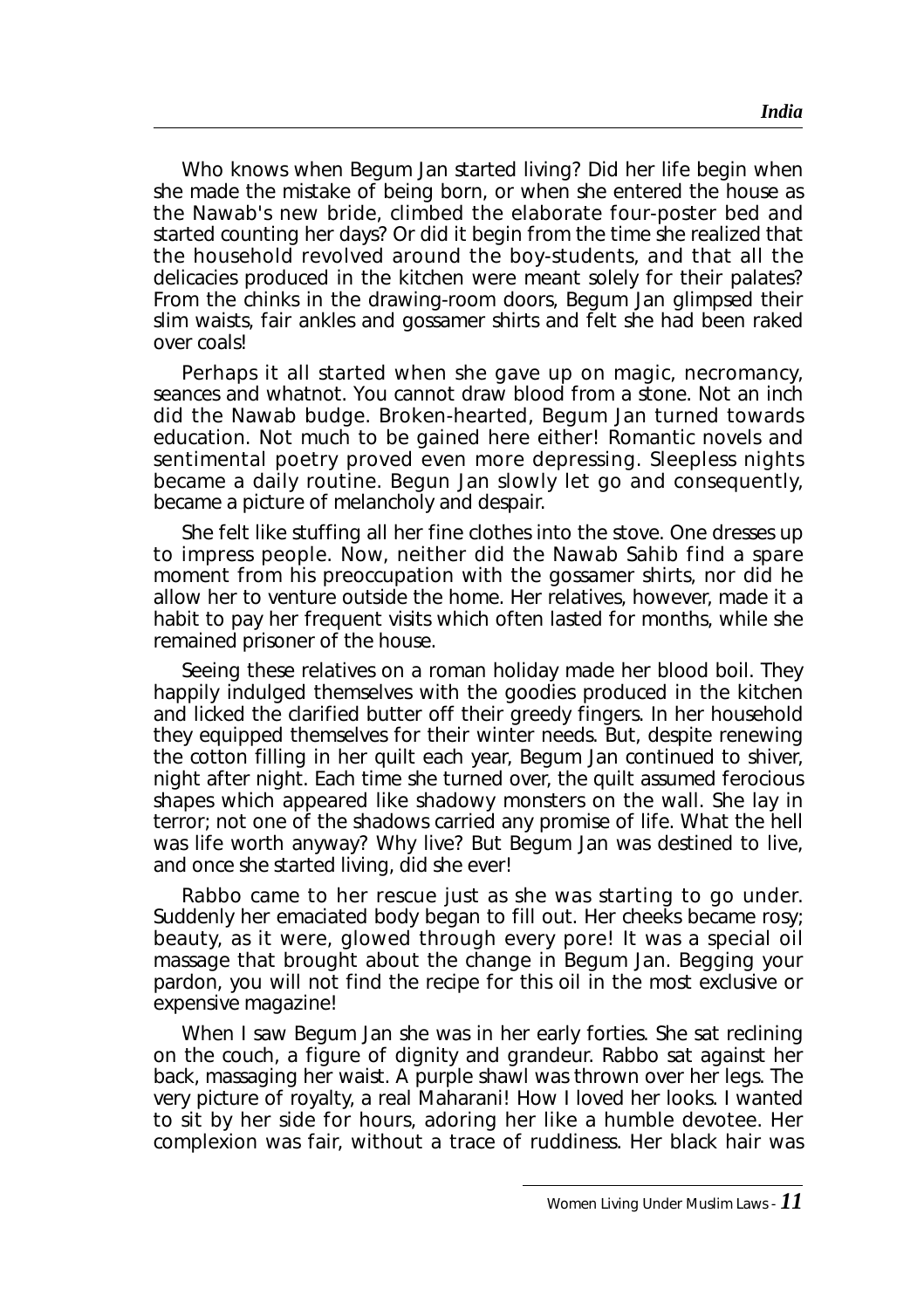Who knows when Begum Jan started living? Did her life begin when she made the mistake of being born, or when she entered the house as the Nawab's new bride, climbed the elaborate four-poster bed and started counting her days? Or did it begin from the time she realized that the household revolved around the boy-students, and that all the delicacies produced in the kitchen were meant solely for their palates? From the chinks in the drawing-room doors, Begum Jan glimpsed their slim waists, fair ankles and gossamer shirts and felt she had been raked over coals!

Perhaps it all started when she gave up on magic, necromancy, seances and whatnot. You cannot draw blood from a stone. Not an inch did the Nawab budge. Broken-hearted, Begum Jan turned towards education. Not much to be gained here either! Romantic novels and sentimental poetry proved even more depressing. Sleepless nights became a daily routine. Begun Jan slowly let go and consequently, became a picture of melancholy and despair.

She felt like stuffing all her fine clothes into the stove. One dresses up to impress people. Now, neither did the Nawab Sahib find a spare moment from his preoccupation with the gossamer shirts, nor did he allow her to venture outside the home. Her relatives, however, made it a habit to pay her frequent visits which often lasted for months, while she remained prisoner of the house.

Seeing these relatives on a roman holiday made her blood boil. They happily indulged themselves with the goodies produced in the kitchen and licked the clarified butter off their greedy fingers. In her household they equipped themselves for their winter needs. But, despite renewing the cotton filling in her quilt each year, Begum Jan continued to shiver, night after night. Each time she turned over, the quilt assumed ferocious shapes which appeared like shadowy monsters on the wall. She lay in terror; not one of the shadows carried any promise of life. What the hell was life worth anyway? Why live? But Begum Jan was destined to live, and once she started living, did she ever!

Rabbo came to her rescue just as she was starting to go under. Suddenly her emaciated body began to fill out. Her cheeks became rosy; beauty, as it were, glowed through every pore! It was a special oil massage that brought about the change in Begum Jan. Begging your pardon, you will not find the recipe for this oil in the most exclusive or expensive magazine!

When I saw Begum Jan she was in her early forties. She sat reclining on the couch, a figure of dignity and grandeur. Rabbo sat against her back, massaging her waist. A purple shawl was thrown over her legs. The very picture of royalty, a real Maharani! How I loved her looks. I wanted to sit by her side for hours, adoring her like a humble devotee. Her complexion was fair, without a trace of ruddiness. Her black hair was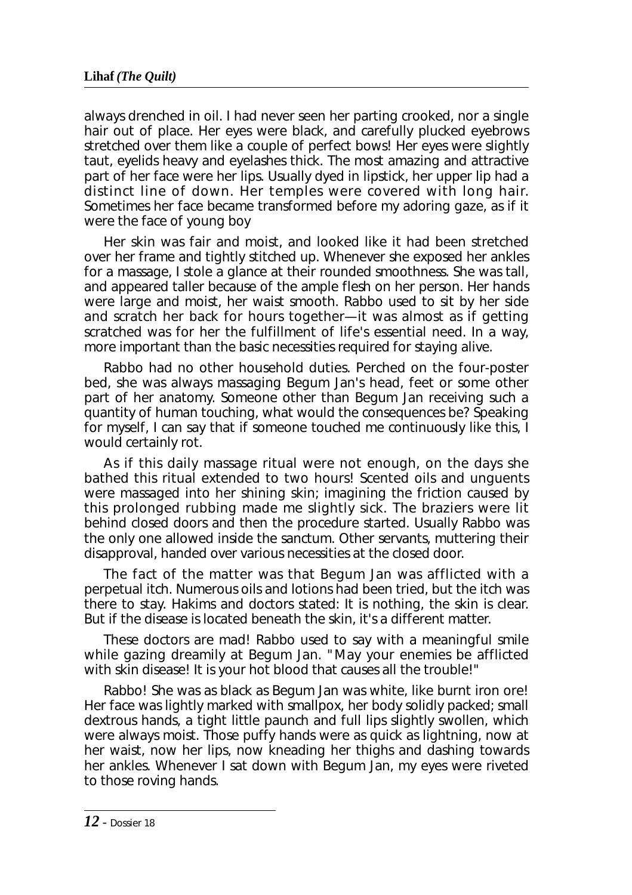always drenched in oil. I had never seen her parting crooked, nor a single hair out of place. Her eyes were black, and carefully plucked eyebrows stretched over them like a couple of perfect bows! Her eyes were slightly taut, eyelids heavy and eyelashes thick. The most amazing and attractive part of her face were her lips. Usually dyed in lipstick, her upper lip had a distinct line of down. Her temples were covered with long hair. Sometimes her face became transformed before my adoring gaze, as if it were the face of young boy

Her skin was fair and moist, and looked like it had been stretched over her frame and tightly stitched up. Whenever she exposed her ankles for a massage, I stole a glance at their rounded smoothness. She was tall, and appeared taller because of the ample flesh on her person. Her hands were large and moist, her waist smooth. Rabbo used to sit by her side and scratch her back for hours together—it was almost as if getting scratched was for her the fulfillment of life's essential need. In a way, more important than the basic necessities required for staying alive.

Rabbo had no other household duties. Perched on the four-poster bed, she was always massaging Begum Jan's head, feet or some other part of her anatomy. Someone other than Begum Jan receiving such a quantity of human touching, what would the consequences be? Speaking for myself, I can say that if someone touched me continuously like this, I would certainly rot.

As if this daily massage ritual were not enough, on the days she bathed this ritual extended to two hours! Scented oils and unguents were massaged into her shining skin; imagining the friction caused by this prolonged rubbing made me slightly sick. The braziers were lit behind closed doors and then the procedure started. Usually Rabbo was the only one allowed inside the sanctum. Other servants, muttering their disapproval, handed over various necessities at the closed door.

The fact of the matter was that Begum Jan was afflicted with a perpetual itch. Numerous oils and lotions had been tried, but the itch was there to stay. Hakims and doctors stated: It is nothing, the skin is clear. But if the disease is located beneath the skin, it's a different matter.

These doctors are mad! Rabbo used to say with a meaningful smile while gazing dreamily at Begum Jan. "May your enemies be afflicted with skin disease! It is your hot blood that causes all the trouble!"

Rabbo! She was as black as Begum Jan was white, like burnt iron ore! Her face was lightly marked with smallpox, her body solidly packed; small dextrous hands, a tight little paunch and full lips slightly swollen, which were always moist. Those puffy hands were as quick as lightning, now at her waist, now her lips, now kneading her thighs and dashing towards her ankles. Whenever I sat down with Begum Jan, my eyes were riveted to those roving hands.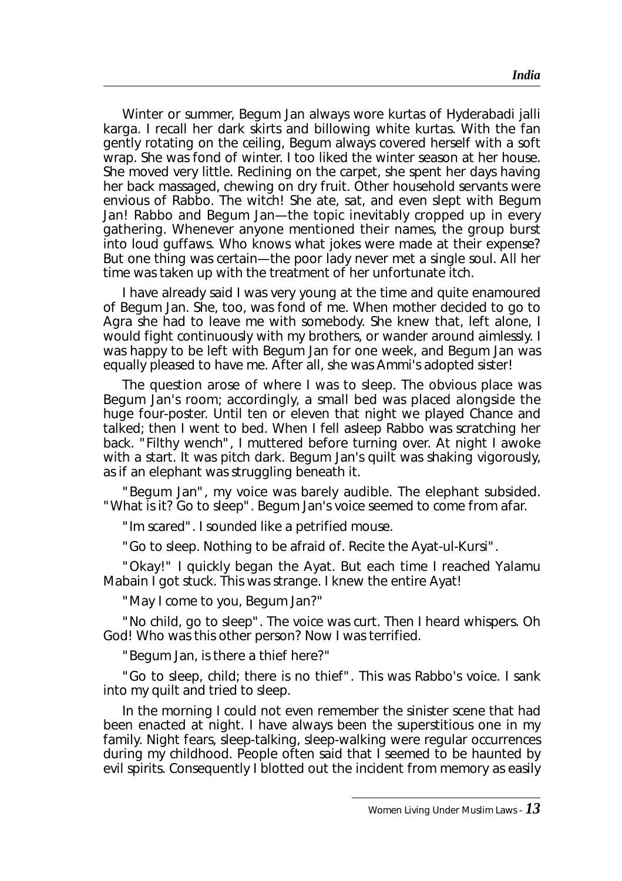Winter or summer, Begum Jan always wore kurtas of Hyderabadi jalli karga. I recall her dark skirts and billowing white kurtas. With the fan gently rotating on the ceiling, Begum always covered herself with a soft wrap. She was fond of winter. I too liked the winter season at her house. She moved very little. Reclining on the carpet, she spent her days having her back massaged, chewing on dry fruit. Other household servants were envious of Rabbo. The witch! She ate, sat, and even slept with Begum Jan! Rabbo and Begum Jan—the topic inevitably cropped up in every gathering. Whenever anyone mentioned their names, the group burst into loud guffaws. Who knows what jokes were made at their expense? But one thing was certain—the poor lady never met a single soul. All her time was taken up with the treatment of her unfortunate itch.

I have already said I was very young at the time and quite enamoured of Begum Jan. She, too, was fond of me. When mother decided to go to Agra she had to leave me with somebody. She knew that, left alone, I would fight continuously with my brothers, or wander around aimlessly. I was happy to be left with Begum Jan for one week, and Begum Jan was equally pleased to have me. After all, she was Ammi's adopted sister!

The question arose of where I was to sleep. The obvious place was Begum Jan's room; accordingly, a small bed was placed alongside the huge four-poster. Until ten or eleven that night we played Chance and talked; then I went to bed. When I fell asleep Rabbo was scratching her back. "Filthy wench", I muttered before turning over. At night I awoke with a start. It was pitch dark. Begum Jan's quilt was shaking vigorously, as if an elephant was struggling beneath it.

"Begum Jan", my voice was barely audible. The elephant subsided. "What is it? Go to sleep". Begum Jan's voice seemed to come from afar.

"Im scared". I sounded like a petrified mouse.

"Go to sleep. Nothing to be afraid of. Recite the Ayat-ul-Kursi".

"Okay!" I quickly began the Ayat. But each time I reached Yalamu Mabain I got stuck. This was strange. I knew the entire Ayat!

"May I come to you, Begum Jan?"

"No child, go to sleep". The voice was curt. Then I heard whispers. Oh God! Who was this other person? Now I was terrified.

"Begum Jan, is there a thief here?"

"Go to sleep, child; there is no thief". This was Rabbo's voice. I sank into my quilt and tried to sleep.

In the morning I could not even remember the sinister scene that had been enacted at night. I have always been the superstitious one in my family. Night fears, sleep-talking, sleep-walking were regular occurrences during my childhood. People often said that I seemed to be haunted by evil spirits. Consequently I blotted out the incident from memory as easily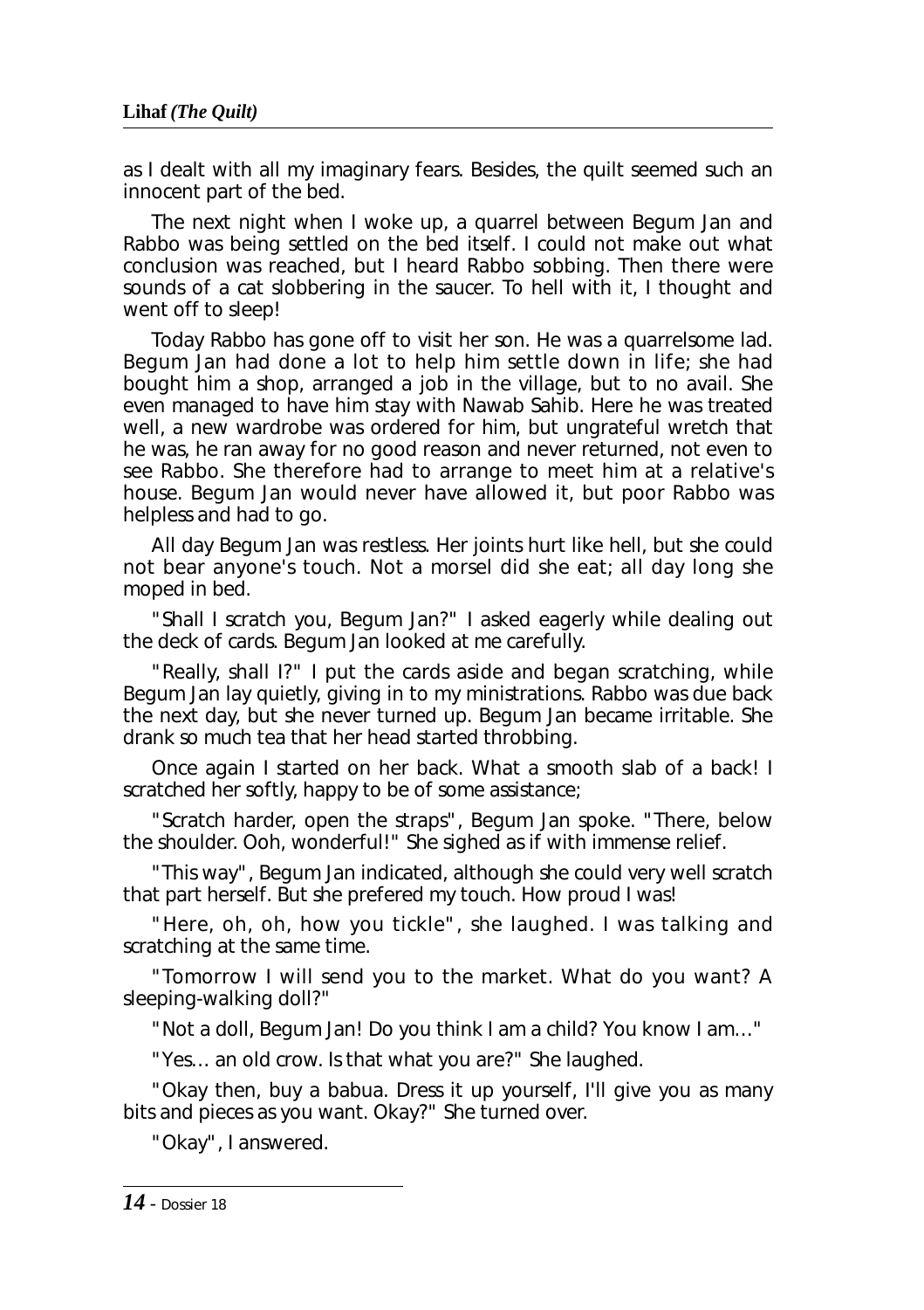as I dealt with all my imaginary fears. Besides, the quilt seemed such an innocent part of the bed.

The next night when I woke up, a quarrel between Begum Jan and Rabbo was being settled on the bed itself. I could not make out what conclusion was reached, but I heard Rabbo sobbing. Then there were sounds of a cat slobbering in the saucer. To hell with it, I thought and went off to sleep!

Today Rabbo has gone off to visit her son. He was a quarrelsome lad. Begum Jan had done a lot to help him settle down in life; she had bought him a shop, arranged a job in the village, but to no avail. She even managed to have him stay with Nawab Sahib. Here he was treated well, a new wardrobe was ordered for him, but ungrateful wretch that he was, he ran away for no good reason and never returned, not even to see Rabbo. She therefore had to arrange to meet him at a relative's house. Begum Jan would never have allowed it, but poor Rabbo was helpless and had to go.

All day Begum Jan was restless. Her joints hurt like hell, but she could not bear anyone's touch. Not a morsel did she eat; all day long she moped in bed.

"Shall I scratch you, Begum Jan?" I asked eagerly while dealing out the deck of cards. Begum Jan looked at me carefully.

"Really, shall I?" I put the cards aside and began scratching, while Begum Jan lay quietly, giving in to my ministrations. Rabbo was due back the next day, but she never turned up. Begum Jan became irritable. She drank so much tea that her head started throbbing.

Once again I started on her back. What a smooth slab of a back! I scratched her softly, happy to be of some assistance;

"Scratch harder, open the straps", Begum Jan spoke. "There, below the shoulder. Ooh, wonderful!" She sighed as if with immense relief.

"This way", Begum Jan indicated, although she could very well scratch that part herself. But she prefered my touch. How proud I was!

"Here, oh, oh, how you tickle", she laughed. I was talking and scratching at the same time.

"Tomorrow I will send you to the market. What do you want? A sleeping-walking doll?"

"Not a doll, Begum Jan! Do you think I am a child? You know I am…"

"Yes… an old crow. Is that what you are?" She laughed.

"Okay then, buy a babua. Dress it up yourself, I'll give you as many bits and pieces as you want. Okay?" She turned over.

"Okay", I answered.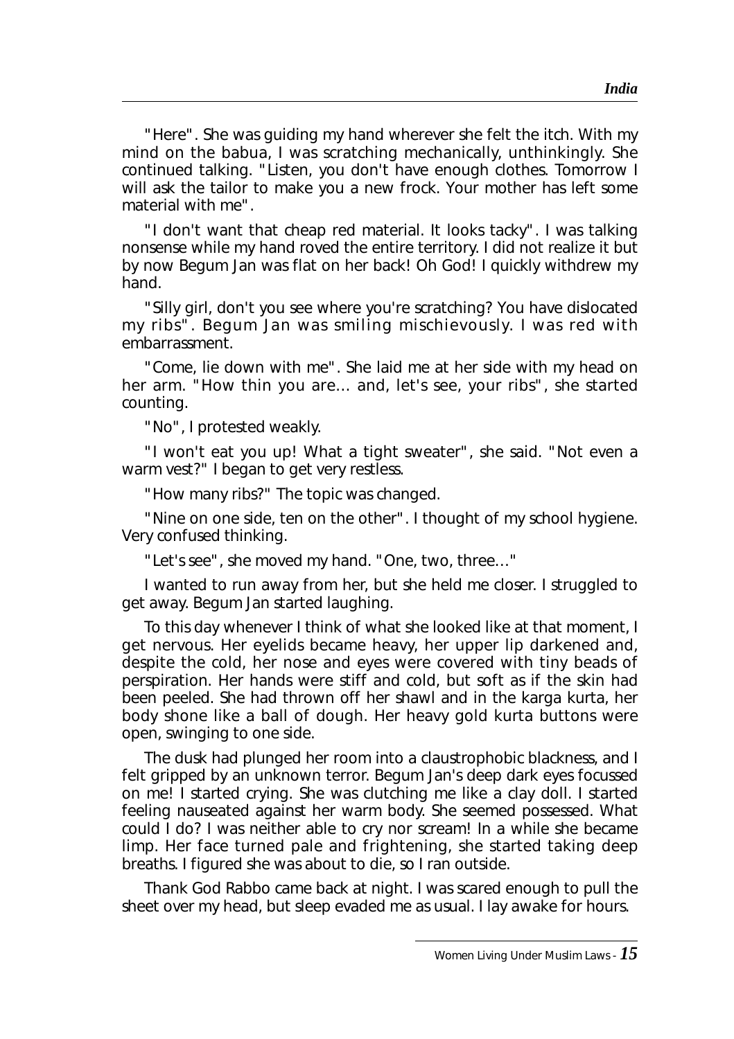"Here". She was guiding my hand wherever she felt the itch. With my mind on the babua, I was scratching mechanically, unthinkingly. She continued talking. "Listen, you don't have enough clothes. Tomorrow I will ask the tailor to make you a new frock. Your mother has left some material with me".

"I don't want that cheap red material. It looks tacky". I was talking nonsense while my hand roved the entire territory. I did not realize it but by now Begum Jan was flat on her back! Oh God! I quickly withdrew my hand.

"Silly girl, don't you see where you're scratching? You have dislocated my ribs". Begum Jan was smiling mischievously. I was red with embarrassment.

"Come, lie down with me". She laid me at her side with my head on her arm. "How thin you are... and, let's see, your ribs", she started counting.

"No", I protested weakly.

"I won't eat you up! What a tight sweater", she said. "Not even a warm vest?" I began to get very restless.

"How many ribs?" The topic was changed.

"Nine on one side, ten on the other". I thought of my school hygiene. Very confused thinking.

"Let's see", she moved my hand. "One, two, three..."

I wanted to run away from her, but she held me closer. I struggled to get away. Begum Jan started laughing.

To this day whenever I think of what she looked like at that moment, I get nervous. Her eyelids became heavy, her upper lip darkened and, despite the cold, her nose and eyes were covered with tiny beads of perspiration. Her hands were stiff and cold, but soft as if the skin had been peeled. She had thrown off her shawl and in the karga kurta, her body shone like a ball of dough. Her heavy gold kurta buttons were open, swinging to one side.

The dusk had plunged her room into a claustrophobic blackness, and I felt gripped by an unknown terror. Begum Jan's deep dark eyes focussed on me! I started crying. She was clutching me like a clay doll. I started feeling nauseated against her warm body. She seemed possessed. What could I do? I was neither able to cry nor scream! In a while she became limp. Her face turned pale and frightening, she started taking deep breaths. I figured she was about to die, so I ran outside.

Thank God Rabbo came back at night. I was scared enough to pull the sheet over my head, but sleep evaded me as usual. I lay awake for hours.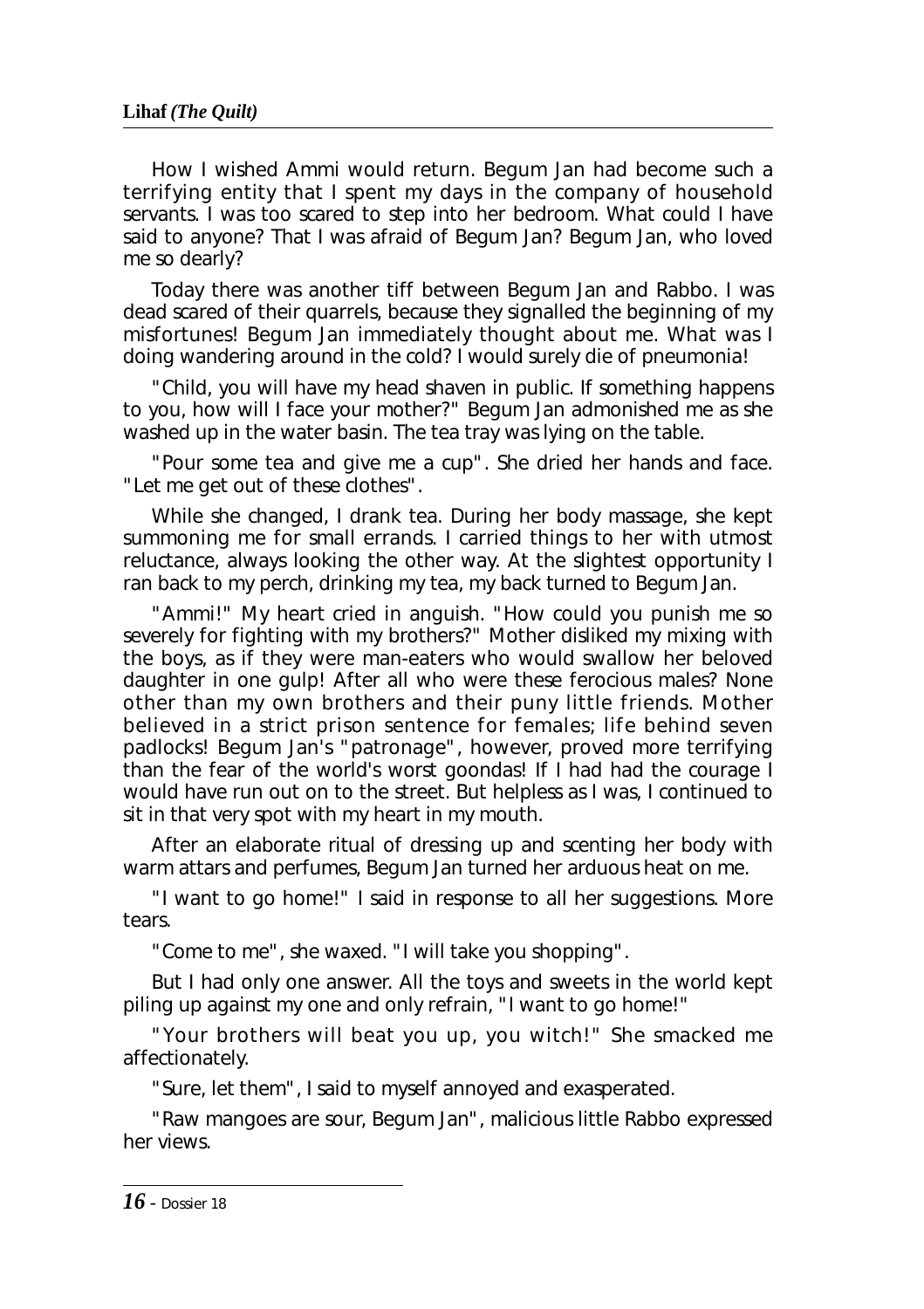How I wished Ammi would return. Begum Jan had become such a terrifying entity that I spent my days in the company of household servants. I was too scared to step into her bedroom. What could I have said to anyone? That I was afraid of Begum Jan? Begum Jan, who loved me so dearly?

Today there was another tiff between Begum Jan and Rabbo. I was dead scared of their quarrels, because they signalled the beginning of my misfortunes! Begum Jan immediately thought about me. What was I doing wandering around in the cold? I would surely die of pneumonia!

"Child, you will have my head shaven in public. If something happens to you, how will I face your mother?" Begum Jan admonished me as she washed up in the water basin. The tea tray was lying on the table.

"Pour some tea and give me a cup". She dried her hands and face. "Let me get out of these clothes".

While she changed, I drank tea. During her body massage, she kept summoning me for small errands. I carried things to her with utmost reluctance, always looking the other way. At the slightest opportunity I ran back to my perch, drinking my tea, my back turned to Begum Jan.

"Ammi!" My heart cried in anguish. "How could you punish me so severely for fighting with my brothers?" Mother disliked my mixing with the boys, as if they were man-eaters who would swallow her beloved daughter in one gulp! After all who were these ferocious males? None other than my own brothers and their puny little friends. Mother believed in a strict prison sentence for females; life behind seven padlocks! Begum Jan's "patronage", however, proved more terrifying than the fear of the world's worst goondas! If I had had the courage I would have run out on to the street. But helpless as I was, I continued to sit in that very spot with my heart in my mouth.

After an elaborate ritual of dressing up and scenting her body with warm attars and perfumes, Begum Jan turned her arduous heat on me.

"I want to go home!" I said in response to all her suggestions. More tears.

"Come to me", she waxed. "I will take you shopping".

But I had only one answer. All the toys and sweets in the world kept piling up against my one and only refrain, "I want to go home!"

"Your brothers will beat you up, you witch!" She smacked me affectionately.

"Sure, let them", I said to myself annoyed and exasperated.

"Raw mangoes are sour, Begum Jan", malicious little Rabbo expressed her views.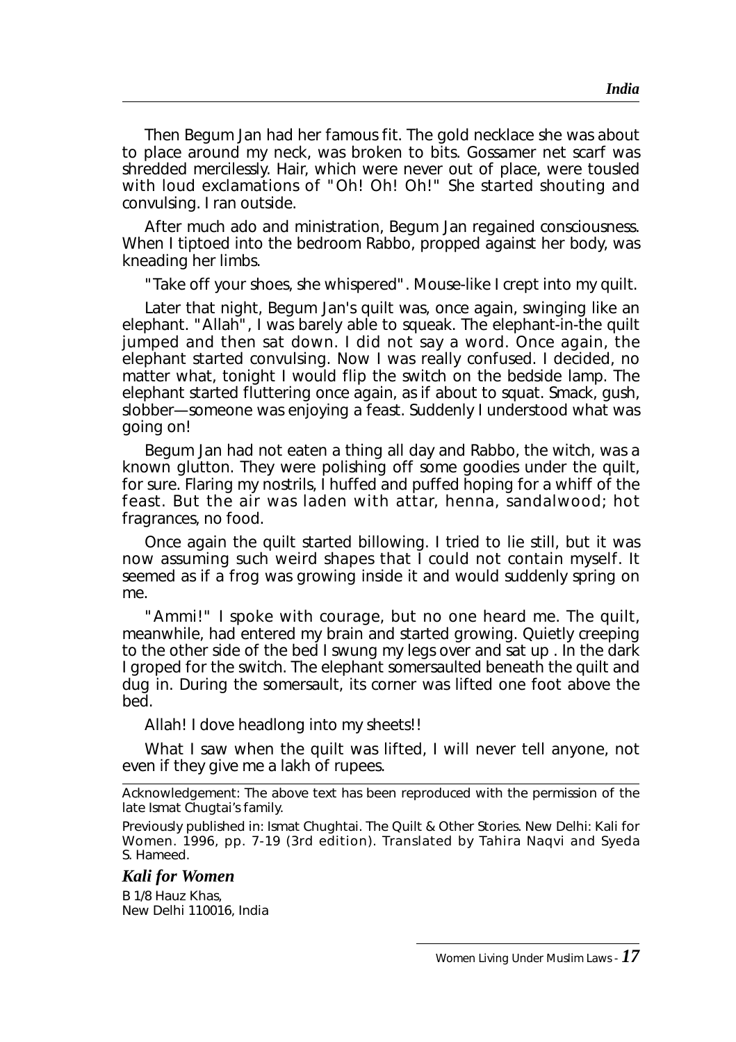Then Begum Jan had her famous fit. The gold necklace she was about to place around my neck, was broken to bits. Gossamer net scarf was shredded mercilessly. Hair, which were never out of place, were tousled with loud exclamations of "Oh! Oh! Oh!" She started shouting and convulsing. I ran outside.

After much ado and ministration, Begum Jan regained consciousness. When I tiptoed into the bedroom Rabbo, propped against her body, was kneading her limbs.

"Take off your shoes, she whispered". Mouse-like I crept into my quilt.

Later that night, Begum Jan's quilt was, once again, swinging like an elephant. "Allah", I was barely able to squeak. The elephant-in-the quilt jumped and then sat down. I did not say a word. Once again, the elephant started convulsing. Now I was really confused. I decided, no matter what, tonight I would flip the switch on the bedside lamp. The elephant started fluttering once again, as if about to squat. Smack, gush, slobber—someone was enjoying a feast. Suddenly I understood what was going on!

Begum Jan had not eaten a thing all day and Rabbo, the witch, was a known glutton. They were polishing off some goodies under the quilt, for sure. Flaring my nostrils, I huffed and puffed hoping for a whiff of the feast. But the air was laden with attar, henna, sandalwood; hot fragrances, no food.

Once again the quilt started billowing. I tried to lie still, but it was now assuming such weird shapes that I could not contain myself. It seemed as if a frog was growing inside it and would suddenly spring on me.

"Ammi!" I spoke with courage, but no one heard me. The quilt, meanwhile, had entered my brain and started growing. Quietly creeping to the other side of the bed I swung my legs over and sat up . In the dark I groped for the switch. The elephant somersaulted beneath the quilt and dug in. During the somersault, its corner was lifted one foot above the bed.

Allah! I dove headlong into my sheets!!

What I saw when the quilt was lifted, I will never tell anyone, not even if they give me a lakh of rupees.

---

Acknowledgement: The above text has been reproduced with the permission of the late Ismat Chugtai's family.

Previously published in: Ismat Chughtai. The Quilt & Other Stories. New Delhi: Kali for Women. 1996, pp. 7-19 (3rd edition). Translated by Tahira Naqvi and Syeda S. Hameed.

***Kali for Women***

B 1/8 Hauz Khas,
New Delhi 110016, India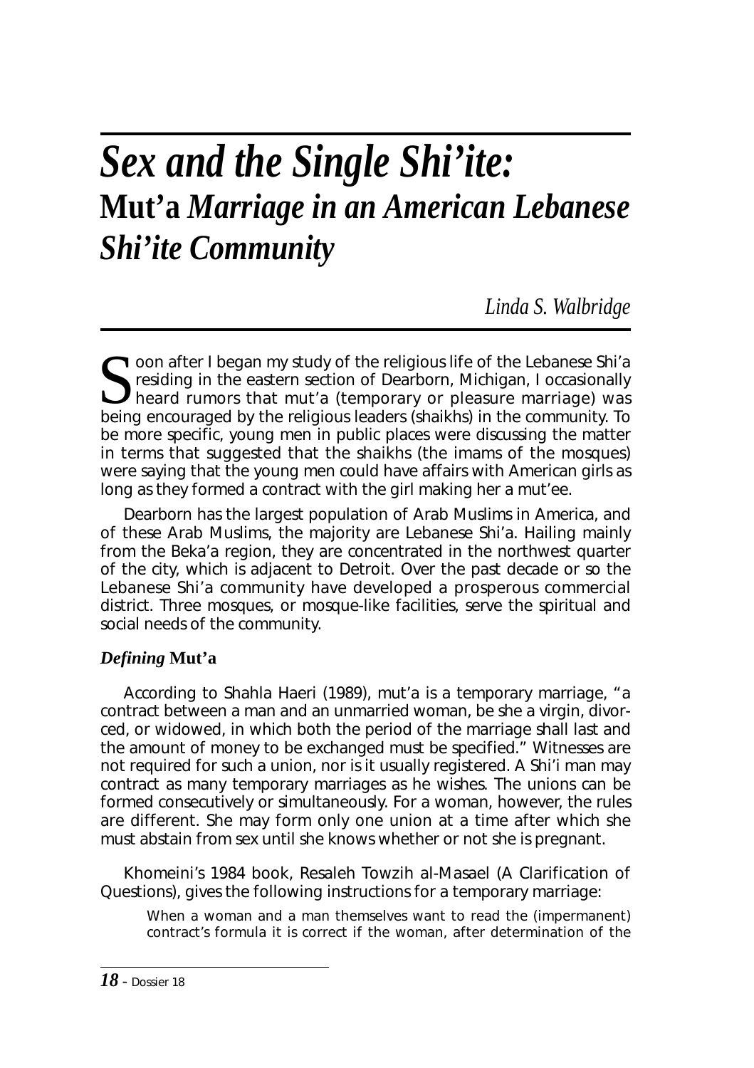# *Sex and the Single Shi'ite:* **Mut'a** *Marriage in an American Lebanese Shi'ite Community*

*Linda S. Walbridge*

Soon after I began my study of the religious life of the Lebanese Shi'a residing in the eastern section of Dearborn, Michigan, I occasionally heard rumors that mut'a (temporary or pleasure marriage) was being encouraged by the religious leaders (shaikhs) in the community. To be more specific, young men in public places were discussing the matter in terms that suggested that the shaikhs (the imams of the mosques) were saying that the young men could have affairs with American girls as long as they formed a contract with the girl making her a mut'ee.

Dearborn has the largest population of Arab Muslims in America, and of these Arab Muslims, the majority are Lebanese Shi'a. Hailing mainly from the Beka'a region, they are concentrated in the northwest quarter of the city, which is adjacent to Detroit. Over the past decade or so the Lebanese Shi'a community have developed a prosperous commercial district. Three mosques, or mosque-like facilities, serve the spiritual and social needs of the community.

### *Defining* **Mut'a**

According to Shahla Haeri (1989), mut'a is a temporary marriage, "a contract between a man and an unmarried woman, be she a virgin, divorced, or widowed, in which both the period of the marriage shall last and the amount of money to be exchanged must be specified." Witnesses are not required for such a union, nor is it usually registered. A Shi'i man may contract as many temporary marriages as he wishes. The unions can be formed consecutively or simultaneously. For a woman, however, the rules are different. She may form only one union at a time after which she must abstain from sex until she knows whether or not she is pregnant.

Khomeini's 1984 book, Resaleh Towzih al-Masael (A Clarification of Questions), gives the following instructions for a temporary marriage:

> When a woman and a man themselves want to read the (impermanent) contract's formula it is correct if the woman, after determination of the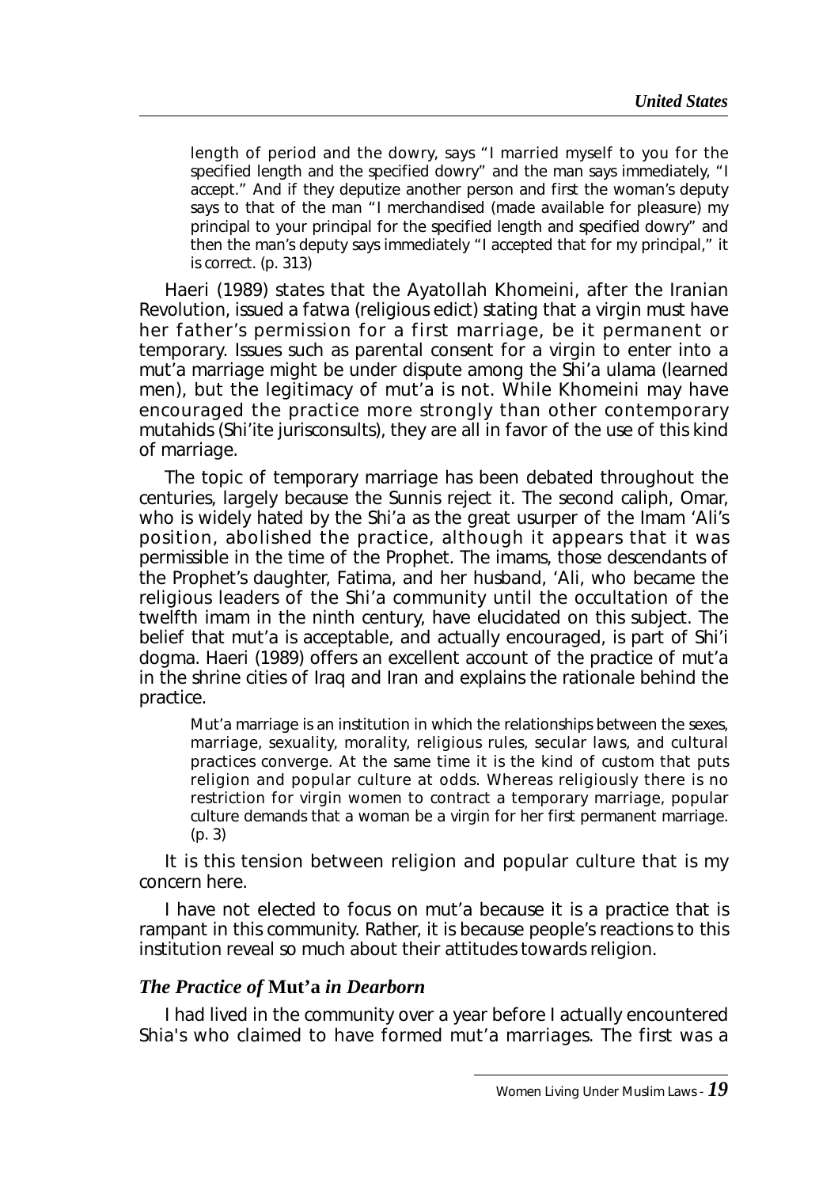> length of period and the dowry, says "I married myself to you for the specified length and the specified dowry" and the man says immediately, "I accept." And if they deputize another person and first the woman's deputy says to that of the man "I merchandised (made available for pleasure) my principal to your principal for the specified length and specified dowry" and then the man's deputy says immediately "I accepted that for my principal," it is correct. (p. 313)

Haeri (1989) states that the Ayatollah Khomeini, after the Iranian Revolution, issued a fatwa (religious edict) stating that a virgin must have her father's permission for a first marriage, be it permanent or temporary. Issues such as parental consent for a virgin to enter into a mut'a marriage might be under dispute among the Shi'a ulama (learned men), but the legitimacy of mut'a is not. While Khomeini may have encouraged the practice more strongly than other contemporary mutahids (Shi'ite jurisconsults), they are all in favor of the use of this kind of marriage.

The topic of temporary marriage has been debated throughout the centuries, largely because the Sunnis reject it. The second caliph, Omar, who is widely hated by the Shi'a as the great usurper of the Imam 'Ali's position, abolished the practice, although it appears that it was permissible in the time of the Prophet. The imams, those descendants of the Prophet's daughter, Fatima, and her husband, 'Ali, who became the religious leaders of the Shi'a community until the occultation of the twelfth imam in the ninth century, have elucidated on this subject. The belief that mut'a is acceptable, and actually encouraged, is part of Shi'i dogma. Haeri (1989) offers an excellent account of the practice of mut'a in the shrine cities of Iraq and Iran and explains the rationale behind the practice.

> Mut'a marriage is an institution in which the relationships between the sexes, marriage, sexuality, morality, religious rules, secular laws, and cultural practices converge. At the same time it is the kind of custom that puts religion and popular culture at odds. Whereas religiously there is no restriction for virgin women to contract a temporary marriage, popular culture demands that a woman be a virgin for her first permanent marriage. (p. 3)

It is this tension between religion and popular culture that is my concern here.

I have not elected to focus on mut'a because it is a practice that is rampant in this community. Rather, it is because people's reactions to this institution reveal so much about their attitudes towards religion.

### *The Practice of* **Mut'a** *in Dearborn*

I had lived in the community over a year before I actually encountered Shia's who claimed to have formed mut'a marriages. The first was a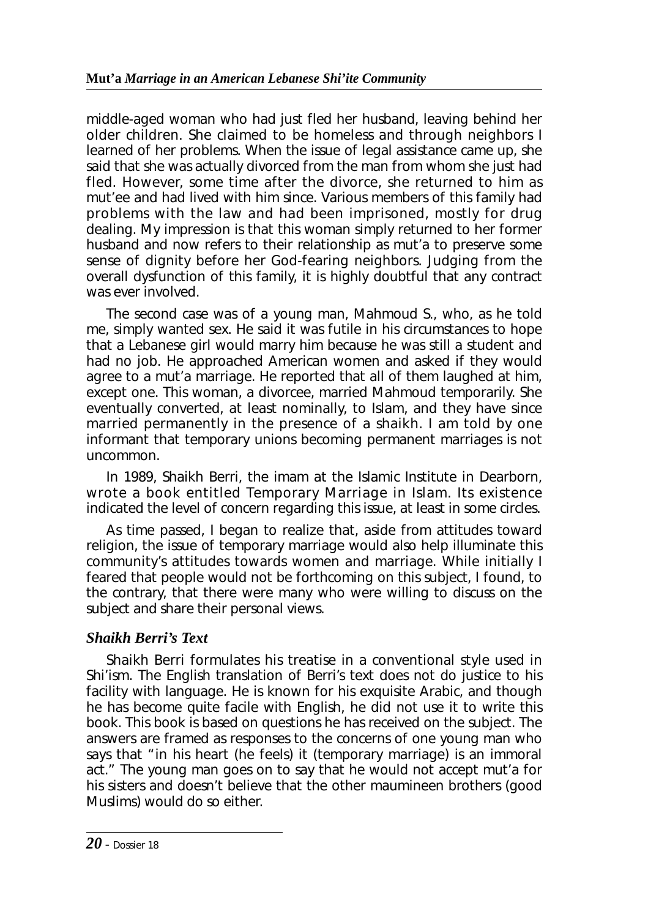middle-aged woman who had just fled her husband, leaving behind her older children. She claimed to be homeless and through neighbors I learned of her problems. When the issue of legal assistance came up, she said that she was actually divorced from the man from whom she just had fled. However, some time after the divorce, she returned to him as mut'ee and had lived with him since. Various members of this family had problems with the law and had been imprisoned, mostly for drug dealing. My impression is that this woman simply returned to her former husband and now refers to their relationship as mut'a to preserve some sense of dignity before her God-fearing neighbors. Judging from the overall dysfunction of this family, it is highly doubtful that any contract was ever involved.

The second case was of a young man, Mahmoud S., who, as he told me, simply wanted sex. He said it was futile in his circumstances to hope that a Lebanese girl would marry him because he was still a student and had no job. He approached American women and asked if they would agree to a mut'a marriage. He reported that all of them laughed at him, except one. This woman, a divorcee, married Mahmoud temporarily. She eventually converted, at least nominally, to Islam, and they have since married permanently in the presence of a shaikh. I am told by one informant that temporary unions becoming permanent marriages is not uncommon.

In 1989, Shaikh Berri, the imam at the Islamic Institute in Dearborn, wrote a book entitled Temporary Marriage in Islam. Its existence indicated the level of concern regarding this issue, at least in some circles.

As time passed, I began to realize that, aside from attitudes toward religion, the issue of temporary marriage would also help illuminate this community's attitudes towards women and marriage. While initially I feared that people would not be forthcoming on this subject, I found, to the contrary, that there were many who were willing to discuss on the subject and share their personal views.

### *Shaikh Berri's Text*

Shaikh Berri formulates his treatise in a conventional style used in Shi'ism. The English translation of Berri's text does not do justice to his facility with language. He is known for his exquisite Arabic, and though he has become quite facile with English, he did not use it to write this book. This book is based on questions he has received on the subject. The answers are framed as responses to the concerns of one young man who says that "in his heart (he feels) it (temporary marriage) is an immoral act." The young man goes on to say that he would not accept mut'a for his sisters and doesn't believe that the other maumineen brothers (good Muslims) would do so either.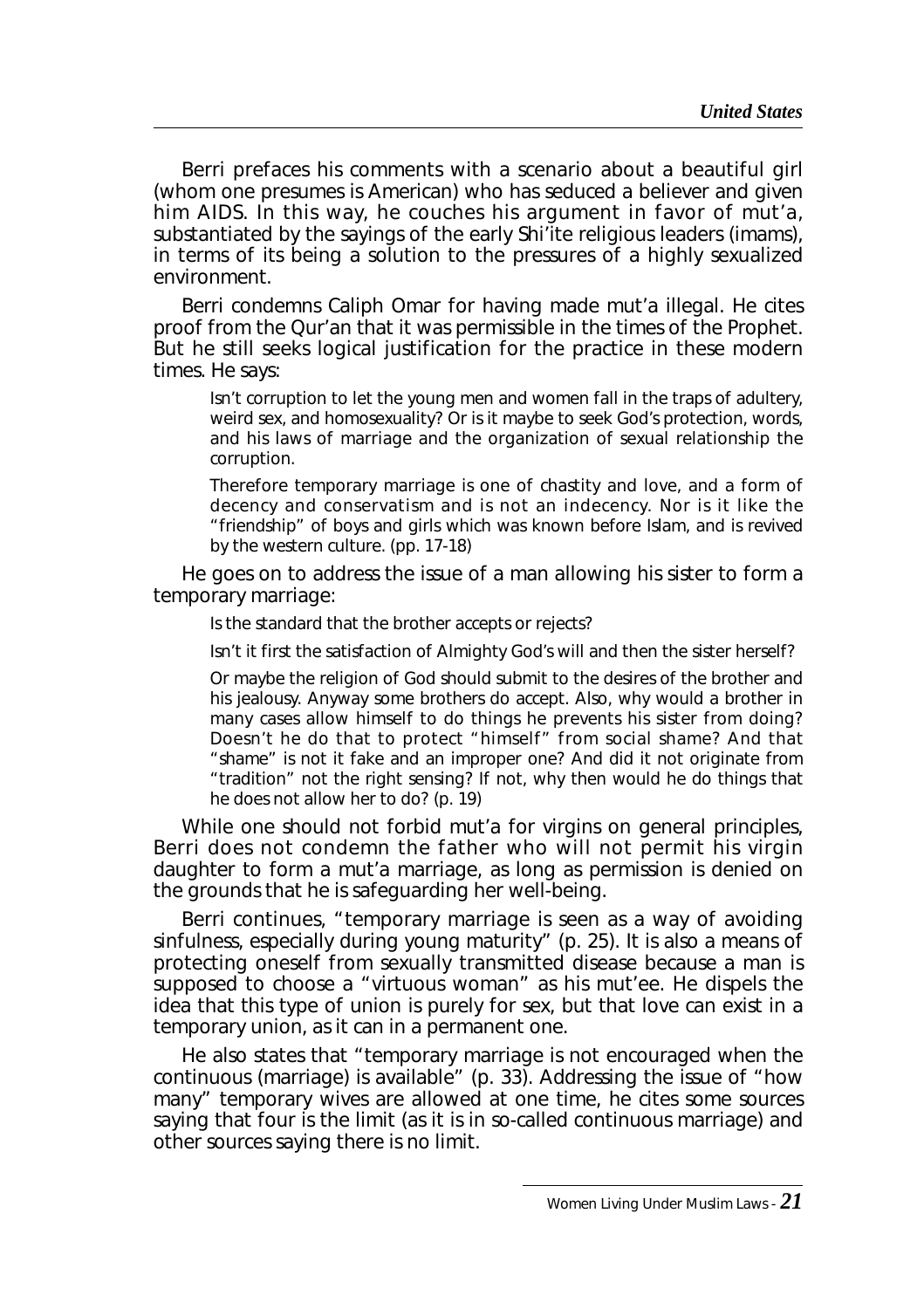Berri prefaces his comments with a scenario about a beautiful girl (whom one presumes is American) who has seduced a believer and given him AIDS. In this way, he couches his argument in favor of mut'a, substantiated by the sayings of the early Shi'ite religious leaders (imams), in terms of its being a solution to the pressures of a highly sexualized environment.

Berri condemns Caliph Omar for having made mut'a illegal. He cites proof from the Qur'an that it was permissible in the times of the Prophet. But he still seeks logical justification for the practice in these modern times. He says:

> Isn't corruption to let the young men and women fall in the traps of adultery, weird sex, and homosexuality? Or is it maybe to seek God's protection, words, and his laws of marriage and the organization of sexual relationship the corruption.
>
> Therefore temporary marriage is one of chastity and love, and a form of decency and conservatism and is not an indecency. Nor is it like the "friendship" of boys and girls which was known before Islam, and is revived by the western culture. (pp. 17-18)

He goes on to address the issue of a man allowing his sister to form a temporary marriage:

> Is the standard that the brother accepts or rejects?
>
> Isn't it first the satisfaction of Almighty God's will and then the sister herself?
>
> Or maybe the religion of God should submit to the desires of the brother and his jealousy. Anyway some brothers do accept. Also, why would a brother in many cases allow himself to do things he prevents his sister from doing? Doesn't he do that to protect "himself" from social shame? And that "shame" is not it fake and an improper one? And did it not originate from "tradition" not the right sensing? If not, why then would he do things that he does not allow her to do? (p. 19)

While one should not forbid mut'a for virgins on general principles, Berri does not condemn the father who will not permit his virgin daughter to form a mut'a marriage, as long as permission is denied on the grounds that he is safeguarding her well-being.

Berri continues, "temporary marriage is seen as a way of avoiding sinfulness, especially during young maturity" (p. 25). It is also a means of protecting oneself from sexually transmitted disease because a man is supposed to choose a "virtuous woman" as his mut'ee. He dispels the idea that this type of union is purely for sex, but that love can exist in a temporary union, as it can in a permanent one.

He also states that "temporary marriage is not encouraged when the continuous (marriage) is available" (p. 33). Addressing the issue of "how many" temporary wives are allowed at one time, he cites some sources saying that four is the limit (as it is in so-called continuous marriage) and other sources saying there is no limit.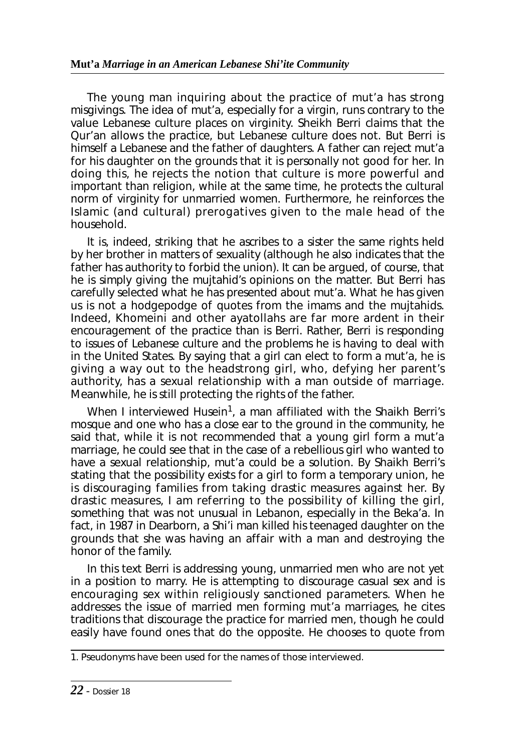The young man inquiring about the practice of mut'a has strong misgivings. The idea of mut'a, especially for a virgin, runs contrary to the value Lebanese culture places on virginity. Sheikh Berri claims that the Qur'an allows the practice, but Lebanese culture does not. But Berri is himself a Lebanese and the father of daughters. A father can reject mut'a for his daughter on the grounds that it is personally not good for her. In doing this, he rejects the notion that culture is more powerful and important than religion, while at the same time, he protects the cultural norm of virginity for unmarried women. Furthermore, he reinforces the Islamic (and cultural) prerogatives given to the male head of the household.

It is, indeed, striking that he ascribes to a sister the same rights held by her brother in matters of sexuality (although he also indicates that the father has authority to forbid the union). It can be argued, of course, that he is simply giving the mujtahid's opinions on the matter. But Berri has carefully selected what he has presented about mut'a. What he has given us is not a hodgepodge of quotes from the imams and the mujtahids. Indeed, Khomeini and other ayatollahs are far more ardent in their encouragement of the practice than is Berri. Rather, Berri is responding to issues of Lebanese culture and the problems he is having to deal with in the United States. By saying that a girl can elect to form a mut'a, he is giving a way out to the headstrong girl, who, defying her parent's authority, has a sexual relationship with a man outside of marriage. Meanwhile, he is still protecting the rights of the father.

When I interviewed Husein[1], a man affiliated with the Shaikh Berri's mosque and one who has a close ear to the ground in the community, he said that, while it is not recommended that a young girl form a mut'a marriage, he could see that in the case of a rebellious girl who wanted to have a sexual relationship, mut'a could be a solution. By Shaikh Berri's stating that the possibility exists for a girl to form a temporary union, he is discouraging families from taking drastic measures against her. By drastic measures, I am referring to the possibility of killing the girl, something that was not unusual in Lebanon, especially in the Beka'a. In fact, in 1987 in Dearborn, a Shi'i man killed his teenaged daughter on the grounds that she was having an affair with a man and destroying the honor of the family.

In this text Berri is addressing young, unmarried men who are not yet in a position to marry. He is attempting to discourage casual sex and is encouraging sex within religiously sanctioned parameters. When he addresses the issue of married men forming mut'a marriages, he cites traditions that discourage the practice for married men, though he could easily have found ones that do the opposite. He chooses to quote from

1. Pseudonyms have been used for the names of those interviewed.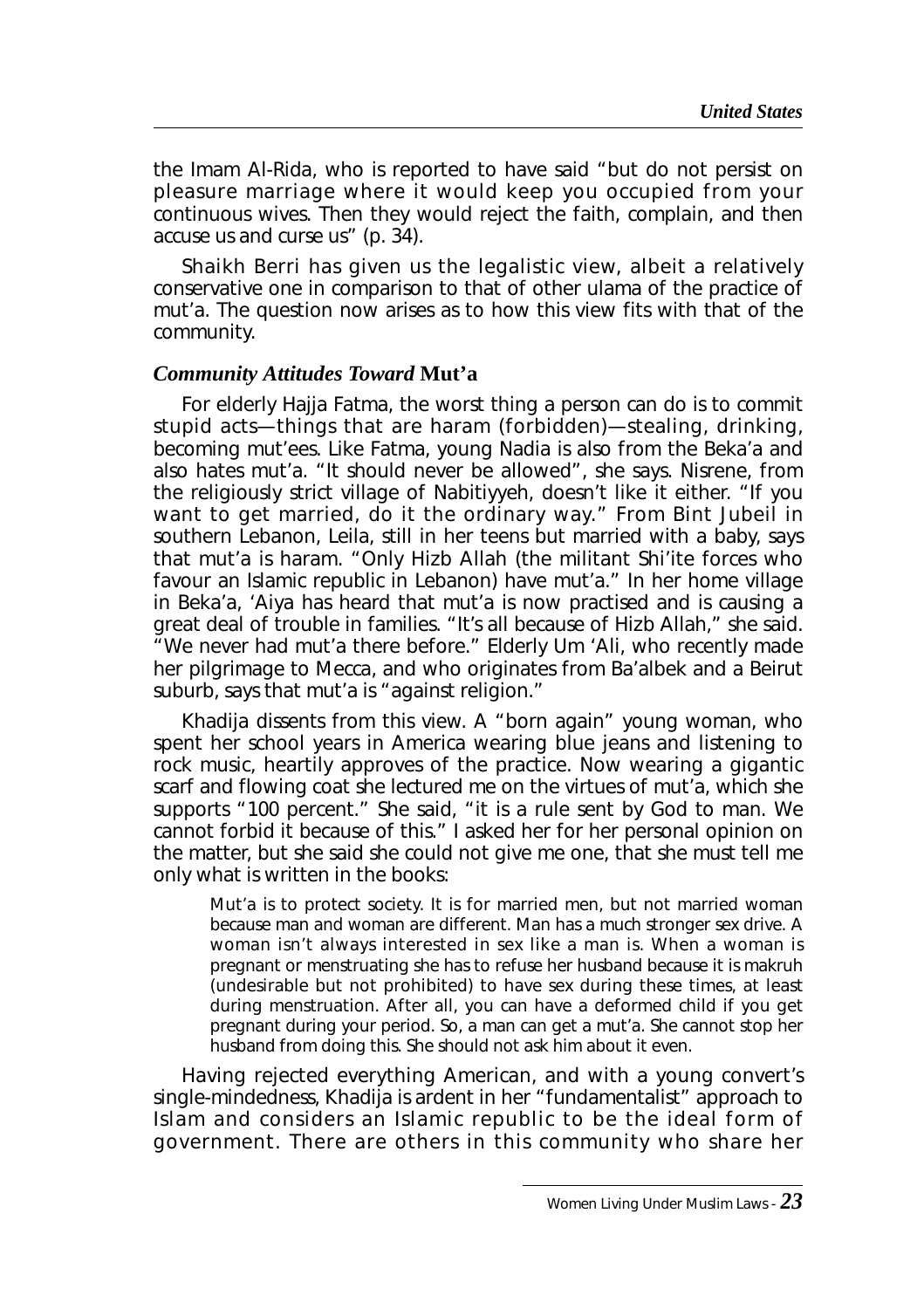the Imam Al-Rida, who is reported to have said "but do not persist on pleasure marriage where it would keep you occupied from your continuous wives. Then they would reject the faith, complain, and then accuse us and curse us" (p. 34).

Shaikh Berri has given us the legalistic view, albeit a relatively conservative one in comparison to that of other ulama of the practice of mut'a. The question now arises as to how this view fits with that of the community.

### *Community Attitudes Toward* Mut'a

For elderly Hajja Fatma, the worst thing a person can do is to commit stupid acts—things that are haram (forbidden)—stealing, drinking, becoming mut'ees. Like Fatma, young Nadia is also from the Beka'a and also hates mut'a. "It should never be allowed", she says. Nisrene, from the religiously strict village of Nabitiyyeh, doesn't like it either. "If you want to get married, do it the ordinary way." From Bint Jubeil in southern Lebanon, Leila, still in her teens but married with a baby, says that mut'a is haram. "Only Hizb Allah (the militant Shi'ite forces who favour an Islamic republic in Lebanon) have mut'a." In her home village in Beka'a, 'Aiya has heard that mut'a is now practised and is causing a great deal of trouble in families. "It's all because of Hizb Allah," she said. "We never had mut'a there before." Elderly Um 'Ali, who recently made her pilgrimage to Mecca, and who originates from Ba'albek and a Beirut suburb, says that mut'a is "against religion."

Khadija dissents from this view. A "born again" young woman, who spent her school years in America wearing blue jeans and listening to rock music, heartily approves of the practice. Now wearing a gigantic scarf and flowing coat she lectured me on the virtues of mut'a, which she supports "100 percent." She said, "it is a rule sent by God to man. We cannot forbid it because of this." I asked her for her personal opinion on the matter, but she said she could not give me one, that she must tell me only what is written in the books:

> Mut'a is to protect society. It is for married men, but not married woman because man and woman are different. Man has a much stronger sex drive. A woman isn't always interested in sex like a man is. When a woman is pregnant or menstruating she has to refuse her husband because it is makruh (undesirable but not prohibited) to have sex during these times, at least during menstruation. After all, you can have a deformed child if you get pregnant during your period. So, a man can get a mut'a. She cannot stop her husband from doing this. She should not ask him about it even.

Having rejected everything American, and with a young convert's single-mindedness, Khadija is ardent in her "fundamentalist" approach to Islam and considers an Islamic republic to be the ideal form of government. There are others in this community who share her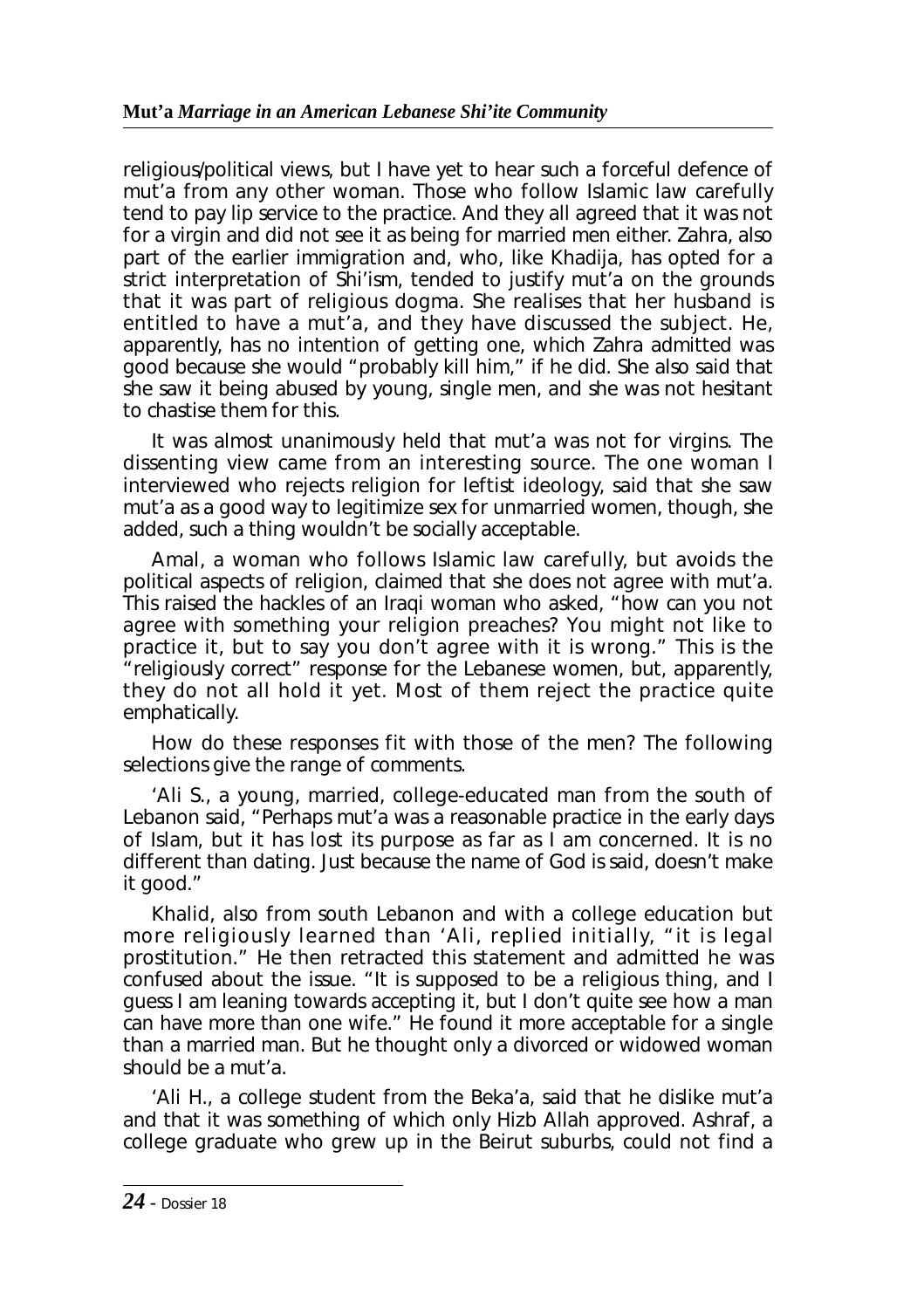religious/political views, but I have yet to hear such a forceful defence of mut'a from any other woman. Those who follow Islamic law carefully tend to pay lip service to the practice. And they all agreed that it was not for a virgin and did not see it as being for married men either. Zahra, also part of the earlier immigration and, who, like Khadija, has opted for a strict interpretation of Shi'ism, tended to justify mut'a on the grounds that it was part of religious dogma. She realises that her husband is entitled to have a mut'a, and they have discussed the subject. He, apparently, has no intention of getting one, which Zahra admitted was good because she would "probably kill him," if he did. She also said that she saw it being abused by young, single men, and she was not hesitant to chastise them for this.

It was almost unanimously held that mut'a was not for virgins. The dissenting view came from an interesting source. The one woman I interviewed who rejects religion for leftist ideology, said that she saw mut'a as a good way to legitimize sex for unmarried women, though, she added, such a thing wouldn't be socially acceptable.

Amal, a woman who follows Islamic law carefully, but avoids the political aspects of religion, claimed that she does not agree with mut'a. This raised the hackles of an Iraqi woman who asked, "how can you not agree with something your religion preaches? You might not like to practice it, but to say you don't agree with it is wrong." This is the "religiously correct" response for the Lebanese women, but, apparently, they do not all hold it yet. Most of them reject the practice quite emphatically.

How do these responses fit with those of the men? The following selections give the range of comments.

'Ali S., a young, married, college-educated man from the south of Lebanon said, "Perhaps mut'a was a reasonable practice in the early days of Islam, but it has lost its purpose as far as I am concerned. It is no different than dating. Just because the name of God is said, doesn't make it good."

Khalid, also from south Lebanon and with a college education but more religiously learned than 'Ali, replied initially, "it is legal prostitution." He then retracted this statement and admitted he was confused about the issue. "It is supposed to be a religious thing, and I guess I am leaning towards accepting it, but I don't quite see how a man can have more than one wife." He found it more acceptable for a single than a married man. But he thought only a divorced or widowed woman should be a mut'a.

'Ali H., a college student from the Beka'a, said that he dislike mut'a and that it was something of which only Hizb Allah approved. Ashraf, a college graduate who grew up in the Beirut suburbs, could not find a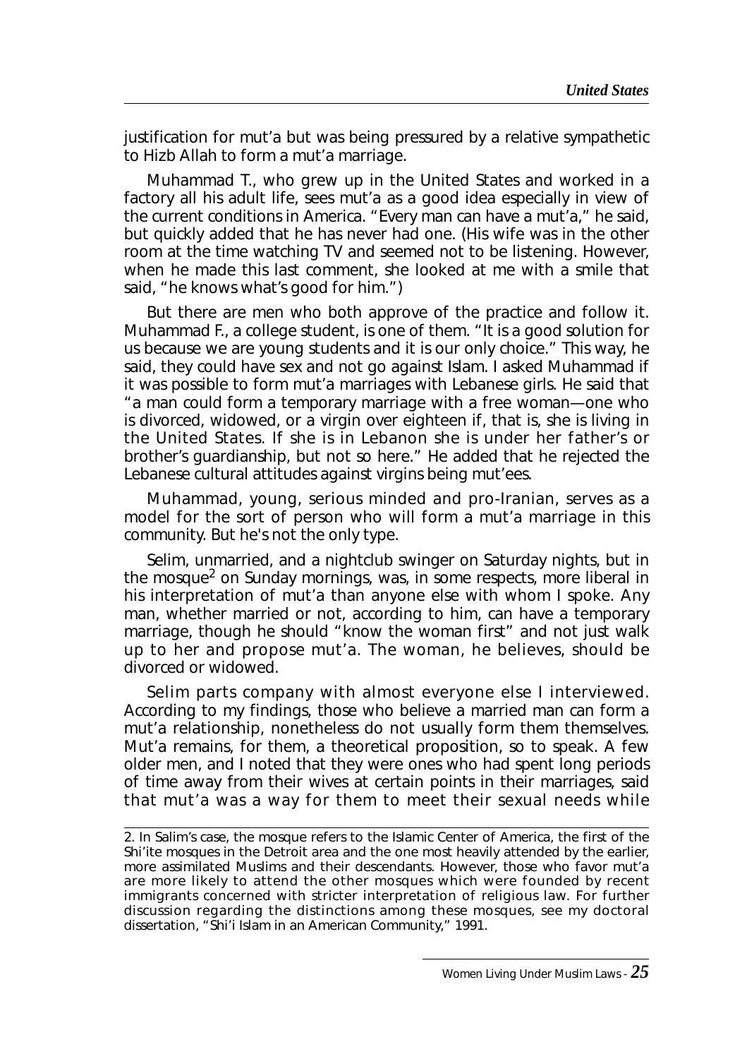justification for mut'a but was being pressured by a relative sympathetic to Hizb Allah to form a mut'a marriage.

Muhammad T., who grew up in the United States and worked in a factory all his adult life, sees mut'a as a good idea especially in view of the current conditions in America. "Every man can have a mut'a," he said, but quickly added that he has never had one. (His wife was in the other room at the time watching TV and seemed not to be listening. However, when he made this last comment, she looked at me with a smile that said, "he knows what's good for him.")

But there are men who both approve of the practice and follow it. Muhammad F., a college student, is one of them. "It is a good solution for us because we are young students and it is our only choice." This way, he said, they could have sex and not go against Islam. I asked Muhammad if it was possible to form mut'a marriages with Lebanese girls. He said that "a man could form a temporary marriage with a free woman—one who is divorced, widowed, or a virgin over eighteen if, that is, she is living in the United States. If she is in Lebanon she is under her father's or brother's guardianship, but not so here." He added that he rejected the Lebanese cultural attitudes against virgins being mut'ees.

Muhammad, young, serious minded and pro-Iranian, serves as a model for the sort of person who will form a mut'a marriage in this community. But he's not the only type.

Selim, unmarried, and a nightclub swinger on Saturday nights, but in the mosque[2] on Sunday mornings, was, in some respects, more liberal in his interpretation of mut'a than anyone else with whom I spoke. Any man, whether married or not, according to him, can have a temporary marriage, though he should "know the woman first" and not just walk up to her and propose mut'a. The woman, he believes, should be divorced or widowed.

Selim parts company with almost everyone else I interviewed. According to my findings, those who believe a married man can form a mut'a relationship, nonetheless do not usually form them themselves. Mut'a remains, for them, a theoretical proposition, so to speak. A few older men, and I noted that they were ones who had spent long periods of time away from their wives at certain points in their marriages, said that mut'a was a way for them to meet their sexual needs while

---

2. In Salim's case, the mosque refers to the Islamic Center of America, the first of the Shi'ite mosques in the Detroit area and the one most heavily attended by the earlier, more assimilated Muslims and their descendants. However, those who favor mut'a are more likely to attend the other mosques which were founded by recent immigrants concerned with stricter interpretation of religious law. For further discussion regarding the distinctions among these mosques, see my doctoral dissertation, "Shi'i Islam in an American Community," 1991.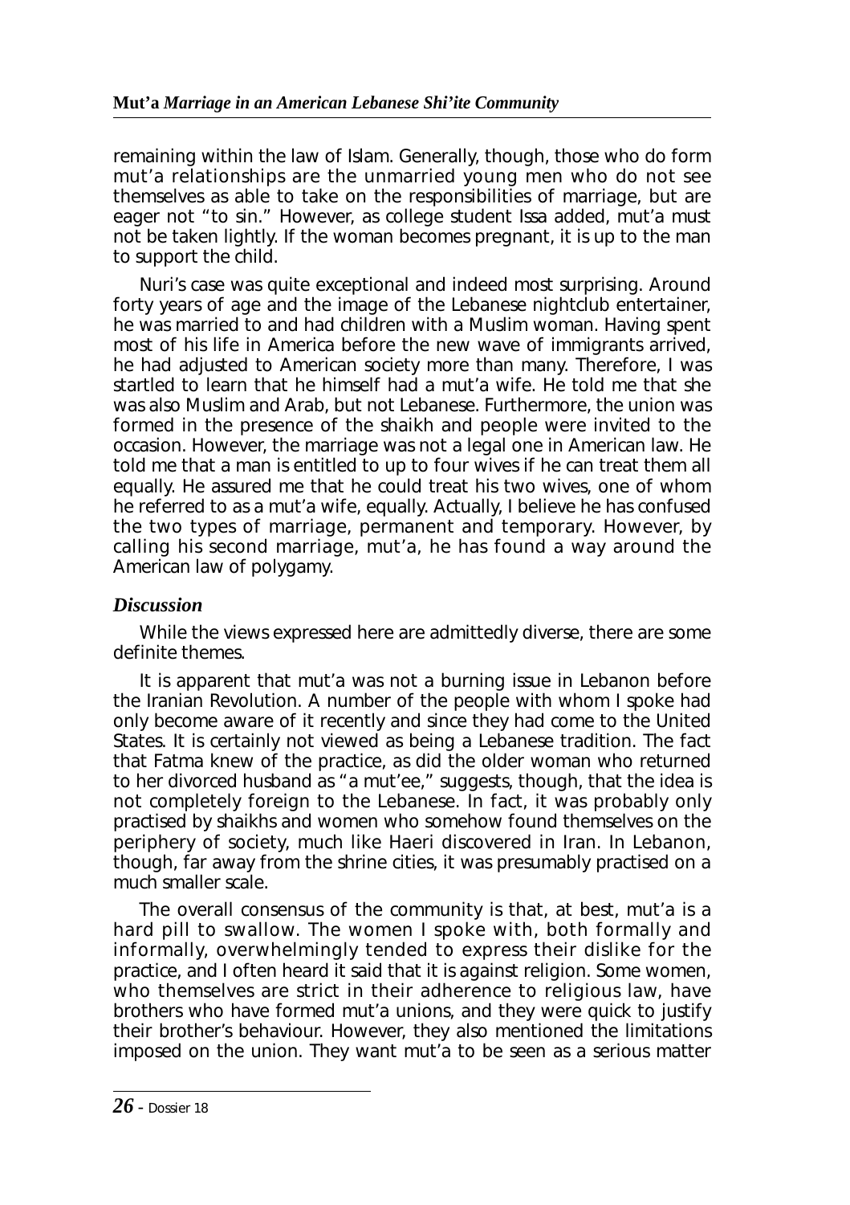remaining within the law of Islam. Generally, though, those who do form mut'a relationships are the unmarried young men who do not see themselves as able to take on the responsibilities of marriage, but are eager not "to sin." However, as college student Issa added, mut'a must not be taken lightly. If the woman becomes pregnant, it is up to the man to support the child.

Nuri's case was quite exceptional and indeed most surprising. Around forty years of age and the image of the Lebanese nightclub entertainer, he was married to and had children with a Muslim woman. Having spent most of his life in America before the new wave of immigrants arrived, he had adjusted to American society more than many. Therefore, I was startled to learn that he himself had a mut'a wife. He told me that she was also Muslim and Arab, but not Lebanese. Furthermore, the union was formed in the presence of the shaikh and people were invited to the occasion. However, the marriage was not a legal one in American law. He told me that a man is entitled to up to four wives if he can treat them all equally. He assured me that he could treat his two wives, one of whom he referred to as a mut'a wife, equally. Actually, I believe he has confused the two types of marriage, permanent and temporary. However, by calling his second marriage, mut'a, he has found a way around the American law of polygamy.

### *Discussion*

While the views expressed here are admittedly diverse, there are some definite themes.

It is apparent that mut'a was not a burning issue in Lebanon before the Iranian Revolution. A number of the people with whom I spoke had only become aware of it recently and since they had come to the United States. It is certainly not viewed as being a Lebanese tradition. The fact that Fatma knew of the practice, as did the older woman who returned to her divorced husband as "a mut'ee," suggests, though, that the idea is not completely foreign to the Lebanese. In fact, it was probably only practised by shaikhs and women who somehow found themselves on the periphery of society, much like Haeri discovered in Iran. In Lebanon, though, far away from the shrine cities, it was presumably practised on a much smaller scale.

The overall consensus of the community is that, at best, mut'a is a hard pill to swallow. The women I spoke with, both formally and informally, overwhelmingly tended to express their dislike for the practice, and I often heard it said that it is against religion. Some women, who themselves are strict in their adherence to religious law, have brothers who have formed mut'a unions, and they were quick to justify their brother's behaviour. However, they also mentioned the limitations imposed on the union. They want mut'a to be seen as a serious matter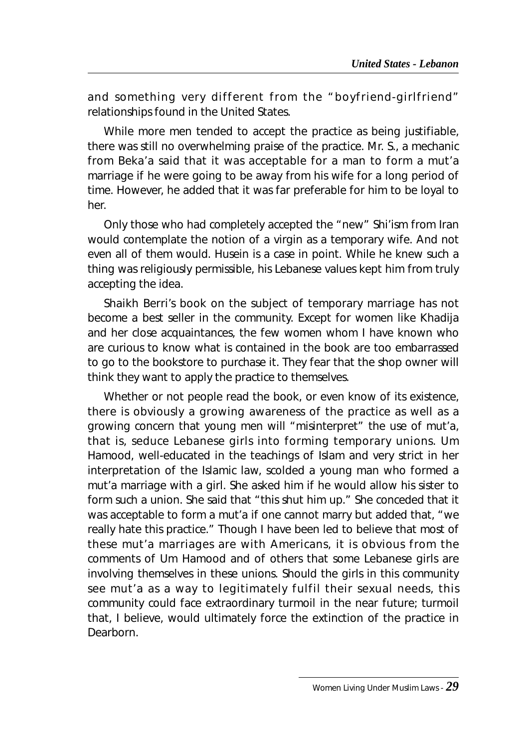and something very different from the "boyfriend-girlfriend" relationships found in the United States.

While more men tended to accept the practice as being justifiable, there was still no overwhelming praise of the practice. Mr. S., a mechanic from Beka'a said that it was acceptable for a man to form a mut'a marriage if he were going to be away from his wife for a long period of time. However, he added that it was far preferable for him to be loyal to her.

Only those who had completely accepted the "new" Shi'ism from Iran would contemplate the notion of a virgin as a temporary wife. And not even all of them would. Husein is a case in point. While he knew such a thing was religiously permissible, his Lebanese values kept him from truly accepting the idea.

Shaikh Berri's book on the subject of temporary marriage has not become a best seller in the community. Except for women like Khadija and her close acquaintances, the few women whom I have known who are curious to know what is contained in the book are too embarrassed to go to the bookstore to purchase it. They fear that the shop owner will think they want to apply the practice to themselves.

Whether or not people read the book, or even know of its existence, there is obviously a growing awareness of the practice as well as a growing concern that young men will "misinterpret" the use of mut'a, that is, seduce Lebanese girls into forming temporary unions. Um Hamood, well-educated in the teachings of Islam and very strict in her interpretation of the Islamic law, scolded a young man who formed a mut'a marriage with a girl. She asked him if he would allow his sister to form such a union. She said that "this shut him up." She conceded that it was acceptable to form a mut'a if one cannot marry but added that, "we really hate this practice." Though I have been led to believe that most of these mut'a marriages are with Americans, it is obvious from the comments of Um Hamood and of others that some Lebanese girls are involving themselves in these unions. Should the girls in this community see mut'a as a way to legitimately fulfil their sexual needs, this community could face extraordinary turmoil in the near future; turmoil that, I believe, would ultimately force the extinction of the practice in Dearborn.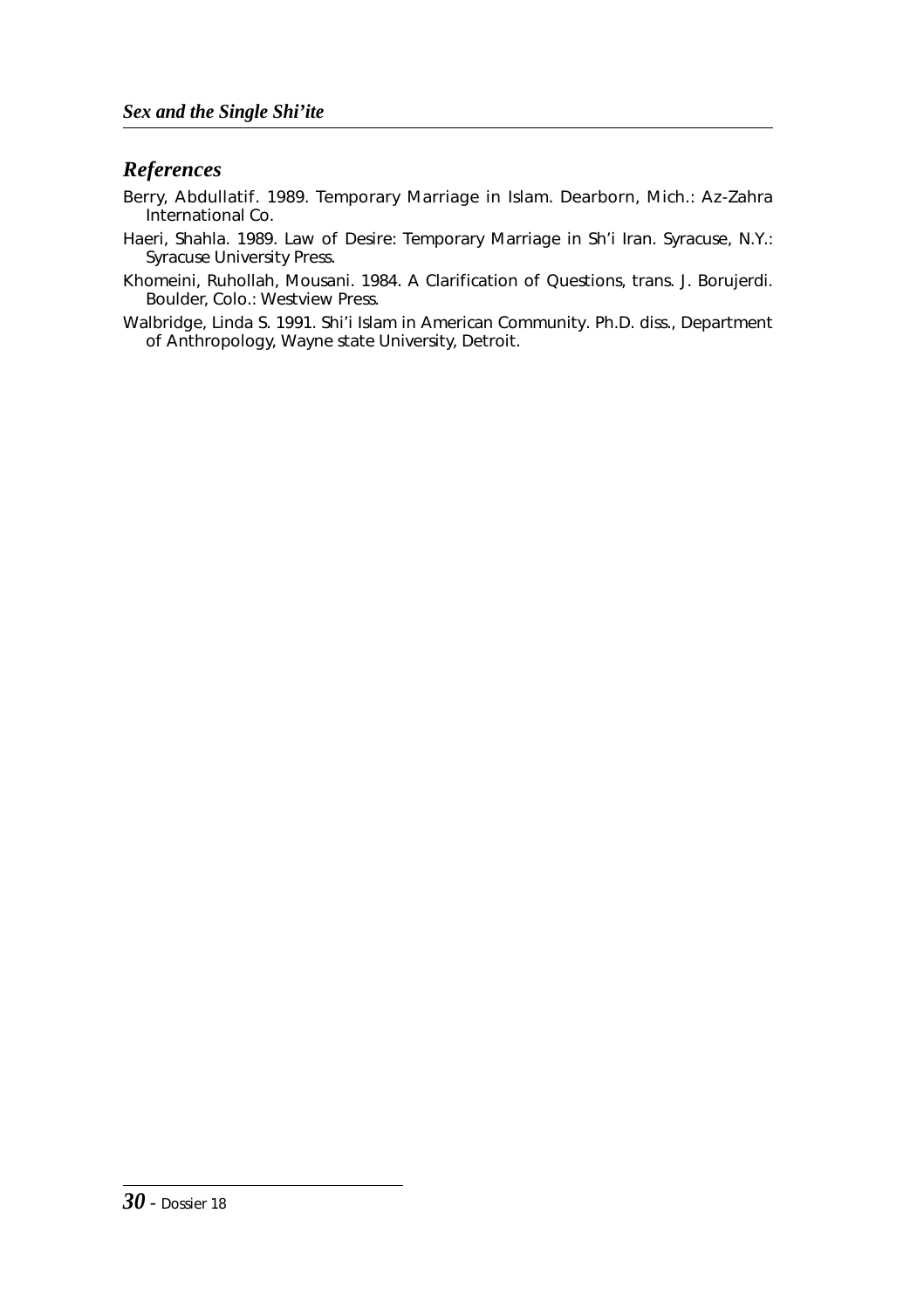## *References*

Berry, Abdullatif. 1989. Temporary Marriage in Islam. Dearborn, Mich.: Az-Zahra International Co.

Haeri, Shahla. 1989. Law of Desire: Temporary Marriage in Sh'i Iran. Syracuse, N.Y.: Syracuse University Press.

Khomeini, Ruhollah, Mousani. 1984. A Clarification of Questions, trans. J. Borujerdi. Boulder, Colo.: Westview Press.

Walbridge, Linda S. 1991. Shi'i Islam in American Community. Ph.D. diss., Department of Anthropology, Wayne state University, Detroit.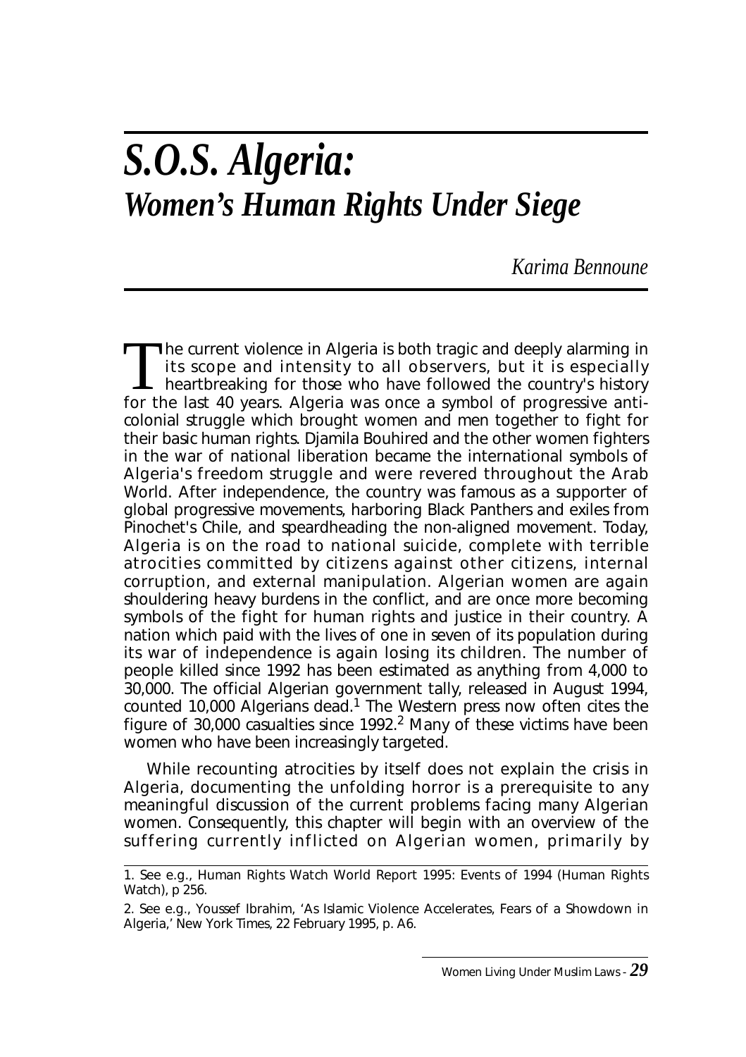# *S.O.S. Algeria:* *Women's Human Rights Under Siege*

*Karima Bennoune*

The current violence in Algeria is both tragic and deeply alarming in its scope and intensity to all observers, but it is especially heartbreaking for those who have followed the country's history for the last 40 years. Algeria was once a symbol of progressive anti-colonial struggle which brought women and men together to fight for their basic human rights. Djamila Bouhired and the other women fighters in the war of national liberation became the international symbols of Algeria's freedom struggle and were revered throughout the Arab World. After independence, the country was famous as a supporter of global progressive movements, harboring Black Panthers and exiles from Pinochet's Chile, and speardheading the non-aligned movement. Today, Algeria is on the road to national suicide, complete with terrible atrocities committed by citizens against other citizens, internal corruption, and external manipulation. Algerian women are again shouldering heavy burdens in the conflict, and are once more becoming symbols of the fight for human rights and justice in their country. A nation which paid with the lives of one in seven of its population during its war of independence is again losing its children. The number of people killed since 1992 has been estimated as anything from 4,000 to 30,000. The official Algerian government tally, released in August 1994, counted 10,000 Algerians dead.[1] The Western press now often cites the figure of 30,000 casualties since 1992.[2] Many of these victims have been women who have been increasingly targeted.

While recounting atrocities by itself does not explain the crisis in Algeria, documenting the unfolding horror is a prerequisite to any meaningful discussion of the current problems facing many Algerian women. Consequently, this chapter will begin with an overview of the suffering currently inflicted on Algerian women, primarily by

---

1. See e.g., Human Rights Watch World Report 1995: Events of 1994 (Human Rights Watch), p 256.

2. See e.g., Youssef Ibrahim, 'As Islamic Violence Accelerates, Fears of a Showdown in Algeria,' New York Times, 22 February 1995, p. A6.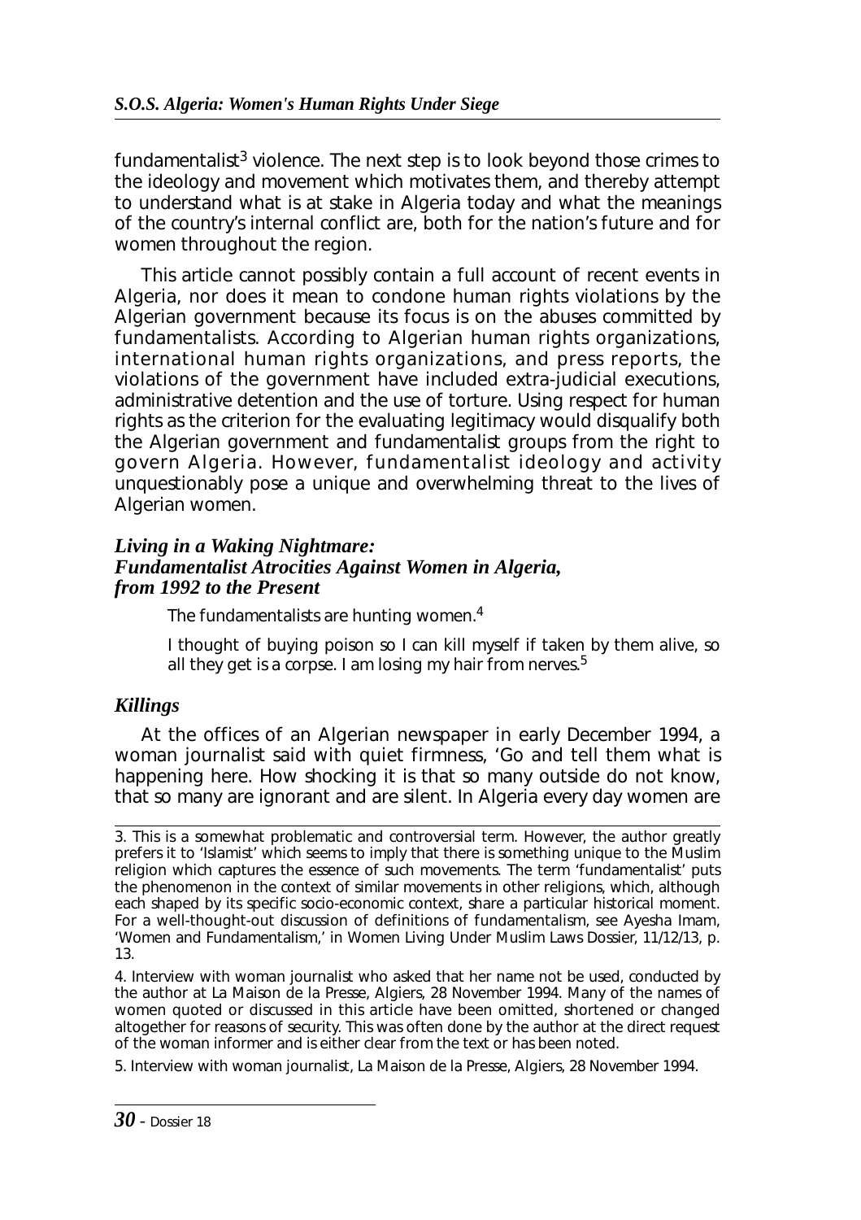fundamentalist[3] violence. The next step is to look beyond those crimes to the ideology and movement which motivates them, and thereby attempt to understand what is at stake in Algeria today and what the meanings of the country's internal conflict are, both for the nation's future and for women throughout the region.

This article cannot possibly contain a full account of recent events in Algeria, nor does it mean to condone human rights violations by the Algerian government because its focus is on the abuses committed by fundamentalists. According to Algerian human rights organizations, international human rights organizations, and press reports, the violations of the government have included extra-judicial executions, administrative detention and the use of torture. Using respect for human rights as the criterion for the evaluating legitimacy would disqualify both the Algerian government and fundamentalist groups from the right to govern Algeria. However, fundamentalist ideology and activity unquestionably pose a unique and overwhelming threat to the lives of Algerian women.

### *Living in a Waking Nightmare: Fundamentalist Atrocities Against Women in Algeria, from 1992 to the Present*

> The fundamentalists are hunting women.[4]

> I thought of buying poison so I can kill myself if taken by them alive, so all they get is a corpse. I am losing my hair from nerves.[5]

### *Killings*

At the offices of an Algerian newspaper in early December 1994, a woman journalist said with quiet firmness, 'Go and tell them what is happening here. How shocking it is that so many outside do not know, that so many are ignorant and are silent. In Algeria every day women are

---

3. This is a somewhat problematic and controversial term. However, the author greatly prefers it to 'Islamist' which seems to imply that there is something unique to the Muslim religion which captures the essence of such movements. The term 'fundamentalist' puts the phenomenon in the context of similar movements in other religions, which, although each shaped by its specific socio-economic context, share a particular historical moment. For a well-thought-out discussion of definitions of fundamentalism, see Ayesha Imam, 'Women and Fundamentalism,' in Women Living Under Muslim Laws Dossier, 11/12/13, p. 13.

4. Interview with woman journalist who asked that her name not be used, conducted by the author at La Maison de la Presse, Algiers, 28 November 1994. Many of the names of women quoted or discussed in this article have been omitted, shortened or changed altogether for reasons of security. This was often done by the author at the direct request of the woman informer and is either clear from the text or has been noted.

5. Interview with woman journalist, La Maison de la Presse, Algiers, 28 November 1994.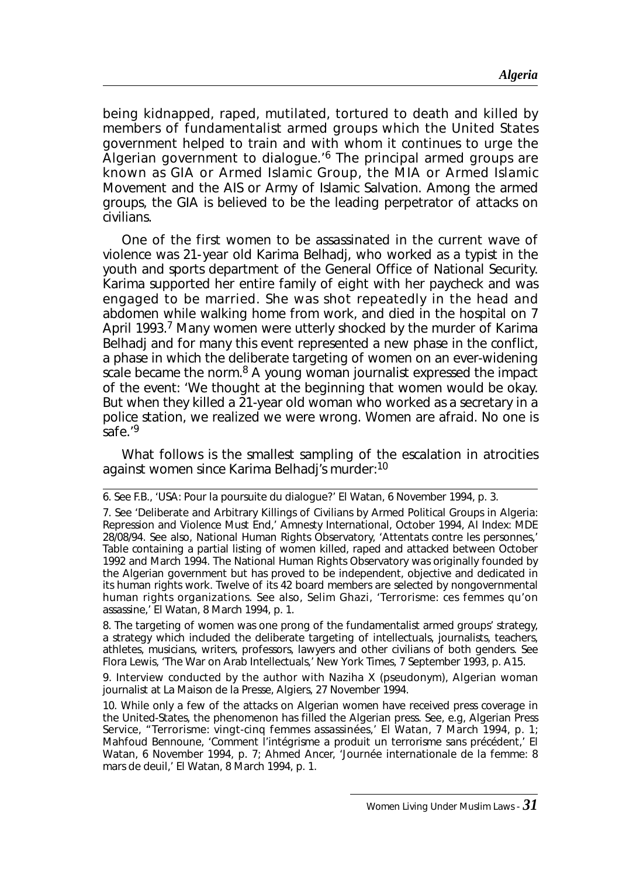being kidnapped, raped, mutilated, tortured to death and killed by members of fundamentalist armed groups which the United States government helped to train and with whom it continues to urge the Algerian government to dialogue.'[6] The principal armed groups are known as GIA or Armed Islamic Group, the MIA or Armed Islamic Movement and the AIS or Army of Islamic Salvation. Among the armed groups, the GIA is believed to be the leading perpetrator of attacks on civilians.

One of the first women to be assassinated in the current wave of violence was 21-year old Karima Belhadj, who worked as a typist in the youth and sports department of the General Office of National Security. Karima supported her entire family of eight with her paycheck and was engaged to be married. She was shot repeatedly in the head and abdomen while walking home from work, and died in the hospital on 7 April 1993.[7] Many women were utterly shocked by the murder of Karima Belhadj and for many this event represented a new phase in the conflict, a phase in which the deliberate targeting of women on an ever-widening scale became the norm.[8] A young woman journalist expressed the impact of the event: 'We thought at the beginning that women would be okay. But when they killed a 21-year old woman who worked as a secretary in a police station, we realized we were wrong. Women are afraid. No one is safe.'[9]

What follows is the smallest sampling of the escalation in atrocities against women since Karima Belhadj's murder:[10]

---

6. See F.B., 'USA: Pour la poursuite du dialogue?' El Watan, 6 November 1994, p. 3.

7. See 'Deliberate and Arbitrary Killings of Civilians by Armed Political Groups in Algeria: Repression and Violence Must End,' Amnesty International, October 1994, AI Index: MDE 28/08/94. See also, National Human Rights Observatory, 'Attentats contre les personnes,' Table containing a partial listing of women killed, raped and attacked between October 1992 and March 1994. The National Human Rights Observatory was originally founded by the Algerian government but has proved to be independent, objective and dedicated in its human rights work. Twelve of its 42 board members are selected by nongovernmental human rights organizations. See also, Selim Ghazi, 'Terrorisme: ces femmes qu'on assassine,' El Watan, 8 March 1994, p. 1.

8. The targeting of women was one prong of the fundamentalist armed groups' strategy, a strategy which included the deliberate targeting of intellectuals, journalists, teachers, athletes, musicians, writers, professors, lawyers and other civilians of both genders. See Flora Lewis, 'The War on Arab Intellectuals,' New York Times, 7 September 1993, p. A15.

9. Interview conducted by the author with Naziha X (pseudonym), Algerian woman journalist at La Maison de la Presse, Algiers, 27 November 1994.

10. While only a few of the attacks on Algerian women have received press coverage in the United-States, the phenomenon has filled the Algerian press. See, e.g, Algerian Press Service, "Terrorisme: vingt-cinq femmes assassinées,' El Watan, 7 March 1994, p. 1; Mahfoud Bennoune, 'Comment l'intégrisme a produit un terrorisme sans précédent,' El Watan, 6 November 1994, p. 7; Ahmed Ancer, 'Journée internationale de la femme: 8 mars de deuil,' El Watan, 8 March 1994, p. 1.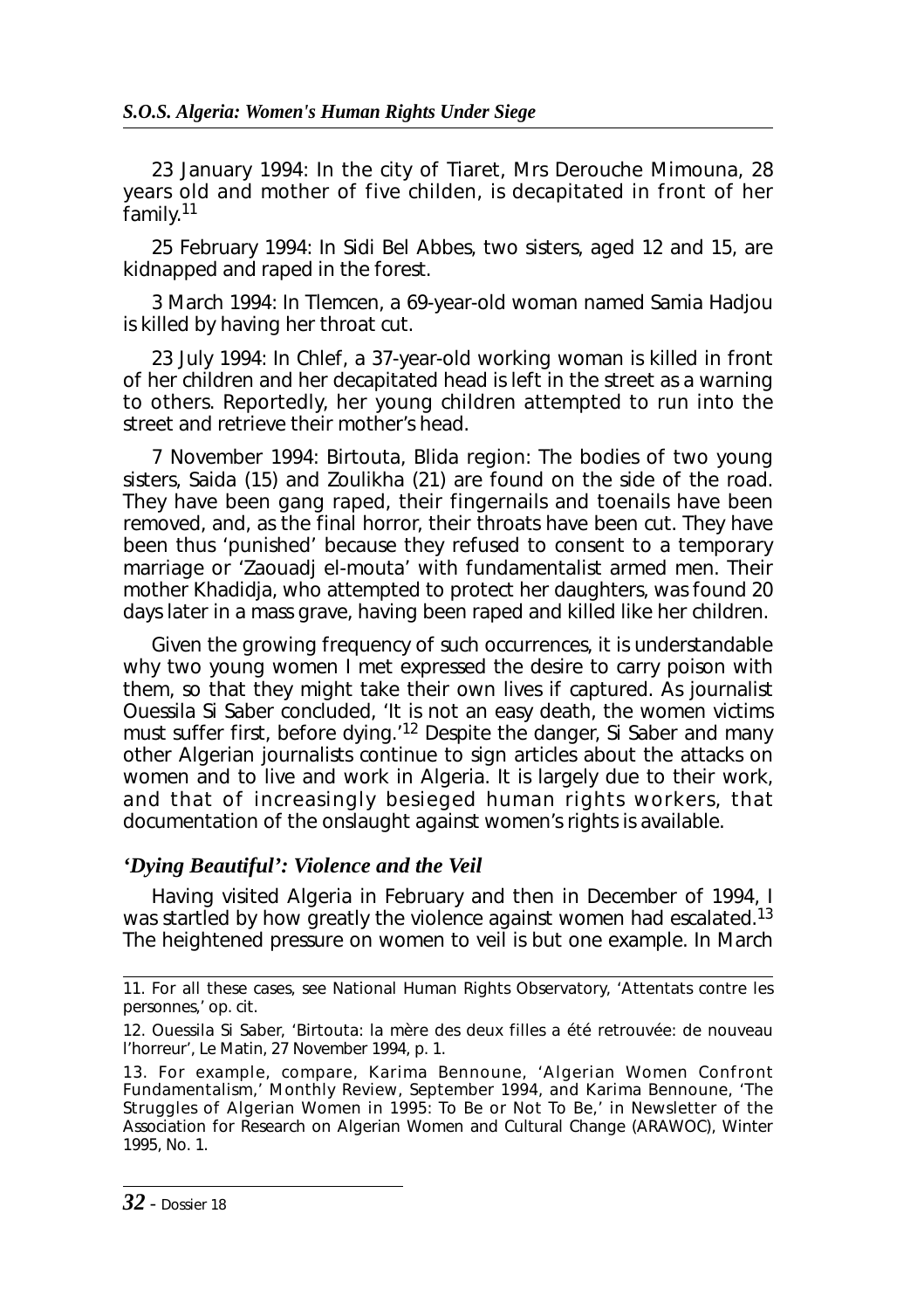23 January 1994: In the city of Tiaret, Mrs Derouche Mimouna, 28 years old and mother of five childen, is decapitated in front of her family.[11]

25 February 1994: In Sidi Bel Abbes, two sisters, aged 12 and 15, are kidnapped and raped in the forest.

3 March 1994: In Tlemcen, a 69-year-old woman named Samia Hadjou is killed by having her throat cut.

23 July 1994: In Chlef, a 37-year-old working woman is killed in front of her children and her decapitated head is left in the street as a warning to others. Reportedly, her young children attempted to run into the street and retrieve their mother's head.

7 November 1994: Birtouta, Blida region: The bodies of two young sisters, Saida (15) and Zoulikha (21) are found on the side of the road. They have been gang raped, their fingernails and toenails have been removed, and, as the final horror, their throats have been cut. They have been thus 'punished' because they refused to consent to a temporary marriage or 'Zaouadj el-mouta' with fundamentalist armed men. Their mother Khadidja, who attempted to protect her daughters, was found 20 days later in a mass grave, having been raped and killed like her children.

Given the growing frequency of such occurrences, it is understandable why two young women I met expressed the desire to carry poison with them, so that they might take their own lives if captured. As journalist Ouessila Si Saber concluded, 'It is not an easy death, the women victims must suffer first, before dying.'[12] Despite the danger, Si Saber and many other Algerian journalists continue to sign articles about the attacks on women and to live and work in Algeria. It is largely due to their work, and that of increasingly besieged human rights workers, that documentation of the onslaught against women's rights is available.

## *'Dying Beautiful': Violence and the Veil*

Having visited Algeria in February and then in December of 1994, I was startled by how greatly the violence against women had escalated.[13] The heightened pressure on women to veil is but one example. In March

---

11. For all these cases, see National Human Rights Observatory, 'Attentats contre les personnes,' op. cit.

12. Ouessila Si Saber, 'Birtouta: la mère des deux filles a été retrouvée: de nouveau l'horreur', Le Matin, 27 November 1994, p. 1.

13. For example, compare, Karima Bennoune, 'Algerian Women Confront Fundamentalism,' Monthly Review, September 1994, and Karima Bennoune, 'The Struggles of Algerian Women in 1995: To Be or Not To Be,' in Newsletter of the Association for Research on Algerian Women and Cultural Change (ARAWOC), Winter 1995, No. 1.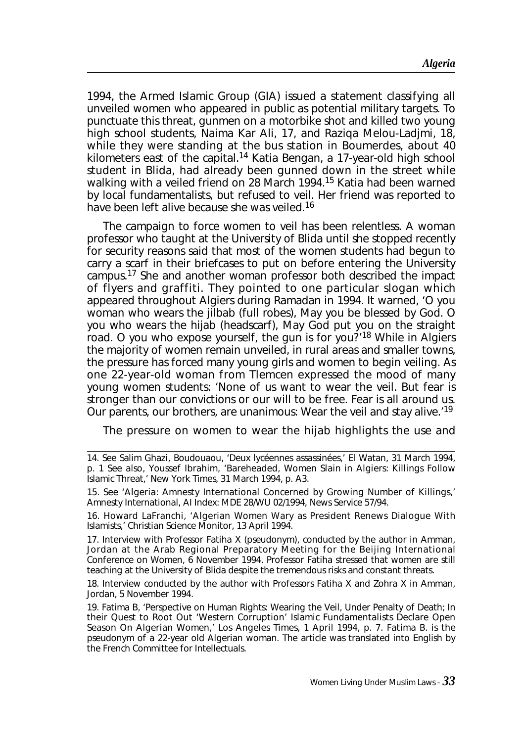1994, the Armed Islamic Group (GIA) issued a statement classifying all unveiled women who appeared in public as potential military targets. To punctuate this threat, gunmen on a motorbike shot and killed two young high school students, Naima Kar Ali, 17, and Raziqa Melou-Ladjmi, 18, while they were standing at the bus station in Boumerdes, about 40 kilometers east of the capital.[14] Katia Bengan, a 17-year-old high school student in Blida, had already been gunned down in the street while walking with a veiled friend on 28 March 1994.[15] Katia had been warned by local fundamentalists, but refused to veil. Her friend was reported to have been left alive because she was veiled.[16]

The campaign to force women to veil has been relentless. A woman professor who taught at the University of Blida until she stopped recently for security reasons said that most of the women students had begun to carry a scarf in their briefcases to put on before entering the University campus.[17] She and another woman professor both described the impact of flyers and graffiti. They pointed to one particular slogan which appeared throughout Algiers during Ramadan in 1994. It warned, 'O you woman who wears the jilbab (full robes), May you be blessed by God. O you who wears the hijab (headscarf), May God put you on the straight road. O you who expose yourself, the gun is for you?'[18] While in Algiers the majority of women remain unveiled, in rural areas and smaller towns, the pressure has forced many young girls and women to begin veiling. As one 22-year-old woman from Tlemcen expressed the mood of many young women students: 'None of us want to wear the veil. But fear is stronger than our convictions or our will to be free. Fear is all around us. Our parents, our brothers, are unanimous: Wear the veil and stay alive.'[19]

The pressure on women to wear the hijab highlights the use and

---

14. See Salim Ghazi, Boudouaou, 'Deux lycéennes assassinées,' El Watan, 31 March 1994, p. 1 See also, Youssef Ibrahim, 'Bareheaded, Women Slain in Algiers: Killings Follow Islamic Threat,' New York Times, 31 March 1994, p. A3.

15. See 'Algeria: Amnesty International Concerned by Growing Number of Killings,' Amnesty International, AI Index: MDE 28/WU 02/1994, News Service 57/94.

16. Howard LaFranchi, 'Algerian Women Wary as President Renews Dialogue With Islamists,' Christian Science Monitor, 13 April 1994.

17. Interview with Professor Fatiha X (pseudonym), conducted by the author in Amman, Jordan at the Arab Regional Preparatory Meeting for the Beijing International Conference on Women, 6 November 1994. Professor Fatiha stressed that women are still teaching at the University of Blida despite the tremendous risks and constant threats.

18. Interview conducted by the author with Professors Fatiha X and Zohra X in Amman, Jordan, 5 November 1994.

19. Fatima B, 'Perspective on Human Rights: Wearing the Veil, Under Penalty of Death; In their Quest to Root Out 'Western Corruption' Islamic Fundamentalists Declare Open Season On Algerian Women,' Los Angeles Times, 1 April 1994, p. 7. Fatima B. is the pseudonym of a 22-year old Algerian woman. The article was translated into English by the French Committee for Intellectuals.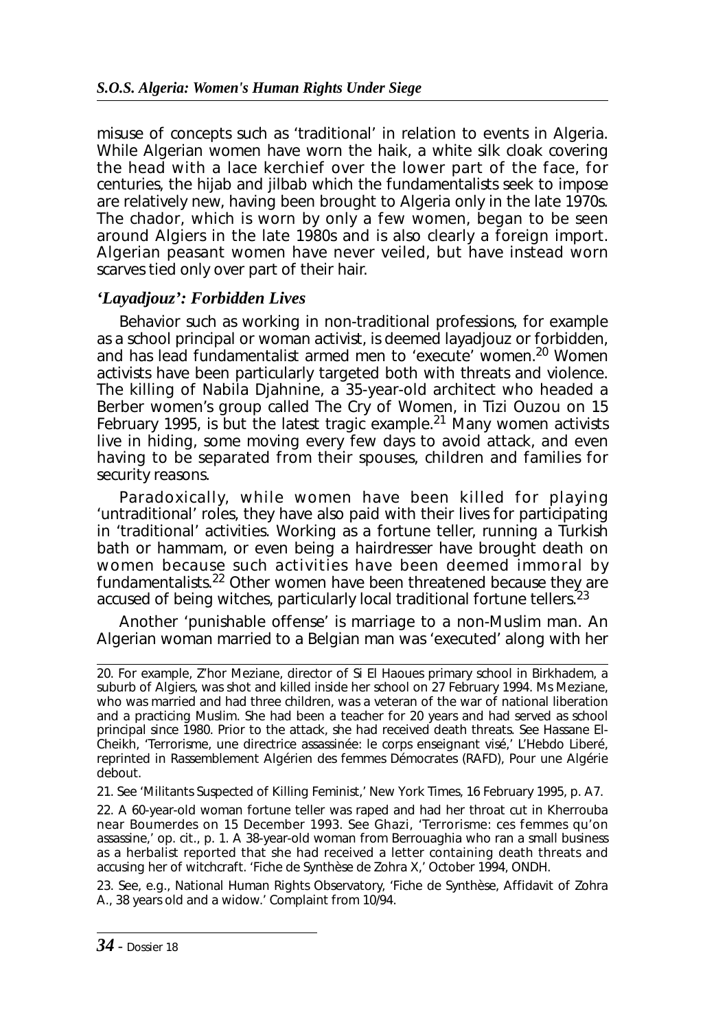misuse of concepts such as 'traditional' in relation to events in Algeria. While Algerian women have worn the haik, a white silk cloak covering the head with a lace kerchief over the lower part of the face, for centuries, the hijab and jilbab which the fundamentalists seek to impose are relatively new, having been brought to Algeria only in the late 1970s. The chador, which is worn by only a few women, began to be seen around Algiers in the late 1980s and is also clearly a foreign import. Algerian peasant women have never veiled, but have instead worn scarves tied only over part of their hair.

### *'Layadjouz': Forbidden Lives*

Behavior such as working in non-traditional professions, for example as a school principal or woman activist, is deemed layadjouz or forbidden, and has lead fundamentalist armed men to 'execute' women.[20] Women activists have been particularly targeted both with threats and violence. The killing of Nabila Djahnine, a 35-year-old architect who headed a Berber women's group called The Cry of Women, in Tizi Ouzou on 15 February 1995, is but the latest tragic example.[21] Many women activists live in hiding, some moving every few days to avoid attack, and even having to be separated from their spouses, children and families for security reasons.

Paradoxically, while women have been killed for playing 'untraditional' roles, they have also paid with their lives for participating in 'traditional' activities. Working as a fortune teller, running a Turkish bath or hammam, or even being a hairdresser have brought death on women because such activities have been deemed immoral by fundamentalists.[22] Other women have been threatened because they are accused of being witches, particularly local traditional fortune tellers.[23]

Another 'punishable offense' is marriage to a non-Muslim man. An Algerian woman married to a Belgian man was 'executed' along with her

---

20. For example, Z'hor Meziane, director of Si El Haoues primary school in Birkhadem, a suburb of Algiers, was shot and killed inside her school on 27 February 1994. Ms Meziane, who was married and had three children, was a veteran of the war of national liberation and a practicing Muslim. She had been a teacher for 20 years and had served as school principal since 1980. Prior to the attack, she had received death threats. See Hassane El-Cheikh, 'Terrorisme, une directrice assassinée: le corps enseignant visé,' L'Hebdo Liberé, reprinted in Rassemblement Algérien des femmes Démocrates (RAFD), Pour une Algérie debout.

21. See 'Militants Suspected of Killing Feminist,' New York Times, 16 February 1995, p. A7.

22. A 60-year-old woman fortune teller was raped and had her throat cut in Kherrouba near Boumerdes on 15 December 1993. See Ghazi, 'Terrorisme: ces femmes qu'on assassine,' op. cit., p. 1. A 38-year-old woman from Berrouaghia who ran a small business as a herbalist reported that she had received a letter containing death threats and accusing her of witchcraft. 'Fiche de Synthèse de Zohra X,' October 1994, ONDH.

23. See, e.g., National Human Rights Observatory, 'Fiche de Synthèse, Affidavit of Zohra A., 38 years old and a widow.' Complaint from 10/94.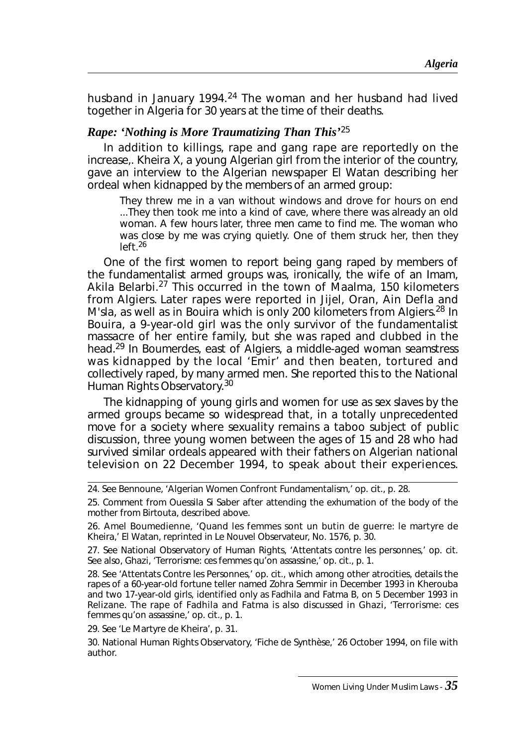husband in January 1994.[24] The woman and her husband had lived together in Algeria for 30 years at the time of their deaths.

### *Rape: 'Nothing is More Traumatizing Than This'*[25]

In addition to killings, rape and gang rape are reportedly on the increase,. Kheira X, a young Algerian girl from the interior of the country, gave an interview to the Algerian newspaper El Watan describing her ordeal when kidnapped by the members of an armed group:

> They threw me in a van without windows and drove for hours on end ...They then took me into a kind of cave, where there was already an old woman. A few hours later, three men came to find me. The woman who was close by me was crying quietly. One of them struck her, then they left.[26]

One of the first women to report being gang raped by members of the fundamentalist armed groups was, ironically, the wife of an Imam, Akila Belarbi.[27] This occurred in the town of Maalma, 150 kilometers from Algiers. Later rapes were reported in Jijel, Oran, Ain Defla and M'sla, as well as in Bouira which is only 200 kilometers from Algiers.[28] In Bouira, a 9-year-old girl was the only survivor of the fundamentalist massacre of her entire family, but she was raped and clubbed in the head.[29] In Boumerdes, east of Algiers, a middle-aged woman seamstress was kidnapped by the local 'Emir' and then beaten, tortured and collectively raped, by many armed men. She reported this to the National Human Rights Observatory.[30]

The kidnapping of young girls and women for use as sex slaves by the armed groups became so widespread that, in a totally unprecedented move for a society where sexuality remains a taboo subject of public discussion, three young women between the ages of 15 and 28 who had survived similar ordeals appeared with their fathers on Algerian national television on 22 December 1994, to speak about their experiences.

---

24. See Bennoune, 'Algerian Women Confront Fundamentalism,' op. cit., p. 28.

25. Comment from Ouessila Si Saber after attending the exhumation of the body of the mother from Birtouta, described above.

26. Amel Boumedienne, 'Quand les femmes sont un butin de guerre: le martyre de Kheira,' El Watan, reprinted in Le Nouvel Observateur, No. 1576, p. 30.

27. See National Observatory of Human Rights, 'Attentats contre les personnes,' op. cit. See also, Ghazi, 'Terrorisme: ces femmes qu'on assassine,' op. cit., p. 1.

28. See 'Attentats Contre les Personnes,' op. cit., which among other atrocities, details the rapes of a 60-year-old fortune teller named Zohra Semmir in December 1993 in Kherouba and two 17-year-old girls, identified only as Fadhila and Fatma B, on 5 December 1993 in Relizane. The rape of Fadhila and Fatma is also discussed in Ghazi, 'Terrorisme: ces femmes qu'on assassine,' op. cit., p. 1.

29. See 'Le Martyre de Kheira', p. 31.

30. National Human Rights Observatory, 'Fiche de Synthèse,' 26 October 1994, on file with author.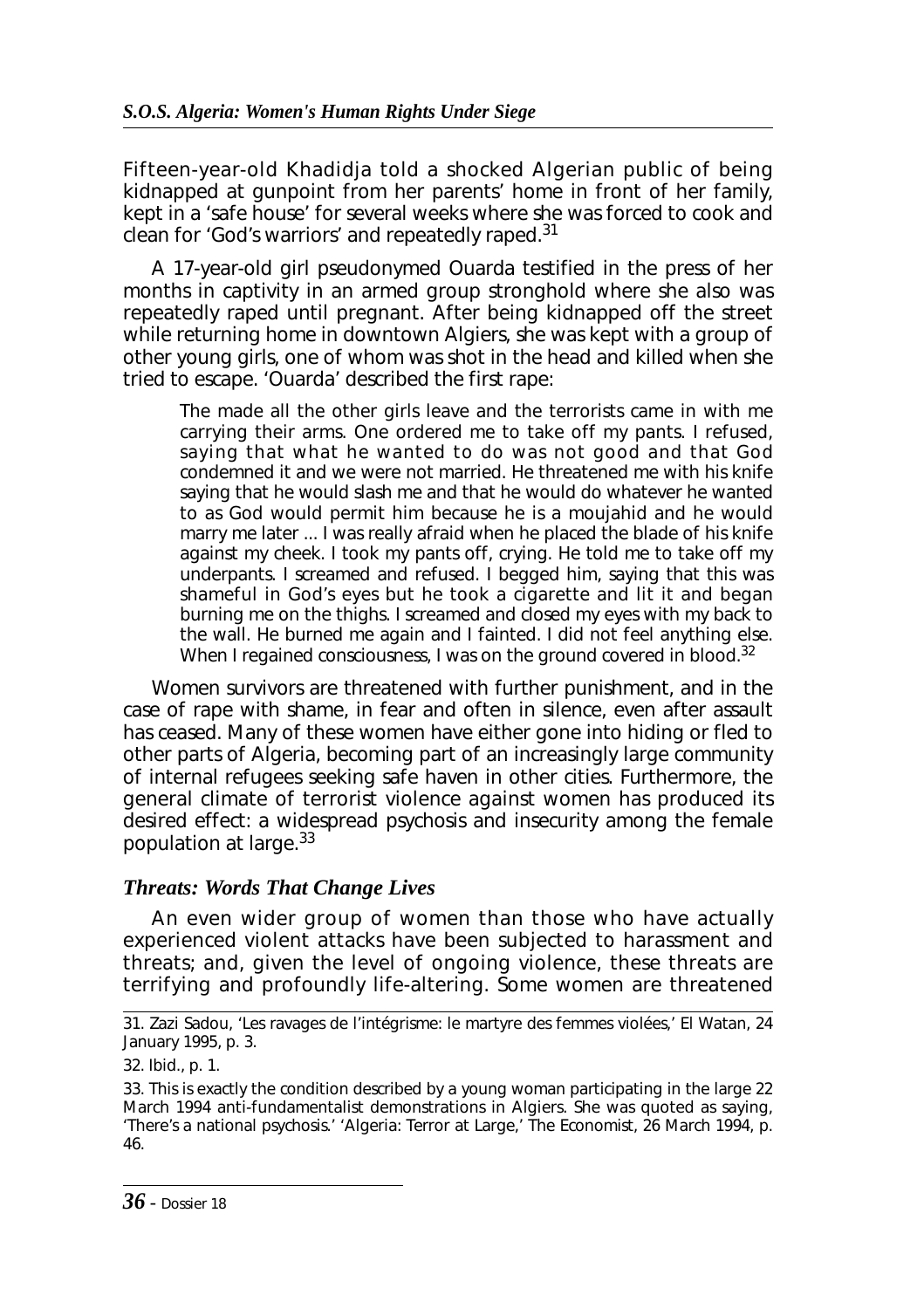Fifteen-year-old Khadidja told a shocked Algerian public of being kidnapped at gunpoint from her parents' home in front of her family, kept in a 'safe house' for several weeks where she was forced to cook and clean for 'God's warriors' and repeatedly raped.[31]

A 17-year-old girl pseudonymed Ouarda testified in the press of her months in captivity in an armed group stronghold where she also was repeatedly raped until pregnant. After being kidnapped off the street while returning home in downtown Algiers, she was kept with a group of other young girls, one of whom was shot in the head and killed when she tried to escape. 'Ouarda' described the first rape:

> The made all the other girls leave and the terrorists came in with me carrying their arms. One ordered me to take off my pants. I refused, saying that what he wanted to do was not good and that God condemned it and we were not married. He threatened me with his knife saying that he would slash me and that he would do whatever he wanted to as God would permit him because he is a moujahid and he would marry me later ... I was really afraid when he placed the blade of his knife against my cheek. I took my pants off, crying. He told me to take off my underpants. I screamed and refused. I begged him, saying that this was shameful in God's eyes but he took a cigarette and lit it and began burning me on the thighs. I screamed and closed my eyes with my back to the wall. He burned me again and I fainted. I did not feel anything else. When I regained consciousness, I was on the ground covered in blood.[32]

Women survivors are threatened with further punishment, and in the case of rape with shame, in fear and often in silence, even after assault has ceased. Many of these women have either gone into hiding or fled to other parts of Algeria, becoming part of an increasingly large community of internal refugees seeking safe haven in other cities. Furthermore, the general climate of terrorist violence against women has produced its desired effect: a widespread psychosis and insecurity among the female population at large.[33]

### *Threats: Words That Change Lives*

An even wider group of women than those who have actually experienced violent attacks have been subjected to harassment and threats; and, given the level of ongoing violence, these threats are terrifying and profoundly life-altering. Some women are threatened

---

31. Zazi Sadou, 'Les ravages de l'intégrisme: le martyre des femmes violées,' El Watan, 24 January 1995, p. 3.

32. Ibid., p. 1.

33. This is exactly the condition described by a young woman participating in the large 22 March 1994 anti-fundamentalist demonstrations in Algiers. She was quoted as saying, 'There's a national psychosis.' 'Algeria: Terror at Large,' The Economist, 26 March 1994, p. 46.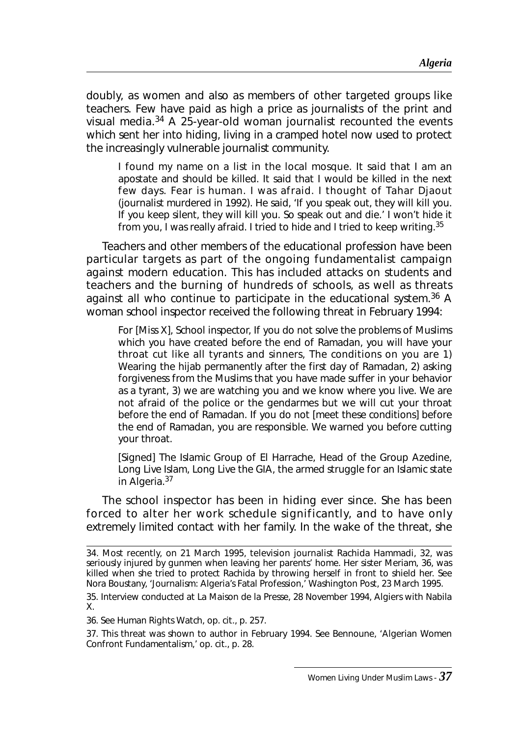doubly, as women and also as members of other targeted groups like teachers. Few have paid as high a price as journalists of the print and visual media.[34] A 25-year-old woman journalist recounted the events which sent her into hiding, living in a cramped hotel now used to protect the increasingly vulnerable journalist community.

> I found my name on a list in the local mosque. It said that I am an apostate and should be killed. It said that I would be killed in the next few days. Fear is human. I was afraid. I thought of Tahar Djaout (journalist murdered in 1992). He said, 'If you speak out, they will kill you. If you keep silent, they will kill you. So speak out and die.' I won't hide it from you, I was really afraid. I tried to hide and I tried to keep writing.[35]

Teachers and other members of the educational profession have been particular targets as part of the ongoing fundamentalist campaign against modern education. This has included attacks on students and teachers and the burning of hundreds of schools, as well as threats against all who continue to participate in the educational system.[36] A woman school inspector received the following threat in February 1994:

> For [Miss X], School inspector, If you do not solve the problems of Muslims which you have created before the end of Ramadan, you will have your throat cut like all tyrants and sinners, The conditions on you are 1) Wearing the hijab permanently after the first day of Ramadan, 2) asking forgiveness from the Muslims that you have made suffer in your behavior as a tyrant, 3) we are watching you and we know where you live. We are not afraid of the police or the gendarmes but we will cut your throat before the end of Ramadan. If you do not [meet these conditions] before the end of Ramadan, you are responsible. We warned you before cutting your throat.
>
> [Signed] The Islamic Group of El Harrache, Head of the Group Azedine, Long Live Islam, Long Live the GIA, the armed struggle for an Islamic state in Algeria.[37]

The school inspector has been in hiding ever since. She has been forced to alter her work schedule significantly, and to have only extremely limited contact with her family. In the wake of the threat, she

---

34. Most recently, on 21 March 1995, television journalist Rachida Hammadi, 32, was seriously injured by gunmen when leaving her parents' home. Her sister Meriam, 36, was killed when she tried to protect Rachida by throwing herself in front to shield her. See Nora Boustany, 'Journalism: Algeria's Fatal Profession,' Washington Post, 23 March 1995.

35. Interview conducted at La Maison de la Presse, 28 November 1994, Algiers with Nabila X.

36. See Human Rights Watch, op. cit., p. 257.

37. This threat was shown to author in February 1994. See Bennoune, 'Algerian Women Confront Fundamentalism,' op. cit., p. 28.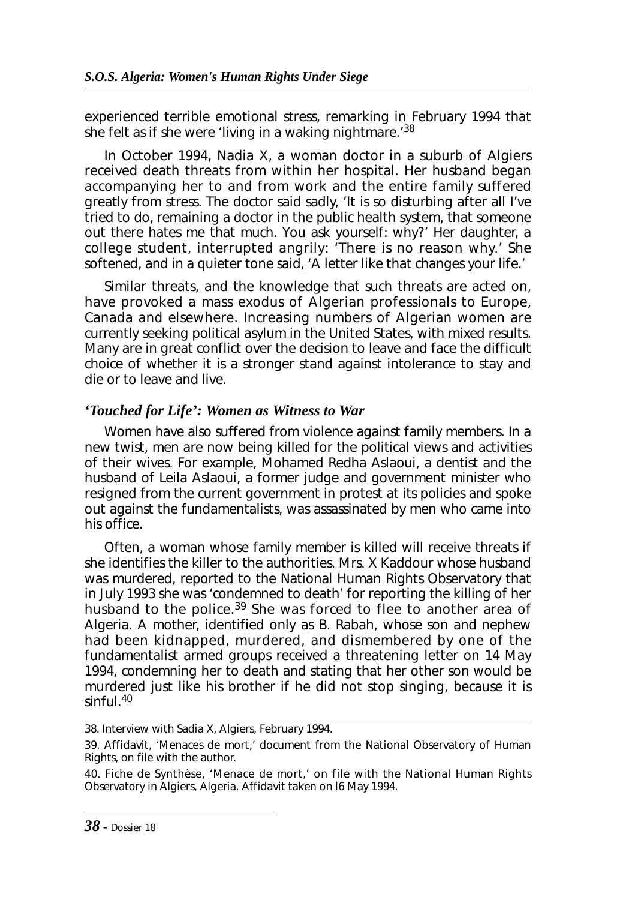experienced terrible emotional stress, remarking in February 1994 that she felt as if she were 'living in a waking nightmare.'[38]

In October 1994, Nadia X, a woman doctor in a suburb of Algiers received death threats from within her hospital. Her husband began accompanying her to and from work and the entire family suffered greatly from stress. The doctor said sadly, 'It is so disturbing after all I've tried to do, remaining a doctor in the public health system, that someone out there hates me that much. You ask yourself: why?' Her daughter, a college student, interrupted angrily: 'There is no reason why.' She softened, and in a quieter tone said, 'A letter like that changes your life.'

Similar threats, and the knowledge that such threats are acted on, have provoked a mass exodus of Algerian professionals to Europe, Canada and elsewhere. Increasing numbers of Algerian women are currently seeking political asylum in the United States, with mixed results. Many are in great conflict over the decision to leave and face the difficult choice of whether it is a stronger stand against intolerance to stay and die or to leave and live.

### *'Touched for Life': Women as Witness to War*

Women have also suffered from violence against family members. In a new twist, men are now being killed for the political views and activities of their wives. For example, Mohamed Redha Aslaoui, a dentist and the husband of Leila Aslaoui, a former judge and government minister who resigned from the current government in protest at its policies and spoke out against the fundamentalists, was assassinated by men who came into his office.

Often, a woman whose family member is killed will receive threats if she identifies the killer to the authorities. Mrs. X Kaddour whose husband was murdered, reported to the National Human Rights Observatory that in July 1993 she was 'condemned to death' for reporting the killing of her husband to the police.[39] She was forced to flee to another area of Algeria. A mother, identified only as B. Rabah, whose son and nephew had been kidnapped, murdered, and dismembered by one of the fundamentalist armed groups received a threatening letter on 14 May 1994, condemning her to death and stating that her other son would be murdered just like his brother if he did not stop singing, because it is sinful.[40]

---

38. Interview with Sadia X, Algiers, February 1994.

39. Affidavit, 'Menaces de mort,' document from the National Observatory of Human Rights, on file with the author.

40. Fiche de Synthèse, 'Menace de mort,' on file with the National Human Rights Observatory in Algiers, Algeria. Affidavit taken on l6 May 1994.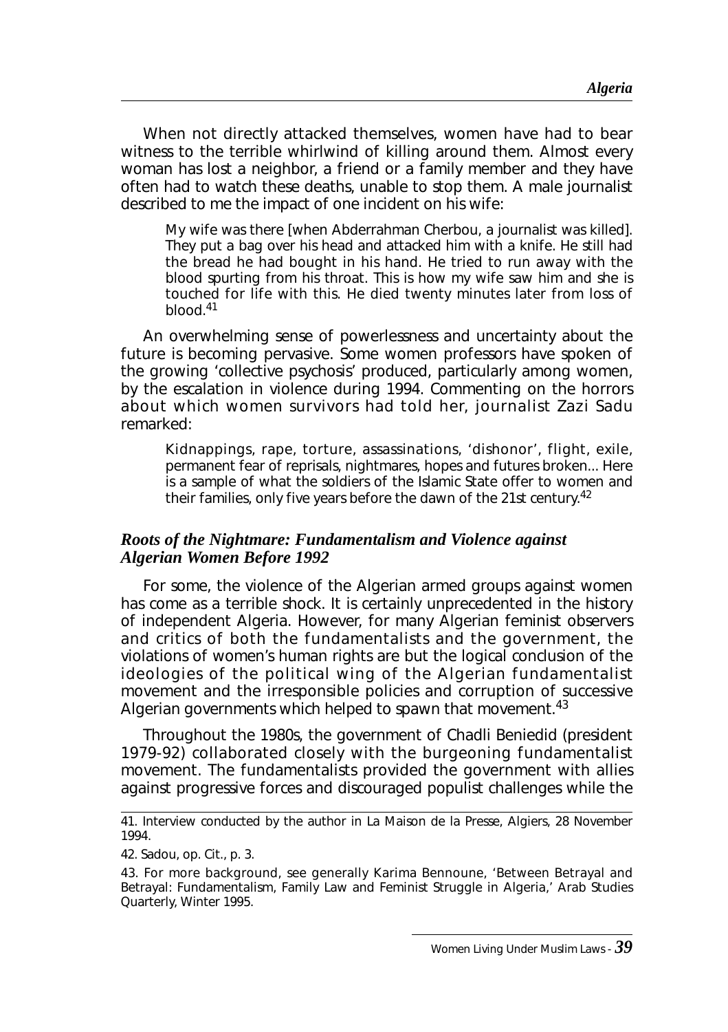When not directly attacked themselves, women have had to bear witness to the terrible whirlwind of killing around them. Almost every woman has lost a neighbor, a friend or a family member and they have often had to watch these deaths, unable to stop them. A male journalist described to me the impact of one incident on his wife:

> My wife was there [when Abderrahman Cherbou, a journalist was killed]. They put a bag over his head and attacked him with a knife. He still had the bread he had bought in his hand. He tried to run away with the blood spurting from his throat. This is how my wife saw him and she is touched for life with this. He died twenty minutes later from loss of blood.[41]

An overwhelming sense of powerlessness and uncertainty about the future is becoming pervasive. Some women professors have spoken of the growing 'collective psychosis' produced, particularly among women, by the escalation in violence during 1994. Commenting on the horrors about which women survivors had told her, journalist Zazi Sadu remarked:

> Kidnappings, rape, torture, assassinations, 'dishonor', flight, exile, permanent fear of reprisals, nightmares, hopes and futures broken... Here is a sample of what the soldiers of the Islamic State offer to women and their families, only five years before the dawn of the 21st century.[42]

### *Roots of the Nightmare: Fundamentalism and Violence against Algerian Women Before 1992*

For some, the violence of the Algerian armed groups against women has come as a terrible shock. It is certainly unprecedented in the history of independent Algeria. However, for many Algerian feminist observers and critics of both the fundamentalists and the government, the violations of women's human rights are but the logical conclusion of the ideologies of the political wing of the Algerian fundamentalist movement and the irresponsible policies and corruption of successive Algerian governments which helped to spawn that movement.[43]

Throughout the 1980s, the government of Chadli Beniedid (president 1979-92) collaborated closely with the burgeoning fundamentalist movement. The fundamentalists provided the government with allies against progressive forces and discouraged populist challenges while the

---

41. Interview conducted by the author in La Maison de la Presse, Algiers, 28 November 1994.

42. Sadou, op. Cit., p. 3.

43. For more background, see generally Karima Bennoune, 'Between Betrayal and Betrayal: Fundamentalism, Family Law and Feminist Struggle in Algeria,' Arab Studies Quarterly, Winter 1995.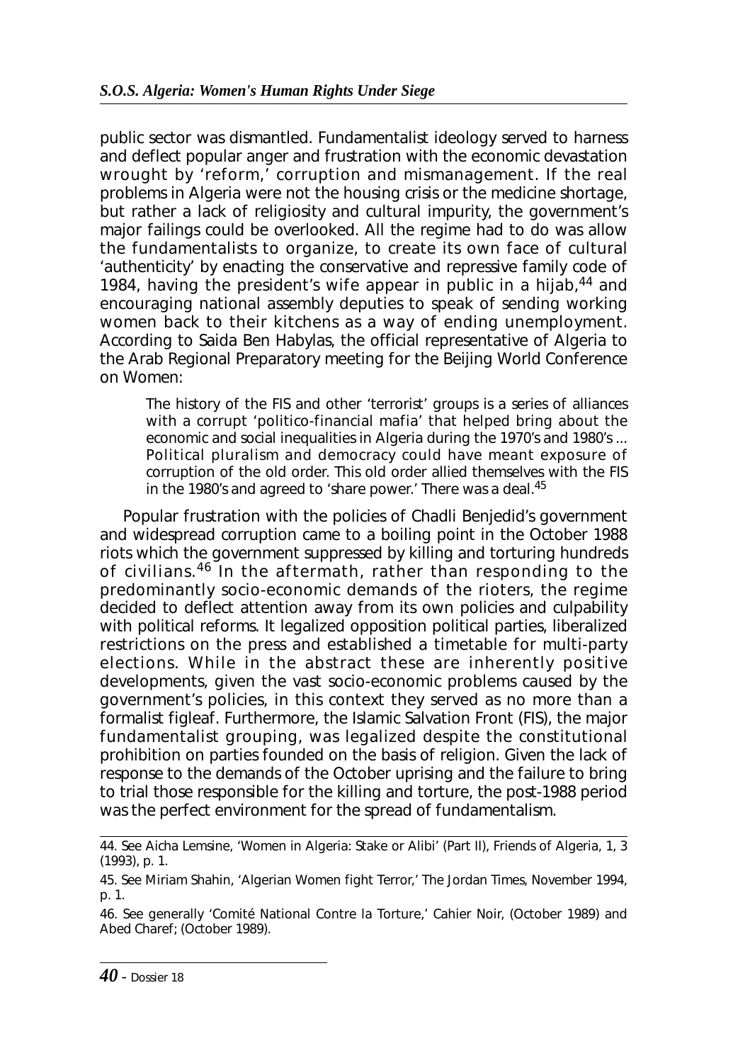public sector was dismantled. Fundamentalist ideology served to harness and deflect popular anger and frustration with the economic devastation wrought by 'reform,' corruption and mismanagement. If the real problems in Algeria were not the housing crisis or the medicine shortage, but rather a lack of religiosity and cultural impurity, the government's major failings could be overlooked. All the regime had to do was allow the fundamentalists to organize, to create its own face of cultural 'authenticity' by enacting the conservative and repressive family code of 1984, having the president's wife appear in public in a hijab,[44] and encouraging national assembly deputies to speak of sending working women back to their kitchens as a way of ending unemployment. According to Saida Ben Habylas, the official representative of Algeria to the Arab Regional Preparatory meeting for the Beijing World Conference on Women:

> The history of the FIS and other 'terrorist' groups is a series of alliances with a corrupt 'politico-financial mafia' that helped bring about the economic and social inequalities in Algeria during the 1970's and 1980's ... Political pluralism and democracy could have meant exposure of corruption of the old order. This old order allied themselves with the FIS in the 1980's and agreed to 'share power.' There was a deal.[45]

Popular frustration with the policies of Chadli Benjedid's government and widespread corruption came to a boiling point in the October 1988 riots which the government suppressed by killing and torturing hundreds of civilians.[46] In the aftermath, rather than responding to the predominantly socio-economic demands of the rioters, the regime decided to deflect attention away from its own policies and culpability with political reforms. It legalized opposition political parties, liberalized restrictions on the press and established a timetable for multi-party elections. While in the abstract these are inherently positive developments, given the vast socio-economic problems caused by the government's policies, in this context they served as no more than a formalist figleaf. Furthermore, the Islamic Salvation Front (FIS), the major fundamentalist grouping, was legalized despite the constitutional prohibition on parties founded on the basis of religion. Given the lack of response to the demands of the October uprising and the failure to bring to trial those responsible for the killing and torture, the post-1988 period was the perfect environment for the spread of fundamentalism.

---

44. See Aicha Lemsine, 'Women in Algeria: Stake or Alibi' (Part II), Friends of Algeria, 1, 3 (1993), p. 1.

45. See Miriam Shahin, 'Algerian Women fight Terror,' The Jordan Times, November 1994, p. 1.

46. See generally 'Comité National Contre la Torture,' Cahier Noir, (October 1989) and Abed Charef; (October 1989).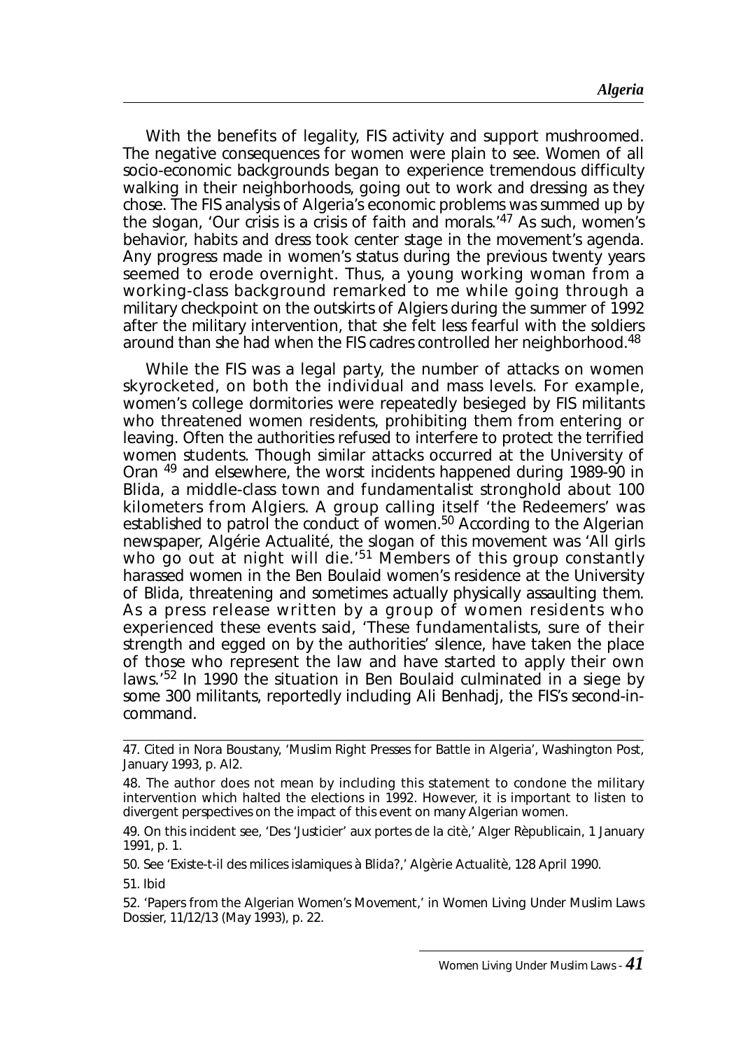With the benefits of legality, FIS activity and support mushroomed. The negative consequences for women were plain to see. Women of all socio-economic backgrounds began to experience tremendous difficulty walking in their neighborhoods, going out to work and dressing as they chose. The FIS analysis of Algeria's economic problems was summed up by the slogan, 'Our crisis is a crisis of faith and morals.'[47] As such, women's behavior, habits and dress took center stage in the movement's agenda. Any progress made in women's status during the previous twenty years seemed to erode overnight. Thus, a young working woman from a working-class background remarked to me while going through a military checkpoint on the outskirts of Algiers during the summer of 1992 after the military intervention, that she felt less fearful with the soldiers around than she had when the FIS cadres controlled her neighborhood.[48]

While the FIS was a legal party, the number of attacks on women skyrocketed, on both the individual and mass levels. For example, women's college dormitories were repeatedly besieged by FIS militants who threatened women residents, prohibiting them from entering or leaving. Often the authorities refused to interfere to protect the terrified women students. Though similar attacks occurred at the University of Oran [49] and elsewhere, the worst incidents happened during 1989-90 in Blida, a middle-class town and fundamentalist stronghold about 100 kilometers from Algiers. A group calling itself 'the Redeemers' was established to patrol the conduct of women.[50] According to the Algerian newspaper, Algérie Actualité, the slogan of this movement was 'All girls who go out at night will die.'[51] Members of this group constantly harassed women in the Ben Boulaid women's residence at the University of Blida, threatening and sometimes actually physically assaulting them. As a press release written by a group of women residents who experienced these events said, 'These fundamentalists, sure of their strength and egged on by the authorities' silence, have taken the place of those who represent the law and have started to apply their own laws.'[52] In 1990 the situation in Ben Boulaid culminated in a siege by some 300 militants, reportedly including Ali Benhadj, the FIS's second-in-command.

---

47. Cited in Nora Boustany, 'Muslim Right Presses for Battle in Algeria', Washington Post, January 1993, p. Al2.

48. The author does not mean by including this statement to condone the military intervention which halted the elections in 1992. However, it is important to listen to divergent perspectives on the impact of this event on many Algerian women.

49. On this incident see, 'Des 'Justicier' aux portes de la citè,' Alger Rèpublicain, 1 January 1991, p. 1.

50. See 'Existe-t-il des milices islamiques à Blida?,' Algèrie Actualitè, 128 April 1990.

51. Ibid

52. 'Papers from the Algerian Women's Movement,' in Women Living Under Muslim Laws Dossier, 11/12/13 (May 1993), p. 22.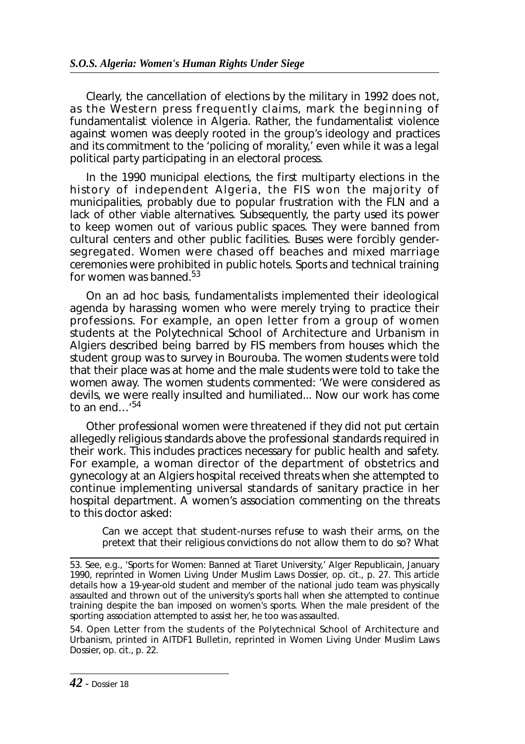Clearly, the cancellation of elections by the military in 1992 does not, as the Western press frequently claims, mark the beginning of fundamentalist violence in Algeria. Rather, the fundamentalist violence against women was deeply rooted in the group's ideology and practices and its commitment to the 'policing of morality,' even while it was a legal political party participating in an electoral process.

In the 1990 municipal elections, the first multiparty elections in the history of independent Algeria, the FIS won the majority of municipalities, probably due to popular frustration with the FLN and a lack of other viable alternatives. Subsequently, the party used its power to keep women out of various public spaces. They were banned from cultural centers and other public facilities. Buses were forcibly gender-segregated. Women were chased off beaches and mixed marriage ceremonies were prohibited in public hotels. Sports and technical training for women was banned.[53]

On an ad hoc basis, fundamentalists implemented their ideological agenda by harassing women who were merely trying to practice their professions. For example, an open letter from a group of women students at the Polytechnical School of Architecture and Urbanism in Algiers described being barred by FIS members from houses which the student group was to survey in Bourouba. The women students were told that their place was at home and the male students were told to take the women away. The women students commented: 'We were considered as devils, we were really insulted and humiliated... Now our work has come to an end…'[54]

Other professional women were threatened if they did not put certain allegedly religious standards above the professional standards required in their work. This includes practices necessary for public health and safety. For example, a woman director of the department of obstetrics and gynecology at an Algiers hospital received threats when she attempted to continue implementing universal standards of sanitary practice in her hospital department. A women's association commenting on the threats to this doctor asked:

> Can we accept that student-nurses refuse to wash their arms, on the pretext that their religious convictions do not allow them to do so? What

---

53. See, e.g., 'Sports for Women: Banned at Tiaret University,' Alger Republicain, January 1990, reprinted in Women Living Under Muslim Laws Dossier, op. cit., p. 27. This article details how a 19-year-old student and member of the national judo team was physically assaulted and thrown out of the university's sports hall when she attempted to continue training despite the ban imposed on women's sports. When the male president of the sporting association attempted to assist her, he too was assaulted.

54. Open Letter from the students of the Polytechnical School of Architecture and Urbanism, printed in AITDF1 Bulletin, reprinted in Women Living Under Muslim Laws Dossier, op. cit., p. 22.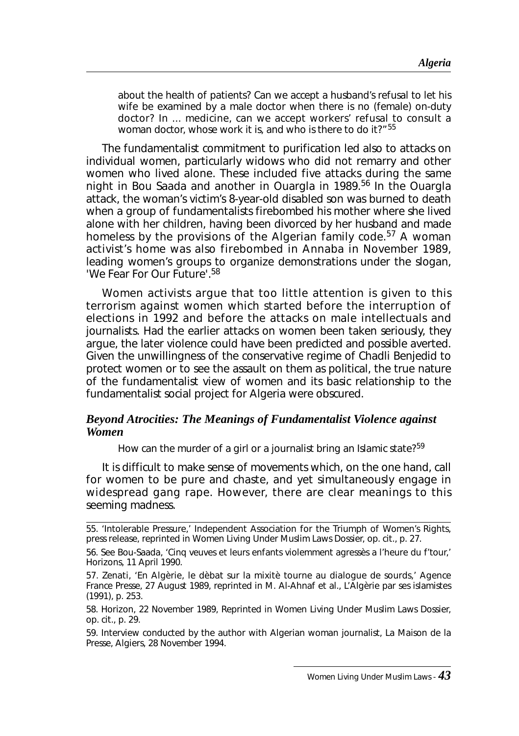about the health of patients? Can we accept a husband's refusal to let his wife be examined by a male doctor when there is no (female) on-duty doctor? In … medicine, can we accept workers' refusal to consult a woman doctor, whose work it is, and who is there to do it?"[55]

The fundamentalist commitment to purification led also to attacks on individual women, particularly widows who did not remarry and other women who lived alone. These included five attacks during the same night in Bou Saada and another in Ouargla in 1989.[56] In the Ouargla attack, the woman's victim's 8-year-old disabled son was burned to death when a group of fundamentalists firebombed his mother where she lived alone with her children, having been divorced by her husband and made homeless by the provisions of the Algerian family code.[57] A woman activist's home was also firebombed in Annaba in November 1989, leading women's groups to organize demonstrations under the slogan, 'We Fear For Our Future'.[58]

Women activists argue that too little attention is given to this terrorism against women which started before the interruption of elections in 1992 and before the attacks on male intellectuals and journalists. Had the earlier attacks on women been taken seriously, they argue, the later violence could have been predicted and possible averted. Given the unwillingness of the conservative regime of Chadli Benjedid to protect women or to see the assault on them as political, the true nature of the fundamentalist view of women and its basic relationship to the fundamentalist social project for Algeria were obscured.

### *Beyond Atrocities: The Meanings of Fundamentalist Violence against Women*

How can the murder of a girl or a journalist bring an Islamic state?[59]

It is difficult to make sense of movements which, on the one hand, call for women to be pure and chaste, and yet simultaneously engage in widespread gang rape. However, there are clear meanings to this seeming madness.

---

55. 'Intolerable Pressure,' Independent Association for the Triumph of Women's Rights, press release, reprinted in Women Living Under Muslim Laws Dossier, op. cit., p. 27.

56. See Bou-Saada, 'Cinq veuves et leurs enfants violemment agressès a l'heure du f'tour,' Horizons, 11 April 1990.

57. Zenati, 'En Algèrie, le dèbat sur la mixitè tourne au dialogue de sourds,' Agence France Presse, 27 August 1989, reprinted in M. Al-Ahnaf et al., L'Algèrie par ses islamistes (1991), p. 253.

58. Horizon, 22 November 1989, Reprinted in Women Living Under Muslim Laws Dossier, op. cit., p. 29.

59. Interview conducted by the author with Algerian woman journalist, La Maison de la Presse, Algiers, 28 November 1994.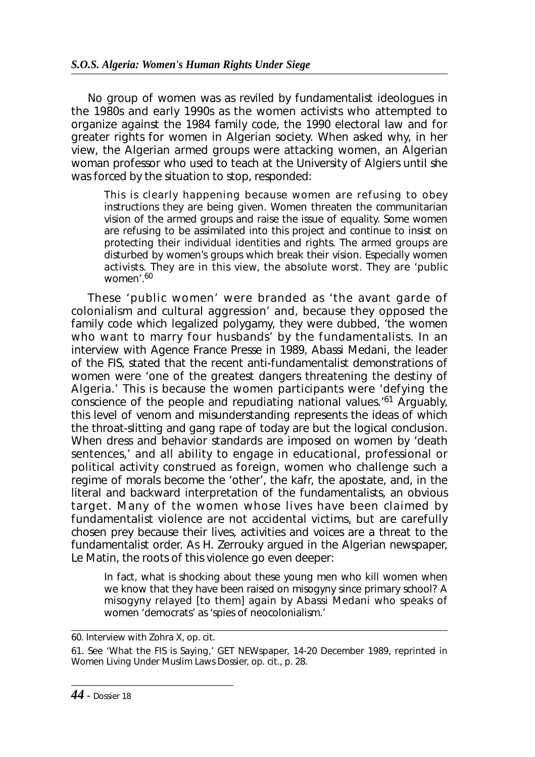No group of women was as reviled by fundamentalist ideologues in the 1980s and early 1990s as the women activists who attempted to organize against the 1984 family code, the 1990 electoral law and for greater rights for women in Algerian society. When asked why, in her view, the Algerian armed groups were attacking women, an Algerian woman professor who used to teach at the University of Algiers until she was forced by the situation to stop, responded:

> This is clearly happening because women are refusing to obey instructions they are being given. Women threaten the communitarian vision of the armed groups and raise the issue of equality. Some women are refusing to be assimilated into this project and continue to insist on protecting their individual identities and rights. The armed groups are disturbed by women's groups which break their vision. Especially women activists. They are in this view, the absolute worst. They are 'public women'.[60]

These 'public women' were branded as 'the avant garde of colonialism and cultural aggression' and, because they opposed the family code which legalized polygamy, they were dubbed, 'the women who want to marry four husbands' by the fundamentalists. In an interview with Agence France Presse in 1989, Abassi Medani, the leader of the FIS, stated that the recent anti-fundamentalist demonstrations of women were 'one of the greatest dangers threatening the destiny of Algeria.' This is because the women participants were 'defying the conscience of the people and repudiating national values.'[61] Arguably, this level of venom and misunderstanding represents the ideas of which the throat-slitting and gang rape of today are but the logical conclusion. When dress and behavior standards are imposed on women by 'death sentences,' and all ability to engage in educational, professional or political activity construed as foreign, women who challenge such a regime of morals become the 'other', the kafr, the apostate, and, in the literal and backward interpretation of the fundamentalists, an obvious target. Many of the women whose lives have been claimed by fundamentalist violence are not accidental victims, but are carefully chosen prey because their lives, activities and voices are a threat to the fundamentalist order. As H. Zerrouky argued in the Algerian newspaper, Le Matin, the roots of this violence go even deeper:

> In fact, what is shocking about these young men who kill women when we know that they have been raised on misogyny since primary school? A misogyny relayed [to them] again by Abassi Medani who speaks of women 'democrats' as 'spies of neocolonialism.'

---

60. Interview with Zohra X, op. cit.

61. See 'What the FIS is Saying,' GET NEWspaper, 14-20 December 1989, reprinted in Women Living Under Muslim Laws Dossier, op. cit., p. 28.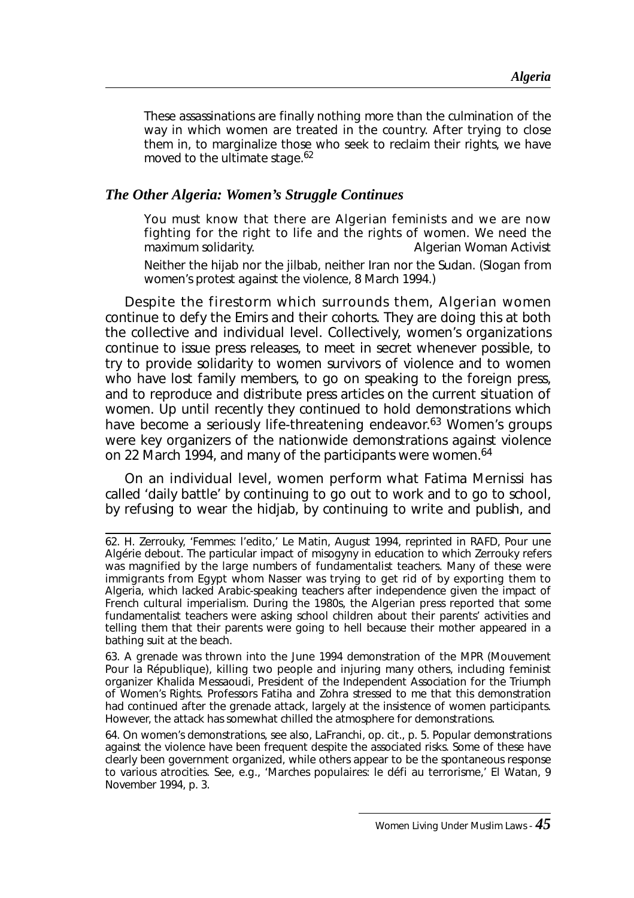> These assassinations are finally nothing more than the culmination of the way in which women are treated in the country. After trying to close them in, to marginalize those who seek to reclaim their rights, we have moved to the ultimate stage.[62]

### *The Other Algeria: Women's Struggle Continues*

> You must know that there are Algerian feminists and we are now fighting for the right to life and the rights of women. We need the maximum solidarity. Algerian Woman Activist
>
> Neither the hijab nor the jilbab, neither Iran nor the Sudan. (Slogan from women's protest against the violence, 8 March 1994.)

Despite the firestorm which surrounds them, Algerian women continue to defy the Emirs and their cohorts. They are doing this at both the collective and individual level. Collectively, women's organizations continue to issue press releases, to meet in secret whenever possible, to try to provide solidarity to women survivors of violence and to women who have lost family members, to go on speaking to the foreign press, and to reproduce and distribute press articles on the current situation of women. Up until recently they continued to hold demonstrations which have become a seriously life-threatening endeavor.[63] Women's groups were key organizers of the nationwide demonstrations against violence on 22 March 1994, and many of the participants were women.[64]

On an individual level, women perform what Fatima Mernissi has called 'daily battle' by continuing to go out to work and to go to school, by refusing to wear the hidjab, by continuing to write and publish, and

---

62. H. Zerrouky, 'Femmes: l'edito,' Le Matin, August 1994, reprinted in RAFD, Pour une Algérie debout. The particular impact of misogyny in education to which Zerrouky refers was magnified by the large numbers of fundamentalist teachers. Many of these were immigrants from Egypt whom Nasser was trying to get rid of by exporting them to Algeria, which lacked Arabic-speaking teachers after independence given the impact of French cultural imperialism. During the 1980s, the Algerian press reported that some fundamentalist teachers were asking school children about their parents' activities and telling them that their parents were going to hell because their mother appeared in a bathing suit at the beach.

63. A grenade was thrown into the June 1994 demonstration of the MPR (Mouvement Pour la République), killing two people and injuring many others, including feminist organizer Khalida Messaoudi, President of the Independent Association for the Triumph of Women's Rights. Professors Fatiha and Zohra stressed to me that this demonstration had continued after the grenade attack, largely at the insistence of women participants. However, the attack has somewhat chilled the atmosphere for demonstrations.

64. On women's demonstrations, see also, LaFranchi, op. cit., p. 5. Popular demonstrations against the violence have been frequent despite the associated risks. Some of these have clearly been government organized, while others appear to be the spontaneous response to various atrocities. See, e.g., 'Marches populaires: le défi au terrorisme,' El Watan, 9 November 1994, p. 3.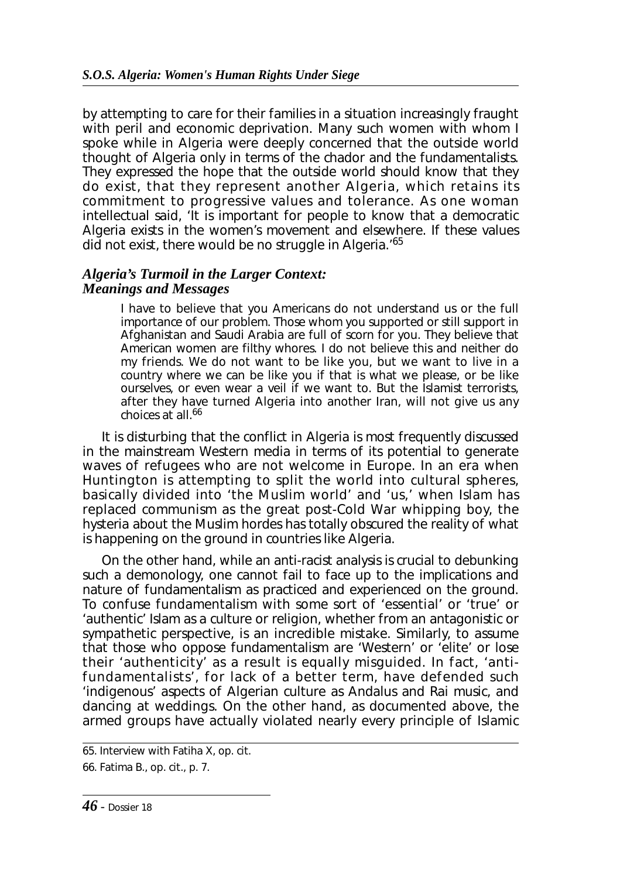by attempting to care for their families in a situation increasingly fraught with peril and economic deprivation. Many such women with whom I spoke while in Algeria were deeply concerned that the outside world thought of Algeria only in terms of the chador and the fundamentalists. They expressed the hope that the outside world should know that they do exist, that they represent another Algeria, which retains its commitment to progressive values and tolerance. As one woman intellectual said, 'It is important for people to know that a democratic Algeria exists in the women's movement and elsewhere. If these values did not exist, there would be no struggle in Algeria.'[65]

### *Algeria's Turmoil in the Larger Context: Meanings and Messages*

> I have to believe that you Americans do not understand us or the full importance of our problem. Those whom you supported or still support in Afghanistan and Saudi Arabia are full of scorn for you. They believe that American women are filthy whores. I do not believe this and neither do my friends. We do not want to be like you, but we want to live in a country where we can be like you if that is what we please, or be like ourselves, or even wear a veil if we want to. But the Islamist terrorists, after they have turned Algeria into another Iran, will not give us any choices at all.[66]

It is disturbing that the conflict in Algeria is most frequently discussed in the mainstream Western media in terms of its potential to generate waves of refugees who are not welcome in Europe. In an era when Huntington is attempting to split the world into cultural spheres, basically divided into 'the Muslim world' and 'us,' when Islam has replaced communism as the great post-Cold War whipping boy, the hysteria about the Muslim hordes has totally obscured the reality of what is happening on the ground in countries like Algeria.

On the other hand, while an anti-racist analysis is crucial to debunking such a demonology, one cannot fail to face up to the implications and nature of fundamentalism as practiced and experienced on the ground. To confuse fundamentalism with some sort of 'essential' or 'true' or 'authentic' Islam as a culture or religion, whether from an antagonistic or sympathetic perspective, is an incredible mistake. Similarly, to assume that those who oppose fundamentalism are 'Western' or 'elite' or lose their 'authenticity' as a result is equally misguided. In fact, 'anti-fundamentalists', for lack of a better term, have defended such 'indigenous' aspects of Algerian culture as Andalus and Rai music, and dancing at weddings. On the other hand, as documented above, the armed groups have actually violated nearly every principle of Islamic

---

65. Interview with Fatiha X, op. cit.

66. Fatima B., op. cit., p. 7.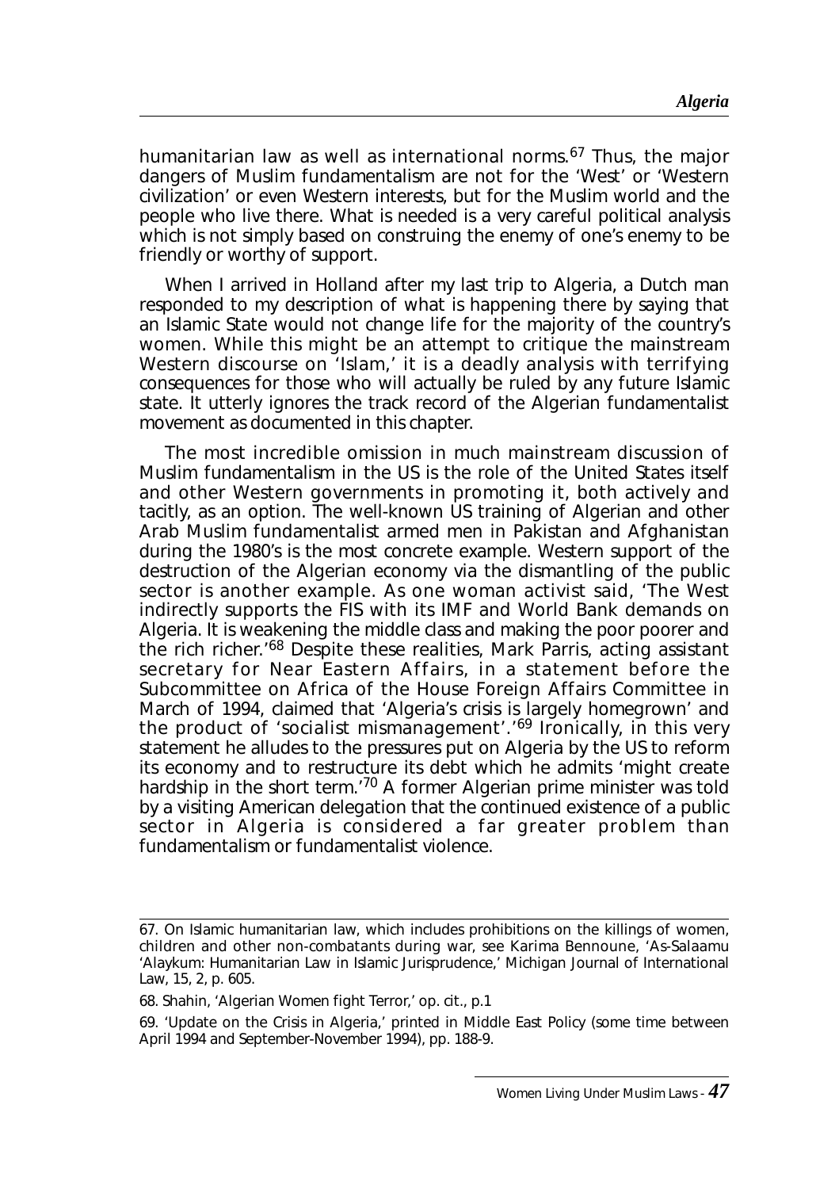humanitarian law as well as international norms.[67] Thus, the major dangers of Muslim fundamentalism are not for the 'West' or 'Western civilization' or even Western interests, but for the Muslim world and the people who live there. What is needed is a very careful political analysis which is not simply based on construing the enemy of one's enemy to be friendly or worthy of support.

When I arrived in Holland after my last trip to Algeria, a Dutch man responded to my description of what is happening there by saying that an Islamic State would not change life for the majority of the country's women. While this might be an attempt to critique the mainstream Western discourse on 'Islam,' it is a deadly analysis with terrifying consequences for those who will actually be ruled by any future Islamic state. It utterly ignores the track record of the Algerian fundamentalist movement as documented in this chapter.

The most incredible omission in much mainstream discussion of Muslim fundamentalism in the US is the role of the United States itself and other Western governments in promoting it, both actively and tacitly, as an option. The well-known US training of Algerian and other Arab Muslim fundamentalist armed men in Pakistan and Afghanistan during the 1980's is the most concrete example. Western support of the destruction of the Algerian economy via the dismantling of the public sector is another example. As one woman activist said, 'The West indirectly supports the FIS with its IMF and World Bank demands on Algeria. It is weakening the middle class and making the poor poorer and the rich richer.'[68] Despite these realities, Mark Parris, acting assistant secretary for Near Eastern Affairs, in a statement before the Subcommittee on Africa of the House Foreign Affairs Committee in March of 1994, claimed that 'Algeria's crisis is largely homegrown' and the product of 'socialist mismanagement'.'[69] Ironically, in this very statement he alludes to the pressures put on Algeria by the US to reform its economy and to restructure its debt which he admits 'might create hardship in the short term.'[70] A former Algerian prime minister was told by a visiting American delegation that the continued existence of a public sector in Algeria is considered a far greater problem than fundamentalism or fundamentalist violence.

---

67. On Islamic humanitarian law, which includes prohibitions on the killings of women, children and other non-combatants during war, see Karima Bennoune, 'As-Salaamu 'Alaykum: Humanitarian Law in Islamic Jurisprudence,' Michigan Journal of International Law, 15, 2, p. 605.

68. Shahin, 'Algerian Women fight Terror,' op. cit., p.1

69. 'Update on the Crisis in Algeria,' printed in Middle East Policy (some time between April 1994 and September-November 1994), pp. 188-9.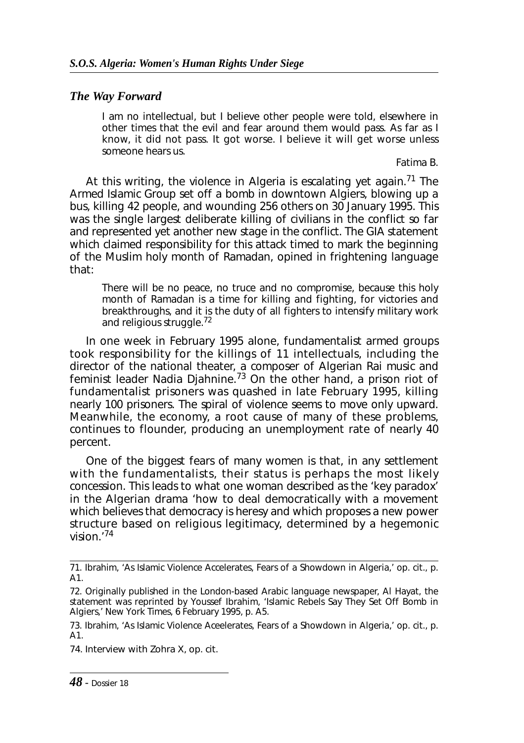### *The Way Forward*

> I am no intellectual, but I believe other people were told, elsewhere in other times that the evil and fear around them would pass. As far as I know, it did not pass. It got worse. I believe it will get worse unless someone hears us.
>
> Fatima B.

At this writing, the violence in Algeria is escalating yet again.[71] The Armed Islamic Group set off a bomb in downtown Algiers, blowing up a bus, killing 42 people, and wounding 256 others on 30 January 1995. This was the single largest deliberate killing of civilians in the conflict so far and represented yet another new stage in the conflict. The GIA statement which claimed responsibility for this attack timed to mark the beginning of the Muslim holy month of Ramadan, opined in frightening language that:

> There will be no peace, no truce and no compromise, because this holy month of Ramadan is a time for killing and fighting, for victories and breakthroughs, and it is the duty of all fighters to intensify military work and religious struggle.[72]

In one week in February 1995 alone, fundamentalist armed groups took responsibility for the killings of 11 intellectuals, including the director of the national theater, a composer of Algerian Rai music and feminist leader Nadia Djahnine.[73] On the other hand, a prison riot of fundamentalist prisoners was quashed in late February 1995, killing nearly 100 prisoners. The spiral of violence seems to move only upward. Meanwhile, the economy, a root cause of many of these problems, continues to flounder, producing an unemployment rate of nearly 40 percent.

One of the biggest fears of many women is that, in any settlement with the fundamentalists, their status is perhaps the most likely concession. This leads to what one woman described as the 'key paradox' in the Algerian drama 'how to deal democratically with a movement which believes that democracy is heresy and which proposes a new power structure based on religious legitimacy, determined by a hegemonic vision.'[74]

---

71. Ibrahim, 'As Islamic Violence Accelerates, Fears of a Showdown in Algeria,' op. cit., p. A1.

72. Originally published in the London-based Arabic language newspaper, Al Hayat, the statement was reprinted by Youssef Ibrahim, 'Islamic Rebels Say They Set Off Bomb in Algiers,' New York Times, 6 February 1995, p. A5.

73. Ibrahim, 'As Islamic Violence Aceelerates, Fears of a Showdown in Algeria,' op. cit., p. A1.

74. Interview with Zohra X, op. cit.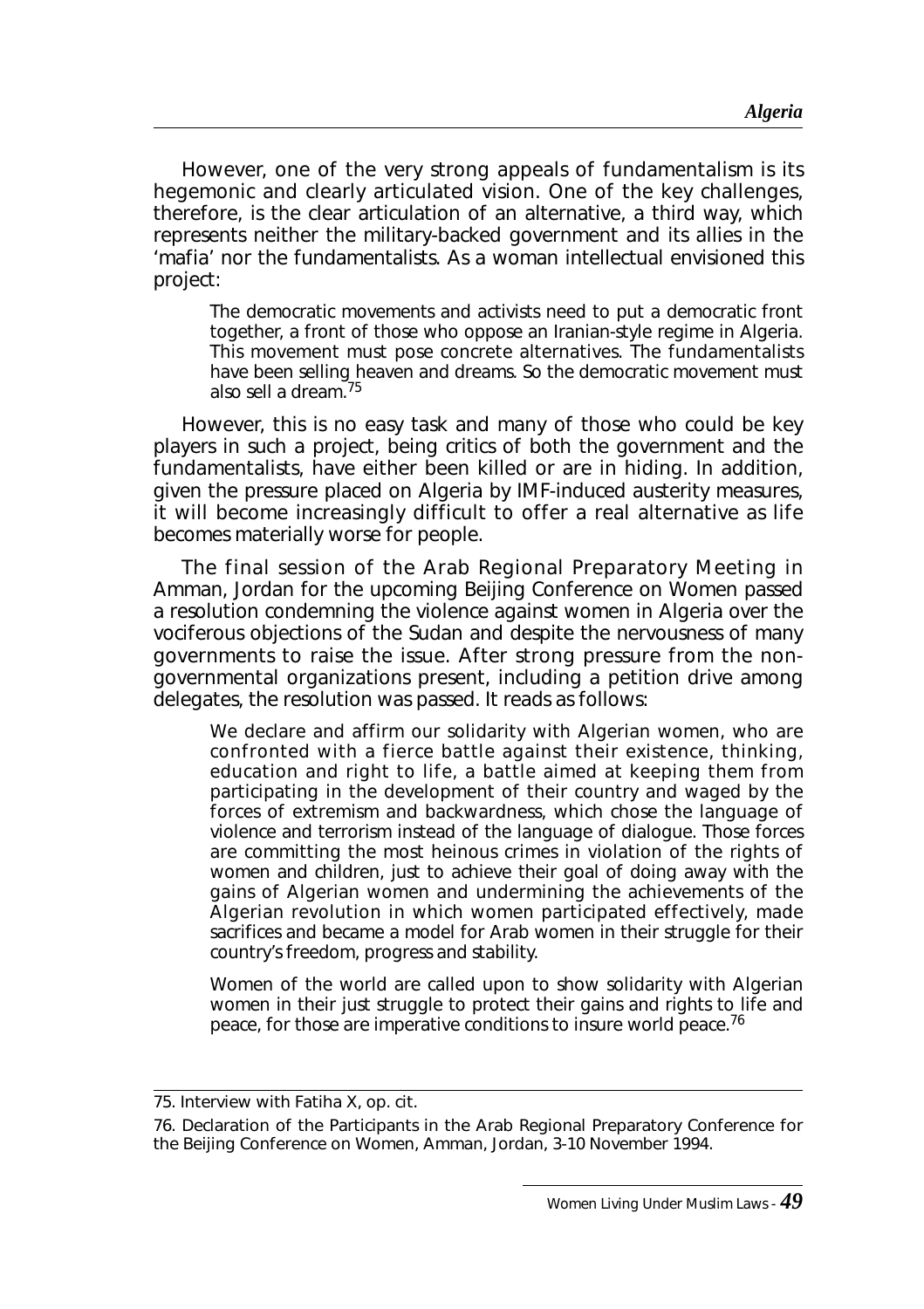However, one of the very strong appeals of fundamentalism is its hegemonic and clearly articulated vision. One of the key challenges, therefore, is the clear articulation of an alternative, a third way, which represents neither the military-backed government and its allies in the 'mafia' nor the fundamentalists. As a woman intellectual envisioned this project:

> The democratic movements and activists need to put a democratic front together, a front of those who oppose an Iranian-style regime in Algeria. This movement must pose concrete alternatives. The fundamentalists have been selling heaven and dreams. So the democratic movement must also sell a dream.[75]

However, this is no easy task and many of those who could be key players in such a project, being critics of both the government and the fundamentalists, have either been killed or are in hiding. In addition, given the pressure placed on Algeria by IMF-induced austerity measures, it will become increasingly difficult to offer a real alternative as life becomes materially worse for people.

The final session of the Arab Regional Preparatory Meeting in Amman, Jordan for the upcoming Beijing Conference on Women passed a resolution condemning the violence against women in Algeria over the vociferous objections of the Sudan and despite the nervousness of many governments to raise the issue. After strong pressure from the non-governmental organizations present, including a petition drive among delegates, the resolution was passed. It reads as follows:

> We declare and affirm our solidarity with Algerian women, who are confronted with a fierce battle against their existence, thinking, education and right to life, a battle aimed at keeping them from participating in the development of their country and waged by the forces of extremism and backwardness, which chose the language of violence and terrorism instead of the language of dialogue. Those forces are committing the most heinous crimes in violation of the rights of women and children, just to achieve their goal of doing away with the gains of Algerian women and undermining the achievements of the Algerian revolution in which women participated effectively, made sacrifices and became a model for Arab women in their struggle for their country's freedom, progress and stability.
>
> Women of the world are called upon to show solidarity with Algerian women in their just struggle to protect their gains and rights to life and peace, for those are imperative conditions to insure world peace.[76]

---

75. Interview with Fatiha X, op. cit.

76. Declaration of the Participants in the Arab Regional Preparatory Conference for the Beijing Conference on Women, Amman, Jordan, 3-10 November 1994.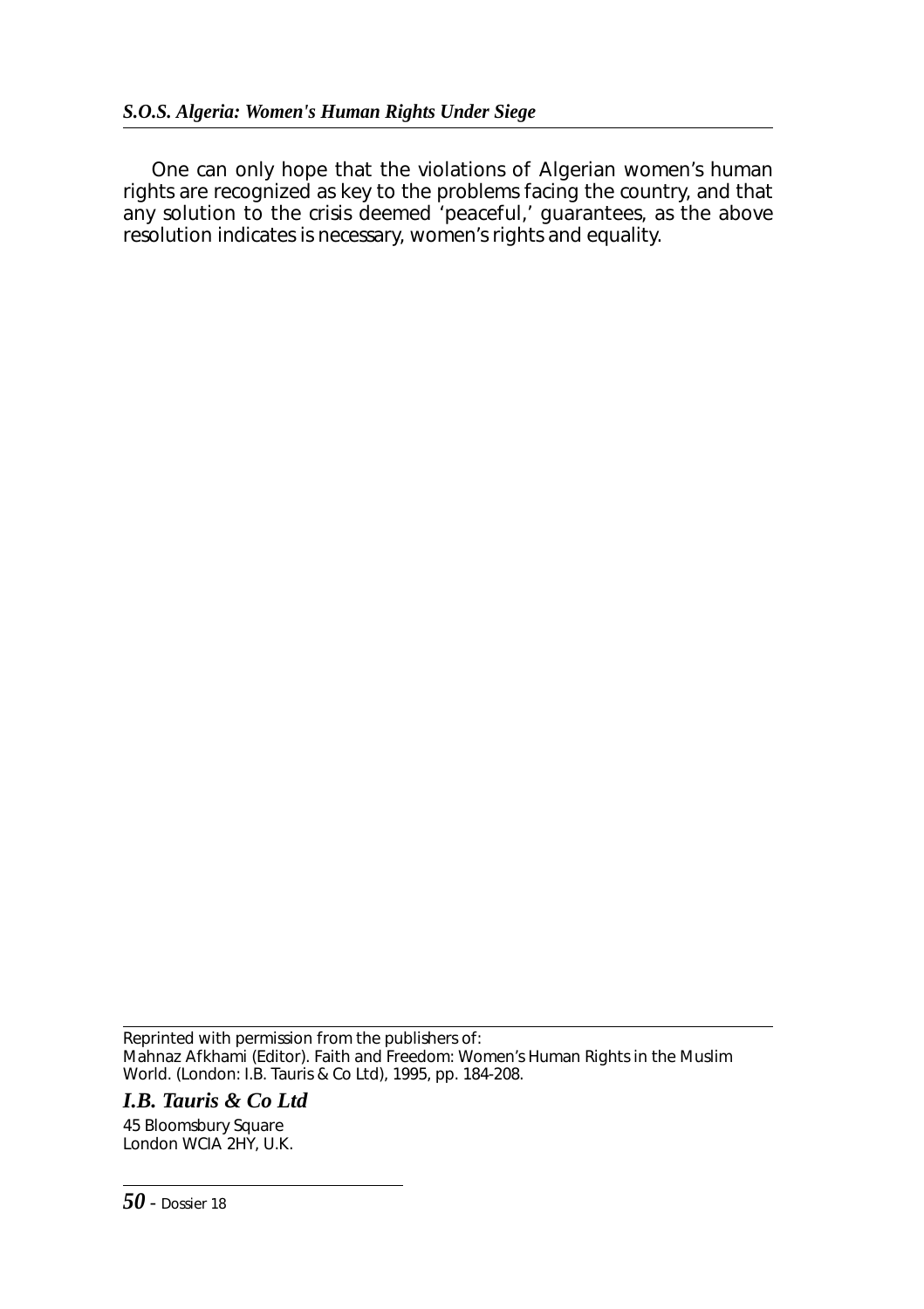One can only hope that the violations of Algerian women's human rights are recognized as key to the problems facing the country, and that any solution to the crisis deemed 'peaceful,' guarantees, as the above resolution indicates is necessary, women's rights and equality.

---

Reprinted with permission from the publishers of:
Mahnaz Afkhami (Editor). Faith and Freedom: Women's Human Rights in the Muslim World. (London: I.B. Tauris & Co Ltd), 1995, pp. 184-208.

***I.B. Tauris & Co Ltd***

45 Bloomsbury Square
London WCIA 2HY, U.K.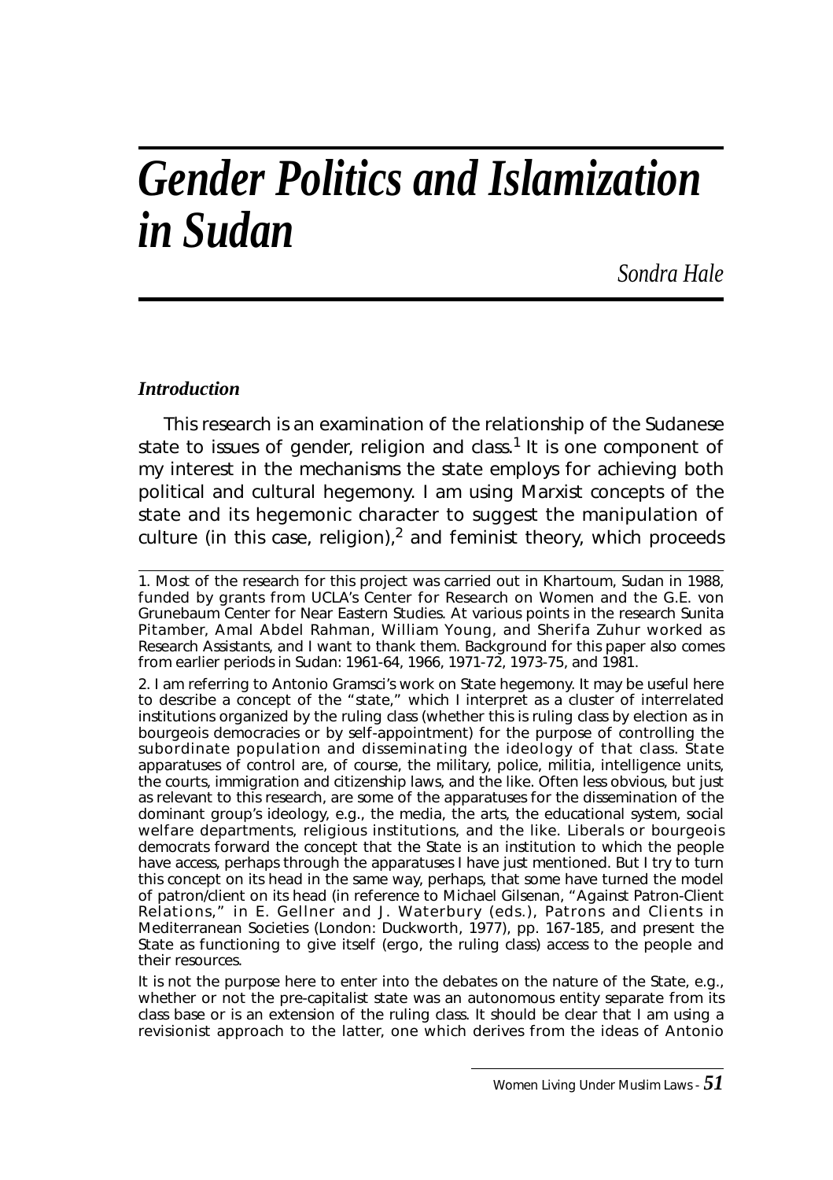# Gender Politics and Islamization in Sudan

*Sondra Hale*

### *Introduction*

This research is an examination of the relationship of the Sudanese state to issues of gender, religion and class.[1] It is one component of my interest in the mechanisms the state employs for achieving both political and cultural hegemony. I am using Marxist concepts of the state and its hegemonic character to suggest the manipulation of culture (in this case, religion),[2] and feminist theory, which proceeds

1. Most of the research for this project was carried out in Khartoum, Sudan in 1988, funded by grants from UCLA's Center for Research on Women and the G.E. von Grunebaum Center for Near Eastern Studies. At various points in the research Sunita Pitamber, Amal Abdel Rahman, William Young, and Sherifa Zuhur worked as Research Assistants, and I want to thank them. Background for this paper also comes from earlier periods in Sudan: 1961-64, 1966, 1971-72, 1973-75, and 1981.

2. I am referring to Antonio Gramsci's work on State hegemony. It may be useful here to describe a concept of the "state," which I interpret as a cluster of interrelated institutions organized by the ruling class (whether this is ruling class by election as in bourgeois democracies or by self-appointment) for the purpose of controlling the subordinate population and disseminating the ideology of that class. State apparatuses of control are, of course, the military, police, militia, intelligence units, the courts, immigration and citizenship laws, and the like. Often less obvious, but just as relevant to this research, are some of the apparatuses for the dissemination of the dominant group's ideology, e.g., the media, the arts, the educational system, social welfare departments, religious institutions, and the like. Liberals or bourgeois democrats forward the concept that the State is an institution to which the people have access, perhaps through the apparatuses I have just mentioned. But I try to turn this concept on its head in the same way, perhaps, that some have turned the model of patron/client on its head (in reference to Michael Gilsenan, "Against Patron-Client Relations," in E. Gellner and J. Waterbury (eds.), Patrons and Clients in Mediterranean Societies (London: Duckworth, 1977), pp. 167-185, and present the State as functioning to give itself (ergo, the ruling class) access to the people and their resources.

It is not the purpose here to enter into the debates on the nature of the State, e.g., whether or not the pre-capitalist state was an autonomous entity separate from its class base or is an extension of the ruling class. It should be clear that I am using a revisionist approach to the latter, one which derives from the ideas of Antonio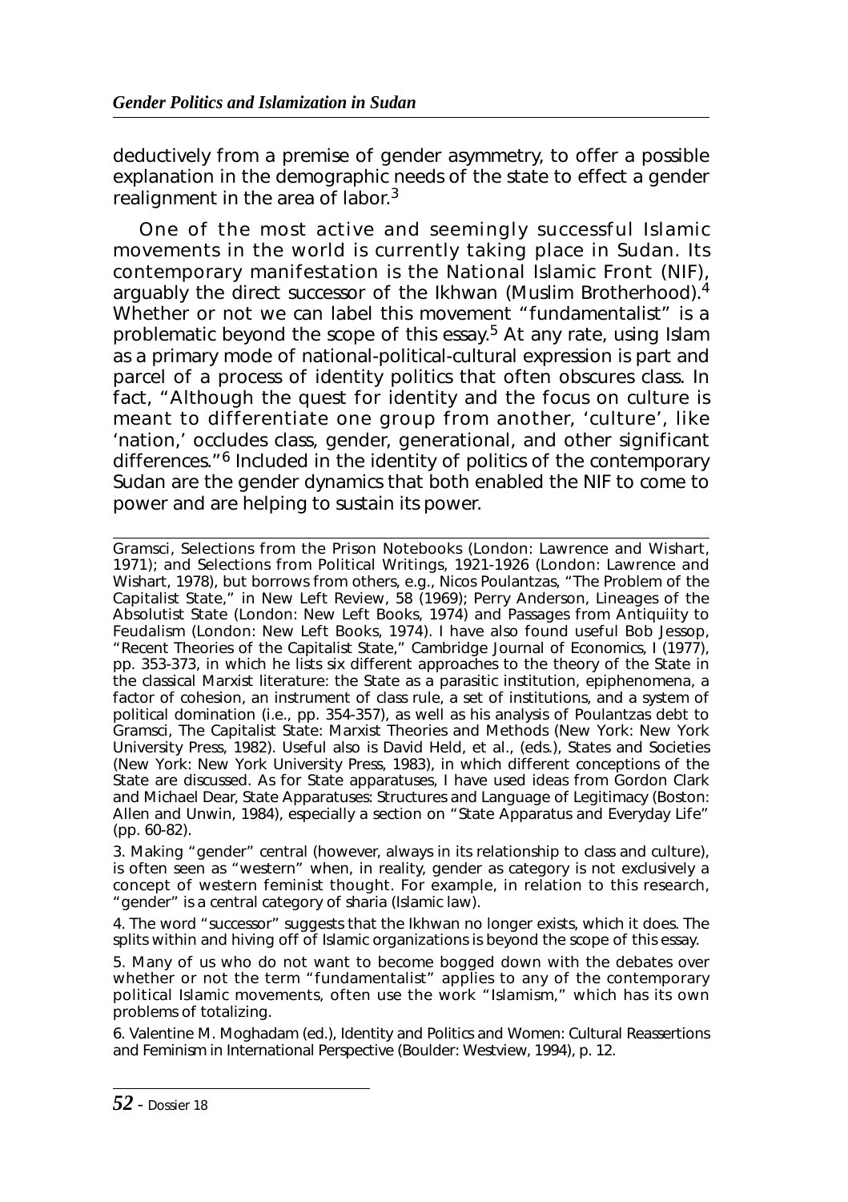deductively from a premise of gender asymmetry, to offer a possible explanation in the demographic needs of the state to effect a gender realignment in the area of labor.[3]

One of the most active and seemingly successful Islamic movements in the world is currently taking place in Sudan. Its contemporary manifestation is the National Islamic Front (NIF), arguably the direct successor of the Ikhwan (Muslim Brotherhood).[4] Whether or not we can label this movement "fundamentalist" is a problematic beyond the scope of this essay.[5] At any rate, using Islam as a primary mode of national-political-cultural expression is part and parcel of a process of identity politics that often obscures class. In fact, "Although the quest for identity and the focus on culture is meant to differentiate one group from another, 'culture', like 'nation,' occludes class, gender, generational, and other significant differences."[6] Included in the identity of politics of the contemporary Sudan are the gender dynamics that both enabled the NIF to come to power and are helping to sustain its power.

---

Gramsci, Selections from the Prison Notebooks (London: Lawrence and Wishart, 1971); and Selections from Political Writings, 1921-1926 (London: Lawrence and Wishart, 1978), but borrows from others, e.g., Nicos Poulantzas, "The Problem of the Capitalist State," in New Left Review, 58 (1969); Perry Anderson, Lineages of the Absolutist State (London: New Left Books, 1974) and Passages from Antiquiity to Feudalism (London: New Left Books, 1974). I have also found useful Bob Jessop, "Recent Theories of the Capitalist State," Cambridge Journal of Economics, I (1977), pp. 353-373, in which he lists six different approaches to the theory of the State in the classical Marxist literature: the State as a parasitic institution, epiphenomena, a factor of cohesion, an instrument of class rule, a set of institutions, and a system of political domination (i.e., pp. 354-357), as well as his analysis of Poulantzas debt to Gramsci, The Capitalist State: Marxist Theories and Methods (New York: New York University Press, 1982). Useful also is David Held, et al., (eds.), States and Societies (New York: New York University Press, 1983), in which different conceptions of the State are discussed. As for State apparatuses, I have used ideas from Gordon Clark and Michael Dear, State Apparatuses: Structures and Language of Legitimacy (Boston: Allen and Unwin, 1984), especially a section on "State Apparatus and Everyday Life" (pp. 60-82).

3. Making "gender" central (however, always in its relationship to class and culture), is often seen as "western" when, in reality, gender as category is not exclusively a concept of western feminist thought. For example, in relation to this research, "gender" is a central category of sharia (Islamic law).

4. The word "successor" suggests that the Ikhwan no longer exists, which it does. The splits within and hiving off of Islamic organizations is beyond the scope of this essay.

5. Many of us who do not want to become bogged down with the debates over whether or not the term "fundamentalist" applies to any of the contemporary political Islamic movements, often use the work "Islamism," which has its own problems of totalizing.

6. Valentine M. Moghadam (ed.), Identity and Politics and Women: Cultural Reassertions and Feminism in International Perspective (Boulder: Westview, 1994), p. 12.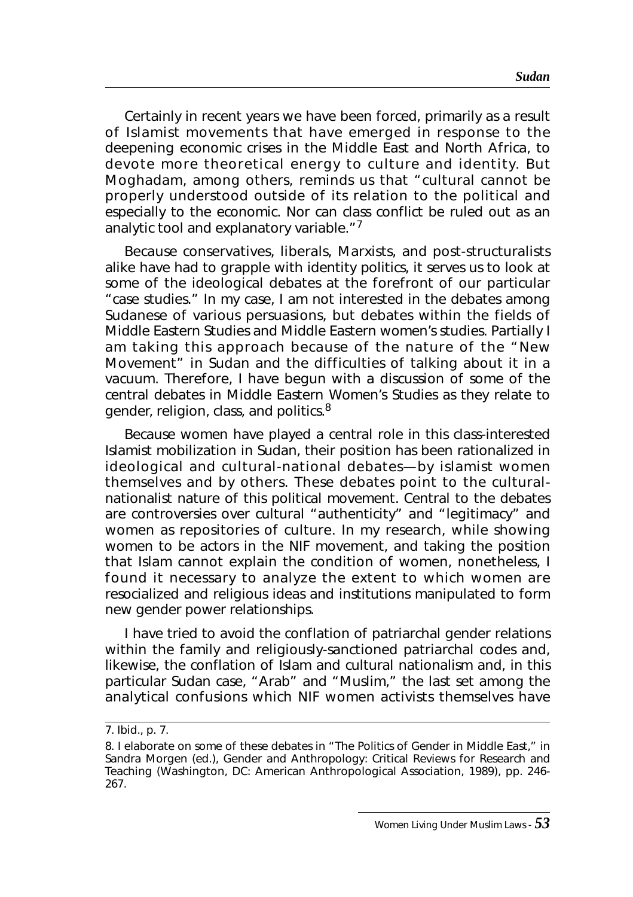Certainly in recent years we have been forced, primarily as a result of Islamist movements that have emerged in response to the deepening economic crises in the Middle East and North Africa, to devote more theoretical energy to culture and identity. But Moghadam, among others, reminds us that "cultural cannot be properly understood outside of its relation to the political and especially to the economic. Nor can class conflict be ruled out as an analytic tool and explanatory variable."[7]

Because conservatives, liberals, Marxists, and post-structuralists alike have had to grapple with identity politics, it serves us to look at some of the ideological debates at the forefront of our particular "case studies." In my case, I am not interested in the debates among Sudanese of various persuasions, but debates within the fields of Middle Eastern Studies and Middle Eastern women's studies. Partially I am taking this approach because of the nature of the "New Movement" in Sudan and the difficulties of talking about it in a vacuum. Therefore, I have begun with a discussion of some of the central debates in Middle Eastern Women's Studies as they relate to gender, religion, class, and politics.[8]

Because women have played a central role in this class-interested Islamist mobilization in Sudan, their position has been rationalized in ideological and cultural-national debates—by islamist women themselves and by others. These debates point to the cultural-nationalist nature of this political movement. Central to the debates are controversies over cultural "authenticity" and "legitimacy" and women as repositories of culture. In my research, while showing women to be actors in the NIF movement, and taking the position that Islam cannot explain the condition of women, nonetheless, I found it necessary to analyze the extent to which women are resocialized and religious ideas and institutions manipulated to form new gender power relationships.

I have tried to avoid the conflation of patriarchal gender relations within the family and religiously-sanctioned patriarchal codes and, likewise, the conflation of Islam and cultural nationalism and, in this particular Sudan case, "Arab" and "Muslim," the last set among the analytical confusions which NIF women activists themselves have

---

7. Ibid., p. 7.

8. I elaborate on some of these debates in "The Politics of Gender in Middle East," in Sandra Morgen (ed.), Gender and Anthropology: Critical Reviews for Research and Teaching (Washington, DC: American Anthropological Association, 1989), pp. 246-267.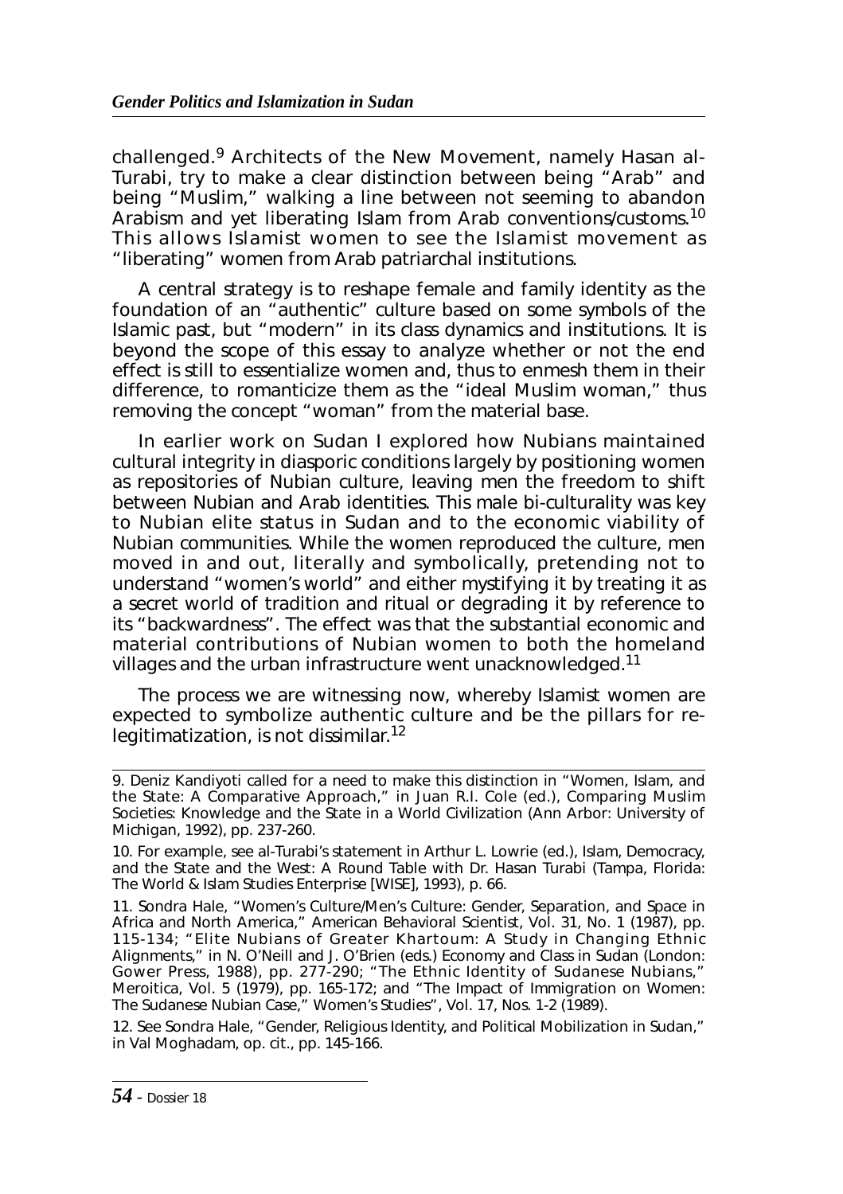challenged.[9] Architects of the New Movement, namely Hasan al-Turabi, try to make a clear distinction between being "Arab" and being "Muslim," walking a line between not seeming to abandon Arabism and yet liberating Islam from Arab conventions/customs.[10] This allows Islamist women to see the Islamist movement as "liberating" women from Arab patriarchal institutions.

A central strategy is to reshape female and family identity as the foundation of an "authentic" culture based on some symbols of the Islamic past, but "modern" in its class dynamics and institutions. It is beyond the scope of this essay to analyze whether or not the end effect is still to essentialize women and, thus to enmesh them in their difference, to romanticize them as the "ideal Muslim woman," thus removing the concept "woman" from the material base.

In earlier work on Sudan I explored how Nubians maintained cultural integrity in diasporic conditions largely by positioning women as repositories of Nubian culture, leaving men the freedom to shift between Nubian and Arab identities. This male bi-culturality was key to Nubian elite status in Sudan and to the economic viability of Nubian communities. While the women reproduced the culture, men moved in and out, literally and symbolically, pretending not to understand "women's world" and either mystifying it by treating it as a secret world of tradition and ritual or degrading it by reference to its "backwardness". The effect was that the substantial economic and material contributions of Nubian women to both the homeland villages and the urban infrastructure went unacknowledged.[11]

The process we are witnessing now, whereby Islamist women are expected to symbolize authentic culture and be the pillars for re-legitimatization, is not dissimilar.[12]

---

9. Deniz Kandiyoti called for a need to make this distinction in "Women, Islam, and the State: A Comparative Approach," in Juan R.I. Cole (ed.), Comparing Muslim Societies: Knowledge and the State in a World Civilization (Ann Arbor: University of Michigan, 1992), pp. 237-260.

10. For example, see al-Turabi's statement in Arthur L. Lowrie (ed.), Islam, Democracy, and the State and the West: A Round Table with Dr. Hasan Turabi (Tampa, Florida: The World & Islam Studies Enterprise [WISE], 1993), p. 66.

11. Sondra Hale, "Women's Culture/Men's Culture: Gender, Separation, and Space in Africa and North America," American Behavioral Scientist, Vol. 31, No. 1 (1987), pp. 115-134; "Elite Nubians of Greater Khartoum: A Study in Changing Ethnic Alignments," in N. O'Neill and J. O'Brien (eds.) Economy and Class in Sudan (London: Gower Press, 1988), pp. 277-290; "The Ethnic Identity of Sudanese Nubians," Meroitica, Vol. 5 (1979), pp. 165-172; and "The Impact of Immigration on Women: The Sudanese Nubian Case," Women's Studies", Vol. 17, Nos. 1-2 (1989).

12. See Sondra Hale, "Gender, Religious Identity, and Political Mobilization in Sudan," in Val Moghadam, op. cit., pp. 145-166.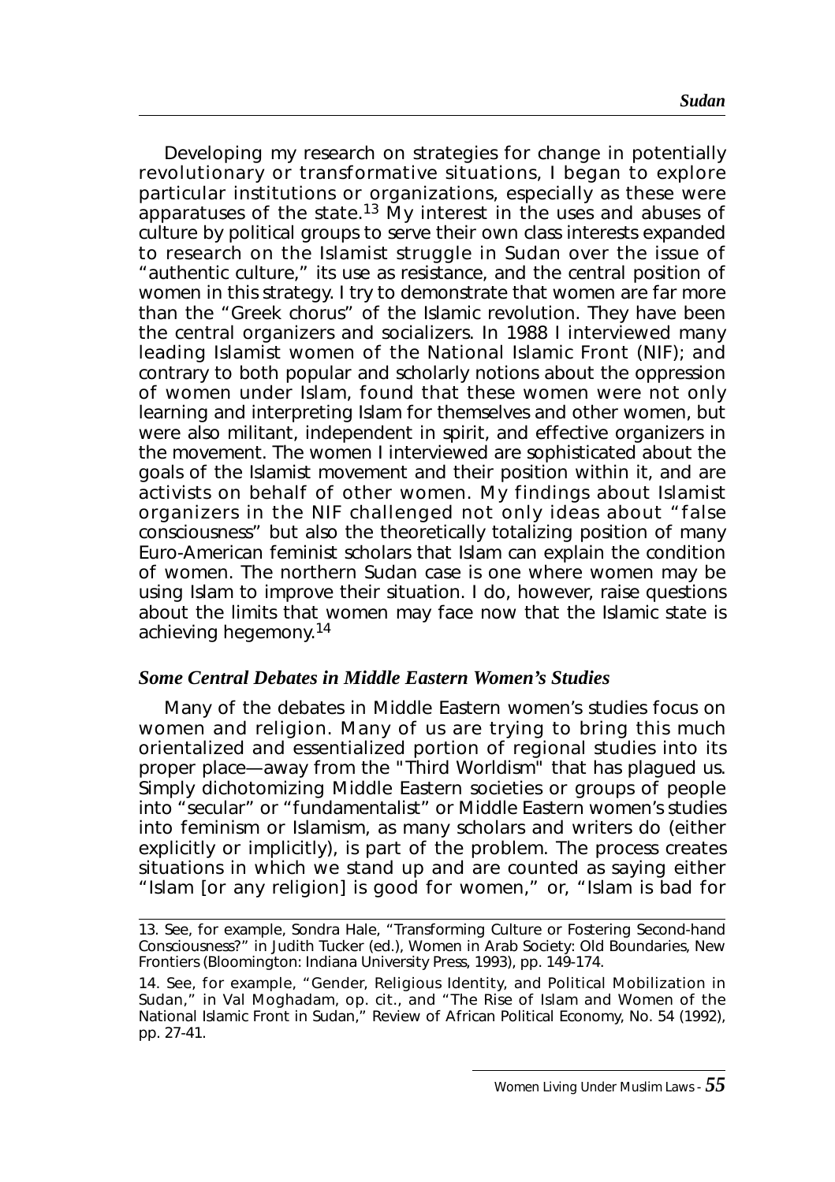Developing my research on strategies for change in potentially revolutionary or transformative situations, I began to explore particular institutions or organizations, especially as these were apparatuses of the state.[13] My interest in the uses and abuses of culture by political groups to serve their own class interests expanded to research on the Islamist struggle in Sudan over the issue of "authentic culture," its use as resistance, and the central position of women in this strategy. I try to demonstrate that women are far more than the "Greek chorus" of the Islamic revolution. They have been the central organizers and socializers. In 1988 I interviewed many leading Islamist women of the National Islamic Front (NIF); and contrary to both popular and scholarly notions about the oppression of women under Islam, found that these women were not only learning and interpreting Islam for themselves and other women, but were also militant, independent in spirit, and effective organizers in the movement. The women I interviewed are sophisticated about the goals of the Islamist movement and their position within it, and are activists on behalf of other women. My findings about Islamist organizers in the NIF challenged not only ideas about "false consciousness" but also the theoretically totalizing position of many Euro-American feminist scholars that Islam can explain the condition of women. The northern Sudan case is one where women may be using Islam to improve their situation. I do, however, raise questions about the limits that women may face now that the Islamic state is achieving hegemony.[14]

### *Some Central Debates in Middle Eastern Women's Studies*

Many of the debates in Middle Eastern women's studies focus on women and religion. Many of us are trying to bring this much orientalized and essentialized portion of regional studies into its proper place—away from the "Third Worldism" that has plagued us. Simply dichotomizing Middle Eastern societies or groups of people into "secular" or "fundamentalist" or Middle Eastern women's studies into feminism or Islamism, as many scholars and writers do (either explicitly or implicitly), is part of the problem. The process creates situations in which we stand up and are counted as saying either "Islam [or any religion] is good for women," or, "Islam is bad for

---

13. See, for example, Sondra Hale, "Transforming Culture or Fostering Second-hand Consciousness?" in Judith Tucker (ed.), Women in Arab Society: Old Boundaries, New Frontiers (Bloomington: Indiana University Press, 1993), pp. 149-174.

14. See, for example, "Gender, Religious Identity, and Political Mobilization in Sudan," in Val Moghadam, op. cit., and "The Rise of Islam and Women of the National Islamic Front in Sudan," Review of African Political Economy, No. 54 (1992), pp. 27-41.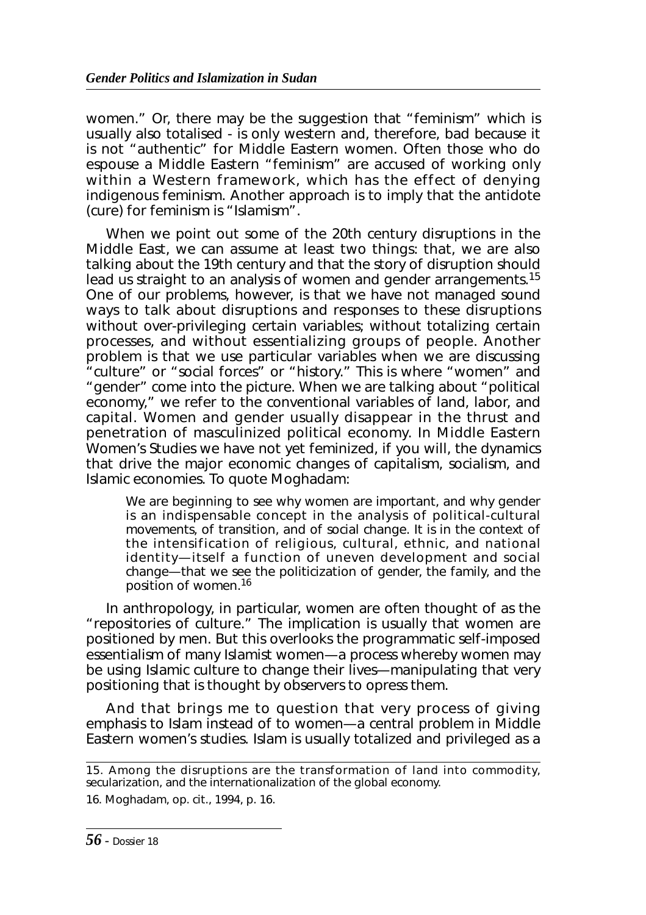women." Or, there may be the suggestion that "feminism" which is usually also totalised - is only western and, therefore, bad because it is not "authentic" for Middle Eastern women. Often those who do espouse a Middle Eastern "feminism" are accused of working only within a Western framework, which has the effect of denying indigenous feminism. Another approach is to imply that the antidote (cure) for feminism is "Islamism".

When we point out some of the 20th century disruptions in the Middle East, we can assume at least two things: that, we are also talking about the 19th century and that the story of disruption should lead us straight to an analysis of women and gender arrangements.[15] One of our problems, however, is that we have not managed sound ways to talk about disruptions and responses to these disruptions without over-privileging certain variables; without totalizing certain processes, and without essentializing groups of people. Another problem is that we use particular variables when we are discussing "culture" or "social forces" or "history." This is where "women" and "gender" come into the picture. When we are talking about "political economy," we refer to the conventional variables of land, labor, and capital. Women and gender usually disappear in the thrust and penetration of masculinized political economy. In Middle Eastern Women's Studies we have not yet feminized, if you will, the dynamics that drive the major economic changes of capitalism, socialism, and Islamic economies. To quote Moghadam:

> We are beginning to see why women are important, and why gender is an indispensable concept in the analysis of political-cultural movements, of transition, and of social change. It is in the context of the intensification of religious, cultural, ethnic, and national identity—itself a function of uneven development and social change—that we see the politicization of gender, the family, and the position of women.[16]

In anthropology, in particular, women are often thought of as the "repositories of culture." The implication is usually that women are positioned by men. But this overlooks the programmatic self-imposed essentialism of many Islamist women—a process whereby women may be using Islamic culture to change their lives—manipulating that very positioning that is thought by observers to opress them.

And that brings me to question that very process of giving emphasis to Islam instead of to women—a central problem in Middle Eastern women's studies. Islam is usually totalized and privileged as a

---

15. Among the disruptions are the transformation of land into commodity, secularization, and the internationalization of the global economy.

16. Moghadam, op. cit., 1994, p. 16.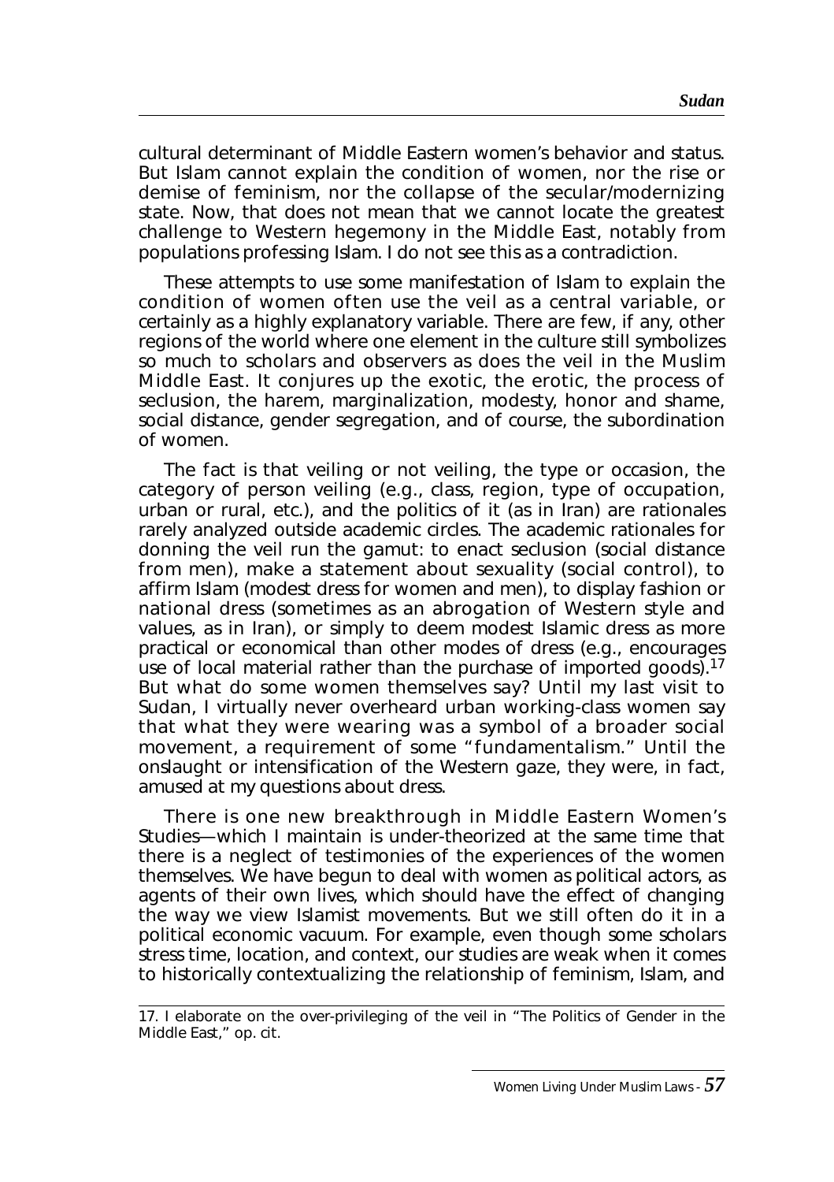cultural determinant of Middle Eastern women's behavior and status. But Islam cannot explain the condition of women, nor the rise or demise of feminism, nor the collapse of the secular/modernizing state. Now, that does not mean that we cannot locate the greatest challenge to Western hegemony in the Middle East, notably from populations professing Islam. I do not see this as a contradiction.

These attempts to use some manifestation of Islam to explain the condition of women often use the veil as a central variable, or certainly as a highly explanatory variable. There are few, if any, other regions of the world where one element in the culture still symbolizes so much to scholars and observers as does the veil in the Muslim Middle East. It conjures up the exotic, the erotic, the process of seclusion, the harem, marginalization, modesty, honor and shame, social distance, gender segregation, and of course, the subordination of women.

The fact is that veiling or not veiling, the type or occasion, the category of person veiling (e.g., class, region, type of occupation, urban or rural, etc.), and the politics of it (as in Iran) are rationales rarely analyzed outside academic circles. The academic rationales for donning the veil run the gamut: to enact seclusion (social distance from men), make a statement about sexuality (social control), to affirm Islam (modest dress for women and men), to display fashion or national dress (sometimes as an abrogation of Western style and values, as in Iran), or simply to deem modest Islamic dress as more practical or economical than other modes of dress (e.g., encourages use of local material rather than the purchase of imported goods).[17] But what do some women themselves say? Until my last visit to Sudan, I virtually never overheard urban working-class women say that what they were wearing was a symbol of a broader social movement, a requirement of some "fundamentalism." Until the onslaught or intensification of the Western gaze, they were, in fact, amused at my questions about dress.

There is one new breakthrough in Middle Eastern Women's Studies—which I maintain is under-theorized at the same time that there is a neglect of testimonies of the experiences of the women themselves. We have begun to deal with women as political actors, as agents of their own lives, which should have the effect of changing the way we view Islamist movements. But we still often do it in a political economic vacuum. For example, even though some scholars stress time, location, and context, our studies are weak when it comes to historically contextualizing the relationship of feminism, Islam, and

---

17. I elaborate on the over-privileging of the veil in "The Politics of Gender in the Middle East," op. cit.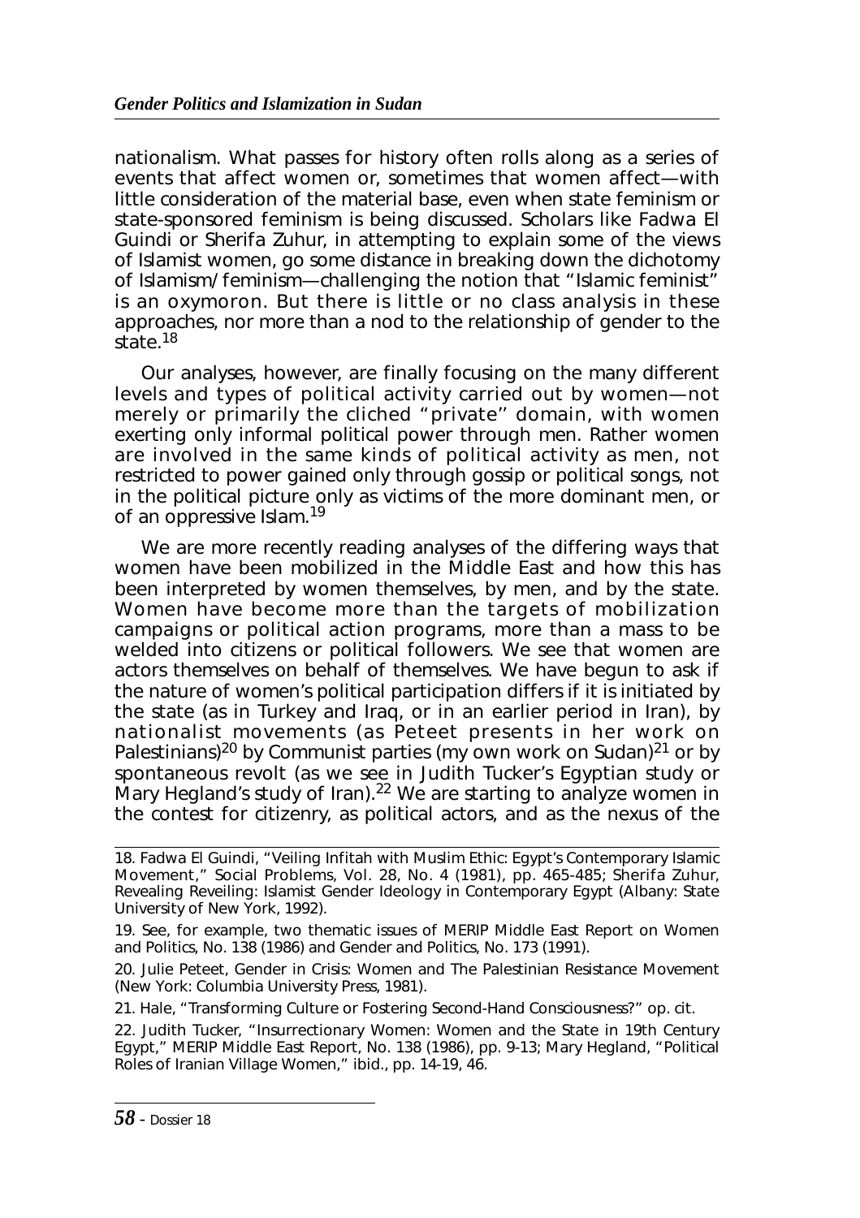nationalism. What passes for history often rolls along as a series of events that affect women or, sometimes that women affect—with little consideration of the material base, even when state feminism or state-sponsored feminism is being discussed. Scholars like Fadwa El Guindi or Sherifa Zuhur, in attempting to explain some of the views of Islamist women, go some distance in breaking down the dichotomy of Islamism/feminism—challenging the notion that "Islamic feminist" is an oxymoron. But there is little or no class analysis in these approaches, nor more than a nod to the relationship of gender to the state.[18]

Our analyses, however, are finally focusing on the many different levels and types of political activity carried out by women—not merely or primarily the cliched "private" domain, with women exerting only informal political power through men. Rather women are involved in the same kinds of political activity as men, not restricted to power gained only through gossip or political songs, not in the political picture only as victims of the more dominant men, or of an oppressive Islam.[19]

We are more recently reading analyses of the differing ways that women have been mobilized in the Middle East and how this has been interpreted by women themselves, by men, and by the state. Women have become more than the targets of mobilization campaigns or political action programs, more than a mass to be welded into citizens or political followers. We see that women are actors themselves on behalf of themselves. We have begun to ask if the nature of women's political participation differs if it is initiated by the state (as in Turkey and Iraq, or in an earlier period in Iran), by nationalist movements (as Peteet presents in her work on Palestinians)[20] by Communist parties (my own work on Sudan)[21] or by spontaneous revolt (as we see in Judith Tucker's Egyptian study or Mary Hegland's study of Iran).[22] We are starting to analyze women in the contest for citizenry, as political actors, and as the nexus of the

---

18. Fadwa El Guindi, "Veiling Infitah with Muslim Ethic: Egypt's Contemporary Islamic Movement," Social Problems, Vol. 28, No. 4 (1981), pp. 465-485; Sherifa Zuhur, Revealing Reveiling: Islamist Gender Ideology in Contemporary Egypt (Albany: State University of New York, 1992).

19. See, for example, two thematic issues of MERIP Middle East Report on Women and Politics, No. 138 (1986) and Gender and Politics, No. 173 (1991).

20. Julie Peteet, Gender in Crisis: Women and The Palestinian Resistance Movement (New York: Columbia University Press, 1981).

21. Hale, "Transforming Culture or Fostering Second-Hand Consciousness?" op. cit.

22. Judith Tucker, "Insurrectionary Women: Women and the State in 19th Century Egypt," MERIP Middle East Report, No. 138 (1986), pp. 9-13; Mary Hegland, "Political Roles of Iranian Village Women," ibid., pp. 14-19, 46.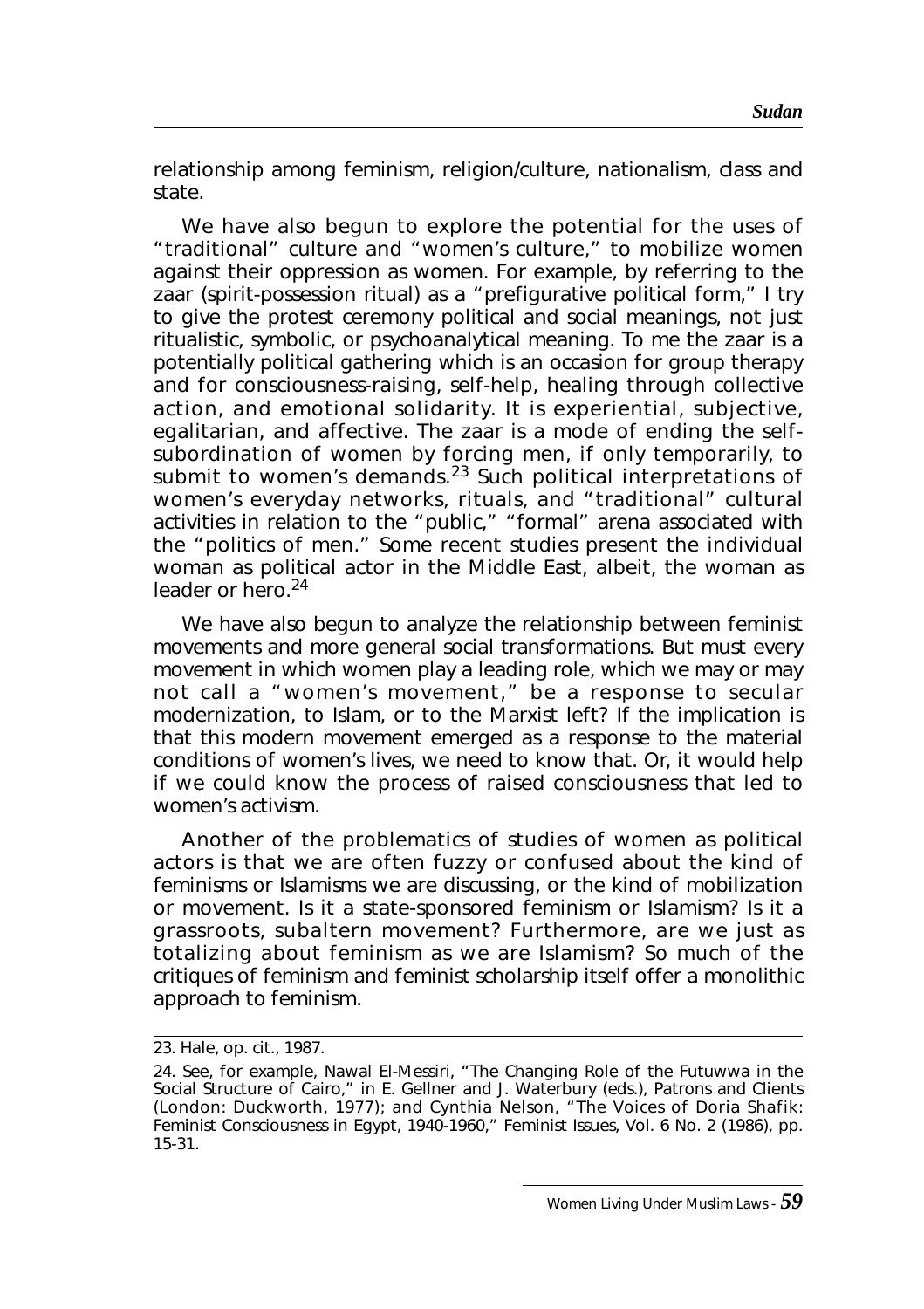relationship among feminism, religion/culture, nationalism, class and state.

We have also begun to explore the potential for the uses of "traditional" culture and "women's culture," to mobilize women against their oppression as women. For example, by referring to the zaar (spirit-possession ritual) as a "prefigurative political form," I try to give the protest ceremony political and social meanings, not just ritualistic, symbolic, or psychoanalytical meaning. To me the zaar is a potentially political gathering which is an occasion for group therapy and for consciousness-raising, self-help, healing through collective action, and emotional solidarity. It is experiential, subjective, egalitarian, and affective. The zaar is a mode of ending the self-subordination of women by forcing men, if only temporarily, to submit to women's demands.[23] Such political interpretations of women's everyday networks, rituals, and "traditional" cultural activities in relation to the "public," "formal" arena associated with the "politics of men." Some recent studies present the individual woman as political actor in the Middle East, albeit, the woman as leader or hero.[24]

We have also begun to analyze the relationship between feminist movements and more general social transformations. But must every movement in which women play a leading role, which we may or may not call a "women's movement," be a response to secular modernization, to Islam, or to the Marxist left? If the implication is that this modern movement emerged as a response to the material conditions of women's lives, we need to know that. Or, it would help if we could know the process of raised consciousness that led to women's activism.

Another of the problematics of studies of women as political actors is that we are often fuzzy or confused about the kind of feminisms or Islamisms we are discussing, or the kind of mobilization or movement. Is it a state-sponsored feminism or Islamism? Is it a grassroots, subaltern movement? Furthermore, are we just as totalizing about feminism as we are Islamism? So much of the critiques of feminism and feminist scholarship itself offer a monolithic approach to feminism.

---

23. Hale, op. cit., 1987.

24. See, for example, Nawal El-Messiri, "The Changing Role of the Futuwwa in the Social Structure of Cairo," in E. Gellner and J. Waterbury (eds.), Patrons and Clients (London: Duckworth, 1977); and Cynthia Nelson, "The Voices of Doria Shafik: Feminist Consciousness in Egypt, 1940-1960," Feminist Issues, Vol. 6 No. 2 (1986), pp. 15-31.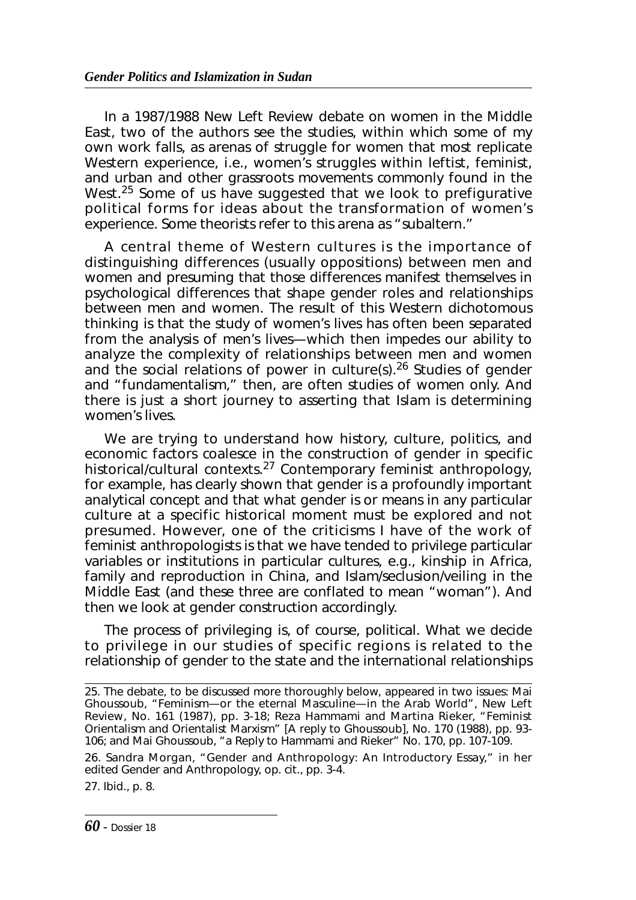In a 1987/1988 New Left Review debate on women in the Middle East, two of the authors see the studies, within which some of my own work falls, as arenas of struggle for women that most replicate Western experience, i.e., women's struggles within leftist, feminist, and urban and other grassroots movements commonly found in the West.[25] Some of us have suggested that we look to prefigurative political forms for ideas about the transformation of women's experience. Some theorists refer to this arena as "subaltern."

A central theme of Western cultures is the importance of distinguishing differences (usually oppositions) between men and women and presuming that those differences manifest themselves in psychological differences that shape gender roles and relationships between men and women. The result of this Western dichotomous thinking is that the study of women's lives has often been separated from the analysis of men's lives—which then impedes our ability to analyze the complexity of relationships between men and women and the social relations of power in culture(s).[26] Studies of gender and "fundamentalism," then, are often studies of women only. And there is just a short journey to asserting that Islam is determining women's lives.

We are trying to understand how history, culture, politics, and economic factors coalesce in the construction of gender in specific historical/cultural contexts.[27] Contemporary feminist anthropology, for example, has clearly shown that gender is a profoundly important analytical concept and that what gender is or means in any particular culture at a specific historical moment must be explored and not presumed. However, one of the criticisms I have of the work of feminist anthropologists is that we have tended to privilege particular variables or institutions in particular cultures, e.g., kinship in Africa, family and reproduction in China, and Islam/seclusion/veiling in the Middle East (and these three are conflated to mean "woman"). And then we look at gender construction accordingly.

The process of privileging is, of course, political. What we decide to privilege in our studies of specific regions is related to the relationship of gender to the state and the international relationships

---

25. The debate, to be discussed more thoroughly below, appeared in two issues: Mai Ghoussoub, "Feminism—or the eternal Masculine—in the Arab World", New Left Review, No. 161 (1987), pp. 3-18; Reza Hammami and Martina Rieker, "Feminist Orientalism and Orientalist Marxism" [A reply to Ghoussoub], No. 170 (1988), pp. 93-106; and Mai Ghoussoub, "a Reply to Hammami and Rieker" No. 170, pp. 107-109.

26. Sandra Morgan, "Gender and Anthropology: An Introductory Essay," in her edited Gender and Anthropology, op. cit., pp. 3-4.

27. Ibid., p. 8.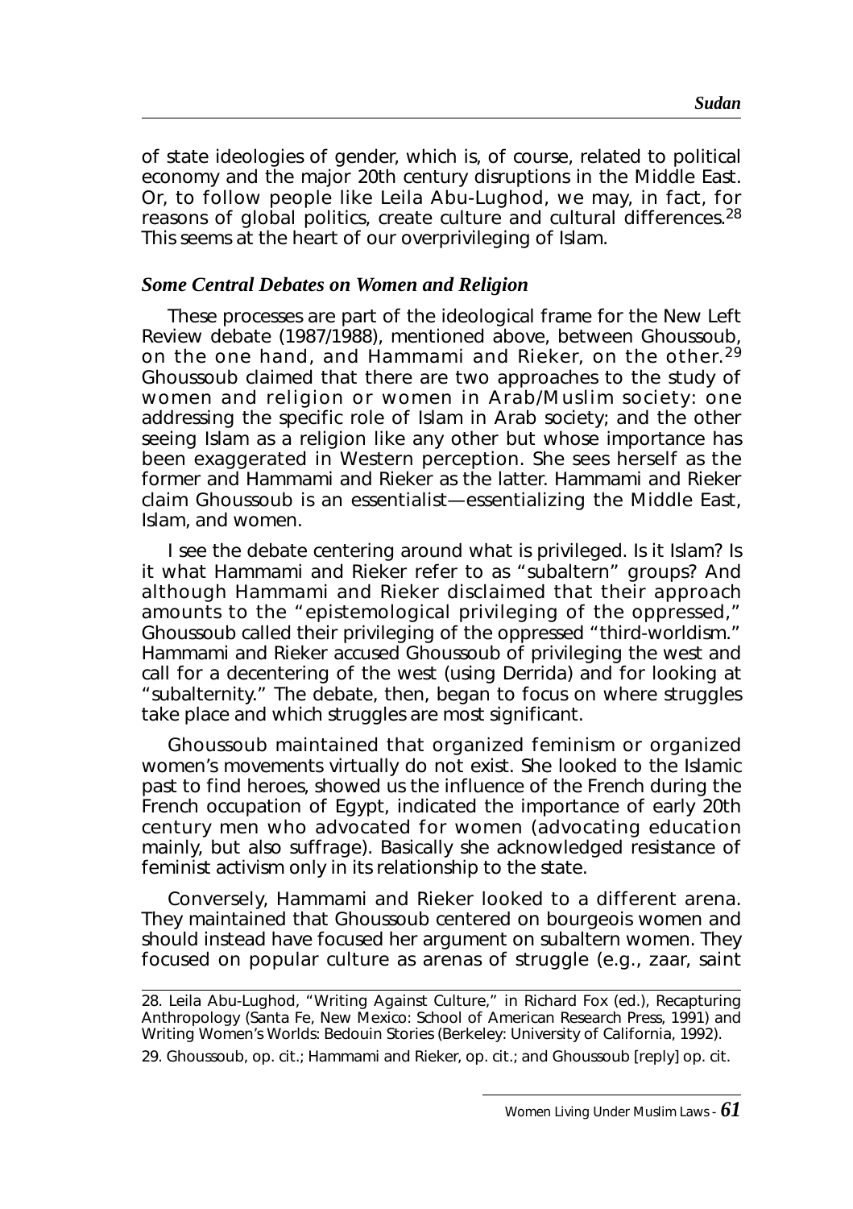of state ideologies of gender, which is, of course, related to political economy and the major 20th century disruptions in the Middle East. Or, to follow people like Leila Abu-Lughod, we may, in fact, for reasons of global politics, create culture and cultural differences.[28] This seems at the heart of our overprivileging of Islam.

### *Some Central Debates on Women and Religion*

These processes are part of the ideological frame for the New Left Review debate (1987/1988), mentioned above, between Ghoussoub, on the one hand, and Hammami and Rieker, on the other.[29] Ghoussoub claimed that there are two approaches to the study of women and religion or women in Arab/Muslim society: one addressing the specific role of Islam in Arab society; and the other seeing Islam as a religion like any other but whose importance has been exaggerated in Western perception. She sees herself as the former and Hammami and Rieker as the latter. Hammami and Rieker claim Ghoussoub is an essentialist—essentializing the Middle East, Islam, and women.

I see the debate centering around what is privileged. Is it Islam? Is it what Hammami and Rieker refer to as "subaltern" groups? And although Hammami and Rieker disclaimed that their approach amounts to the "epistemological privileging of the oppressed," Ghoussoub called their privileging of the oppressed "third-worldism." Hammami and Rieker accused Ghoussoub of privileging the west and call for a decentering of the west (using Derrida) and for looking at "subalternity." The debate, then, began to focus on where struggles take place and which struggles are most significant.

Ghoussoub maintained that organized feminism or organized women's movements virtually do not exist. She looked to the Islamic past to find heroes, showed us the influence of the French during the French occupation of Egypt, indicated the importance of early 20th century men who advocated for women (advocating education mainly, but also suffrage). Basically she acknowledged resistance of feminist activism only in its relationship to the state.

Conversely, Hammami and Rieker looked to a different arena. They maintained that Ghoussoub centered on bourgeois women and should instead have focused her argument on subaltern women. They focused on popular culture as arenas of struggle (e.g., zaar, saint

28. Leila Abu-Lughod, "Writing Against Culture," in Richard Fox (ed.), Recapturing Anthropology (Santa Fe, New Mexico: School of American Research Press, 1991) and Writing Women's Worlds: Bedouin Stories (Berkeley: University of California, 1992).

29. Ghoussoub, op. cit.; Hammami and Rieker, op. cit.; and Ghoussoub [reply] op. cit.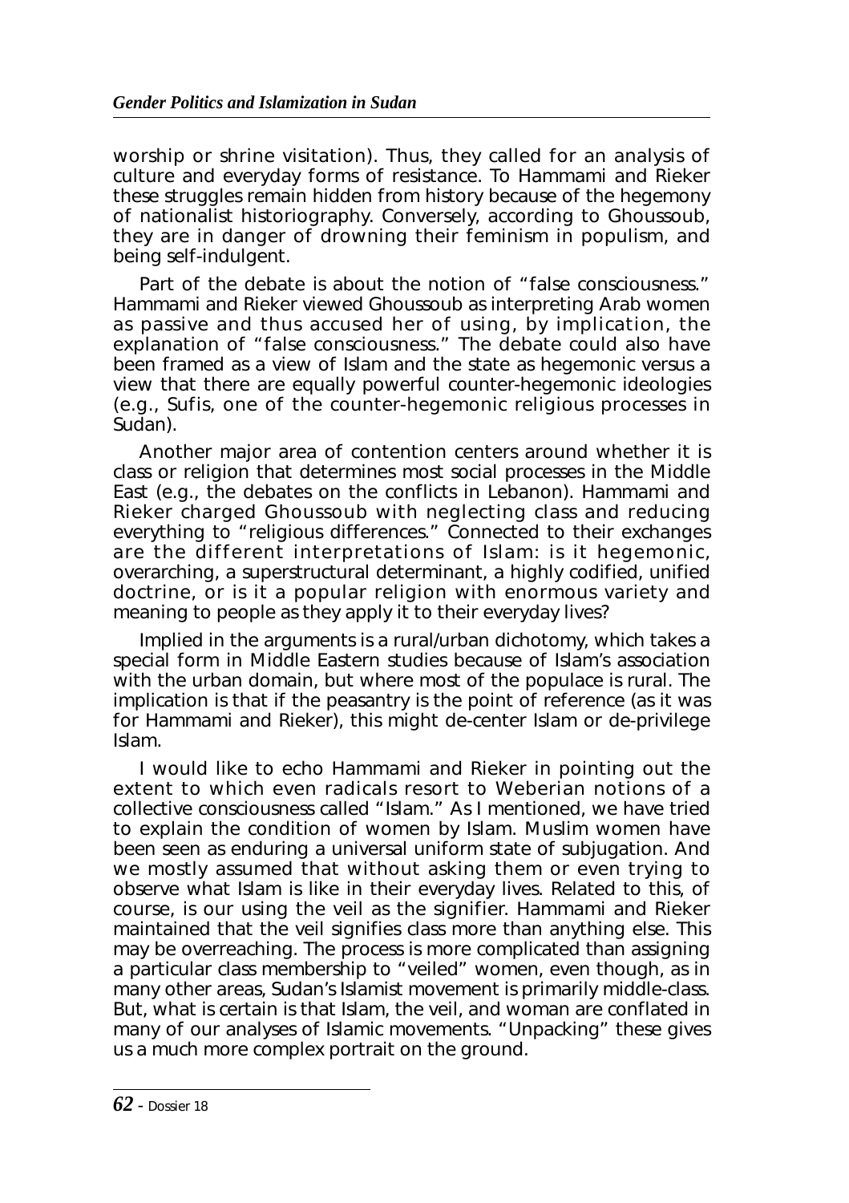worship or shrine visitation). Thus, they called for an analysis of culture and everyday forms of resistance. To Hammami and Rieker these struggles remain hidden from history because of the hegemony of nationalist historiography. Conversely, according to Ghoussoub, they are in danger of drowning their feminism in populism, and being self-indulgent.

Part of the debate is about the notion of "false consciousness." Hammami and Rieker viewed Ghoussoub as interpreting Arab women as passive and thus accused her of using, by implication, the explanation of "false consciousness." The debate could also have been framed as a view of Islam and the state as hegemonic versus a view that there are equally powerful counter-hegemonic ideologies (e.g., Sufis, one of the counter-hegemonic religious processes in Sudan).

Another major area of contention centers around whether it is class or religion that determines most social processes in the Middle East (e.g., the debates on the conflicts in Lebanon). Hammami and Rieker charged Ghoussoub with neglecting class and reducing everything to "religious differences." Connected to their exchanges are the different interpretations of Islam: is it hegemonic, overarching, a superstructural determinant, a highly codified, unified doctrine, or is it a popular religion with enormous variety and meaning to people as they apply it to their everyday lives?

Implied in the arguments is a rural/urban dichotomy, which takes a special form in Middle Eastern studies because of Islam's association with the urban domain, but where most of the populace is rural. The implication is that if the peasantry is the point of reference (as it was for Hammami and Rieker), this might de-center Islam or de-privilege Islam.

I would like to echo Hammami and Rieker in pointing out the extent to which even radicals resort to Weberian notions of a collective consciousness called "Islam." As I mentioned, we have tried to explain the condition of women by Islam. Muslim women have been seen as enduring a universal uniform state of subjugation. And we mostly assumed that without asking them or even trying to observe what Islam is like in their everyday lives. Related to this, of course, is our using the veil as the signifier. Hammami and Rieker maintained that the veil signifies class more than anything else. This may be overreaching. The process is more complicated than assigning a particular class membership to "veiled" women, even though, as in many other areas, Sudan's Islamist movement is primarily middle-class. But, what is certain is that Islam, the veil, and woman are conflated in many of our analyses of Islamic movements. "Unpacking" these gives us a much more complex portrait on the ground.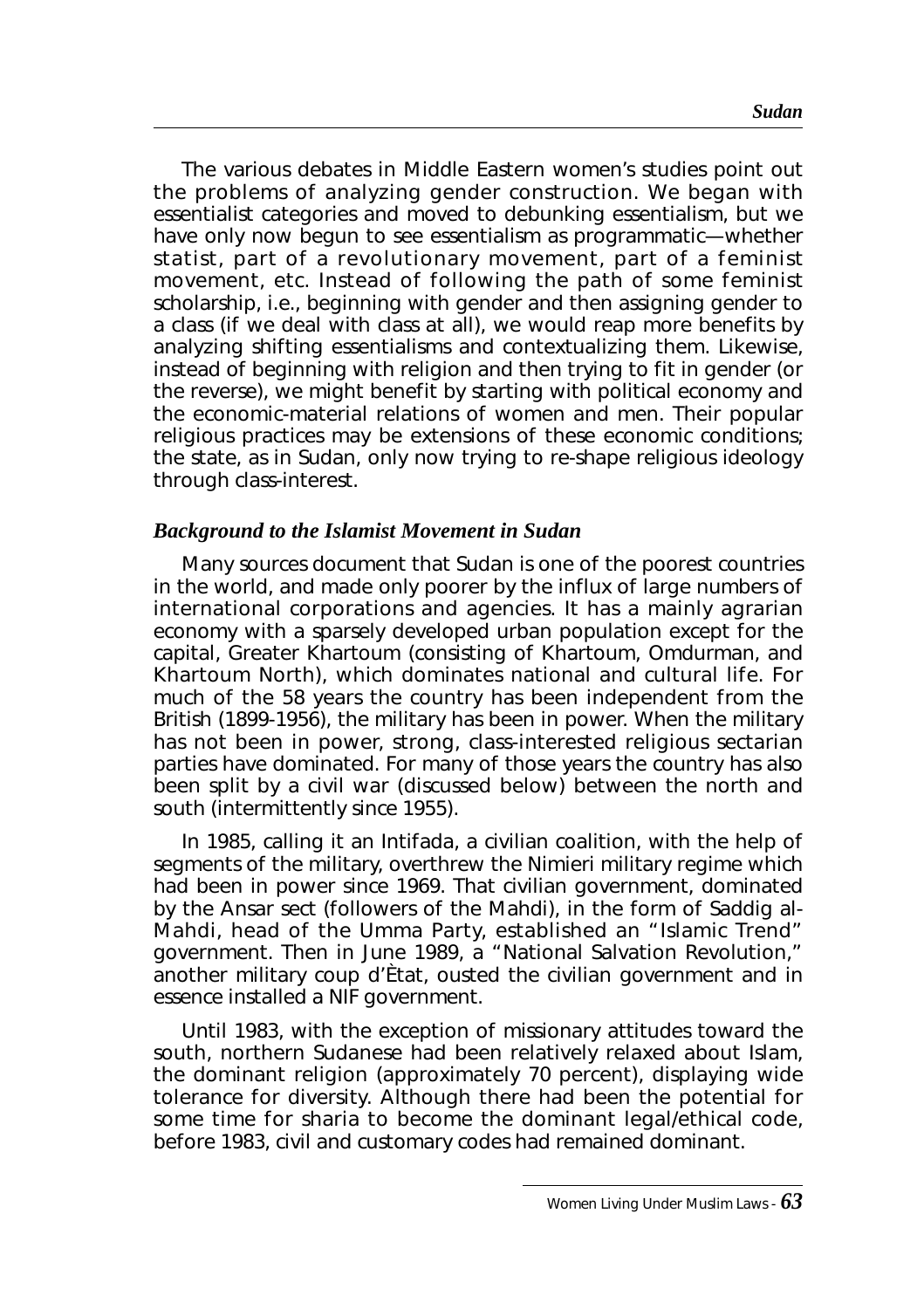The various debates in Middle Eastern women's studies point out the problems of analyzing gender construction. We began with essentialist categories and moved to debunking essentialism, but we have only now begun to see essentialism as programmatic—whether statist, part of a revolutionary movement, part of a feminist movement, etc. Instead of following the path of some feminist scholarship, i.e., beginning with gender and then assigning gender to a class (if we deal with class at all), we would reap more benefits by analyzing shifting essentialisms and contextualizing them. Likewise, instead of beginning with religion and then trying to fit in gender (or the reverse), we might benefit by starting with political economy and the economic-material relations of women and men. Their popular religious practices may be extensions of these economic conditions; the state, as in Sudan, only now trying to re-shape religious ideology through class-interest.

### *Background to the Islamist Movement in Sudan*

Many sources document that Sudan is one of the poorest countries in the world, and made only poorer by the influx of large numbers of international corporations and agencies. It has a mainly agrarian economy with a sparsely developed urban population except for the capital, Greater Khartoum (consisting of Khartoum, Omdurman, and Khartoum North), which dominates national and cultural life. For much of the 58 years the country has been independent from the British (1899-1956), the military has been in power. When the military has not been in power, strong, class-interested religious sectarian parties have dominated. For many of those years the country has also been split by a civil war (discussed below) between the north and south (intermittently since 1955).

In 1985, calling it an Intifada, a civilian coalition, with the help of segments of the military, overthrew the Nimieri military regime which had been in power since 1969. That civilian government, dominated by the Ansar sect (followers of the Mahdi), in the form of Saddig al-Mahdi, head of the Umma Party, established an "Islamic Trend" government. Then in June 1989, a "National Salvation Revolution," another military coup d'Ètat, ousted the civilian government and in essence installed a NIF government.

Until 1983, with the exception of missionary attitudes toward the south, northern Sudanese had been relatively relaxed about Islam, the dominant religion (approximately 70 percent), displaying wide tolerance for diversity. Although there had been the potential for some time for sharia to become the dominant legal/ethical code, before 1983, civil and customary codes had remained dominant.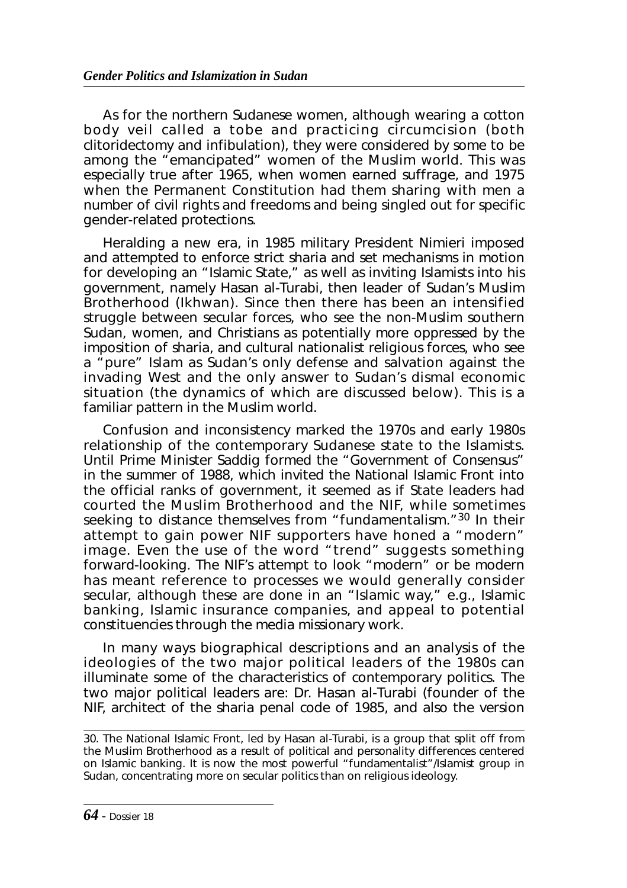As for the northern Sudanese women, although wearing a cotton body veil called a tobe and practicing circumcision (both clitoridectomy and infibulation), they were considered by some to be among the "emancipated" women of the Muslim world. This was especially true after 1965, when women earned suffrage, and 1975 when the Permanent Constitution had them sharing with men a number of civil rights and freedoms and being singled out for specific gender-related protections.

Heralding a new era, in 1985 military President Nimieri imposed and attempted to enforce strict sharia and set mechanisms in motion for developing an "Islamic State," as well as inviting Islamists into his government, namely Hasan al-Turabi, then leader of Sudan's Muslim Brotherhood (Ikhwan). Since then there has been an intensified struggle between secular forces, who see the non-Muslim southern Sudan, women, and Christians as potentially more oppressed by the imposition of sharia, and cultural nationalist religious forces, who see a "pure" Islam as Sudan's only defense and salvation against the invading West and the only answer to Sudan's dismal economic situation (the dynamics of which are discussed below). This is a familiar pattern in the Muslim world.

Confusion and inconsistency marked the 1970s and early 1980s relationship of the contemporary Sudanese state to the Islamists. Until Prime Minister Saddig formed the "Government of Consensus" in the summer of 1988, which invited the National Islamic Front into the official ranks of government, it seemed as if State leaders had courted the Muslim Brotherhood and the NIF, while sometimes seeking to distance themselves from "fundamentalism."[30] In their attempt to gain power NIF supporters have honed a "modern" image. Even the use of the word "trend" suggests something forward-looking. The NIF's attempt to look "modern" or be modern has meant reference to processes we would generally consider secular, although these are done in an "Islamic way," e.g., Islamic banking, Islamic insurance companies, and appeal to potential constituencies through the media missionary work.

In many ways biographical descriptions and an analysis of the ideologies of the two major political leaders of the 1980s can illuminate some of the characteristics of contemporary politics. The two major political leaders are: Dr. Hasan al-Turabi (founder of the NIF, architect of the sharia penal code of 1985, and also the version

---

30. The National Islamic Front, led by Hasan al-Turabi, is a group that split off from the Muslim Brotherhood as a result of political and personality differences centered on Islamic banking. It is now the most powerful "fundamentalist"/Islamist group in Sudan, concentrating more on secular politics than on religious ideology.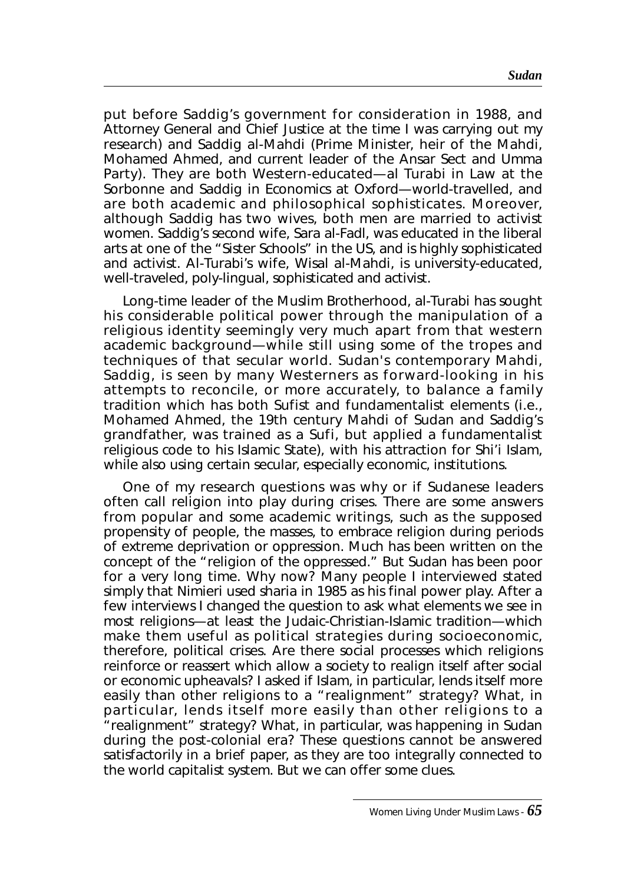put before Saddig's government for consideration in 1988, and Attorney General and Chief Justice at the time I was carrying out my research) and Saddig al-Mahdi (Prime Minister, heir of the Mahdi, Mohamed Ahmed, and current leader of the Ansar Sect and Umma Party). They are both Western-educated—al Turabi in Law at the Sorbonne and Saddig in Economics at Oxford—world-travelled, and are both academic and philosophical sophisticates. Moreover, although Saddig has two wives, both men are married to activist women. Saddig's second wife, Sara al-Fadl, was educated in the liberal arts at one of the "Sister Schools" in the US, and is highly sophisticated and activist. Al-Turabi's wife, Wisal al-Mahdi, is university-educated, well-traveled, poly-lingual, sophisticated and activist.

Long-time leader of the Muslim Brotherhood, al-Turabi has sought his considerable political power through the manipulation of a religious identity seemingly very much apart from that western academic background—while still using some of the tropes and techniques of that secular world. Sudan's contemporary Mahdi, Saddig, is seen by many Westerners as forward-looking in his attempts to reconcile, or more accurately, to balance a family tradition which has both Sufist and fundamentalist elements (i.e., Mohamed Ahmed, the 19th century Mahdi of Sudan and Saddig's grandfather, was trained as a Sufi, but applied a fundamentalist religious code to his Islamic State), with his attraction for Shi'i Islam, while also using certain secular, especially economic, institutions.

One of my research questions was why or if Sudanese leaders often call religion into play during crises. There are some answers from popular and some academic writings, such as the supposed propensity of people, the masses, to embrace religion during periods of extreme deprivation or oppression. Much has been written on the concept of the "religion of the oppressed." But Sudan has been poor for a very long time. Why now? Many people I interviewed stated simply that Nimieri used sharia in 1985 as his final power play. After a few interviews I changed the question to ask what elements we see in most religions—at least the Judaic-Christian-Islamic tradition—which make them useful as political strategies during socioeconomic, therefore, political crises. Are there social processes which religions reinforce or reassert which allow a society to realign itself after social or economic upheavals? I asked if Islam, in particular, lends itself more easily than other religions to a "realignment" strategy? What, in particular, lends itself more easily than other religions to a "realignment" strategy? What, in particular, was happening in Sudan during the post-colonial era? These questions cannot be answered satisfactorily in a brief paper, as they are too integrally connected to the world capitalist system. But we can offer some clues.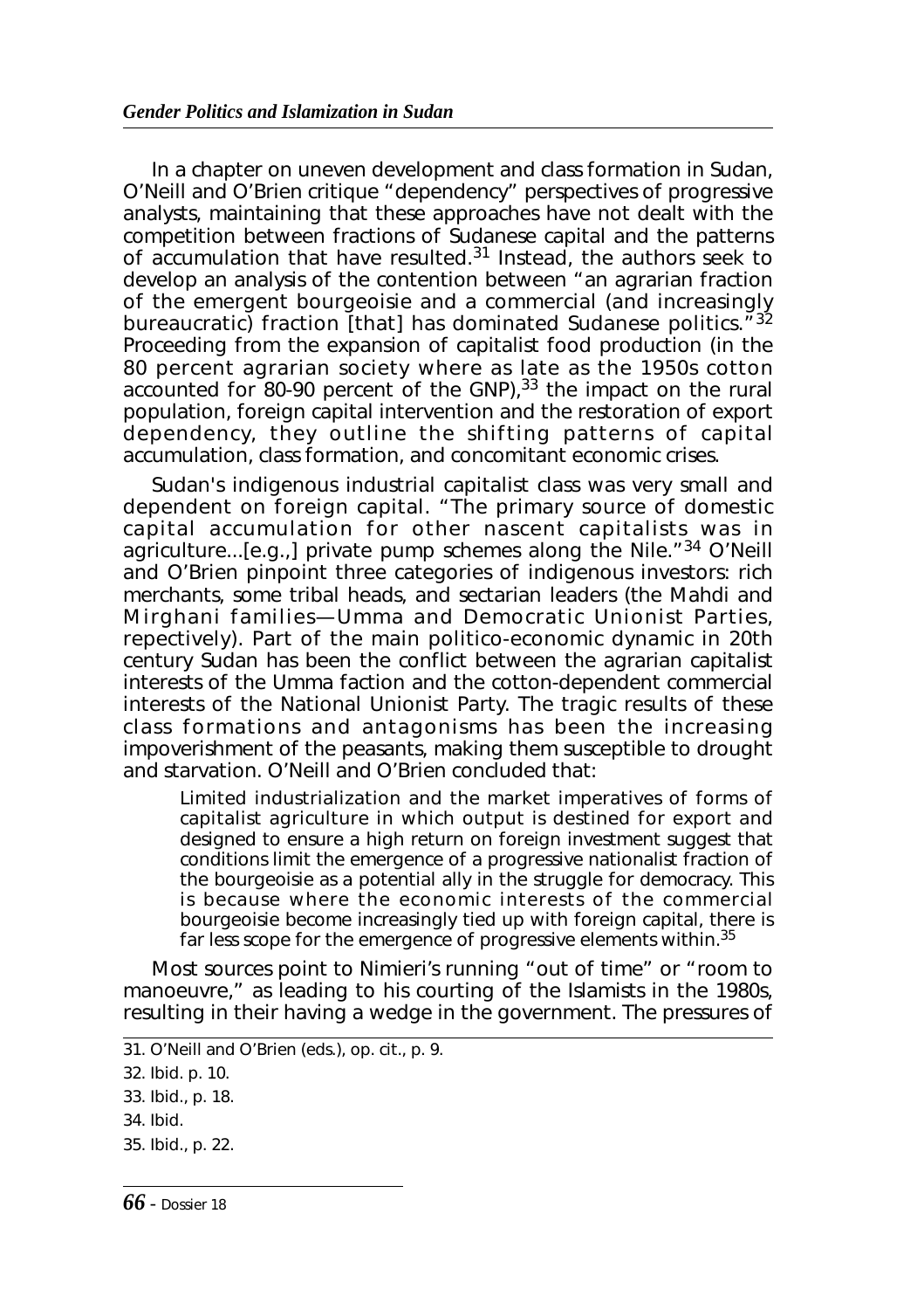In a chapter on uneven development and class formation in Sudan, O'Neill and O'Brien critique "dependency" perspectives of progressive analysts, maintaining that these approaches have not dealt with the competition between fractions of Sudanese capital and the patterns of accumulation that have resulted.[31] Instead, the authors seek to develop an analysis of the contention between "an agrarian fraction of the emergent bourgeoisie and a commercial (and increasingly bureaucratic) fraction [that] has dominated Sudanese politics."[32] Proceeding from the expansion of capitalist food production (in the 80 percent agrarian society where as late as the 1950s cotton accounted for 80-90 percent of the GNP),[33] the impact on the rural population, foreign capital intervention and the restoration of export dependency, they outline the shifting patterns of capital accumulation, class formation, and concomitant economic crises.

Sudan's indigenous industrial capitalist class was very small and dependent on foreign capital. "The primary source of domestic capital accumulation for other nascent capitalists was in agriculture...[e.g.,] private pump schemes along the Nile."[34] O'Neill and O'Brien pinpoint three categories of indigenous investors: rich merchants, some tribal heads, and sectarian leaders (the Mahdi and Mirghani families—Umma and Democratic Unionist Parties, repectively). Part of the main politico-economic dynamic in 20th century Sudan has been the conflict between the agrarian capitalist interests of the Umma faction and the cotton-dependent commercial interests of the National Unionist Party. The tragic results of these class formations and antagonisms has been the increasing impoverishment of the peasants, making them susceptible to drought and starvation. O'Neill and O'Brien concluded that:

> Limited industrialization and the market imperatives of forms of capitalist agriculture in which output is destined for export and designed to ensure a high return on foreign investment suggest that conditions limit the emergence of a progressive nationalist fraction of the bourgeoisie as a potential ally in the struggle for democracy. This is because where the economic interests of the commercial bourgeoisie become increasingly tied up with foreign capital, there is far less scope for the emergence of progressive elements within.[35]

Most sources point to Nimieri's running "out of time" or "room to manoeuvre," as leading to his courting of the Islamists in the 1980s, resulting in their having a wedge in the government. The pressures of

---

31. O'Neill and O'Brien (eds.), op. cit., p. 9.
32. Ibid. p. 10.
33. Ibid., p. 18.
34. Ibid.
35. Ibid., p. 22.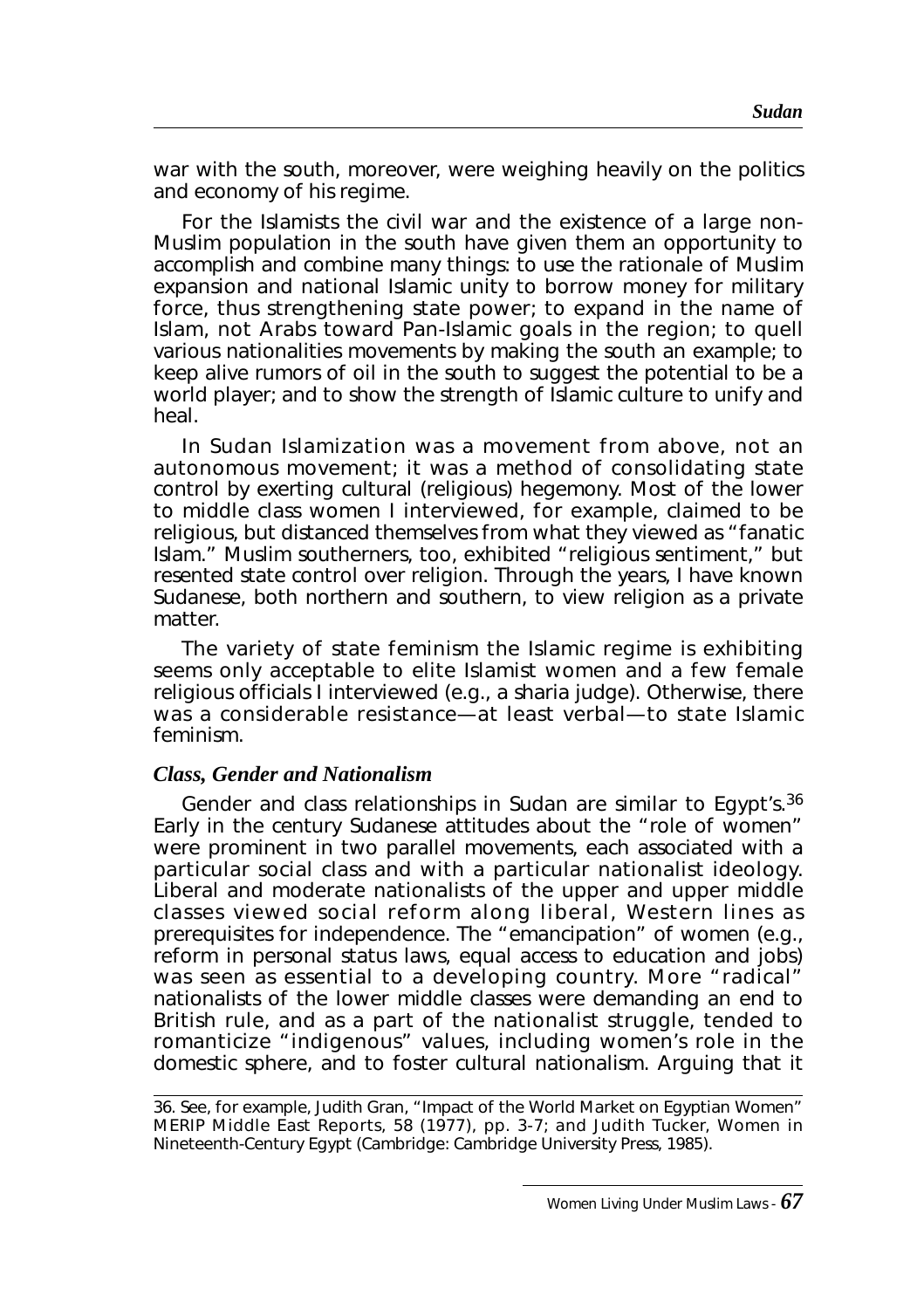war with the south, moreover, were weighing heavily on the politics and economy of his regime.

For the Islamists the civil war and the existence of a large non-Muslim population in the south have given them an opportunity to accomplish and combine many things: to use the rationale of Muslim expansion and national Islamic unity to borrow money for military force, thus strengthening state power; to expand in the name of Islam, not Arabs toward Pan-Islamic goals in the region; to quell various nationalities movements by making the south an example; to keep alive rumors of oil in the south to suggest the potential to be a world player; and to show the strength of Islamic culture to unify and heal.

In Sudan Islamization was a movement from above, not an autonomous movement; it was a method of consolidating state control by exerting cultural (religious) hegemony. Most of the lower to middle class women I interviewed, for example, claimed to be religious, but distanced themselves from what they viewed as "fanatic Islam." Muslim southerners, too, exhibited "religious sentiment," but resented state control over religion. Through the years, I have known Sudanese, both northern and southern, to view religion as a private matter.

The variety of state feminism the Islamic regime is exhibiting seems only acceptable to elite Islamist women and a few female religious officials I interviewed (e.g., a sharia judge). Otherwise, there was a considerable resistance—at least verbal—to state Islamic feminism.

### *Class, Gender and Nationalism*

Gender and class relationships in Sudan are similar to Egypt's.[36] Early in the century Sudanese attitudes about the "role of women" were prominent in two parallel movements, each associated with a particular social class and with a particular nationalist ideology. Liberal and moderate nationalists of the upper and upper middle classes viewed social reform along liberal, Western lines as prerequisites for independence. The "emancipation" of women (e.g., reform in personal status laws, equal access to education and jobs) was seen as essential to a developing country. More "radical" nationalists of the lower middle classes were demanding an end to British rule, and as a part of the nationalist struggle, tended to romanticize "indigenous" values, including women's role in the domestic sphere, and to foster cultural nationalism. Arguing that it

---

36. See, for example, Judith Gran, "Impact of the World Market on Egyptian Women" MERIP Middle East Reports, 58 (1977), pp. 3-7; and Judith Tucker, Women in Nineteenth-Century Egypt (Cambridge: Cambridge University Press, 1985).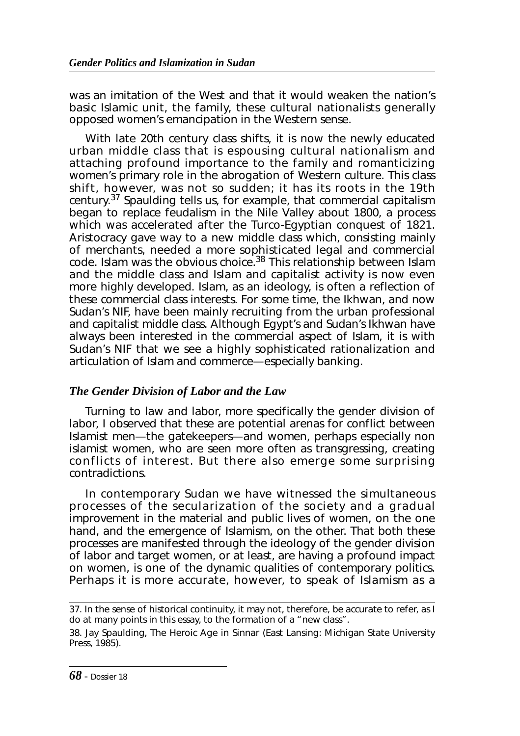was an imitation of the West and that it would weaken the nation's basic Islamic unit, the family, these cultural nationalists generally opposed women's emancipation in the Western sense.

With late 20th century class shifts, it is now the newly educated urban middle class that is espousing cultural nationalism and attaching profound importance to the family and romanticizing women's primary role in the abrogation of Western culture. This class shift, however, was not so sudden; it has its roots in the 19th century.[37] Spaulding tells us, for example, that commercial capitalism began to replace feudalism in the Nile Valley about 1800, a process which was accelerated after the Turco-Egyptian conquest of 1821. Aristocracy gave way to a new middle class which, consisting mainly of merchants, needed a more sophisticated legal and commercial code. Islam was the obvious choice.[38] This relationship between Islam and the middle class and Islam and capitalist activity is now even more highly developed. Islam, as an ideology, is often a reflection of these commercial class interests. For some time, the Ikhwan, and now Sudan's NIF, have been mainly recruiting from the urban professional and capitalist middle class. Although Egypt's and Sudan's Ikhwan have always been interested in the commercial aspect of Islam, it is with Sudan's NIF that we see a highly sophisticated rationalization and articulation of Islam and commerce—especially banking.

### *The Gender Division of Labor and the Law*

Turning to law and labor, more specifically the gender division of labor, I observed that these are potential arenas for conflict between Islamist men—the gatekeepers—and women, perhaps especially non islamist women, who are seen more often as transgressing, creating conflicts of interest. But there also emerge some surprising contradictions.

In contemporary Sudan we have witnessed the simultaneous processes of the secularization of the society and a gradual improvement in the material and public lives of women, on the one hand, and the emergence of Islamism, on the other. That both these processes are manifested through the ideology of the gender division of labor and target women, or at least, are having a profound impact on women, is one of the dynamic qualities of contemporary politics. Perhaps it is more accurate, however, to speak of Islamism as a

---

37. In the sense of historical continuity, it may not, therefore, be accurate to refer, as I do at many points in this essay, to the formation of a "new class".

38. Jay Spaulding, The Heroic Age in Sinnar (East Lansing: Michigan State University Press, 1985).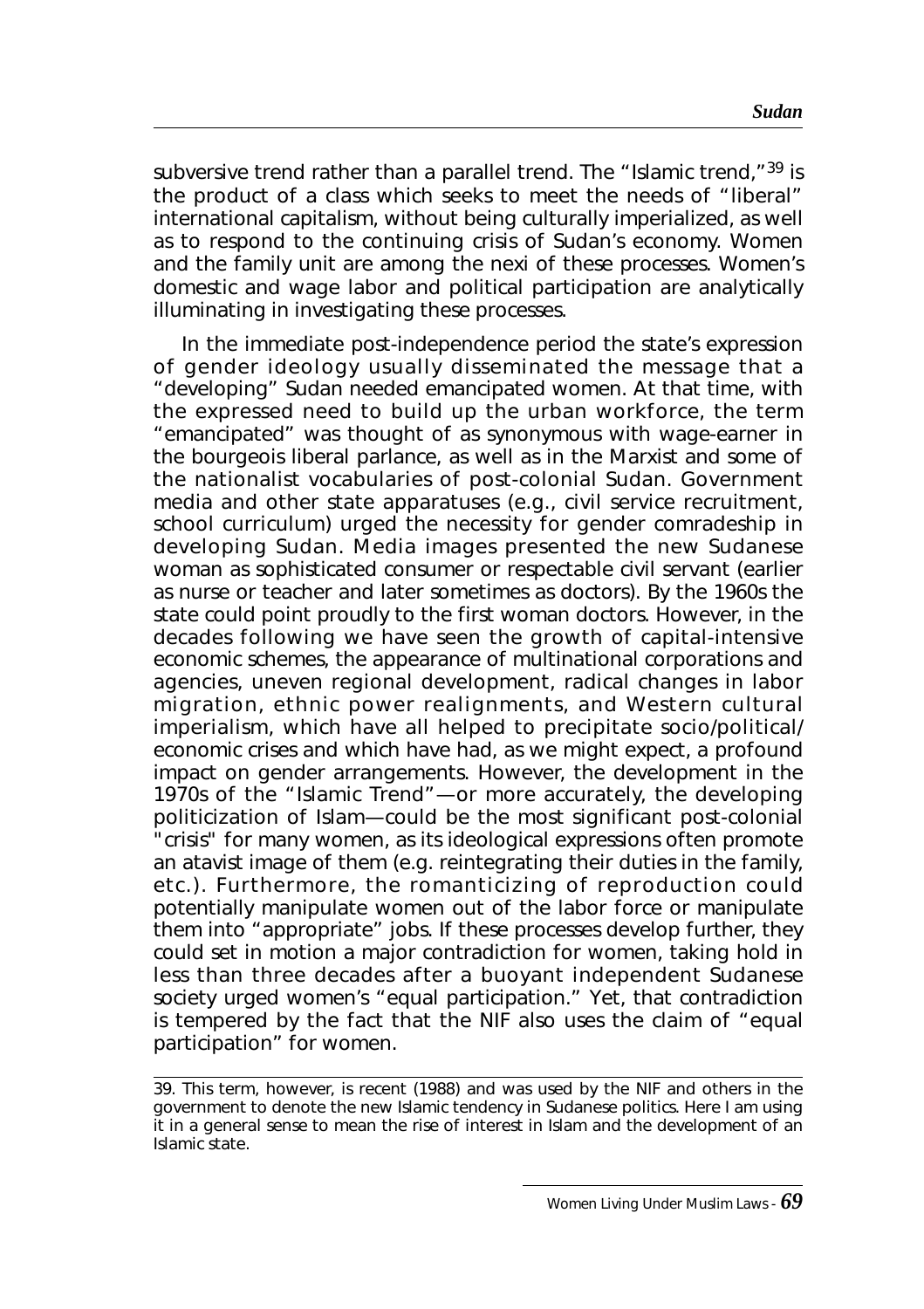subversive trend rather than a parallel trend. The "Islamic trend,"[39] is the product of a class which seeks to meet the needs of "liberal" international capitalism, without being culturally imperialized, as well as to respond to the continuing crisis of Sudan's economy. Women and the family unit are among the nexi of these processes. Women's domestic and wage labor and political participation are analytically illuminating in investigating these processes.

In the immediate post-independence period the state's expression of gender ideology usually disseminated the message that a "developing" Sudan needed emancipated women. At that time, with the expressed need to build up the urban workforce, the term "emancipated" was thought of as synonymous with wage-earner in the bourgeois liberal parlance, as well as in the Marxist and some of the nationalist vocabularies of post-colonial Sudan. Government media and other state apparatuses (e.g., civil service recruitment, school curriculum) urged the necessity for gender comradeship in developing Sudan. Media images presented the new Sudanese woman as sophisticated consumer or respectable civil servant (earlier as nurse or teacher and later sometimes as doctors). By the 1960s the state could point proudly to the first woman doctors. However, in the decades following we have seen the growth of capital-intensive economic schemes, the appearance of multinational corporations and agencies, uneven regional development, radical changes in labor migration, ethnic power realignments, and Western cultural imperialism, which have all helped to precipitate socio/political/economic crises and which have had, as we might expect, a profound impact on gender arrangements. However, the development in the 1970s of the "Islamic Trend"—or more accurately, the developing politicization of Islam—could be the most significant post-colonial "crisis" for many women, as its ideological expressions often promote an atavist image of them (e.g. reintegrating their duties in the family, etc.). Furthermore, the romanticizing of reproduction could potentially manipulate women out of the labor force or manipulate them into "appropriate" jobs. If these processes develop further, they could set in motion a major contradiction for women, taking hold in less than three decades after a buoyant independent Sudanese society urged women's "equal participation." Yet, that contradiction is tempered by the fact that the NIF also uses the claim of "equal participation" for women.

39. This term, however, is recent (1988) and was used by the NIF and others in the government to denote the new Islamic tendency in Sudanese politics. Here I am using it in a general sense to mean the rise of interest in Islam and the development of an Islamic state.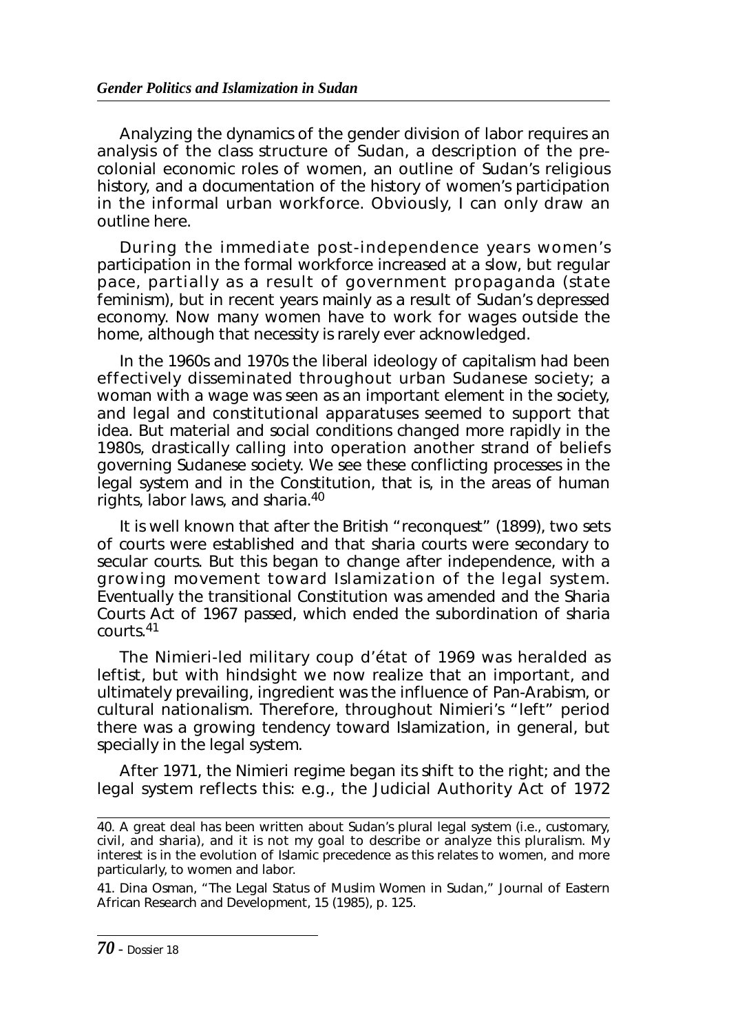Analyzing the dynamics of the gender division of labor requires an analysis of the class structure of Sudan, a description of the pre-colonial economic roles of women, an outline of Sudan's religious history, and a documentation of the history of women's participation in the informal urban workforce. Obviously, I can only draw an outline here.

During the immediate post-independence years women's participation in the formal workforce increased at a slow, but regular pace, partially as a result of government propaganda (state feminism), but in recent years mainly as a result of Sudan's depressed economy. Now many women have to work for wages outside the home, although that necessity is rarely ever acknowledged.

In the 1960s and 1970s the liberal ideology of capitalism had been effectively disseminated throughout urban Sudanese society; a woman with a wage was seen as an important element in the society, and legal and constitutional apparatuses seemed to support that idea. But material and social conditions changed more rapidly in the 1980s, drastically calling into operation another strand of beliefs governing Sudanese society. We see these conflicting processes in the legal system and in the Constitution, that is, in the areas of human rights, labor laws, and sharia.[40]

It is well known that after the British "reconquest" (1899), two sets of courts were established and that sharia courts were secondary to secular courts. But this began to change after independence, with a growing movement toward Islamization of the legal system. Eventually the transitional Constitution was amended and the Sharia Courts Act of 1967 passed, which ended the subordination of sharia courts.[41]

The Nimieri-led military coup d'état of 1969 was heralded as leftist, but with hindsight we now realize that an important, and ultimately prevailing, ingredient was the influence of Pan-Arabism, or cultural nationalism. Therefore, throughout Nimieri's "left" period there was a growing tendency toward Islamization, in general, but specially in the legal system.

After 1971, the Nimieri regime began its shift to the right; and the legal system reflects this: e.g., the Judicial Authority Act of 1972

---

40. A great deal has been written about Sudan's plural legal system (i.e., customary, civil, and sharia), and it is not my goal to describe or analyze this pluralism. My interest is in the evolution of Islamic precedence as this relates to women, and more particularly, to women and labor.

41. Dina Osman, "The Legal Status of Muslim Women in Sudan," Journal of Eastern African Research and Development, 15 (1985), p. 125.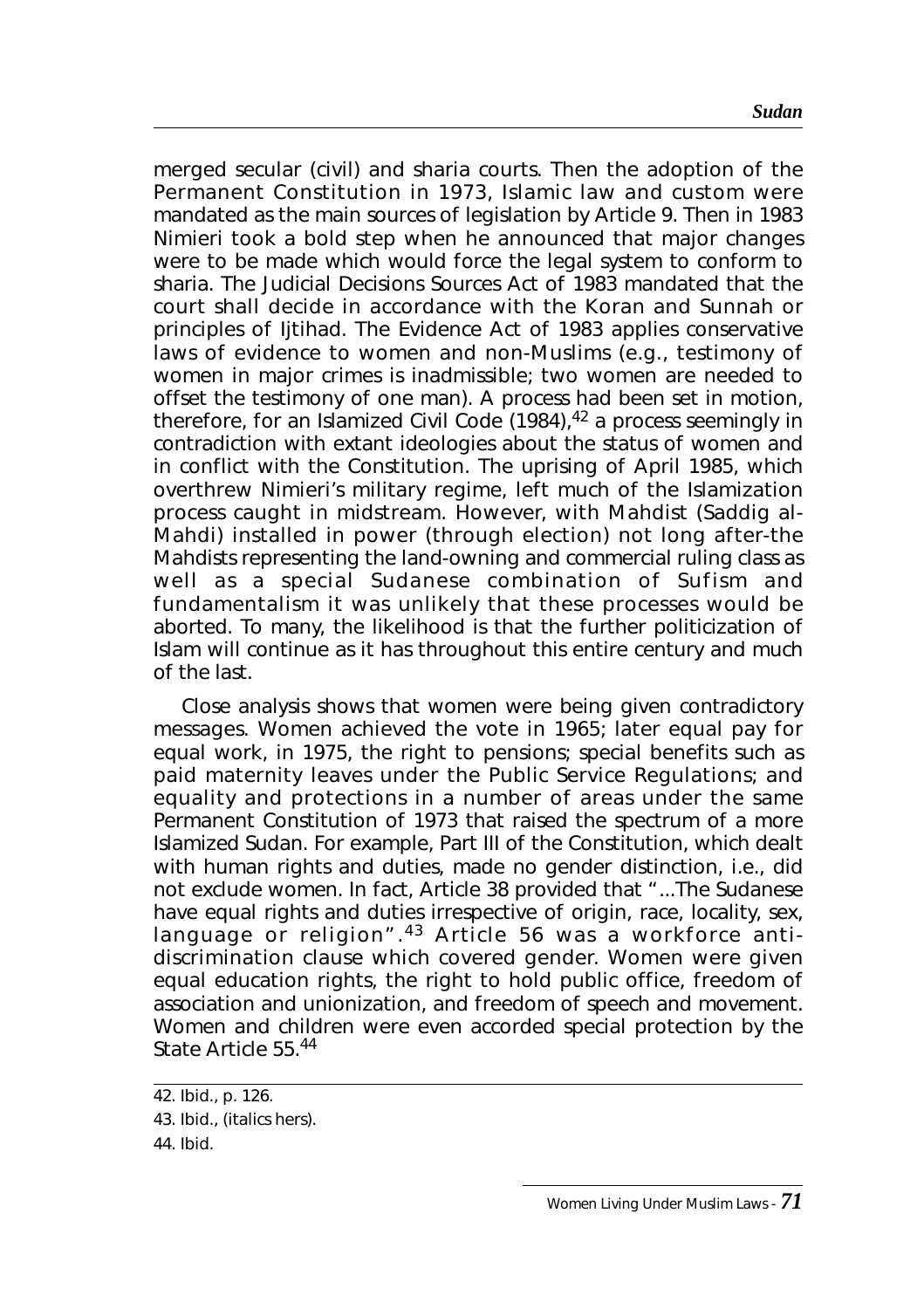merged secular (civil) and sharia courts. Then the adoption of the Permanent Constitution in 1973, Islamic law and custom were mandated as the main sources of legislation by Article 9. Then in 1983 Nimieri took a bold step when he announced that major changes were to be made which would force the legal system to conform to sharia. The Judicial Decisions Sources Act of 1983 mandated that the court shall decide in accordance with the Koran and Sunnah or principles of Ijtihad. The Evidence Act of 1983 applies conservative laws of evidence to women and non-Muslims (e.g., testimony of women in major crimes is inadmissible; two women are needed to offset the testimony of one man). A process had been set in motion, therefore, for an Islamized Civil Code (1984),[42] a process seemingly in contradiction with extant ideologies about the status of women and in conflict with the Constitution. The uprising of April 1985, which overthrew Nimieri's military regime, left much of the Islamization process caught in midstream. However, with Mahdist (Saddig al-Mahdi) installed in power (through election) not long after-the Mahdists representing the land-owning and commercial ruling class as well as a special Sudanese combination of Sufism and fundamentalism it was unlikely that these processes would be aborted. To many, the likelihood is that the further politicization of Islam will continue as it has throughout this entire century and much of the last.

Close analysis shows that women were being given contradictory messages. Women achieved the vote in 1965; later equal pay for equal work, in 1975, the right to pensions; special benefits such as paid maternity leaves under the Public Service Regulations; and equality and protections in a number of areas under the same Permanent Constitution of 1973 that raised the spectrum of a more Islamized Sudan. For example, Part III of the Constitution, which dealt with human rights and duties, made no gender distinction, i.e., did not exclude women. In fact, Article 38 provided that "...The Sudanese have equal rights and duties irrespective of origin, race, locality, *sex*, language or religion".[43] Article 56 was a workforce anti-discrimination clause which covered gender. Women were given equal education rights, the right to hold public office, freedom of association and unionization, and freedom of speech and movement. Women and children were even accorded special protection by the State Article 55.[44]

---

42. Ibid., p. 126.

43. Ibid., (italics hers).

44. Ibid.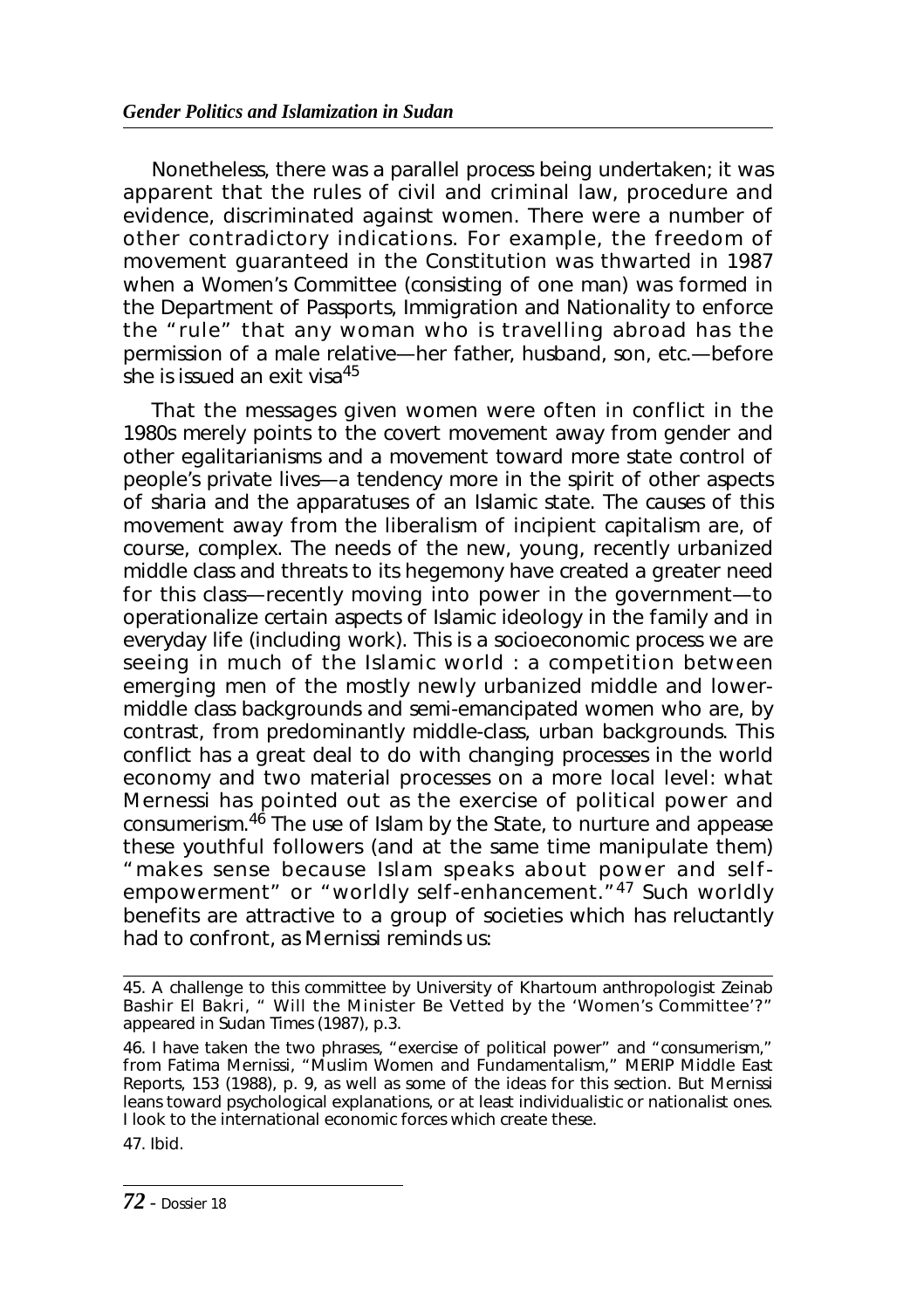Nonetheless, there was a parallel process being undertaken; it was apparent that the rules of civil and criminal law, procedure and evidence, discriminated against women. There were a number of other contradictory indications. For example, the freedom of movement guaranteed in the Constitution was thwarted in 1987 when a Women's Committee (consisting of one man) was formed in the Department of Passports, Immigration and Nationality to enforce the "rule" that any woman who is travelling abroad has the permission of a male relative—her father, husband, son, etc.—before she is issued an exit visa[45]

That the messages given women were often in conflict in the 1980s merely points to the covert movement away from gender and other egalitarianisms and a movement toward more state control of people's private lives—a tendency more in the spirit of other aspects of sharia and the apparatuses of an Islamic state. The causes of this movement away from the liberalism of incipient capitalism are, of course, complex. The needs of the new, young, recently urbanized middle class and threats to its hegemony have created a greater need for this class—recently moving into power in the government—to operationalize certain aspects of Islamic ideology in the family and in everyday life (including work). This is a socioeconomic process we are seeing in much of the Islamic world : a competition between emerging men of the mostly newly urbanized middle and lower-middle class backgrounds and semi-emancipated women who are, by contrast, from predominantly middle-class, urban backgrounds. This conflict has a great deal to do with changing processes in the world economy and two material processes on a more local level: what Mernessi has pointed out as the exercise of political power and consumerism.[46] The use of Islam by the State, to nurture and appease these youthful followers (and at the same time manipulate them) "makes sense because Islam speaks about power and self-empowerment" or "worldly self-enhancement."[47] Such worldly benefits are attractive to a group of societies which has reluctantly had to confront, as Mernissi reminds us:

---

45. A challenge to this committee by University of Khartoum anthropologist Zeinab Bashir El Bakri, " Will the Minister Be Vetted by the 'Women's Committee'?" appeared in Sudan Times (1987), p.3.

46. I have taken the two phrases, "exercise of political power" and "consumerism," from Fatima Mernissi, "Muslim Women and Fundamentalism," MERIP Middle East Reports, 153 (1988), p. 9, as well as some of the ideas for this section. But Mernissi leans toward psychological explanations, or at least individualistic or nationalist ones. I look to the international economic forces which create these.

47. Ibid.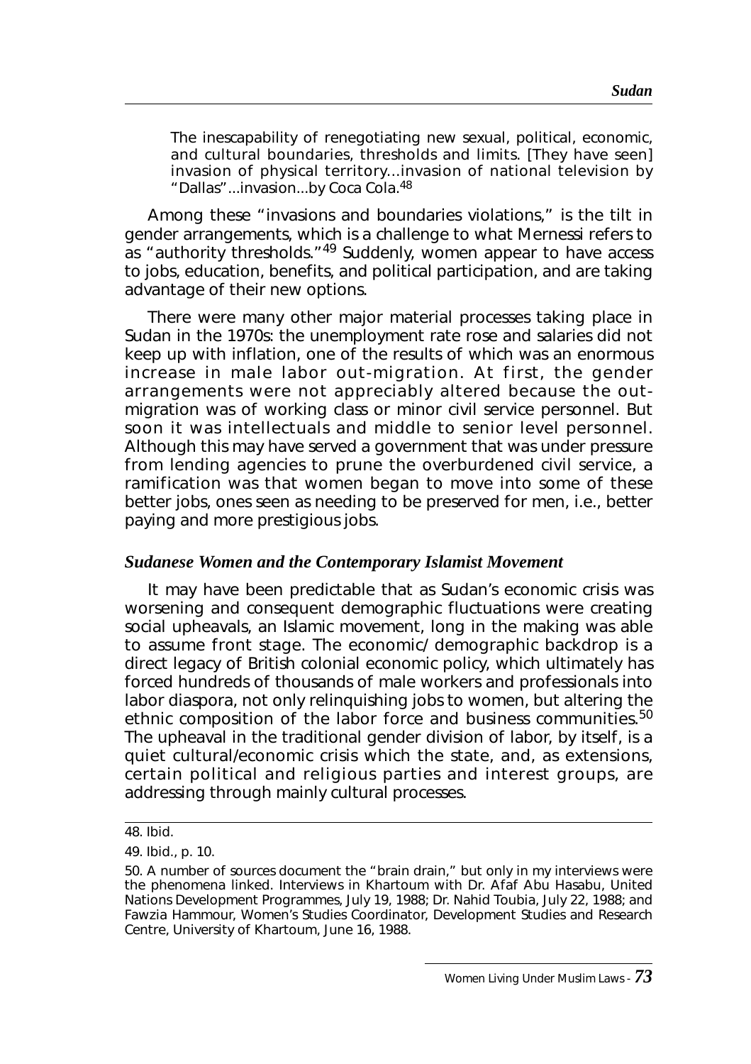> The inescapability of renegotiating new sexual, political, economic, and cultural boundaries, thresholds and limits. [They have seen] invasion of physical territory...invasion of national television by "Dallas"...invasion...by Coca Cola.[48]

Among these "invasions and boundaries violations," is the tilt in gender arrangements, which is a challenge to what Mernessi refers to as "authority thresholds."[49] Suddenly, women appear to have access to jobs, education, benefits, and political participation, and are taking advantage of their new options.

There were many other major material processes taking place in Sudan in the 1970s: the unemployment rate rose and salaries did not keep up with inflation, one of the results of which was an enormous increase in male labor out-migration. At first, the gender arrangements were not appreciably altered because the out-migration was of working class or minor civil service personnel. But soon it was intellectuals and middle to senior level personnel. Although this may have served a government that was under pressure from lending agencies to prune the overburdened civil service, a ramification was that women began to move into some of these better jobs, ones seen as needing to be preserved for men, i.e., better paying and more prestigious jobs.

### *Sudanese Women and the Contemporary Islamist Movement*

It may have been predictable that as Sudan's economic crisis was worsening and consequent demographic fluctuations were creating social upheavals, an Islamic movement, long in the making was able to assume front stage. The economic/ demographic backdrop is a direct legacy of British colonial economic policy, which ultimately has forced hundreds of thousands of male workers and professionals into labor diaspora, not only relinquishing jobs to women, but altering the ethnic composition of the labor force and business communities.[50] The upheaval in the traditional gender division of labor, by itself, is a quiet cultural/economic crisis which the state, and, as extensions, certain political and religious parties and interest groups, are addressing through mainly cultural processes.

---

48. Ibid.

49. Ibid., p. 10.

50. A number of sources document the "brain drain," but only in my interviews were the phenomena linked. Interviews in Khartoum with Dr. Afaf Abu Hasabu, United Nations Development Programmes, July 19, 1988; Dr. Nahid Toubia, July 22, 1988; and Fawzia Hammour, Women's Studies Coordinator, Development Studies and Research Centre, University of Khartoum, June 16, 1988.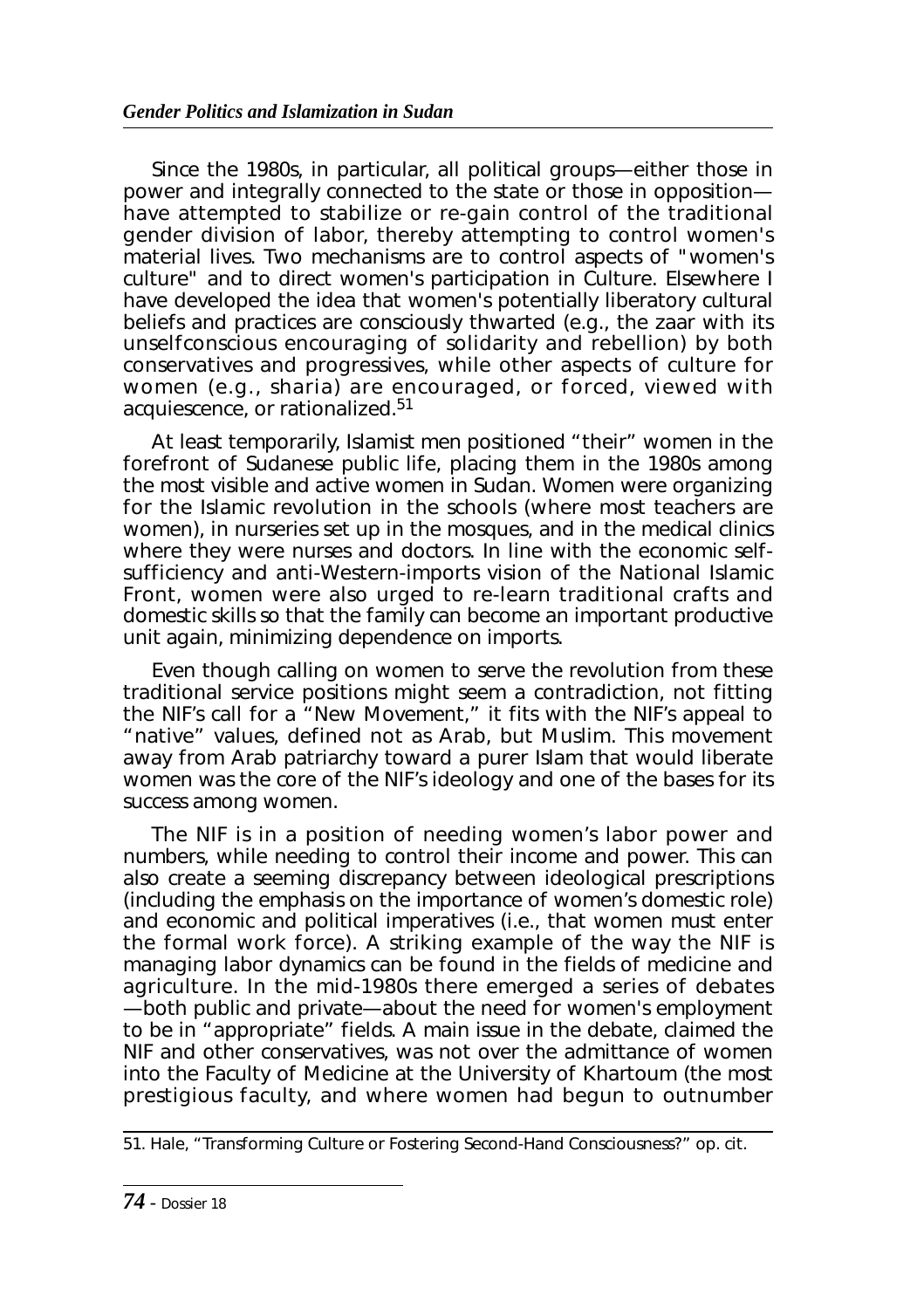Since the 1980s, in particular, all political groups—either those in power and integrally connected to the state or those in opposition—have attempted to stabilize or re-gain control of the traditional gender division of labor, thereby attempting to control women's material lives. Two mechanisms are to control aspects of "women's culture" and to direct women's participation in Culture. Elsewhere I have developed the idea that women's potentially liberatory cultural beliefs and practices are consciously thwarted (e.g., the zaar with its unselfconscious encouraging of solidarity and rebellion) by both conservatives and progressives, while other aspects of culture for women (e.g., sharia) are encouraged, or forced, viewed with acquiescence, or rationalized.[51]

At least temporarily, Islamist men positioned "their" women in the forefront of Sudanese public life, placing them in the 1980s among the most visible and active women in Sudan. Women were organizing for the Islamic revolution in the schools (where most teachers are women), in nurseries set up in the mosques, and in the medical clinics where they were nurses and doctors. In line with the economic self-sufficiency and anti-Western-imports vision of the National Islamic Front, women were also urged to re-learn traditional crafts and domestic skills so that the family can become an important productive unit again, minimizing dependence on imports.

Even though calling on women to serve the revolution from these traditional service positions might seem a contradiction, not fitting the NIF's call for a "New Movement," it fits with the NIF's appeal to "native" values, defined not as Arab, but Muslim. This movement away from Arab patriarchy toward a purer Islam that would liberate women was the core of the NIF's ideology and one of the bases for its success among women.

The NIF is in a position of needing women's labor power and numbers, while needing to control their income and power. This can also create a seeming discrepancy between ideological prescriptions (including the emphasis on the importance of women's domestic role) and economic and political imperatives (i.e., that women must enter the formal work force). A striking example of the way the NIF is managing labor dynamics can be found in the fields of medicine and agriculture. In the mid-1980s there emerged a series of debates—both public and private—about the need for women's employment to be in "appropriate" fields. A main issue in the debate, claimed the NIF and other conservatives, was not over the admittance of women into the Faculty of Medicine at the University of Khartoum (the most prestigious faculty, and where women had begun to outnumber

---

51. Hale, "Transforming Culture or Fostering Second-Hand Consciousness?" op. cit.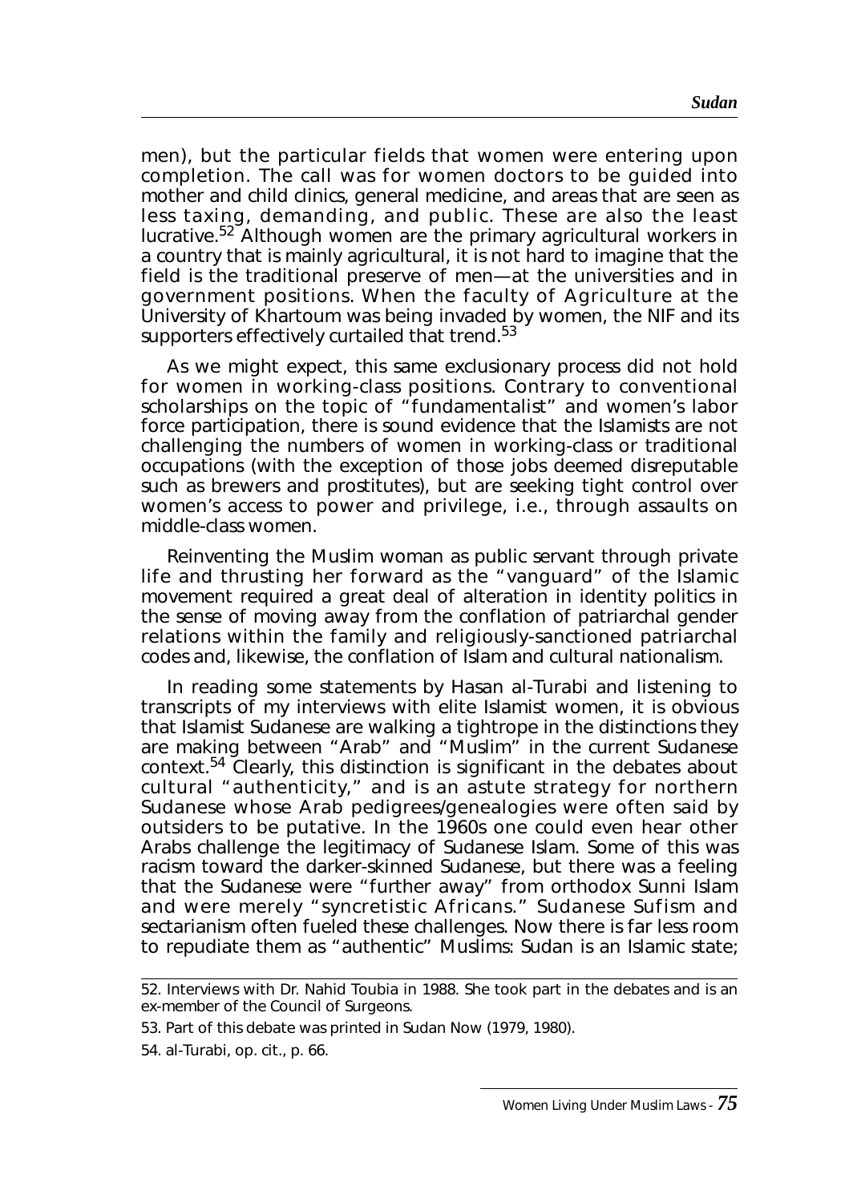men), but the particular fields that women were entering upon completion. The call was for women doctors to be guided into mother and child clinics, general medicine, and areas that are seen as less taxing, demanding, and public. These are also the least lucrative.[52] Although women are the primary agricultural workers in a country that is mainly agricultural, it is not hard to imagine that the field is the traditional preserve of men—at the universities and in government positions. When the faculty of Agriculture at the University of Khartoum was being invaded by women, the NIF and its supporters effectively curtailed that trend.[53]

As we might expect, this same exclusionary process did not hold for women in working-class positions. Contrary to conventional scholarships on the topic of "fundamentalist" and women's labor force participation, there is sound evidence that the Islamists are not challenging the numbers of women in working-class or traditional occupations (with the exception of those jobs deemed disreputable such as brewers and prostitutes), but are seeking tight control over women's access to power and privilege, i.e., through assaults on middle-class women.

Reinventing the Muslim woman as public servant through private life and thrusting her forward as the "vanguard" of the Islamic movement required a great deal of alteration in identity politics in the sense of moving away from the conflation of patriarchal gender relations within the family and religiously-sanctioned patriarchal codes and, likewise, the conflation of Islam and cultural nationalism.

In reading some statements by Hasan al-Turabi and listening to transcripts of my interviews with elite Islamist women, it is obvious that Islamist Sudanese are walking a tightrope in the distinctions they are making between "Arab" and "Muslim" in the current Sudanese context.[54] Clearly, this distinction is significant in the debates about cultural "authenticity," and is an astute strategy for northern Sudanese whose Arab pedigrees/genealogies were often said by outsiders to be putative. In the 1960s one could even hear other Arabs challenge the legitimacy of Sudanese Islam. Some of this was racism toward the darker-skinned Sudanese, but there was a feeling that the Sudanese were "further away" from orthodox Sunni Islam and were merely "syncretistic Africans." Sudanese Sufism and sectarianism often fueled these challenges. Now there is far less room to repudiate them as "authentic" Muslims: Sudan is an Islamic state;

---

52. Interviews with Dr. Nahid Toubia in 1988. She took part in the debates and is an ex-member of the Council of Surgeons.

53. Part of this debate was printed in Sudan Now (1979, 1980).

54. al-Turabi, op. cit., p. 66.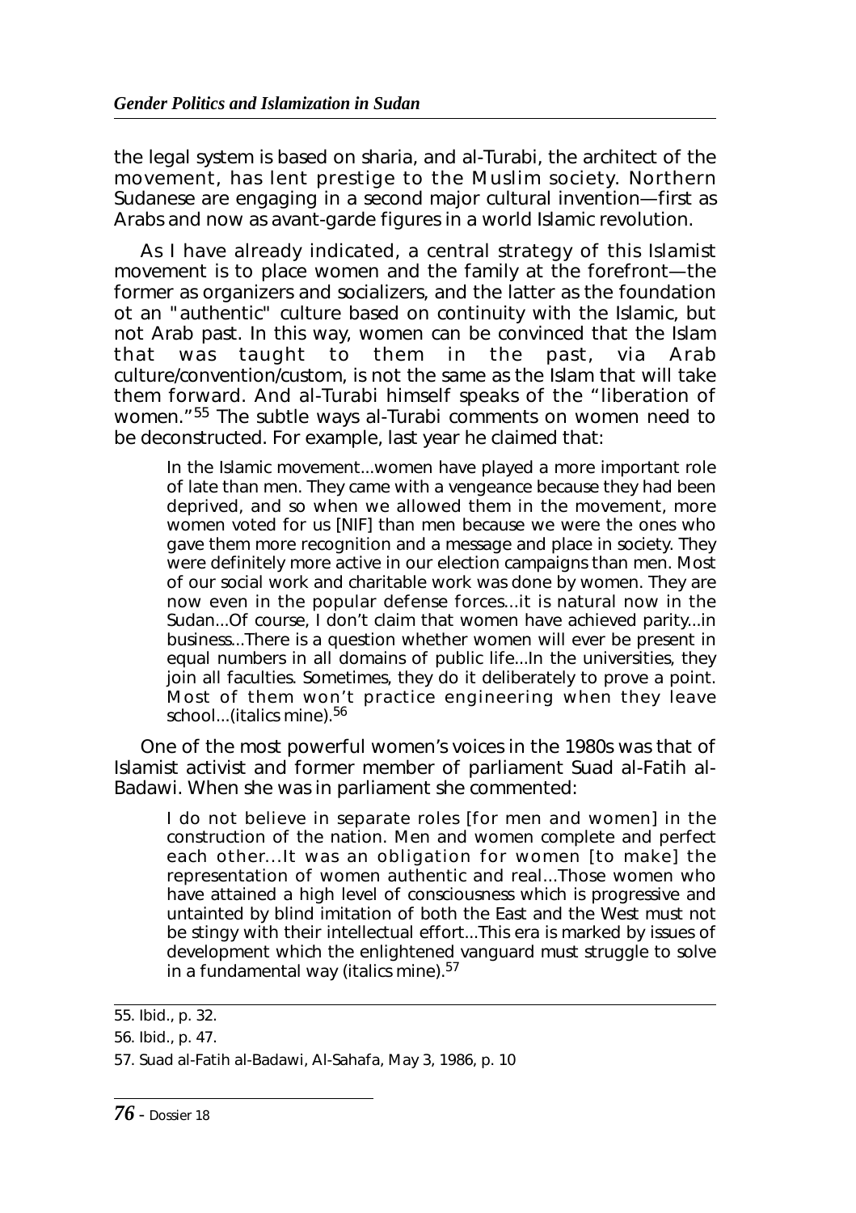the legal system is based on sharia, and al-Turabi, the architect of the movement, has lent prestige to the Muslim society. Northern Sudanese are engaging in a second major cultural invention—first as Arabs and now as avant-garde figures in a world Islamic revolution.

As I have already indicated, a central strategy of this Islamist movement is to place women and the family at the forefront—the former as organizers and socializers, and the latter as the foundation ot an "authentic" culture based on continuity with the Islamic, but not Arab past. In this way, women can be convinced that the Islam that was taught to them in the past, via Arab culture/convention/custom, is not the same as the Islam that will take them forward. And al-Turabi himself speaks of the "liberation of women."[55] The subtle ways al-Turabi comments on women need to be deconstructed. For example, last year he claimed that:

> In the Islamic movement...women have played a more important role of late than men. They came with a vengeance because they had been deprived, and so when we allowed them in the movement, more women voted for us [NIF] than men because we were the ones who gave them more recognition and a message and place in society. They were definitely more active in our election campaigns than men. Most of our social work and charitable work was done by women. They are now even in the popular defense forces...it is natural now in the Sudan...Of course, I don't claim that women have achieved parity...in business...There is a question whether women will ever be present in equal numbers in all domains of public life...In the universities, they join all faculties. Sometimes, they do it deliberately to prove a point. Most of them won't practice engineering when they leave school...(italics mine).[56]

One of the most powerful women's voices in the 1980s was that of Islamist activist and former member of parliament Suad al-Fatih al-Badawi. When she was in parliament she commented:

> I do not believe in separate roles [for men and women] in the construction of the nation. Men and women complete and perfect each other...It was an obligation for women [to make] the representation of women authentic and real...Those women who have attained a high level of consciousness which is progressive and untainted by blind imitation of both the East and the West must not be stingy with their intellectual effort...This era is marked by issues of development which the enlightened vanguard must struggle to solve in a fundamental way (italics mine).[57]

---

55. Ibid., p. 32.

56. Ibid., p. 47.

57. Suad al-Fatih al-Badawi, Al-Sahafa, May 3, 1986, p. 10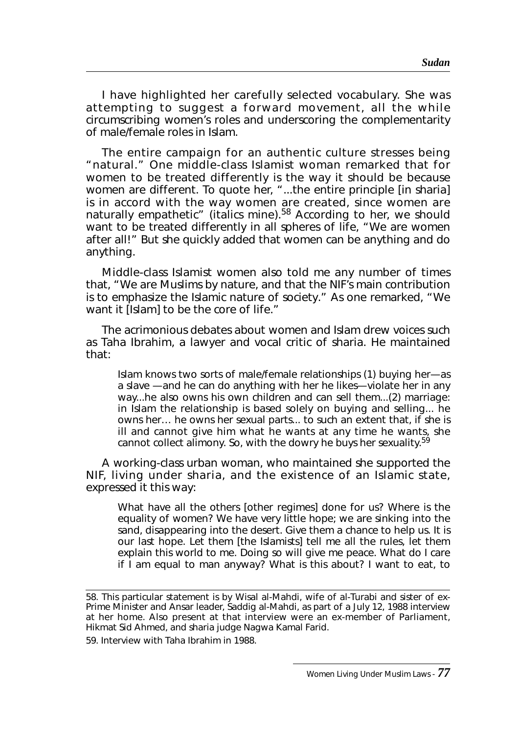I have highlighted her carefully selected vocabulary. She was attempting to suggest a forward movement, all the while circumscribing women's roles and underscoring the complementarity of male/female roles in Islam.

The entire campaign for an authentic culture stresses being "natural." One middle-class Islamist woman remarked that for women to be treated differently is the way it should be because women are different. To quote her, "...the entire principle [in sharia] is in accord with the way women are created, since women are naturally empathetic" (italics mine).[58] According to her, we should want to be treated differently in all spheres of life, "We are women after all!" But she quickly added that women can be anything and do anything.

Middle-class Islamist women also told me any number of times that, "We are Muslims by nature, and that the NIF's main contribution is to emphasize the Islamic nature of society." As one remarked, "We want it [Islam] to be the core of life."

The acrimonious debates about women and Islam drew voices such as Taha Ibrahim, a lawyer and vocal critic of sharia. He maintained that:

> Islam knows two sorts of male/female relationships (1) buying her—as a slave —and he can do anything with her he likes—violate her in any way...he also owns his own children and can sell them...(2) marriage: in Islam the relationship is based solely on buying and selling... he owns her… he owns her sexual parts... to such an extent that, if she is ill and cannot give him what he wants at any time he wants, she cannot collect alimony. So, with the dowry he buys her sexuality.[59]

A working-class urban woman, who maintained she supported the NIF, living under sharia, and the existence of an Islamic state, expressed it this way:

> What have all the others [other regimes] done for us? Where is the equality of women? We have very little hope; we are sinking into the sand, disappearing into the desert. Give them a chance to help us. It is our last hope. Let them [the Islamists] tell me all the rules, let them explain this world to me. Doing so will give me peace. What do I care if I am equal to man anyway? What is this about? I want to eat, to

---

58. This particular statement is by Wisal al-Mahdi, wife of al-Turabi and sister of ex-Prime Minister and Ansar leader, Saddig al-Mahdi, as part of a July 12, 1988 interview at her home. Also present at that interview were an ex-member of Parliament, Hikmat Sid Ahmed, and sharia judge Nagwa Kamal Farid.

59. Interview with Taha Ibrahim in 1988.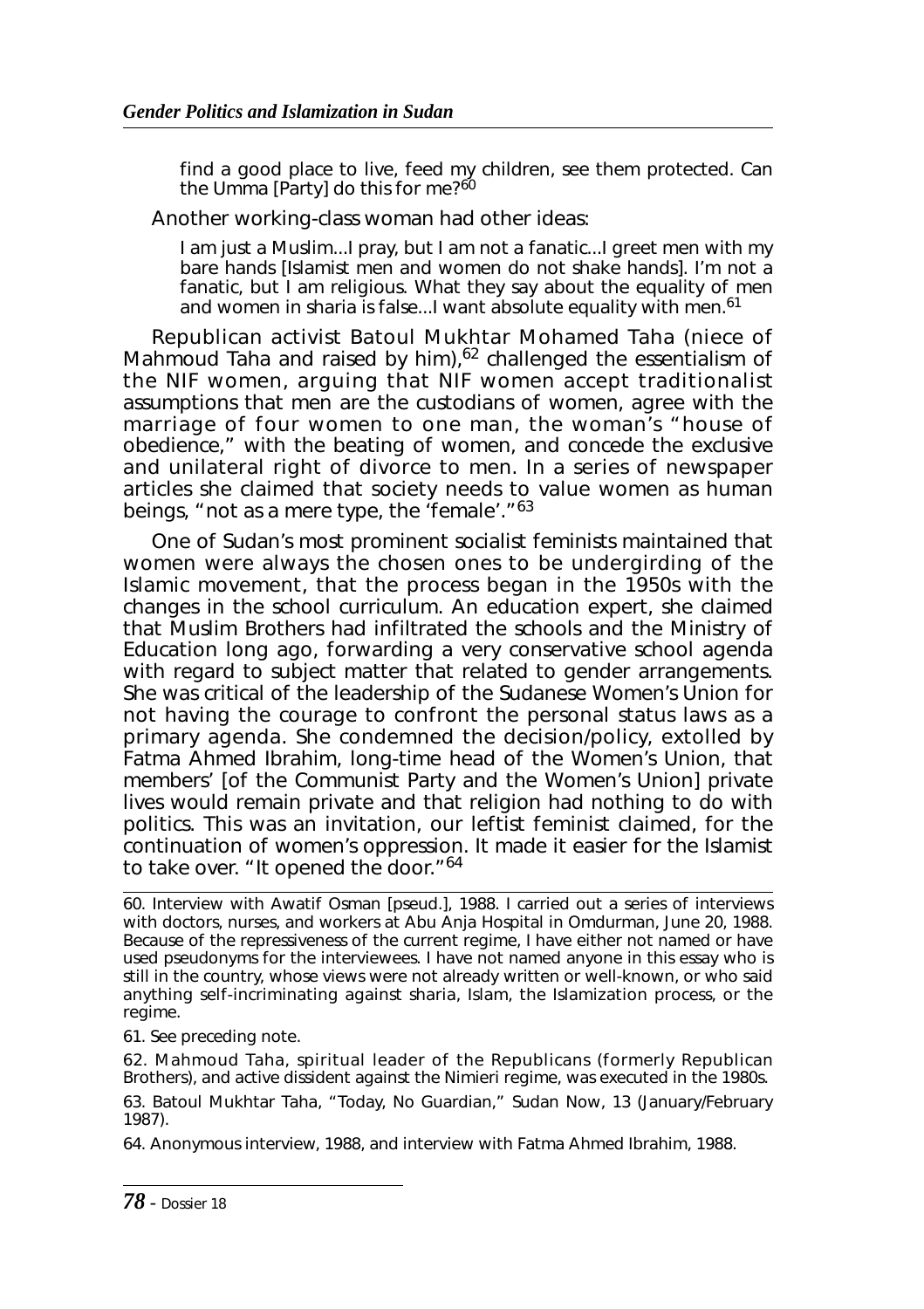> find a good place to live, feed my children, see them protected. Can the Umma [Party] do this for me?[60]

Another working-class woman had other ideas:

> I am just a Muslim...I pray, but I am not a fanatic...I greet men with my bare hands [Islamist men and women do not shake hands]. I'm not a fanatic, but I am religious. What they say about the equality of men and women in sharia is false...I want absolute equality with men.[61]

Republican activist Batoul Mukhtar Mohamed Taha (niece of Mahmoud Taha and raised by him),[62] challenged the essentialism of the NIF women, arguing that NIF women accept traditionalist assumptions that men are the custodians of women, agree with the marriage of four women to one man, the woman's "house of obedience," with the beating of women, and concede the exclusive and unilateral right of divorce to men. In a series of newspaper articles she claimed that society needs to value women as human beings, "not as a mere type, the 'female'."[63]

One of Sudan's most prominent socialist feminists maintained that women were always the chosen ones to be undergirding of the Islamic movement, that the process began in the 1950s with the changes in the school curriculum. An education expert, she claimed that Muslim Brothers had infiltrated the schools and the Ministry of Education long ago, forwarding a very conservative school agenda with regard to subject matter that related to gender arrangements. She was critical of the leadership of the Sudanese Women's Union for not having the courage to confront the personal status laws as a primary agenda. She condemned the decision/policy, extolled by Fatma Ahmed Ibrahim, long-time head of the Women's Union, that members' [of the Communist Party and the Women's Union] private lives would remain private and that religion had nothing to do with politics. This was an invitation, our leftist feminist claimed, for the continuation of women's oppression. It made it easier for the Islamist to take over. "It opened the door."[64]

---

60. Interview with Awatif Osman [pseud.], 1988. I carried out a series of interviews with doctors, nurses, and workers at Abu Anja Hospital in Omdurman, June 20, 1988. Because of the repressiveness of the current regime, I have either not named or have used pseudonyms for the interviewees. I have not named anyone in this essay who is still in the country, whose views were not already written or well-known, or who said anything self-incriminating against sharia, Islam, the Islamization process, or the regime.

61. See preceding note.

62. Mahmoud Taha, spiritual leader of the Republicans (formerly Republican Brothers), and active dissident against the Nimieri regime, was executed in the 1980s.

63. Batoul Mukhtar Taha, "Today, No Guardian," Sudan Now, 13 (January/February 1987).

64. Anonymous interview, 1988, and interview with Fatma Ahmed Ibrahim, 1988.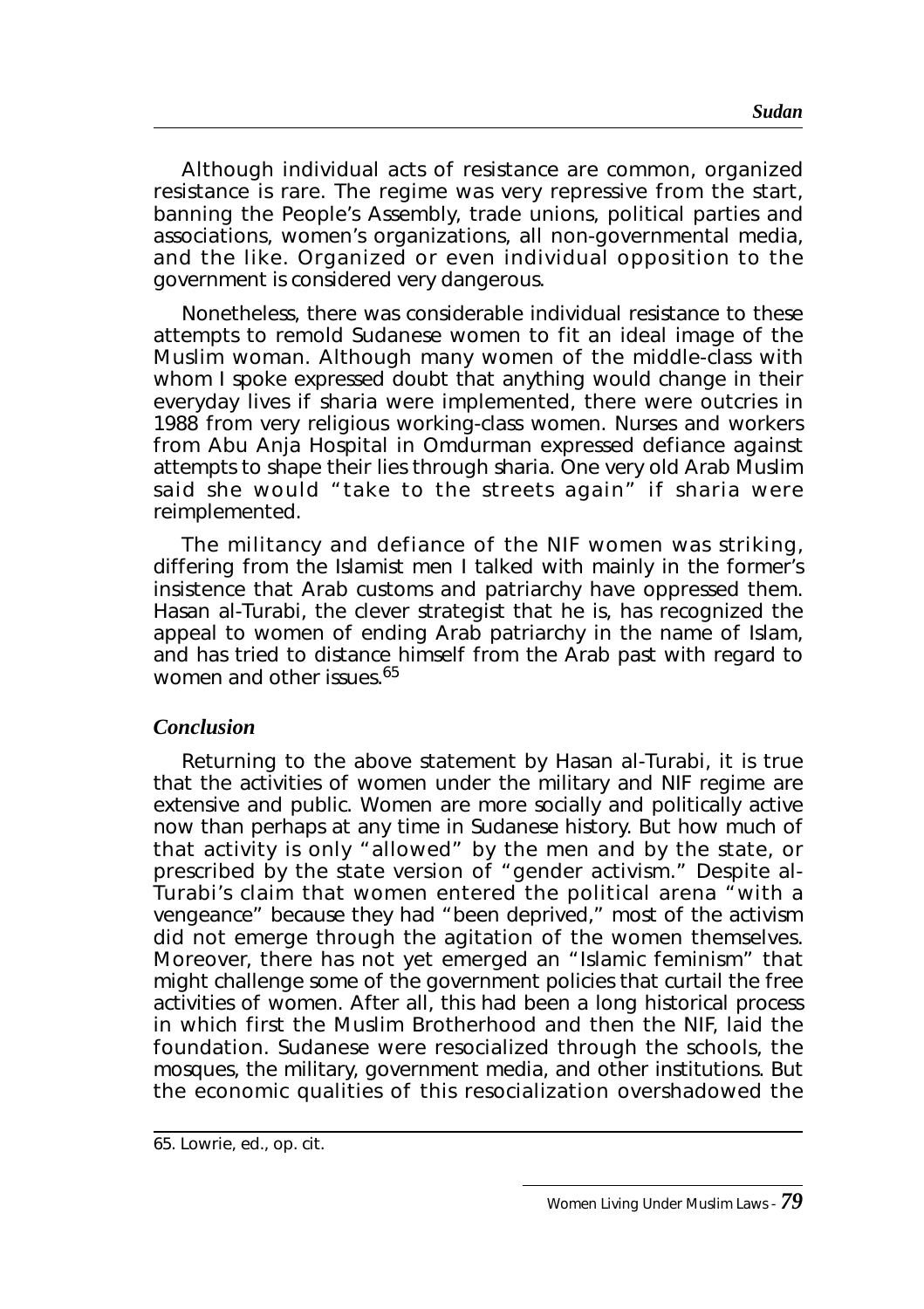Although individual acts of resistance are common, organized resistance is rare. The regime was very repressive from the start, banning the People's Assembly, trade unions, political parties and associations, women's organizations, all non-governmental media, and the like. Organized or even individual opposition to the government is considered very dangerous.

Nonetheless, there was considerable individual resistance to these attempts to remold Sudanese women to fit an ideal image of the Muslim woman. Although many women of the middle-class with whom I spoke expressed doubt that anything would change in their everyday lives if sharia were implemented, there were outcries in 1988 from very religious working-class women. Nurses and workers from Abu Anja Hospital in Omdurman expressed defiance against attempts to shape their lies through sharia. One very old Arab Muslim said she would "take to the streets again" if sharia were reimplemented.

The militancy and defiance of the NIF women was striking, differing from the Islamist men I talked with mainly in the former's insistence that Arab customs and patriarchy have oppressed them. Hasan al-Turabi, the clever strategist that he is, has recognized the appeal to women of ending Arab patriarchy in the name of Islam, and has tried to distance himself from the Arab past with regard to women and other issues.[65]

### *Conclusion*

Returning to the above statement by Hasan al-Turabi, it is true that the activities of women under the military and NIF regime are extensive and public. Women are more socially and politically active now than perhaps at any time in Sudanese history. But how much of that activity is only "allowed" by the men and by the state, or prescribed by the state version of "gender activism." Despite al-Turabi's claim that women entered the political arena "with a vengeance" because they had "been deprived," most of the activism did not emerge through the agitation of the women themselves. Moreover, there has not yet emerged an "Islamic feminism" that might challenge some of the government policies that curtail the free activities of women. After all, this had been a long historical process in which first the Muslim Brotherhood and then the NIF, laid the foundation. Sudanese were resocialized through the schools, the mosques, the military, government media, and other institutions. But the economic qualities of this resocialization overshadowed the

65. Lowrie, ed., op. cit.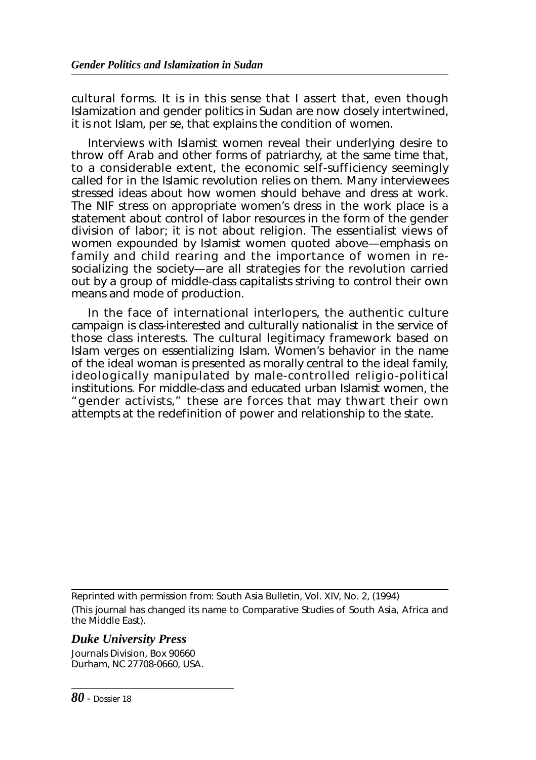cultural forms. It is in this sense that I assert that, even though Islamization and gender politics in Sudan are now closely intertwined, it is not Islam, per se, that explains the condition of women.

Interviews with Islamist women reveal their underlying desire to throw off Arab and other forms of patriarchy, at the same time that, to a considerable extent, the economic self-sufficiency seemingly called for in the Islamic revolution relies on them. Many interviewees stressed ideas about how women should behave and dress at work. The NIF stress on appropriate women's dress in the work place is a statement about control of labor resources in the form of the gender division of labor; it is not about religion. The essentialist views of women expounded by Islamist women quoted above—emphasis on family and child rearing and the importance of women in re-socializing the society—are all strategies for the revolution carried out by a group of middle-class capitalists striving to control their own means and mode of production.

In the face of international interlopers, the authentic culture campaign is class-interested and culturally nationalist in the service of those class interests. The cultural legitimacy framework based on Islam verges on essentializing Islam. Women's behavior in the name of the ideal woman is presented as morally central to the ideal family, ideologically manipulated by male-controlled religio-political institutions. For middle-class and educated urban Islamist women, the "gender activists," these are forces that may thwart their own attempts at the redefinition of power and relationship to the state.

---

Reprinted with permission from: South Asia Bulletin, Vol. XIV, No. 2, (1994)

(This journal has changed its name to Comparative Studies of South Asia, Africa and the Middle East).

***Duke University Press***

Journals Division, Box 90660
Durham, NC 27708-0660, USA.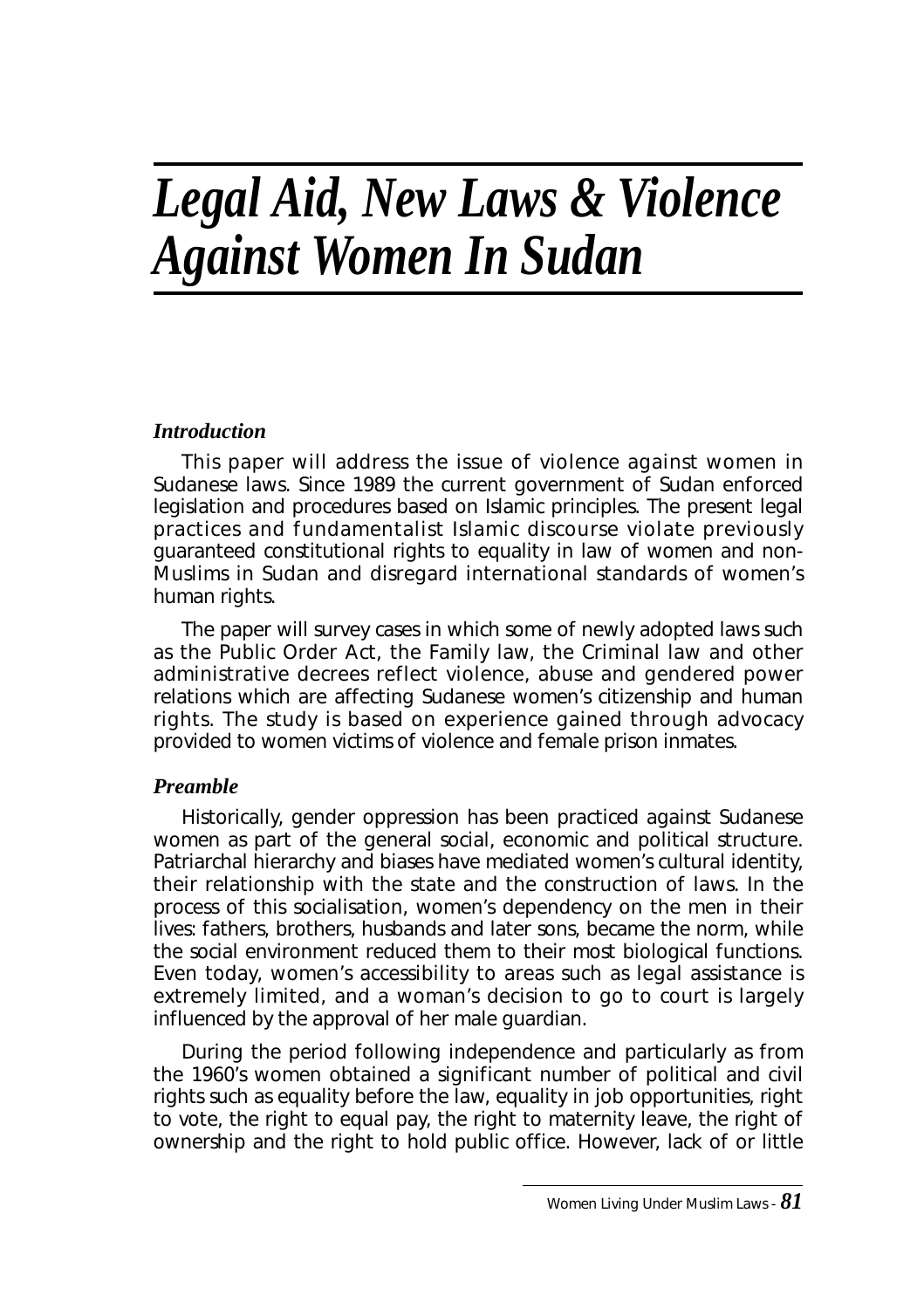# *Legal Aid, New Laws & Violence Against Women In Sudan*

### *Introduction*

This paper will address the issue of violence against women in Sudanese laws. Since 1989 the current government of Sudan enforced legislation and procedures based on Islamic principles. The present legal practices and fundamentalist Islamic discourse violate previously guaranteed constitutional rights to equality in law of women and non-Muslims in Sudan and disregard international standards of women's human rights.

The paper will survey cases in which some of newly adopted laws such as the Public Order Act, the Family law, the Criminal law and other administrative decrees reflect violence, abuse and gendered power relations which are affecting Sudanese women's citizenship and human rights. The study is based on experience gained through advocacy provided to women victims of violence and female prison inmates.

### *Preamble*

Historically, gender oppression has been practiced against Sudanese women as part of the general social, economic and political structure. Patriarchal hierarchy and biases have mediated women's cultural identity, their relationship with the state and the construction of laws. In the process of this socialisation, women's dependency on the men in their lives: fathers, brothers, husbands and later sons, became the norm, while the social environment reduced them to their most biological functions. Even today, women's accessibility to areas such as legal assistance is extremely limited, and a woman's decision to go to court is largely influenced by the approval of her male guardian.

During the period following independence and particularly as from the 1960's women obtained a significant number of political and civil rights such as equality before the law, equality in job opportunities, right to vote, the right to equal pay, the right to maternity leave, the right of ownership and the right to hold public office. However, lack of or little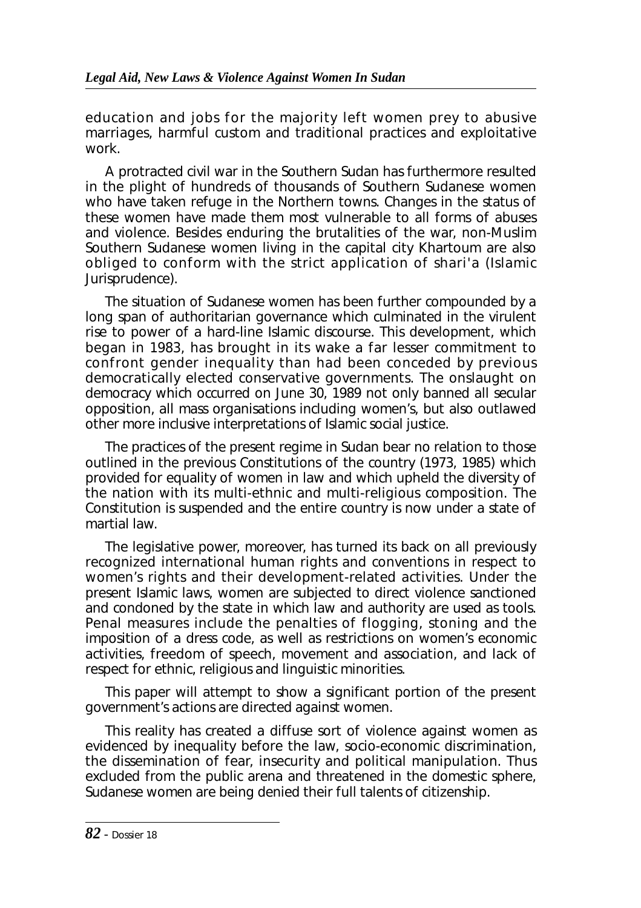education and jobs for the majority left women prey to abusive marriages, harmful custom and traditional practices and exploitative work.

A protracted civil war in the Southern Sudan has furthermore resulted in the plight of hundreds of thousands of Southern Sudanese women who have taken refuge in the Northern towns. Changes in the status of these women have made them most vulnerable to all forms of abuses and violence. Besides enduring the brutalities of the war, non-Muslim Southern Sudanese women living in the capital city Khartoum are also obliged to conform with the strict application of shari'a (Islamic Jurisprudence).

The situation of Sudanese women has been further compounded by a long span of authoritarian governance which culminated in the virulent rise to power of a hard-line Islamic discourse. This development, which began in 1983, has brought in its wake a far lesser commitment to confront gender inequality than had been conceded by previous democratically elected conservative governments. The onslaught on democracy which occurred on June 30, 1989 not only banned all secular opposition, all mass organisations including women's, but also outlawed other more inclusive interpretations of Islamic social justice.

The practices of the present regime in Sudan bear no relation to those outlined in the previous Constitutions of the country (1973, 1985) which provided for equality of women in law and which upheld the diversity of the nation with its multi-ethnic and multi-religious composition. The Constitution is suspended and the entire country is now under a state of martial law.

The legislative power, moreover, has turned its back on all previously recognized international human rights and conventions in respect to women's rights and their development-related activities. Under the present Islamic laws, women are subjected to direct violence sanctioned and condoned by the state in which law and authority are used as tools. Penal measures include the penalties of flogging, stoning and the imposition of a dress code, as well as restrictions on women's economic activities, freedom of speech, movement and association, and lack of respect for ethnic, religious and linguistic minorities.

This paper will attempt to show a significant portion of the present government's actions are directed against women.

This reality has created a diffuse sort of violence against women as evidenced by inequality before the law, socio-economic discrimination, the dissemination of fear, insecurity and political manipulation. Thus excluded from the public arena and threatened in the domestic sphere, Sudanese women are being denied their full talents of citizenship.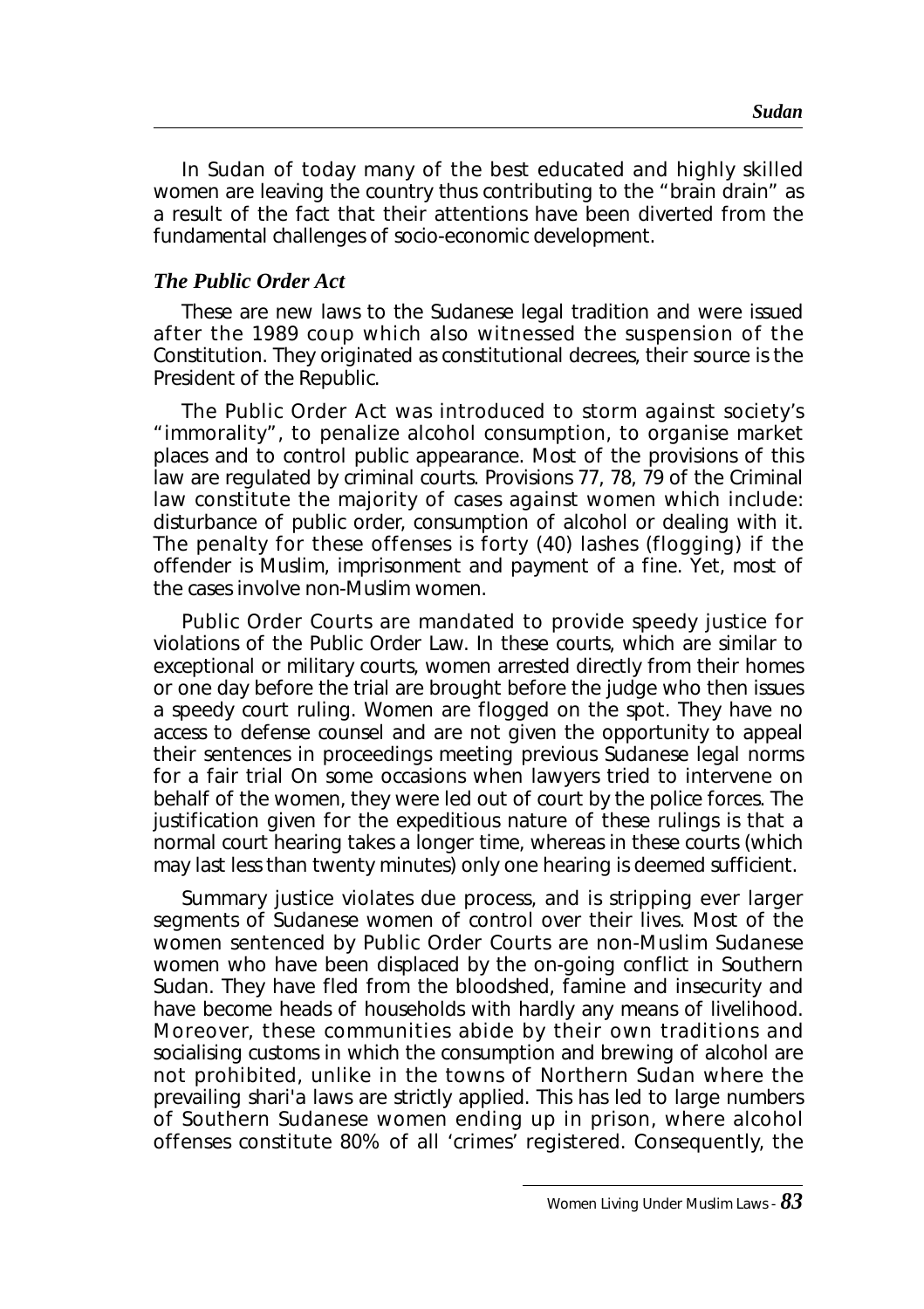In Sudan of today many of the best educated and highly skilled women are leaving the country thus contributing to the "brain drain" as a result of the fact that their attentions have been diverted from the fundamental challenges of socio-economic development.

### *The Public Order Act*

These are new laws to the Sudanese legal tradition and were issued after the 1989 coup which also witnessed the suspension of the Constitution. They originated as constitutional decrees, their source is the President of the Republic.

The Public Order Act was introduced to storm against society's "immorality", to penalize alcohol consumption, to organise market places and to control public appearance. Most of the provisions of this law are regulated by criminal courts. Provisions 77, 78, 79 of the Criminal law constitute the majority of cases against women which include: disturbance of public order, consumption of alcohol or dealing with it. The penalty for these offenses is forty (40) lashes (flogging) if the offender is Muslim, imprisonment and payment of a fine. Yet, most of the cases involve non-Muslim women.

Public Order Courts are mandated to provide speedy justice for violations of the Public Order Law. In these courts, which are similar to exceptional or military courts, women arrested directly from their homes or one day before the trial are brought before the judge who then issues a speedy court ruling. Women are flogged on the spot. They have no access to defense counsel and are not given the opportunity to appeal their sentences in proceedings meeting previous Sudanese legal norms for a fair trial On some occasions when lawyers tried to intervene on behalf of the women, they were led out of court by the police forces. The justification given for the expeditious nature of these rulings is that a normal court hearing takes a longer time, whereas in these courts (which may last less than twenty minutes) only one hearing is deemed sufficient.

Summary justice violates due process, and is stripping ever larger segments of Sudanese women of control over their lives. Most of the women sentenced by Public Order Courts are non-Muslim Sudanese women who have been displaced by the on-going conflict in Southern Sudan. They have fled from the bloodshed, famine and insecurity and have become heads of households with hardly any means of livelihood. Moreover, these communities abide by their own traditions and socialising customs in which the consumption and brewing of alcohol are not prohibited, unlike in the towns of Northern Sudan where the prevailing shari'a laws are strictly applied. This has led to large numbers of Southern Sudanese women ending up in prison, where alcohol offenses constitute 80% of all 'crimes' registered. Consequently, the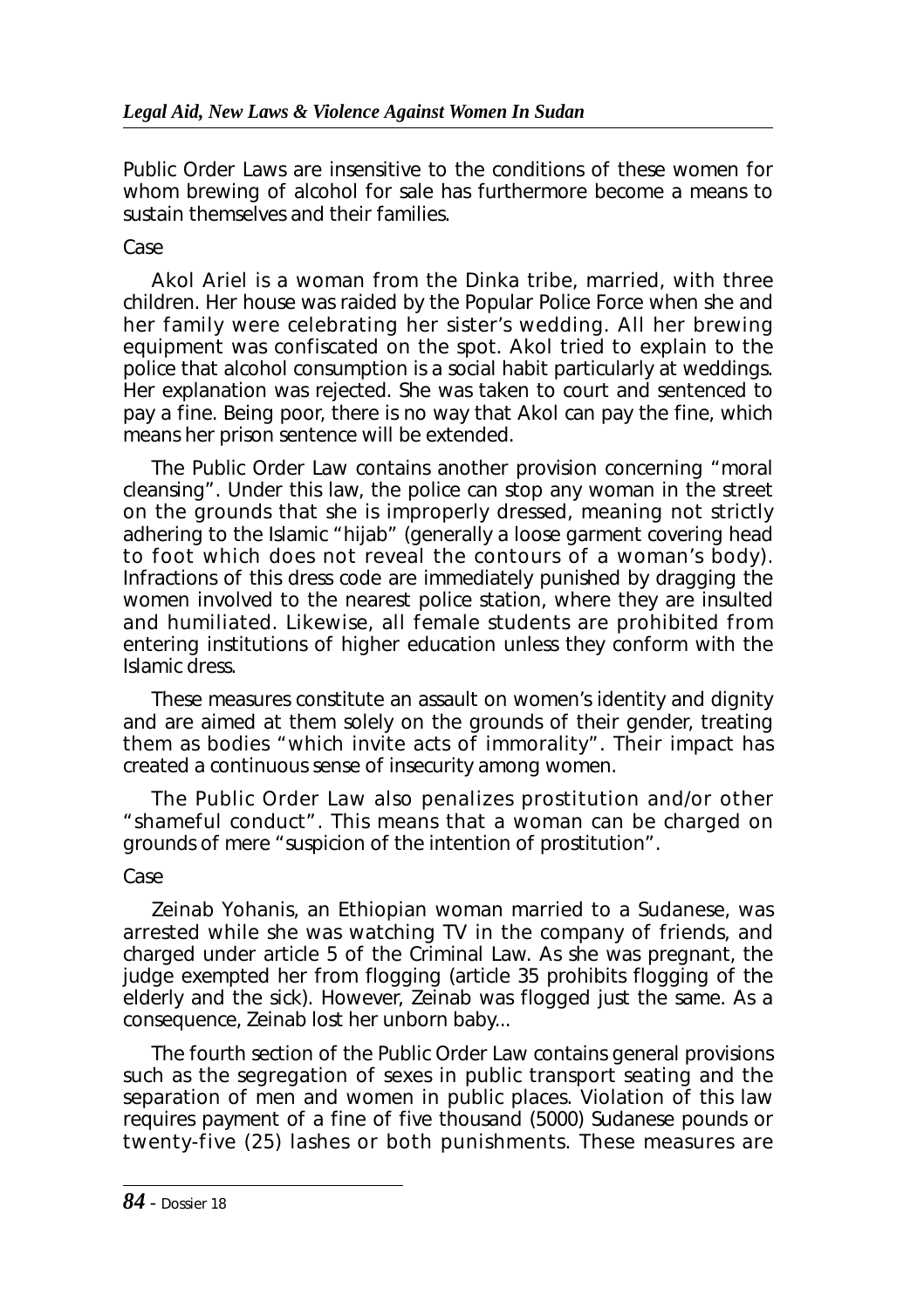Public Order Laws are insensitive to the conditions of these women for whom brewing of alcohol for sale has furthermore become a means to sustain themselves and their families.

Case

Akol Ariel is a woman from the Dinka tribe, married, with three children. Her house was raided by the Popular Police Force when she and her family were celebrating her sister's wedding. All her brewing equipment was confiscated on the spot. Akol tried to explain to the police that alcohol consumption is a social habit particularly at weddings. Her explanation was rejected. She was taken to court and sentenced to pay a fine. Being poor, there is no way that Akol can pay the fine, which means her prison sentence will be extended.

The Public Order Law contains another provision concerning "moral cleansing". Under this law, the police can stop any woman in the street on the grounds that she is improperly dressed, meaning not strictly adhering to the Islamic "hijab" (generally a loose garment covering head to foot which does not reveal the contours of a woman's body). Infractions of this dress code are immediately punished by dragging the women involved to the nearest police station, where they are insulted and humiliated. Likewise, all female students are prohibited from entering institutions of higher education unless they conform with the Islamic dress.

These measures constitute an assault on women's identity and dignity and are aimed at them solely on the grounds of their gender, treating them as bodies "which invite acts of immorality". Their impact has created a continuous sense of insecurity among women.

The Public Order Law also penalizes prostitution and/or other "shameful conduct". This means that a woman can be charged on grounds of mere "suspicion of the intention of prostitution".

Case

Zeinab Yohanis, an Ethiopian woman married to a Sudanese, was arrested while she was watching TV in the company of friends, and charged under article 5 of the Criminal Law. As she was pregnant, the judge exempted her from flogging (article 35 prohibits flogging of the elderly and the sick). However, Zeinab was flogged just the same. As a consequence, Zeinab lost her unborn baby...

The fourth section of the Public Order Law contains general provisions such as the segregation of sexes in public transport seating and the separation of men and women in public places. Violation of this law requires payment of a fine of five thousand (5000) Sudanese pounds or twenty-five (25) lashes or both punishments. These measures are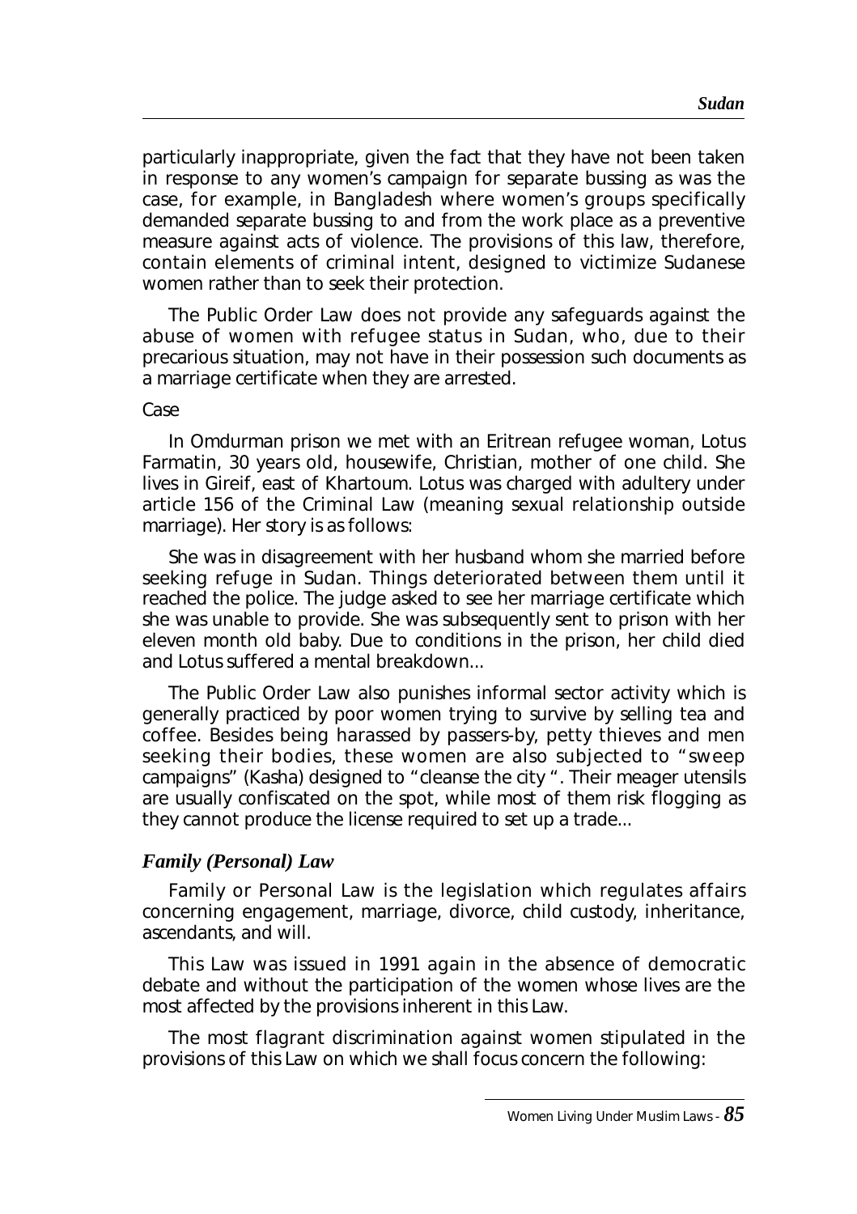particularly inappropriate, given the fact that they have not been taken in response to any women's campaign for separate bussing as was the case, for example, in Bangladesh where women's groups specifically demanded separate bussing to and from the work place as a preventive measure against acts of violence. The provisions of this law, therefore, contain elements of criminal intent, designed to victimize Sudanese women rather than to seek their protection.

The Public Order Law does not provide any safeguards against the abuse of women with refugee status in Sudan, who, due to their precarious situation, may not have in their possession such documents as a marriage certificate when they are arrested.

Case

In Omdurman prison we met with an Eritrean refugee woman, Lotus Farmatin, 30 years old, housewife, Christian, mother of one child. She lives in Gireif, east of Khartoum. Lotus was charged with adultery under article 156 of the Criminal Law (meaning sexual relationship outside marriage). Her story is as follows:

She was in disagreement with her husband whom she married before seeking refuge in Sudan. Things deteriorated between them until it reached the police. The judge asked to see her marriage certificate which she was unable to provide. She was subsequently sent to prison with her eleven month old baby. Due to conditions in the prison, her child died and Lotus suffered a mental breakdown...

The Public Order Law also punishes informal sector activity which is generally practiced by poor women trying to survive by selling tea and coffee. Besides being harassed by passers-by, petty thieves and men seeking their bodies, these women are also subjected to "sweep campaigns" (Kasha) designed to "cleanse the city ". Their meager utensils are usually confiscated on the spot, while most of them risk flogging as they cannot produce the license required to set up a trade...

### *Family (Personal) Law*

Family or Personal Law is the legislation which regulates affairs concerning engagement, marriage, divorce, child custody, inheritance, ascendants, and will.

This Law was issued in 1991 again in the absence of democratic debate and without the participation of the women whose lives are the most affected by the provisions inherent in this Law.

The most flagrant discrimination against women stipulated in the provisions of this Law on which we shall focus concern the following: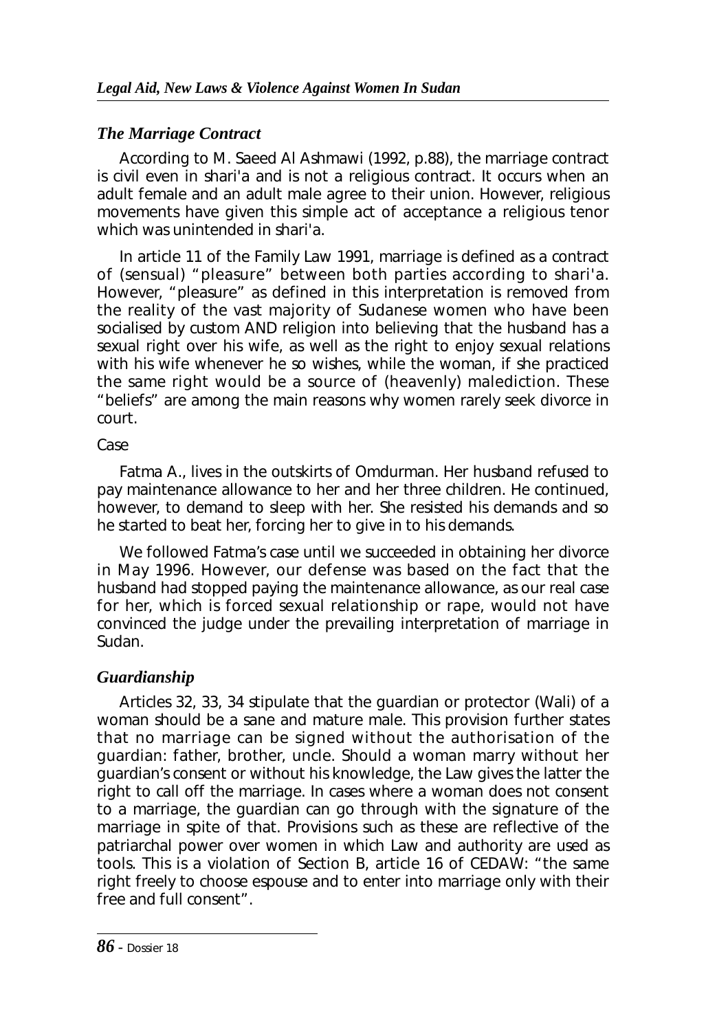### *The Marriage Contract*

According to M. Saeed Al Ashmawi (1992, p.88), the marriage contract is civil even in shari'a and is not a religious contract. It occurs when an adult female and an adult male agree to their union. However, religious movements have given this simple act of acceptance a religious tenor which was unintended in shari'a.

In article 11 of the Family Law 1991, marriage is defined as a contract of (sensual) "pleasure" between both parties according to shari'a. However, "pleasure" as defined in this interpretation is removed from the reality of the vast majority of Sudanese women who have been socialised by custom AND religion into believing that the husband has a sexual right over his wife, as well as the right to enjoy sexual relations with his wife whenever he so wishes, while the woman, if she practiced the same right would be a source of (heavenly) malediction. These "beliefs" are among the main reasons why women rarely seek divorce in court.

Case

Fatma A., lives in the outskirts of Omdurman. Her husband refused to pay maintenance allowance to her and her three children. He continued, however, to demand to sleep with her. She resisted his demands and so he started to beat her, forcing her to give in to his demands.

We followed Fatma's case until we succeeded in obtaining her divorce in May 1996. However, our defense was based on the fact that the husband had stopped paying the maintenance allowance, as our real case for her, which is forced sexual relationship or rape, would not have convinced the judge under the prevailing interpretation of marriage in Sudan.

### *Guardianship*

Articles 32, 33, 34 stipulate that the guardian or protector (Wali) of a woman should be a sane and mature male. This provision further states that no marriage can be signed without the authorisation of the guardian: father, brother, uncle. Should a woman marry without her guardian's consent or without his knowledge, the Law gives the latter the right to call off the marriage. In cases where a woman does not consent to a marriage, the guardian can go through with the signature of the marriage in spite of that. Provisions such as these are reflective of the patriarchal power over women in which Law and authority are used as tools. This is a violation of Section B, article 16 of CEDAW: "the same right freely to choose espouse and to enter into marriage only with their free and full consent".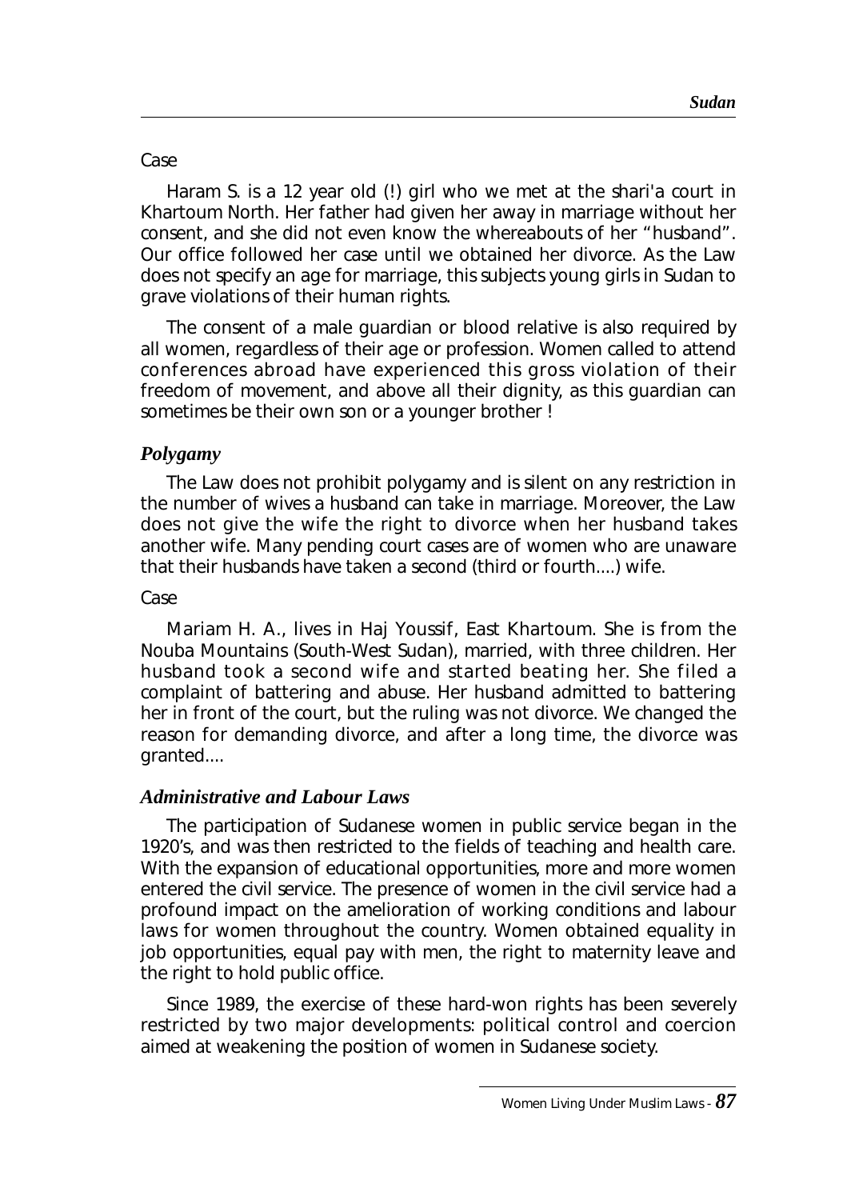Case

Haram S. is a 12 year old (!) girl who we met at the shari'a court in Khartoum North. Her father had given her away in marriage without her consent, and she did not even know the whereabouts of her "husband". Our office followed her case until we obtained her divorce. As the Law does not specify an age for marriage, this subjects young girls in Sudan to grave violations of their human rights.

The consent of a male guardian or blood relative is also required by all women, regardless of their age or profession. Women called to attend conferences abroad have experienced this gross violation of their freedom of movement, and above all their dignity, as this guardian can sometimes be their own son or a younger brother !

### *Polygamy*

The Law does not prohibit polygamy and is silent on any restriction in the number of wives a husband can take in marriage. Moreover, the Law does not give the wife the right to divorce when her husband takes another wife. Many pending court cases are of women who are unaware that their husbands have taken a second (third or fourth....) wife.

Case

Mariam H. A., lives in Haj Youssif, East Khartoum. She is from the Nouba Mountains (South-West Sudan), married, with three children. Her husband took a second wife and started beating her. She filed a complaint of battering and abuse. Her husband admitted to battering her in front of the court, but the ruling was not divorce. We changed the reason for demanding divorce, and after a long time, the divorce was granted....

### *Administrative and Labour Laws*

The participation of Sudanese women in public service began in the 1920's, and was then restricted to the fields of teaching and health care. With the expansion of educational opportunities, more and more women entered the civil service. The presence of women in the civil service had a profound impact on the amelioration of working conditions and labour laws for women throughout the country. Women obtained equality in job opportunities, equal pay with men, the right to maternity leave and the right to hold public office.

Since 1989, the exercise of these hard-won rights has been severely restricted by two major developments: political control and coercion aimed at weakening the position of women in Sudanese society.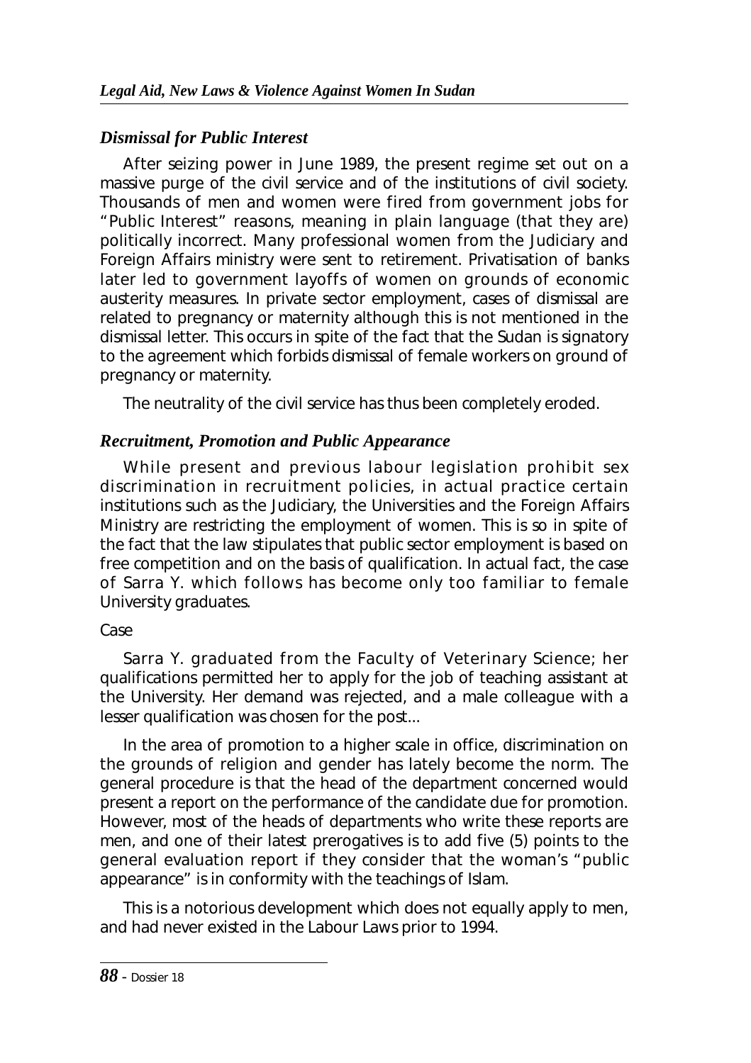### *Dismissal for Public Interest*

After seizing power in June 1989, the present regime set out on a massive purge of the civil service and of the institutions of civil society. Thousands of men and women were fired from government jobs for "Public Interest" reasons, meaning in plain language (that they are) politically incorrect. Many professional women from the Judiciary and Foreign Affairs ministry were sent to retirement. Privatisation of banks later led to government layoffs of women on grounds of economic austerity measures. In private sector employment, cases of dismissal are related to pregnancy or maternity although this is not mentioned in the dismissal letter. This occurs in spite of the fact that the Sudan is signatory to the agreement which forbids dismissal of female workers on ground of pregnancy or maternity.

The neutrality of the civil service has thus been completely eroded.

### *Recruitment, Promotion and Public Appearance*

While present and previous labour legislation prohibit sex discrimination in recruitment policies, in actual practice certain institutions such as the Judiciary, the Universities and the Foreign Affairs Ministry are restricting the employment of women. This is so in spite of the fact that the law stipulates that public sector employment is based on free competition and on the basis of qualification. In actual fact, the case of Sarra Y. which follows has become only too familiar to female University graduates.

Case

Sarra Y. graduated from the Faculty of Veterinary Science; her qualifications permitted her to apply for the job of teaching assistant at the University. Her demand was rejected, and a male colleague with a lesser qualification was chosen for the post...

In the area of promotion to a higher scale in office, discrimination on the grounds of religion and gender has lately become the norm. The general procedure is that the head of the department concerned would present a report on the performance of the candidate due for promotion. However, most of the heads of departments who write these reports are men, and one of their latest prerogatives is to add five (5) points to the general evaluation report if they consider that the woman's "public appearance" is in conformity with the teachings of Islam.

This is a notorious development which does not equally apply to men, and had never existed in the Labour Laws prior to 1994.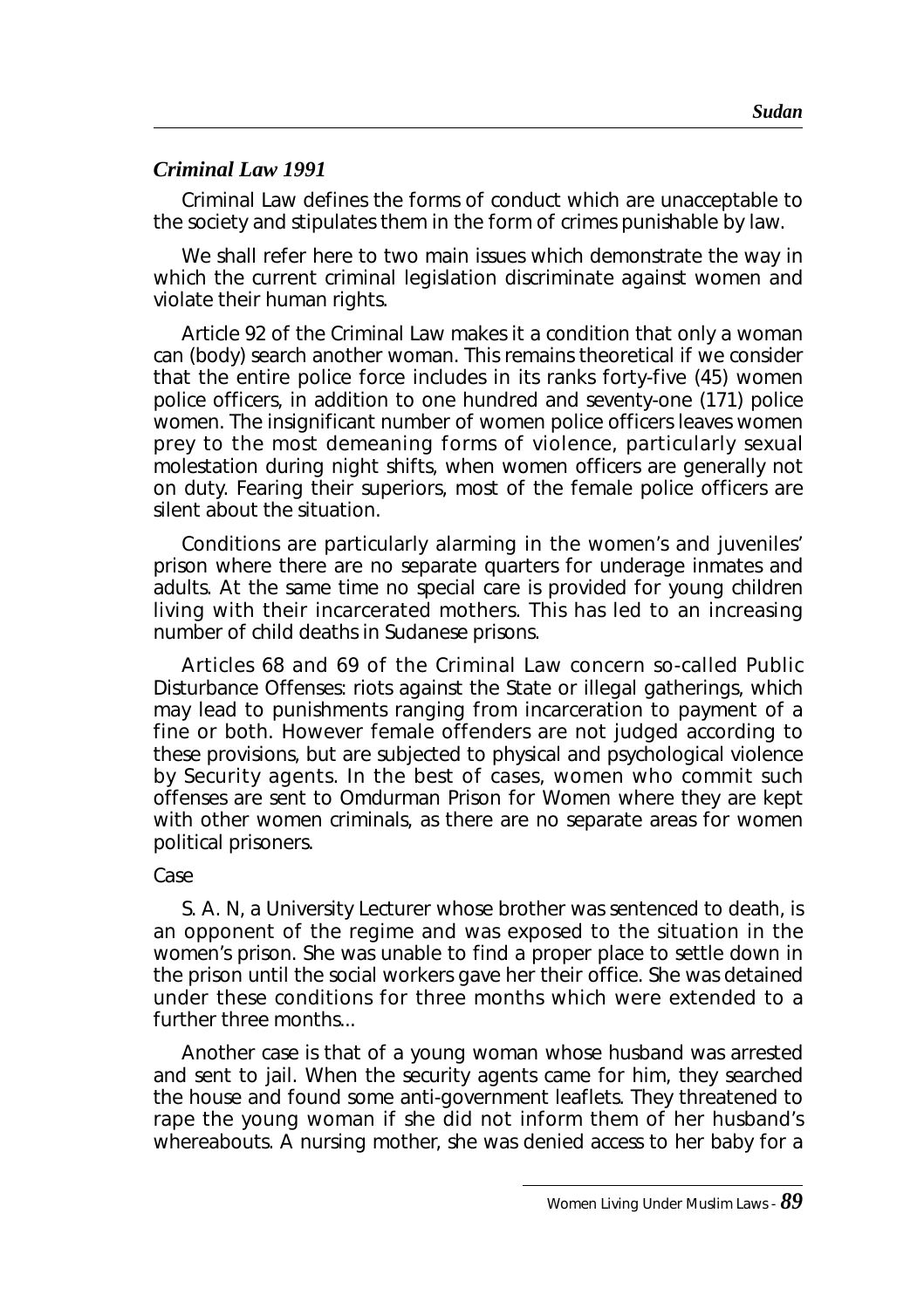### *Criminal Law 1991*

Criminal Law defines the forms of conduct which are unacceptable to the society and stipulates them in the form of crimes punishable by law.

We shall refer here to two main issues which demonstrate the way in which the current criminal legislation discriminate against women and violate their human rights.

Article 92 of the Criminal Law makes it a condition that only a woman can (body) search another woman. This remains theoretical if we consider that the entire police force includes in its ranks forty-five (45) women police officers, in addition to one hundred and seventy-one (171) police women. The insignificant number of women police officers leaves women prey to the most demeaning forms of violence, particularly sexual molestation during night shifts, when women officers are generally not on duty. Fearing their superiors, most of the female police officers are silent about the situation.

Conditions are particularly alarming in the women's and juveniles' prison where there are no separate quarters for underage inmates and adults. At the same time no special care is provided for young children living with their incarcerated mothers. This has led to an increasing number of child deaths in Sudanese prisons.

Articles 68 and 69 of the Criminal Law concern so-called Public Disturbance Offenses: riots against the State or illegal gatherings, which may lead to punishments ranging from incarceration to payment of a fine or both. However female offenders are not judged according to these provisions, but are subjected to physical and psychological violence by Security agents. In the best of cases, women who commit such offenses are sent to Omdurman Prison for Women where they are kept with other women criminals, as there are no separate areas for women political prisoners.

Case

S. A. N, a University Lecturer whose brother was sentenced to death, is an opponent of the regime and was exposed to the situation in the women's prison. She was unable to find a proper place to settle down in the prison until the social workers gave her their office. She was detained under these conditions for three months which were extended to a further three months...

Another case is that of a young woman whose husband was arrested and sent to jail. When the security agents came for him, they searched the house and found some anti-government leaflets. They threatened to rape the young woman if she did not inform them of her husband's whereabouts. A nursing mother, she was denied access to her baby for a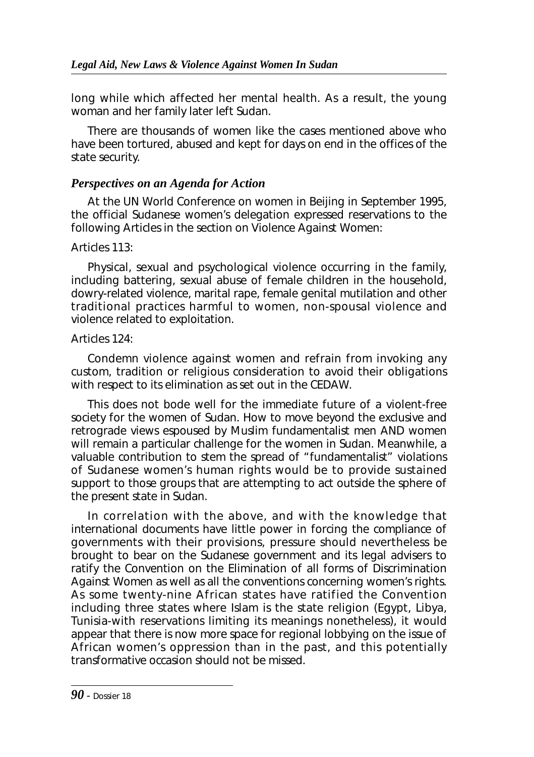long while which affected her mental health. As a result, the young woman and her family later left Sudan.

There are thousands of women like the cases mentioned above who have been tortured, abused and kept for days on end in the offices of the state security.

### *Perspectives on an Agenda for Action*

At the UN World Conference on women in Beijing in September 1995, the official Sudanese women's delegation expressed reservations to the following Articles in the section on Violence Against Women:

Articles 113:

Physical, sexual and psychological violence occurring in the family, including battering, sexual abuse of female children in the household, dowry-related violence, marital rape, female genital mutilation and other traditional practices harmful to women, non-spousal violence and violence related to exploitation.

Articles 124:

Condemn violence against women and refrain from invoking any custom, tradition or religious consideration to avoid their obligations with respect to its elimination as set out in the CEDAW.

This does not bode well for the immediate future of a violent-free society for the women of Sudan. How to move beyond the exclusive and retrograde views espoused by Muslim fundamentalist men AND women will remain a particular challenge for the women in Sudan. Meanwhile, a valuable contribution to stem the spread of "fundamentalist" violations of Sudanese women's human rights would be to provide sustained support to those groups that are attempting to act outside the sphere of the present state in Sudan.

In correlation with the above, and with the knowledge that international documents have little power in forcing the compliance of governments with their provisions, pressure should nevertheless be brought to bear on the Sudanese government and its legal advisers to ratify the Convention on the Elimination of all forms of Discrimination Against Women as well as all the conventions concerning women's rights. As some twenty-nine African states have ratified the Convention including three states where Islam is the state religion (Egypt, Libya, Tunisia-with reservations limiting its meanings nonetheless), it would appear that there is now more space for regional lobbying on the issue of African women's oppression than in the past, and this potentially transformative occasion should not be missed.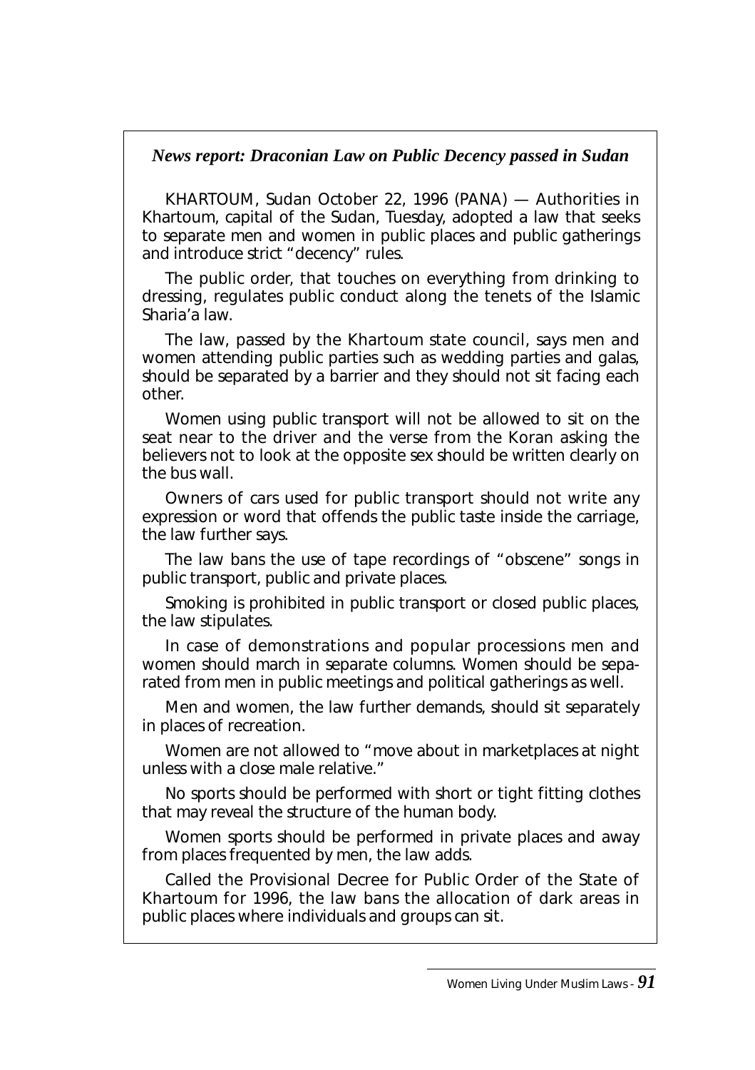### *News report: Draconian Law on Public Decency passed in Sudan*

KHARTOUM, Sudan October 22, 1996 (PANA) — Authorities in Khartoum, capital of the Sudan, Tuesday, adopted a law that seeks to separate men and women in public places and public gatherings and introduce strict "decency" rules.

The public order, that touches on everything from drinking to dressing, regulates public conduct along the tenets of the Islamic Sharia'a law.

The law, passed by the Khartoum state council, says men and women attending public parties such as wedding parties and galas, should be separated by a barrier and they should not sit facing each other.

Women using public transport will not be allowed to sit on the seat near to the driver and the verse from the Koran asking the believers not to look at the opposite sex should be written clearly on the bus wall.

Owners of cars used for public transport should not write any expression or word that offends the public taste inside the carriage, the law further says.

The law bans the use of tape recordings of "obscene" songs in public transport, public and private places.

Smoking is prohibited in public transport or closed public places, the law stipulates.

In case of demonstrations and popular processions men and women should march in separate columns. Women should be separated from men in public meetings and political gatherings as well.

Men and women, the law further demands, should sit separately in places of recreation.

Women are not allowed to "move about in marketplaces at night unless with a close male relative."

No sports should be performed with short or tight fitting clothes that may reveal the structure of the human body.

Women sports should be performed in private places and away from places frequented by men, the law adds.

Called the Provisional Decree for Public Order of the State of Khartoum for 1996, the law bans the allocation of dark areas in public places where individuals and groups can sit.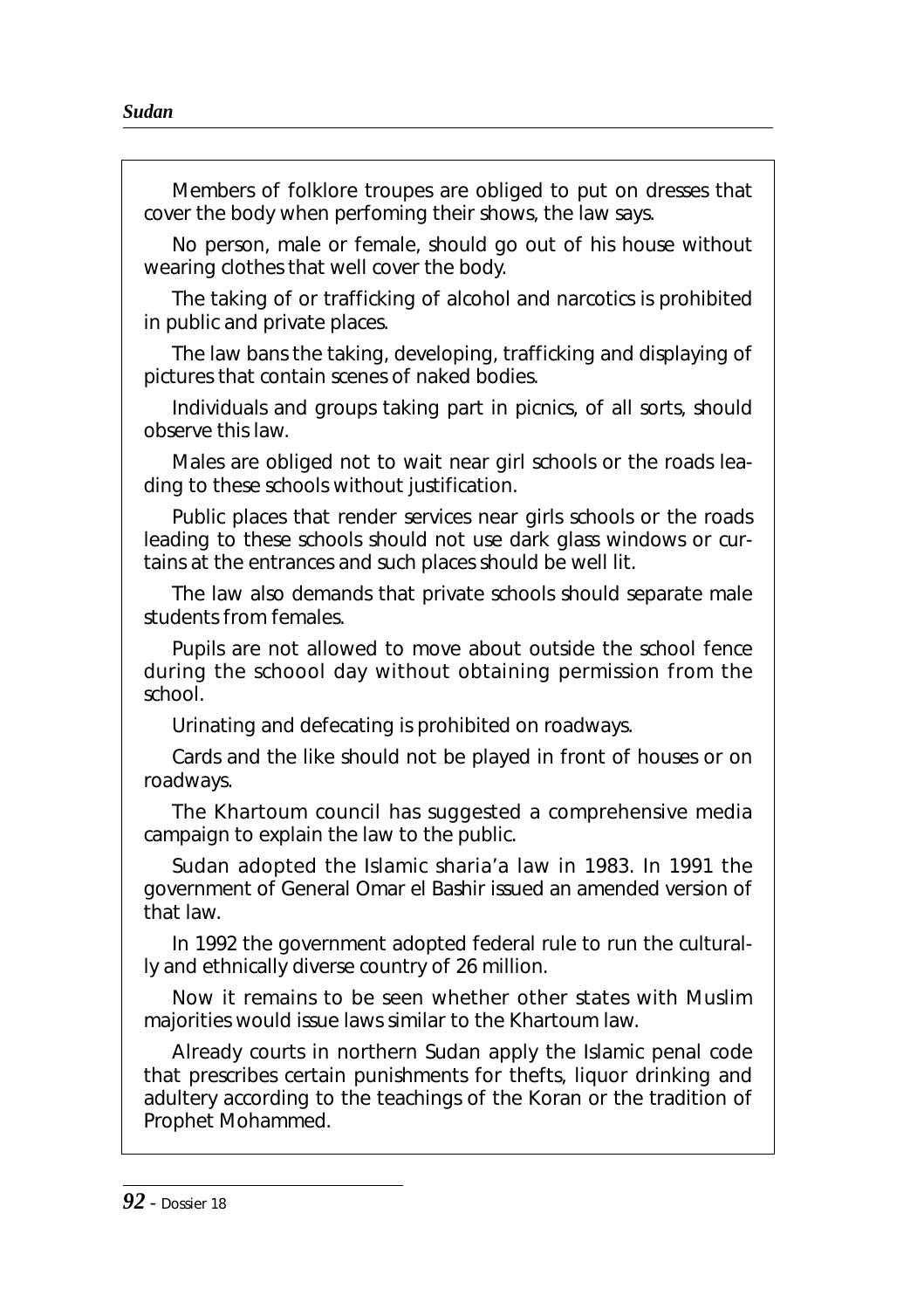Members of folklore troupes are obliged to put on dresses that cover the body when perfoming their shows, the law says.

No person, male or female, should go out of his house without wearing clothes that well cover the body.

The taking of or trafficking of alcohol and narcotics is prohibited in public and private places.

The law bans the taking, developing, trafficking and displaying of pictures that contain scenes of naked bodies.

Individuals and groups taking part in picnics, of all sorts, should observe this law.

Males are obliged not to wait near girl schools or the roads leading to these schools without justification.

Public places that render services near girls schools or the roads leading to these schools should not use dark glass windows or curtains at the entrances and such places should be well lit.

The law also demands that private schools should separate male students from females.

Pupils are not allowed to move about outside the school fence during the schoool day without obtaining permission from the school.

Urinating and defecating is prohibited on roadways.

Cards and the like should not be played in front of houses or on roadways.

The Khartoum council has suggested a comprehensive media campaign to explain the law to the public.

Sudan adopted the Islamic sharia'a law in 1983. In 1991 the government of General Omar el Bashir issued an amended version of that law.

In 1992 the government adopted federal rule to run the culturally and ethnically diverse country of 26 million.

Now it remains to be seen whether other states with Muslim majorities would issue laws similar to the Khartoum law.

Already courts in northern Sudan apply the Islamic penal code that prescribes certain punishments for thefts, liquor drinking and adultery according to the teachings of the Koran or the tradition of Prophet Mohammed.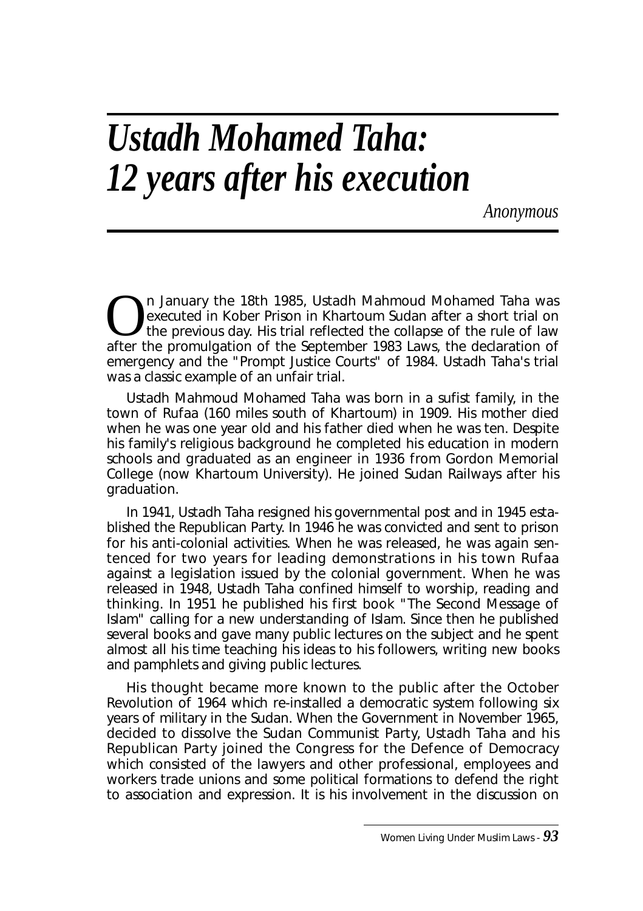# *Ustadh Mohamed Taha: 12 years after his execution*

*Anonymous*

On January the 18th 1985, Ustadh Mahmoud Mohamed Taha was executed in Kober Prison in Khartoum Sudan after a short trial on the previous day. His trial reflected the collapse of the rule of law after the promulgation of the September 1983 Laws, the declaration of emergency and the "Prompt Justice Courts" of 1984. Ustadh Taha's trial was a classic example of an unfair trial.

Ustadh Mahmoud Mohamed Taha was born in a sufist family, in the town of Rufaa (160 miles south of Khartoum) in 1909. His mother died when he was one year old and his father died when he was ten. Despite his family's religious background he completed his education in modern schools and graduated as an engineer in 1936 from Gordon Memorial College (now Khartoum University). He joined Sudan Railways after his graduation.

In 1941, Ustadh Taha resigned his governmental post and in 1945 established the Republican Party. In 1946 he was convicted and sent to prison for his anti-colonial activities. When he was released, he was again sentenced for two years for leading demonstrations in his town Rufaa against a legislation issued by the colonial government. When he was released in 1948, Ustadh Taha confined himself to worship, reading and thinking. In 1951 he published his first book "The Second Message of Islam" calling for a new understanding of Islam. Since then he published several books and gave many public lectures on the subject and he spent almost all his time teaching his ideas to his followers, writing new books and pamphlets and giving public lectures.

His thought became more known to the public after the October Revolution of 1964 which re-installed a democratic system following six years of military in the Sudan. When the Government in November 1965, decided to dissolve the Sudan Communist Party, Ustadh Taha and his Republican Party joined the Congress for the Defence of Democracy which consisted of the lawyers and other professional, employees and workers trade unions and some political formations to defend the right to association and expression. It is his involvement in the discussion on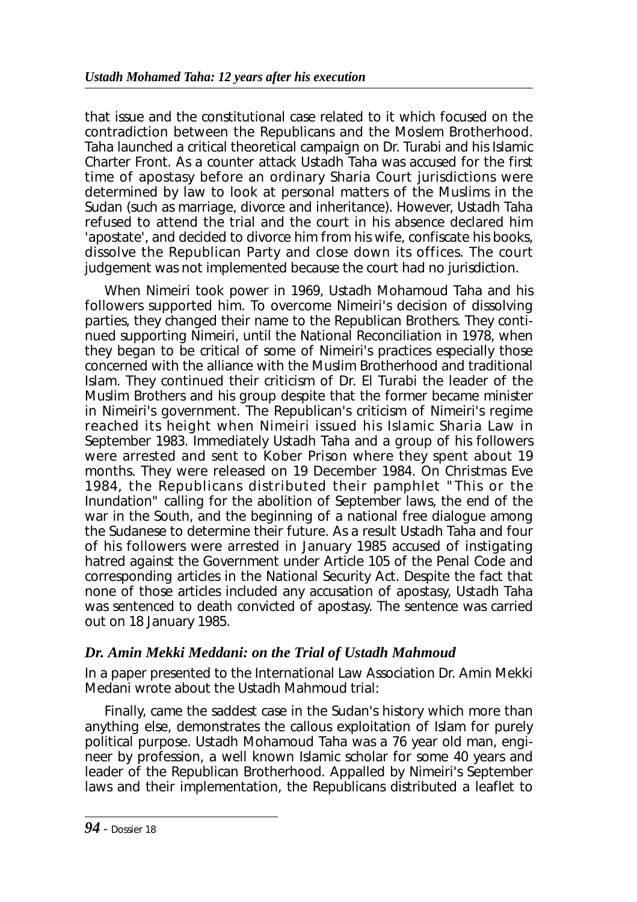that issue and the constitutional case related to it which focused on the contradiction between the Republicans and the Moslem Brotherhood. Taha launched a critical theoretical campaign on Dr. Turabi and his Islamic Charter Front. As a counter attack Ustadh Taha was accused for the first time of apostasy before an ordinary Sharia Court jurisdictions were determined by law to look at personal matters of the Muslims in the Sudan (such as marriage, divorce and inheritance). However, Ustadh Taha refused to attend the trial and the court in his absence declared him 'apostate', and decided to divorce him from his wife, confiscate his books, dissolve the Republican Party and close down its offices. The court judgement was not implemented because the court had no jurisdiction.

When Nimeiri took power in 1969, Ustadh Mohamoud Taha and his followers supported him. To overcome Nimeiri's decision of dissolving parties, they changed their name to the Republican Brothers. They continued supporting Nimeiri, until the National Reconciliation in 1978, when they began to be critical of some of Nimeiri's practices especially those concerned with the alliance with the Muslim Brotherhood and traditional Islam. They continued their criticism of Dr. El Turabi the leader of the Muslim Brothers and his group despite that the former became minister in Nimeiri's government. The Republican's criticism of Nimeiri's regime reached its height when Nimeiri issued his Islamic Sharia Law in September 1983. Immediately Ustadh Taha and a group of his followers were arrested and sent to Kober Prison where they spent about 19 months. They were released on 19 December 1984. On Christmas Eve 1984, the Republicans distributed their pamphlet "This or the Inundation" calling for the abolition of September laws, the end of the war in the South, and the beginning of a national free dialogue among the Sudanese to determine their future. As a result Ustadh Taha and four of his followers were arrested in January 1985 accused of instigating hatred against the Government under Article 105 of the Penal Code and corresponding articles in the National Security Act. Despite the fact that none of those articles included any accusation of apostasy, Ustadh Taha was sentenced to death convicted of apostasy. The sentence was carried out on 18 January 1985.

### *Dr. Amin Mekki Meddani: on the Trial of Ustadh Mahmoud*

In a paper presented to the International Law Association Dr. Amin Mekki Medani wrote about the Ustadh Mahmoud trial:

Finally, came the saddest case in the Sudan's history which more than anything else, demonstrates the callous exploitation of Islam for purely political purpose. Ustadh Mohamoud Taha was a 76 year old man, engineer by profession, a well known Islamic scholar for some 40 years and leader of the Republican Brotherhood. Appalled by Nimeiri's September laws and their implementation, the Republicans distributed a leaflet to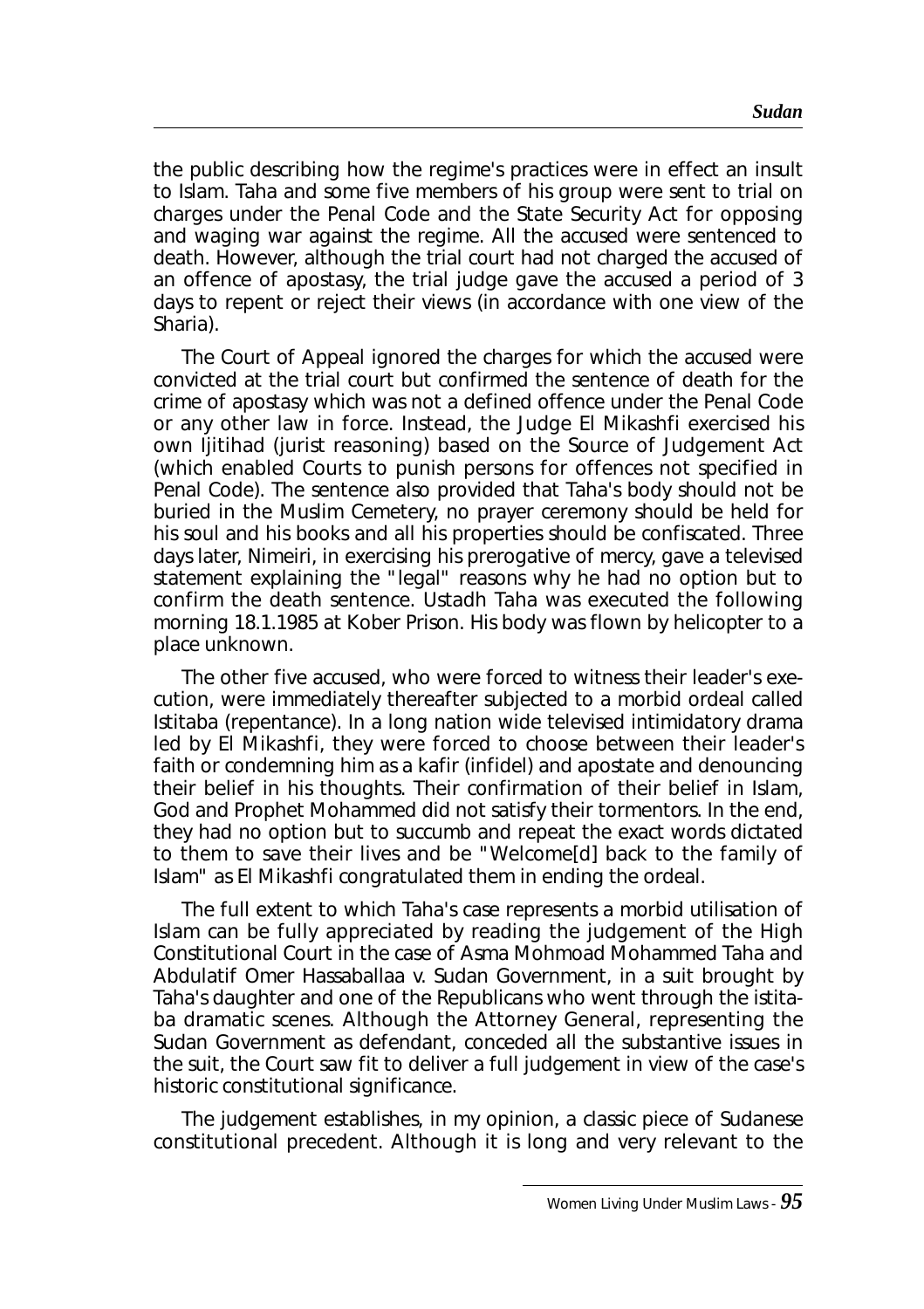the public describing how the regime's practices were in effect an insult to Islam. Taha and some five members of his group were sent to trial on charges under the Penal Code and the State Security Act for opposing and waging war against the regime. All the accused were sentenced to death. However, although the trial court had not charged the accused of an offence of apostasy, the trial judge gave the accused a period of 3 days to repent or reject their views (in accordance with one view of the Sharia).

The Court of Appeal ignored the charges for which the accused were convicted at the trial court but confirmed the sentence of death for the crime of apostasy which was not a defined offence under the Penal Code or any other law in force. Instead, the Judge El Mikashfi exercised his own Ijitihad (jurist reasoning) based on the Source of Judgement Act (which enabled Courts to punish persons for offences not specified in Penal Code). The sentence also provided that Taha's body should not be buried in the Muslim Cemetery, no prayer ceremony should be held for his soul and his books and all his properties should be confiscated. Three days later, Nimeiri, in exercising his prerogative of mercy, gave a televised statement explaining the "legal" reasons why he had no option but to confirm the death sentence. Ustadh Taha was executed the following morning 18.1.1985 at Kober Prison. His body was flown by helicopter to a place unknown.

The other five accused, who were forced to witness their leader's execution, were immediately thereafter subjected to a morbid ordeal called Istitaba (repentance). In a long nation wide televised intimidatory drama led by El Mikashfi, they were forced to choose between their leader's faith or condemning him as a kafir (infidel) and apostate and denouncing their belief in his thoughts. Their confirmation of their belief in Islam, God and Prophet Mohammed did not satisfy their tormentors. In the end, they had no option but to succumb and repeat the exact words dictated to them to save their lives and be "Welcome[d] back to the family of Islam" as El Mikashfi congratulated them in ending the ordeal.

The full extent to which Taha's case represents a morbid utilisation of Islam can be fully appreciated by reading the judgement of the High Constitutional Court in the case of Asma Mohmoad Mohammed Taha and Abdulatif Omer Hassaballaa v. Sudan Government, in a suit brought by Taha's daughter and one of the Republicans who went through the istitaba dramatic scenes. Although the Attorney General, representing the Sudan Government as defendant, conceded all the substantive issues in the suit, the Court saw fit to deliver a full judgement in view of the case's historic constitutional significance.

The judgement establishes, in my opinion, a classic piece of Sudanese constitutional precedent. Although it is long and very relevant to the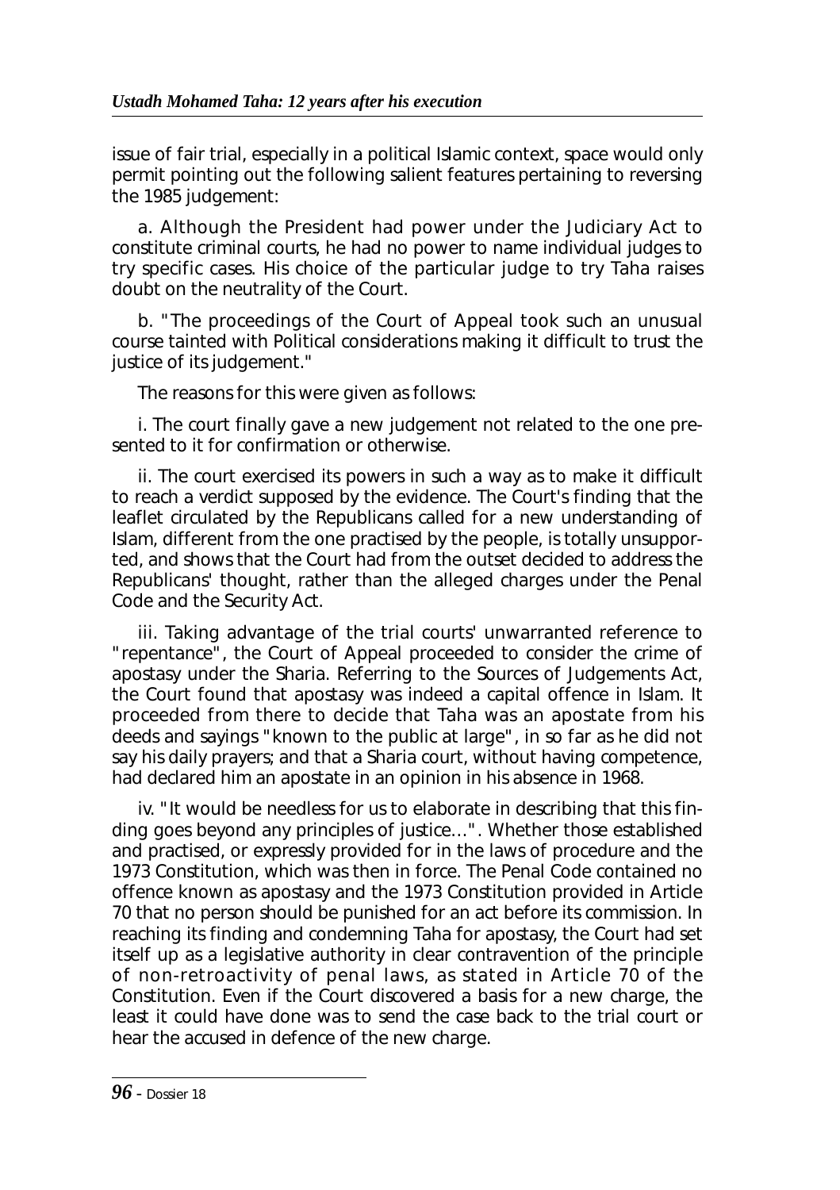issue of fair trial, especially in a political Islamic context, space would only permit pointing out the following salient features pertaining to reversing the 1985 judgement:

a. Although the President had power under the Judiciary Act to constitute criminal courts, he had no power to name individual judges to try specific cases. His choice of the particular judge to try Taha raises doubt on the neutrality of the Court.

b. "The proceedings of the Court of Appeal took such an unusual course tainted with Political considerations making it difficult to trust the justice of its judgement."

The reasons for this were given as follows:

i. The court finally gave a new judgement not related to the one presented to it for confirmation or otherwise.

ii. The court exercised its powers in such a way as to make it difficult to reach a verdict supposed by the evidence. The Court's finding that the leaflet circulated by the Republicans called for a new understanding of Islam, different from the one practised by the people, is totally unsupported, and shows that the Court had from the outset decided to address the Republicans' thought, rather than the alleged charges under the Penal Code and the Security Act.

iii. Taking advantage of the trial courts' unwarranted reference to "repentance", the Court of Appeal proceeded to consider the crime of apostasy under the Sharia. Referring to the Sources of Judgements Act, the Court found that apostasy was indeed a capital offence in Islam. It proceeded from there to decide that Taha was an apostate from his deeds and sayings "known to the public at large", in so far as he did not say his daily prayers; and that a Sharia court, without having competence, had declared him an apostate in an opinion in his absence in 1968.

iv. "It would be needless for us to elaborate in describing that this finding goes beyond any principles of justice…". Whether those established and practised, or expressly provided for in the laws of procedure and the 1973 Constitution, which was then in force. The Penal Code contained no offence known as apostasy and the 1973 Constitution provided in Article 70 that no person should be punished for an act before its commission. In reaching its finding and condemning Taha for apostasy, the Court had set itself up as a legislative authority in clear contravention of the principle of non-retroactivity of penal laws, as stated in Article 70 of the Constitution. Even if the Court discovered a basis for a new charge, the least it could have done was to send the case back to the trial court or hear the accused in defence of the new charge.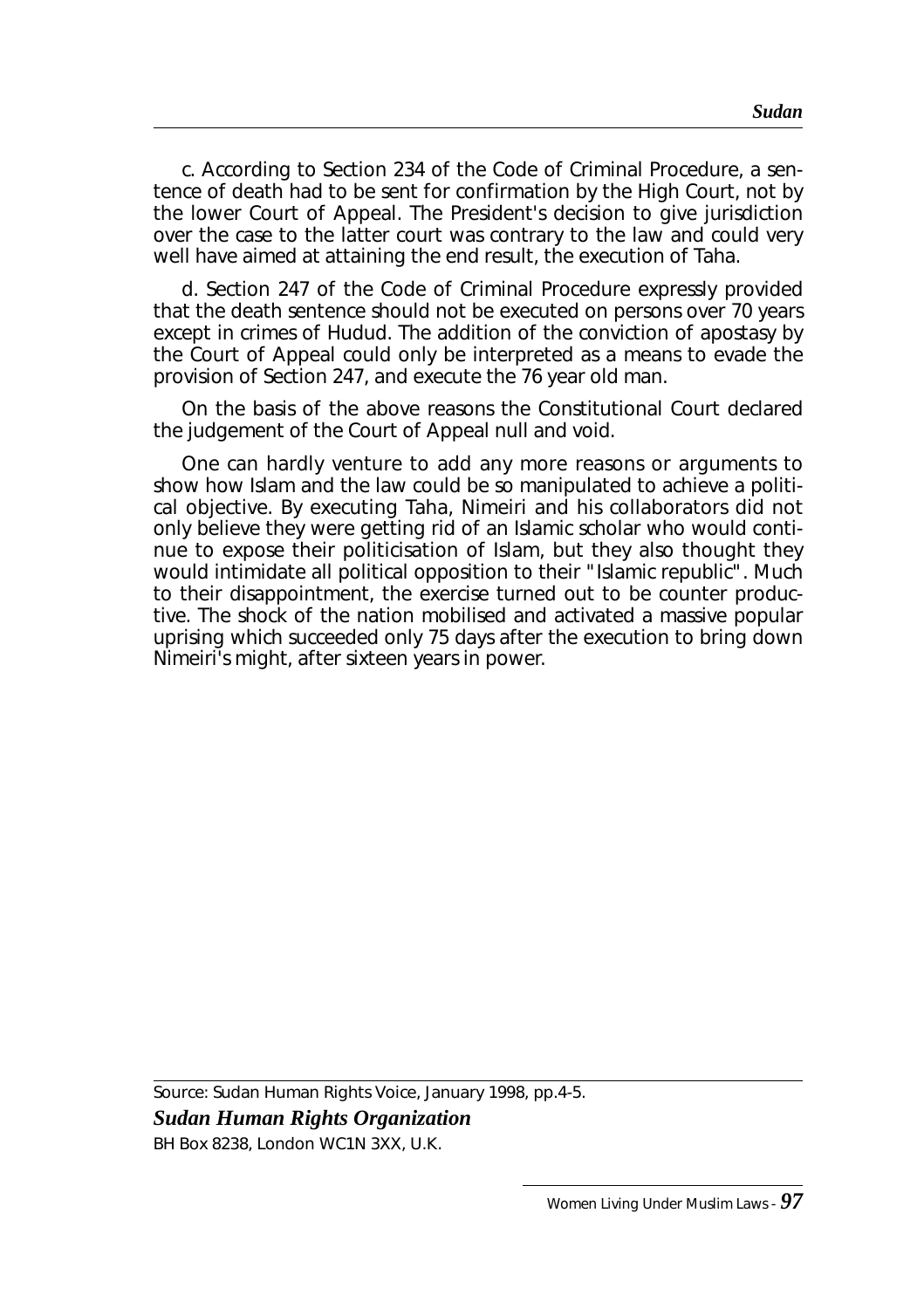c. According to Section 234 of the Code of Criminal Procedure, a sentence of death had to be sent for confirmation by the High Court, not by the lower Court of Appeal. The President's decision to give jurisdiction over the case to the latter court was contrary to the law and could very well have aimed at attaining the end result, the execution of Taha.

d. Section 247 of the Code of Criminal Procedure expressly provided that the death sentence should not be executed on persons over 70 years except in crimes of Hudud. The addition of the conviction of apostasy by the Court of Appeal could only be interpreted as a means to evade the provision of Section 247, and execute the 76 year old man.

On the basis of the above reasons the Constitutional Court declared the judgement of the Court of Appeal null and void.

One can hardly venture to add any more reasons or arguments to show how Islam and the law could be so manipulated to achieve a political objective. By executing Taha, Nimeiri and his collaborators did not only believe they were getting rid of an Islamic scholar who would continue to expose their politicisation of Islam, but they also thought they would intimidate all political opposition to their "Islamic republic". Much to their disappointment, the exercise turned out to be counter productive. The shock of the nation mobilised and activated a massive popular uprising which succeeded only 75 days after the execution to bring down Nimeiri's might, after sixteen years in power.

Source: Sudan Human Rights Voice, January 1998, pp.4-5.

***Sudan Human Rights Organization***

BH Box 8238, London WC1N 3XX, U.K.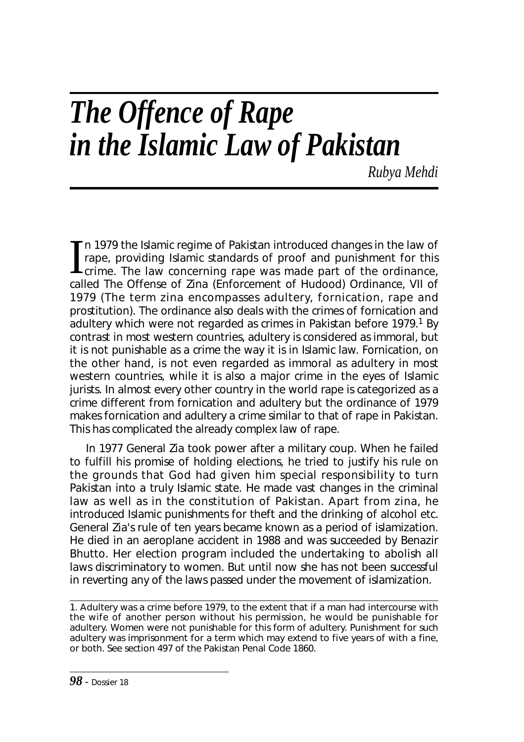# *The Offence of Rape in the Islamic Law of Pakistan*

*Rubya Mehdi*

In 1979 the Islamic regime of Pakistan introduced changes in the law of rape, providing Islamic standards of proof and punishment for this crime. The law concerning rape was made part of the ordinance, called The Offense of Zina (Enforcement of Hudood) Ordinance, VII of 1979 (The term zina encompasses adultery, fornication, rape and prostitution). The ordinance also deals with the crimes of fornication and adultery which were not regarded as crimes in Pakistan before 1979.[1] By contrast in most western countries, adultery is considered as immoral, but it is not punishable as a crime the way it is in Islamic law. Fornication, on the other hand, is not even regarded as immoral as adultery in most western countries, while it is also a major crime in the eyes of Islamic jurists. In almost every other country in the world rape is categorized as a crime different from fornication and adultery but the ordinance of 1979 makes fornication and adultery a crime similar to that of rape in Pakistan. This has complicated the already complex law of rape.

In 1977 General Zia took power after a military coup. When he failed to fulfill his promise of holding elections, he tried to justify his rule on the grounds that God had given him special responsibility to turn Pakistan into a truly Islamic state. He made vast changes in the criminal law as well as in the constitution of Pakistan. Apart from zina, he introduced Islamic punishments for theft and the drinking of alcohol etc. General Zia's rule of ten years became known as a period of islamization. He died in an aeroplane accident in 1988 and was succeeded by Benazir Bhutto. Her election program included the undertaking to abolish all laws discriminatory to women. But until now she has not been successful in reverting any of the laws passed under the movement of islamization.

---

1. Adultery was a crime before 1979, to the extent that if a man had intercourse with the wife of another person without his permission, he would be punishable for adultery. Women were not punishable for this form of adultery. Punishment for such adultery was imprisonment for a term which may extend to five years of with a fine, or both. See section 497 of the Pakistan Penal Code 1860.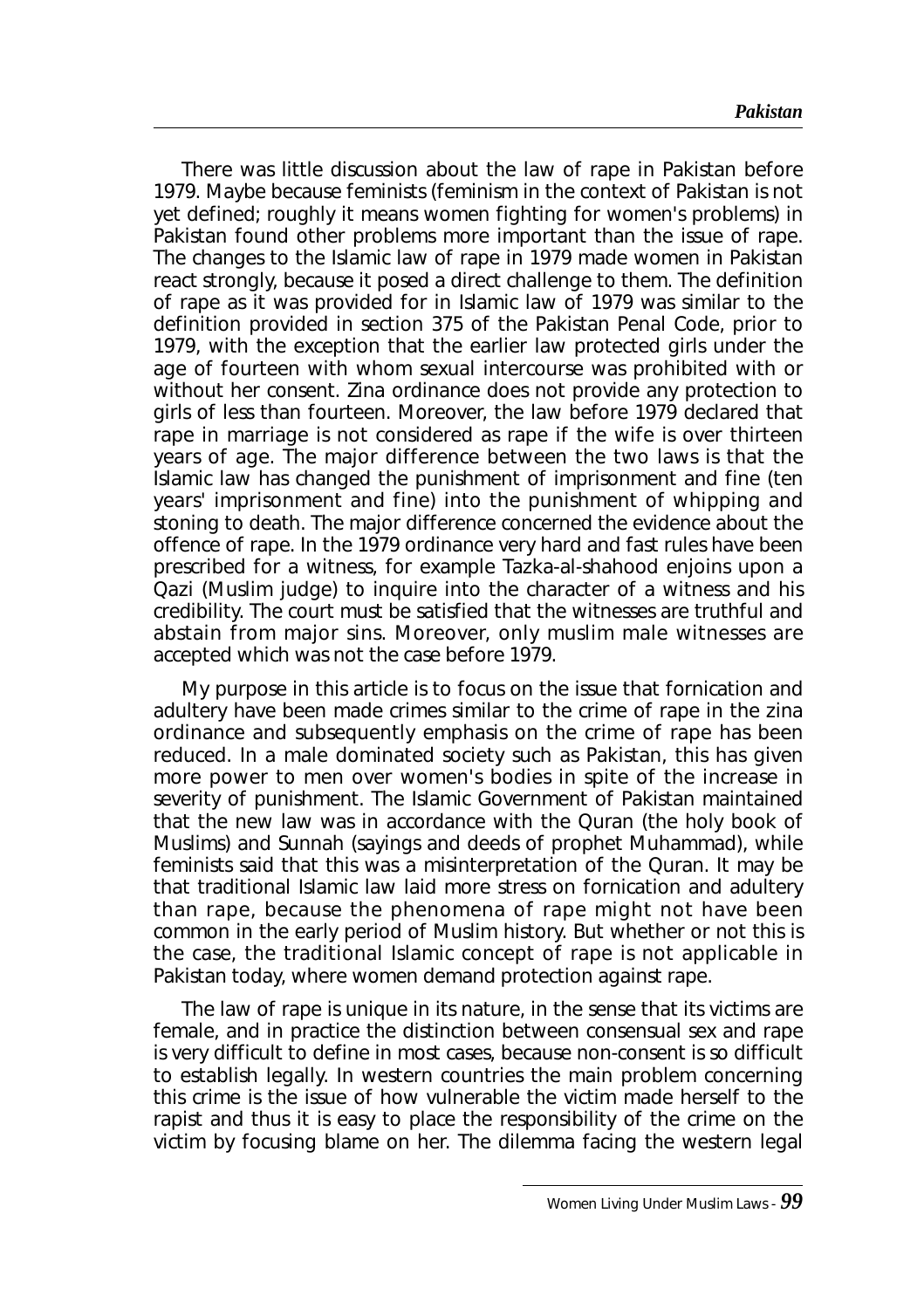There was little discussion about the law of rape in Pakistan before 1979. Maybe because feminists (feminism in the context of Pakistan is not yet defined; roughly it means women fighting for women's problems) in Pakistan found other problems more important than the issue of rape. The changes to the Islamic law of rape in 1979 made women in Pakistan react strongly, because it posed a direct challenge to them. The definition of rape as it was provided for in Islamic law of 1979 was similar to the definition provided in section 375 of the Pakistan Penal Code, prior to 1979, with the exception that the earlier law protected girls under the age of fourteen with whom sexual intercourse was prohibited with or without her consent. Zina ordinance does not provide any protection to girls of less than fourteen. Moreover, the law before 1979 declared that rape in marriage is not considered as rape if the wife is over thirteen years of age. The major difference between the two laws is that the Islamic law has changed the punishment of imprisonment and fine (ten years' imprisonment and fine) into the punishment of whipping and stoning to death. The major difference concerned the evidence about the offence of rape. In the 1979 ordinance very hard and fast rules have been prescribed for a witness, for example Tazka-al-shahood enjoins upon a Qazi (Muslim judge) to inquire into the character of a witness and his credibility. The court must be satisfied that the witnesses are truthful and abstain from major sins. Moreover, only muslim male witnesses are accepted which was not the case before 1979.

My purpose in this article is to focus on the issue that fornication and adultery have been made crimes similar to the crime of rape in the zina ordinance and subsequently emphasis on the crime of rape has been reduced. In a male dominated society such as Pakistan, this has given more power to men over women's bodies in spite of the increase in severity of punishment. The Islamic Government of Pakistan maintained that the new law was in accordance with the Quran (the holy book of Muslims) and Sunnah (sayings and deeds of prophet Muhammad), while feminists said that this was a misinterpretation of the Quran. It may be that traditional Islamic law laid more stress on fornication and adultery than rape, because the phenomena of rape might not have been common in the early period of Muslim history. But whether or not this is the case, the traditional Islamic concept of rape is not applicable in Pakistan today, where women demand protection against rape.

The law of rape is unique in its nature, in the sense that its victims are female, and in practice the distinction between consensual sex and rape is very difficult to define in most cases, because non-consent is so difficult to establish legally. In western countries the main problem concerning this crime is the issue of how vulnerable the victim made herself to the rapist and thus it is easy to place the responsibility of the crime on the victim by focusing blame on her. The dilemma facing the western legal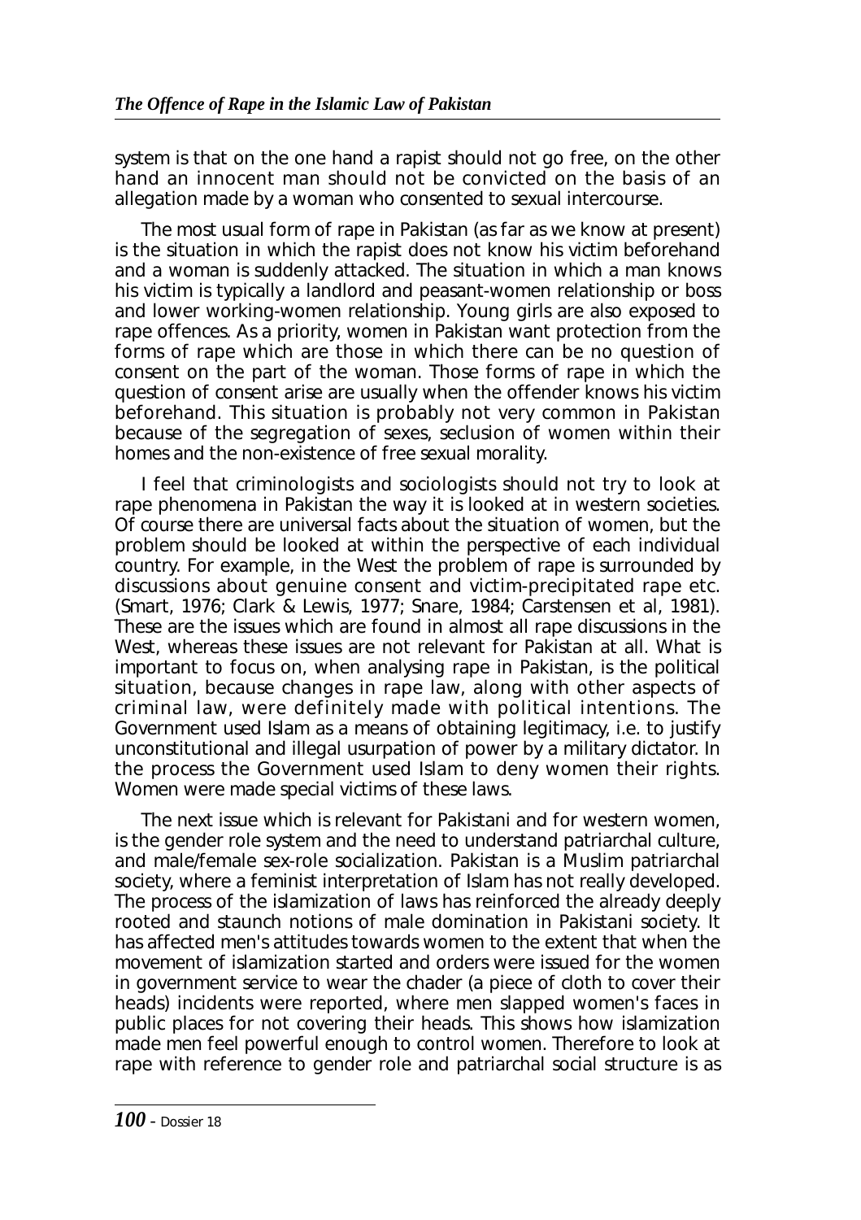system is that on the one hand a rapist should not go free, on the other hand an innocent man should not be convicted on the basis of an allegation made by a woman who consented to sexual intercourse.

The most usual form of rape in Pakistan (as far as we know at present) is the situation in which the rapist does not know his victim beforehand and a woman is suddenly attacked. The situation in which a man knows his victim is typically a landlord and peasant-women relationship or boss and lower working-women relationship. Young girls are also exposed to rape offences. As a priority, women in Pakistan want protection from the forms of rape which are those in which there can be no question of consent on the part of the woman. Those forms of rape in which the question of consent arise are usually when the offender knows his victim beforehand. This situation is probably not very common in Pakistan because of the segregation of sexes, seclusion of women within their homes and the non-existence of free sexual morality.

I feel that criminologists and sociologists should not try to look at rape phenomena in Pakistan the way it is looked at in western societies. Of course there are universal facts about the situation of women, but the problem should be looked at within the perspective of each individual country. For example, in the West the problem of rape is surrounded by discussions about genuine consent and victim-precipitated rape etc. (Smart, 1976; Clark & Lewis, 1977; Snare, 1984; Carstensen et al, 1981). These are the issues which are found in almost all rape discussions in the West, whereas these issues are not relevant for Pakistan at all. What is important to focus on, when analysing rape in Pakistan, is the political situation, because changes in rape law, along with other aspects of criminal law, were definitely made with political intentions. The Government used Islam as a means of obtaining legitimacy, i.e. to justify unconstitutional and illegal usurpation of power by a military dictator. In the process the Government used Islam to deny women their rights. Women were made special victims of these laws.

The next issue which is relevant for Pakistani and for western women, is the gender role system and the need to understand patriarchal culture, and male/female sex-role socialization. Pakistan is a Muslim patriarchal society, where a feminist interpretation of Islam has not really developed. The process of the islamization of laws has reinforced the already deeply rooted and staunch notions of male domination in Pakistani society. It has affected men's attitudes towards women to the extent that when the movement of islamization started and orders were issued for the women in government service to wear the chader (a piece of cloth to cover their heads) incidents were reported, where men slapped women's faces in public places for not covering their heads. This shows how islamization made men feel powerful enough to control women. Therefore to look at rape with reference to gender role and patriarchal social structure is as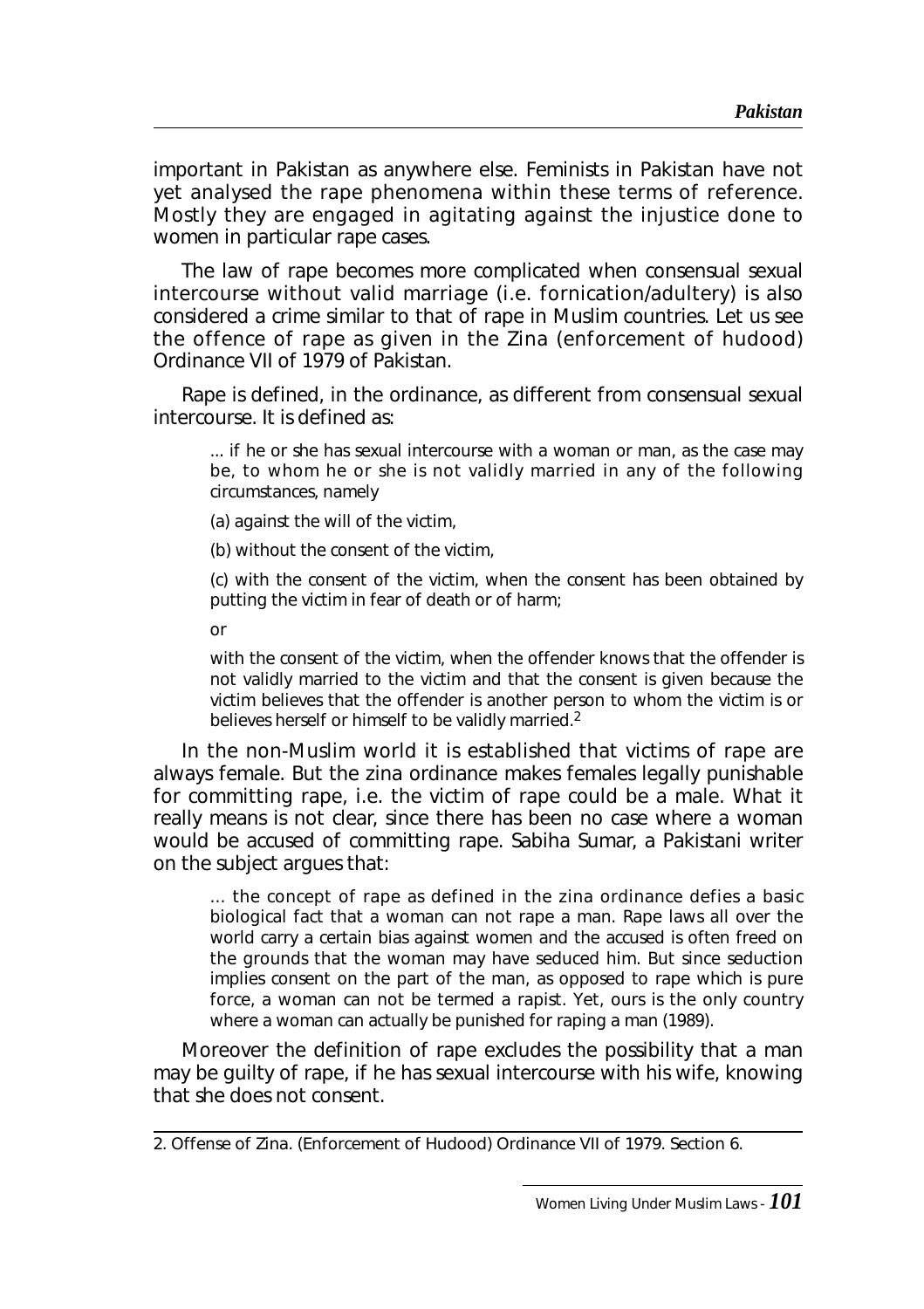important in Pakistan as anywhere else. Feminists in Pakistan have not yet analysed the rape phenomena within these terms of reference. Mostly they are engaged in agitating against the injustice done to women in particular rape cases.

The law of rape becomes more complicated when consensual sexual intercourse without valid marriage (i.e. fornication/adultery) is also considered a crime similar to that of rape in Muslim countries. Let us see the offence of rape as given in the Zina (enforcement of hudood) Ordinance VII of 1979 of Pakistan.

Rape is defined, in the ordinance, as different from consensual sexual intercourse. It is defined as:

> ... if he or she has sexual intercourse with a woman or man, as the case may be, to whom he or she is not validly married in any of the following circumstances, namely
>
> (a) against the will of the victim,
>
> (b) without the consent of the victim,
>
> (c) with the consent of the victim, when the consent has been obtained by putting the victim in fear of death or of harm;
>
> or
>
> with the consent of the victim, when the offender knows that the offender is not validly married to the victim and that the consent is given because the victim believes that the offender is another person to whom the victim is or believes herself or himself to be validly married.[2]

In the non-Muslim world it is established that victims of rape are always female. But the zina ordinance makes females legally punishable for committing rape, i.e. the victim of rape could be a male. What it really means is not clear, since there has been no case where a woman would be accused of committing rape. Sabiha Sumar, a Pakistani writer on the subject argues that:

> ... the concept of rape as defined in the zina ordinance defies a basic biological fact that a woman can not rape a man. Rape laws all over the world carry a certain bias against women and the accused is often freed on the grounds that the woman may have seduced him. But since seduction implies consent on the part of the man, as opposed to rape which is pure force, a woman can not be termed a rapist. Yet, ours is the only country where a woman can actually be punished for raping a man (1989).

Moreover the definition of rape excludes the possibility that a man may be guilty of rape, if he has sexual intercourse with his wife, knowing that she does not consent.

---

2. Offense of Zina. (Enforcement of Hudood) Ordinance VII of 1979. Section 6.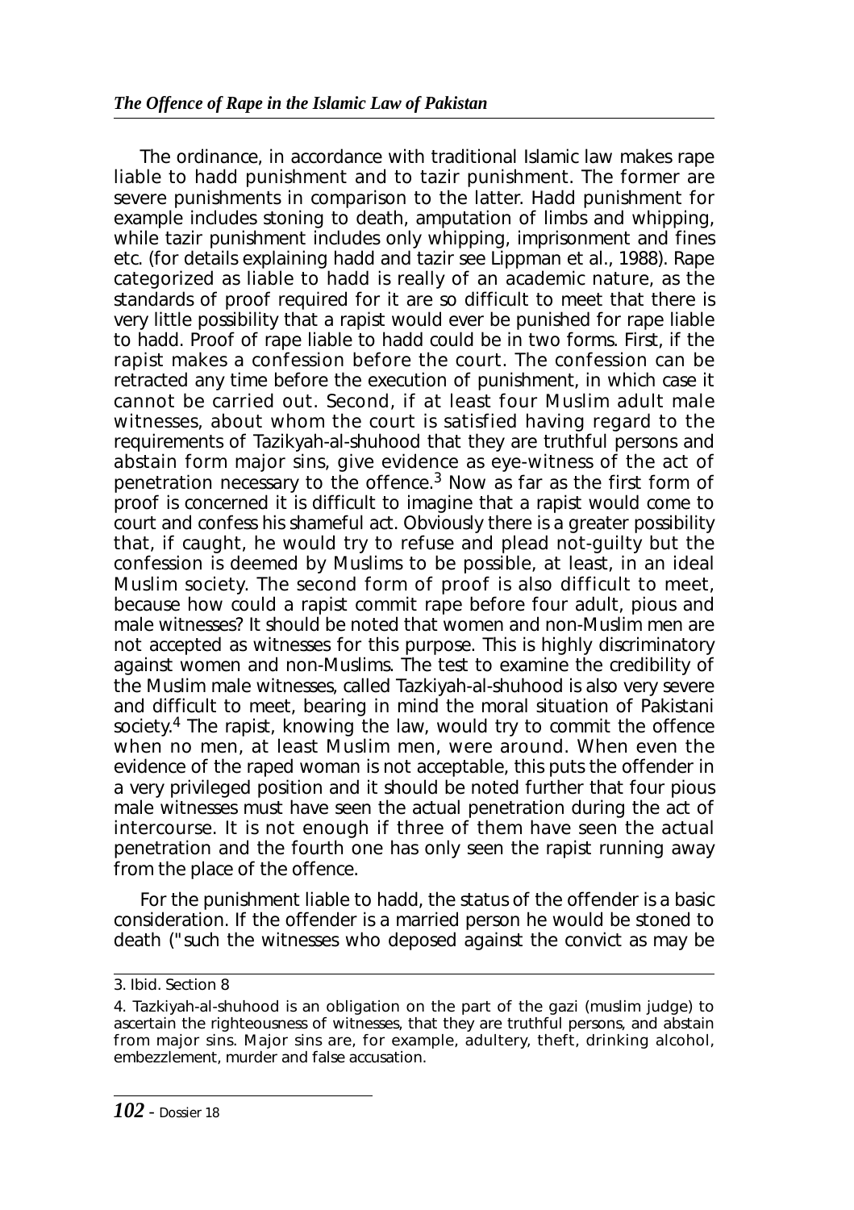The ordinance, in accordance with traditional Islamic law makes rape liable to hadd punishment and to tazir punishment. The former are severe punishments in comparison to the latter. Hadd punishment for example includes stoning to death, amputation of limbs and whipping, while tazir punishment includes only whipping, imprisonment and fines etc. (for details explaining hadd and tazir see Lippman et al., 1988). Rape categorized as liable to hadd is really of an academic nature, as the standards of proof required for it are so difficult to meet that there is very little possibility that a rapist would ever be punished for rape liable to hadd. Proof of rape liable to hadd could be in two forms. First, if the rapist makes a confession before the court. The confession can be retracted any time before the execution of punishment, in which case it cannot be carried out. Second, if at least four Muslim adult male witnesses, about whom the court is satisfied having regard to the requirements of Tazikyah-al-shuhood that they are truthful persons and abstain form major sins, give evidence as eye-witness of the act of penetration necessary to the offence.[3] Now as far as the first form of proof is concerned it is difficult to imagine that a rapist would come to court and confess his shameful act. Obviously there is a greater possibility that, if caught, he would try to refuse and plead not-guilty but the confession is deemed by Muslims to be possible, at least, in an ideal Muslim society. The second form of proof is also difficult to meet, because how could a rapist commit rape before four adult, pious and male witnesses? It should be noted that women and non-Muslim men are not accepted as witnesses for this purpose. This is highly discriminatory against women and non-Muslims. The test to examine the credibility of the Muslim male witnesses, called Tazkiyah-al-shuhood is also very severe and difficult to meet, bearing in mind the moral situation of Pakistani society.[4] The rapist, knowing the law, would try to commit the offence when no men, at least Muslim men, were around. When even the evidence of the raped woman is not acceptable, this puts the offender in a very privileged position and it should be noted further that four pious male witnesses must have seen the actual penetration during the act of intercourse. It is not enough if three of them have seen the actual penetration and the fourth one has only seen the rapist running away from the place of the offence.

For the punishment liable to hadd, the status of the offender is a basic consideration. If the offender is a married person he would be stoned to death ("such the witnesses who deposed against the convict as may be

---

3. Ibid. Section 8

4. Tazkiyah-al-shuhood is an obligation on the part of the gazi (muslim judge) to ascertain the righteousness of witnesses, that they are truthful persons, and abstain from major sins. Major sins are, for example, adultery, theft, drinking alcohol, embezzlement, murder and false accusation.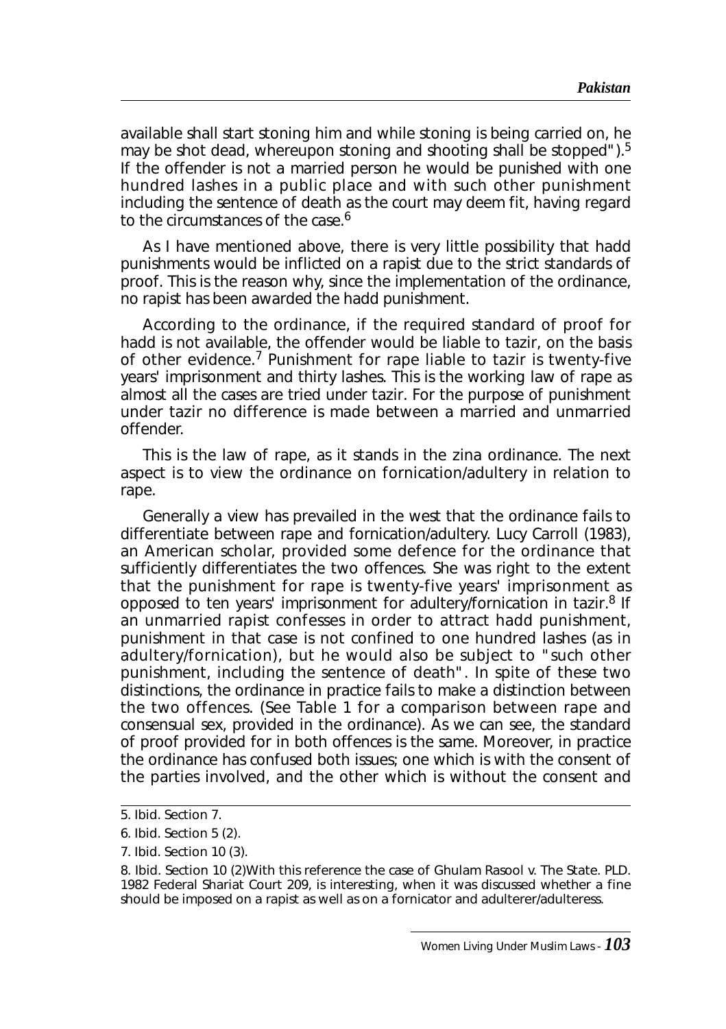available shall start stoning him and while stoning is being carried on, he may be shot dead, whereupon stoning and shooting shall be stopped").[5] If the offender is not a married person he would be punished with one hundred lashes in a public place and with such other punishment including the sentence of death as the court may deem fit, having regard to the circumstances of the case.[6]

As I have mentioned above, there is very little possibility that hadd punishments would be inflicted on a rapist due to the strict standards of proof. This is the reason why, since the implementation of the ordinance, no rapist has been awarded the hadd punishment.

According to the ordinance, if the required standard of proof for hadd is not available, the offender would be liable to tazir, on the basis of other evidence.[7] Punishment for rape liable to tazir is twenty-five years' imprisonment and thirty lashes. This is the working law of rape as almost all the cases are tried under tazir. For the purpose of punishment under tazir no difference is made between a married and unmarried offender.

This is the law of rape, as it stands in the zina ordinance. The next aspect is to view the ordinance on fornication/adultery in relation to rape.

Generally a view has prevailed in the west that the ordinance fails to differentiate between rape and fornication/adultery. Lucy Carroll (1983), an American scholar, provided some defence for the ordinance that sufficiently differentiates the two offences. She was right to the extent that the punishment for rape is twenty-five years' imprisonment as opposed to ten years' imprisonment for adultery/fornication in tazir.[8] If an unmarried rapist confesses in order to attract hadd punishment, punishment in that case is not confined to one hundred lashes (as in adultery/fornication), but he would also be subject to "such other punishment, including the sentence of death". In spite of these two distinctions, the ordinance in practice fails to make a distinction between the two offences. (See Table 1 for a comparison between rape and consensual sex, provided in the ordinance). As we can see, the standard of proof provided for in both offences is the same. Moreover, in practice the ordinance has confused both issues; one which is with the consent of the parties involved, and the other which is without the consent and

---

5. Ibid. Section 7.

6. Ibid. Section 5 (2).

7. Ibid. Section 10 (3).

8. Ibid. Section 10 (2)With this reference the case of Ghulam Rasool v. The State. PLD. 1982 Federal Shariat Court 209, is interesting, when it was discussed whether a fine should be imposed on a rapist as well as on a fornicator and adulterer/adulteress.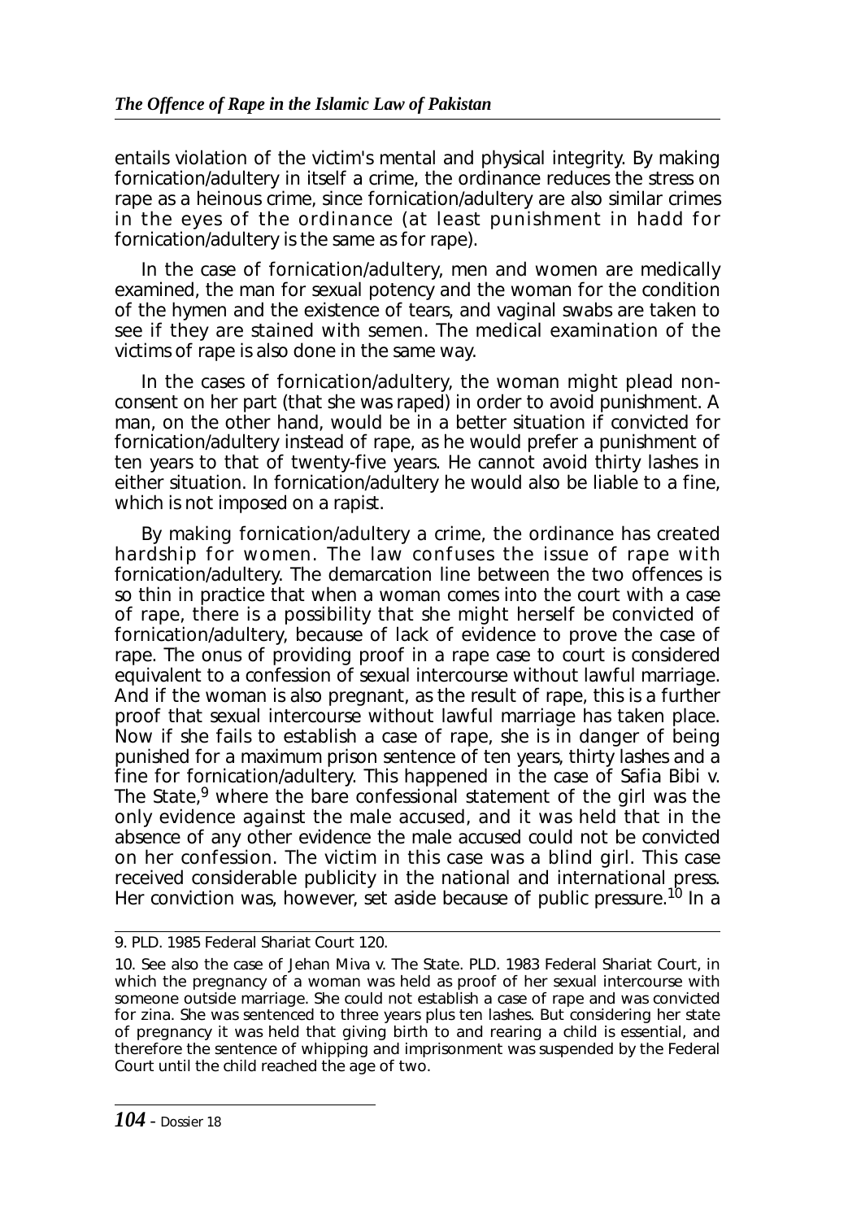entails violation of the victim's mental and physical integrity. By making fornication/adultery in itself a crime, the ordinance reduces the stress on rape as a heinous crime, since fornication/adultery are also similar crimes in the eyes of the ordinance (at least punishment in hadd for fornication/adultery is the same as for rape).

In the case of fornication/adultery, men and women are medically examined, the man for sexual potency and the woman for the condition of the hymen and the existence of tears, and vaginal swabs are taken to see if they are stained with semen. The medical examination of the victims of rape is also done in the same way.

In the cases of fornication/adultery, the woman might plead non-consent on her part (that she was raped) in order to avoid punishment. A man, on the other hand, would be in a better situation if convicted for fornication/adultery instead of rape, as he would prefer a punishment of ten years to that of twenty-five years. He cannot avoid thirty lashes in either situation. In fornication/adultery he would also be liable to a fine, which is not imposed on a rapist.

By making fornication/adultery a crime, the ordinance has created hardship for women. The law confuses the issue of rape with fornication/adultery. The demarcation line between the two offences is so thin in practice that when a woman comes into the court with a case of rape, there is a possibility that she might herself be convicted of fornication/adultery, because of lack of evidence to prove the case of rape. The onus of providing proof in a rape case to court is considered equivalent to a confession of sexual intercourse without lawful marriage. And if the woman is also pregnant, as the result of rape, this is a further proof that sexual intercourse without lawful marriage has taken place. Now if she fails to establish a case of rape, she is in danger of being punished for a maximum prison sentence of ten years, thirty lashes and a fine for fornication/adultery. This happened in the case of Safia Bibi v. The State,[9] where the bare confessional statement of the girl was the only evidence against the male accused, and it was held that in the absence of any other evidence the male accused could not be convicted on her confession. The victim in this case was a blind girl. This case received considerable publicity in the national and international press. Her conviction was, however, set aside because of public pressure.[10] In a

---

9. PLD. 1985 Federal Shariat Court 120.

10. See also the case of Jehan Miva v. The State. PLD. 1983 Federal Shariat Court, in which the pregnancy of a woman was held as proof of her sexual intercourse with someone outside marriage. She could not establish a case of rape and was convicted for zina. She was sentenced to three years plus ten lashes. But considering her state of pregnancy it was held that giving birth to and rearing a child is essential, and therefore the sentence of whipping and imprisonment was suspended by the Federal Court until the child reached the age of two.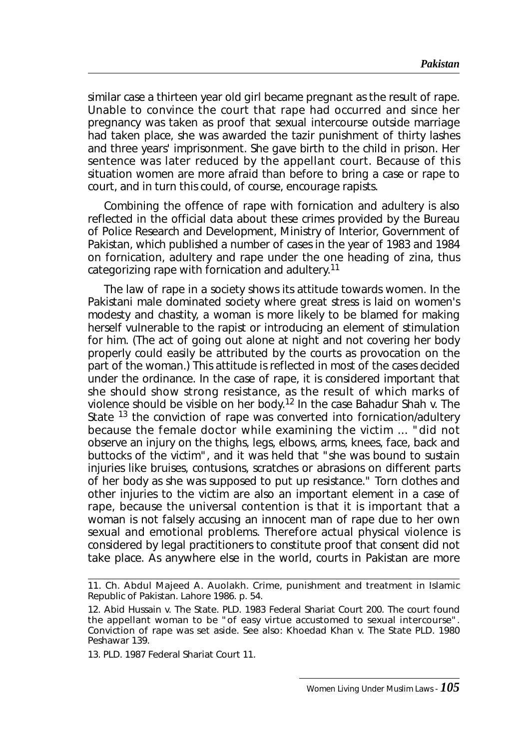similar case a thirteen year old girl became pregnant as the result of rape. Unable to convince the court that rape had occurred and since her pregnancy was taken as proof that sexual intercourse outside marriage had taken place, she was awarded the tazir punishment of thirty lashes and three years' imprisonment. She gave birth to the child in prison. Her sentence was later reduced by the appellant court. Because of this situation women are more afraid than before to bring a case or rape to court, and in turn this could, of course, encourage rapists.

Combining the offence of rape with fornication and adultery is also reflected in the official data about these crimes provided by the Bureau of Police Research and Development, Ministry of Interior, Government of Pakistan, which published a number of cases in the year of 1983 and 1984 on fornication, adultery and rape under the one heading of zina, thus categorizing rape with fornication and adultery.[11]

The law of rape in a society shows its attitude towards women. In the Pakistani male dominated society where great stress is laid on women's modesty and chastity, a woman is more likely to be blamed for making herself vulnerable to the rapist or introducing an element of stimulation for him. (The act of going out alone at night and not covering her body properly could easily be attributed by the courts as provocation on the part of the woman.) This attitude is reflected in most of the cases decided under the ordinance. In the case of rape, it is considered important that she should show strong resistance, as the result of which marks of violence should be visible on her body.[12] In the case Bahadur Shah v. The State [13] the conviction of rape was converted into fornication/adultery because the female doctor while examining the victim ... "did not observe an injury on the thighs, legs, elbows, arms, knees, face, back and buttocks of the victim", and it was held that "she was bound to sustain injuries like bruises, contusions, scratches or abrasions on different parts of her body as she was supposed to put up resistance." Torn clothes and other injuries to the victim are also an important element in a case of rape, because the universal contention is that it is important that a woman is not falsely accusing an innocent man of rape due to her own sexual and emotional problems. Therefore actual physical violence is considered by legal practitioners to constitute proof that consent did not take place. As anywhere else in the world, courts in Pakistan are more

---

11. Ch. Abdul Majeed A. Auolakh. Crime, punishment and treatment in Islamic Republic of Pakistan. Lahore 1986. p. 54.

12. Abid Hussain v. The State. PLD. 1983 Federal Shariat Court 200. The court found the appellant woman to be "of easy virtue accustomed to sexual intercourse". Conviction of rape was set aside. See also: Khoedad Khan v. The State PLD. 1980 Peshawar 139.

13. PLD. 1987 Federal Shariat Court 11.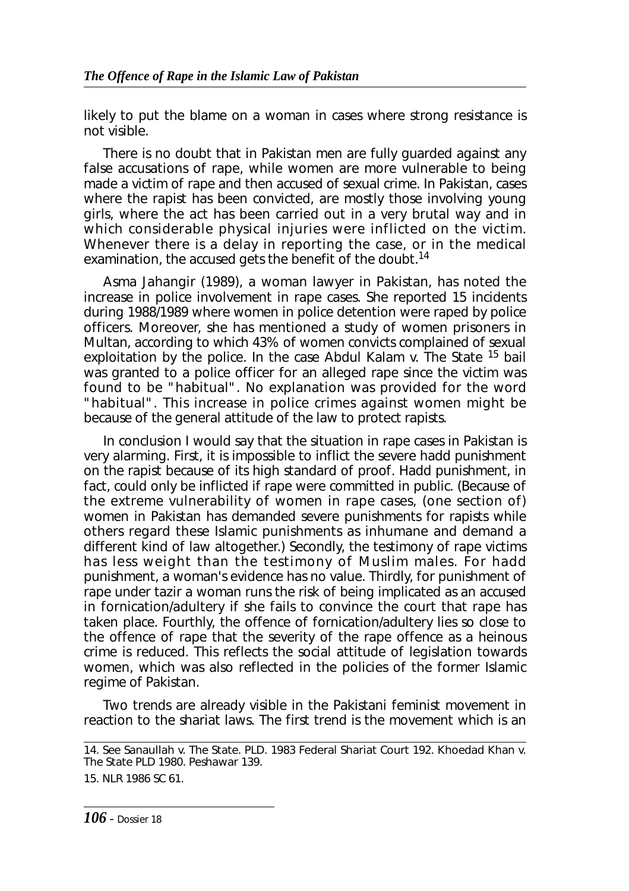likely to put the blame on a woman in cases where strong resistance is not visible.

There is no doubt that in Pakistan men are fully guarded against any false accusations of rape, while women are more vulnerable to being made a victim of rape and then accused of sexual crime. In Pakistan, cases where the rapist has been convicted, are mostly those involving young girls, where the act has been carried out in a very brutal way and in which considerable physical injuries were inflicted on the victim. Whenever there is a delay in reporting the case, or in the medical examination, the accused gets the benefit of the doubt.[14]

Asma Jahangir (1989), a woman lawyer in Pakistan, has noted the increase in police involvement in rape cases. She reported 15 incidents during 1988/1989 where women in police detention were raped by police officers. Moreover, she has mentioned a study of women prisoners in Multan, according to which 43% of women convicts complained of sexual exploitation by the police. In the case Abdul Kalam v. The State [15] bail was granted to a police officer for an alleged rape since the victim was found to be "habitual". No explanation was provided for the word "habitual". This increase in police crimes against women might be because of the general attitude of the law to protect rapists.

In conclusion I would say that the situation in rape cases in Pakistan is very alarming. First, it is impossible to inflict the severe hadd punishment on the rapist because of its high standard of proof. Hadd punishment, in fact, could only be inflicted if rape were committed in public. (Because of the extreme vulnerability of women in rape cases, (one section of) women in Pakistan has demanded severe punishments for rapists while others regard these Islamic punishments as inhumane and demand a different kind of law altogether.) Secondly, the testimony of rape victims has less weight than the testimony of Muslim males. For hadd punishment, a woman's evidence has no value. Thirdly, for punishment of rape under tazir a woman runs the risk of being implicated as an accused in fornication/adultery if she fails to convince the court that rape has taken place. Fourthly, the offence of fornication/adultery lies so close to the offence of rape that the severity of the rape offence as a heinous crime is reduced. This reflects the social attitude of legislation towards women, which was also reflected in the policies of the former Islamic regime of Pakistan.

Two trends are already visible in the Pakistani feminist movement in reaction to the shariat laws. The first trend is the movement which is an

---

14. See Sanaullah v. The State. PLD. 1983 Federal Shariat Court 192. Khoedad Khan v. The State PLD 1980. Peshawar 139.

15. NLR 1986 SC 61.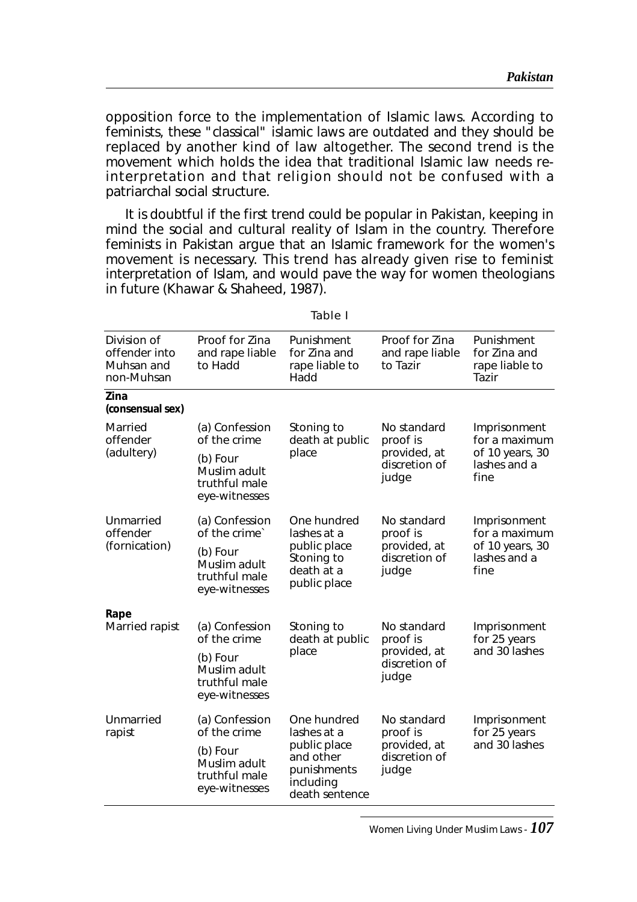opposition force to the implementation of Islamic laws. According to feminists, these "classical" islamic laws are outdated and they should be replaced by another kind of law altogether. The second trend is the movement which holds the idea that traditional Islamic law needs re-interpretation and that religion should not be confused with a patriarchal social structure.

It is doubtful if the first trend could be popular in Pakistan, keeping in mind the social and cultural reality of Islam in the country. Therefore feminists in Pakistan argue that an Islamic framework for the women's movement is necessary. This trend has already given rise to feminist interpretation of Islam, and would pave the way for women theologians in future (Khawar & Shaheed, 1987).

Table I

| Division of offender into Muhsan and non-Muhsan | Proof for Zina and rape liable to Hadd | Punishment for Zina and rape liable to Hadd | Proof for Zina and rape liable to Tazir | Punishment for Zina and rape liable to Tazir |
|---|---|---|---|---|
| **Zina (consensual sex)** | | | | |
| Married offender (adultery) | (a) Confession of the crime (b) Four Muslim adult truthful male eye-witnesses | Stoning to death at public place | No standard proof is provided, at discretion of judge | Imprisonment for a maximum of 10 years, 30 lashes and a fine |
| Unmarried offender (fornication) | (a) Confession of the crime` (b) Four Muslim adult truthful male eye-witnesses | One hundred lashes at a public place Stoning to death at a public place | No standard proof is provided, at discretion of judge | Imprisonment for a maximum of 10 years, 30 lashes and a fine |
| **Rape** | | | | |
| Married rapist | (a) Confession of the crime (b) Four Muslim adult truthful male eye-witnesses | Stoning to death at public place | No standard proof is provided, at discretion of judge | Imprisonment for 25 years and 30 lashes |
| Unmarried rapist | (a) Confession of the crime (b) Four Muslim adult truthful male eye-witnesses | One hundred lashes at a public place and other punishments including death sentence | No standard proof is provided, at discretion of judge | Imprisonment for 25 years and 30 lashes |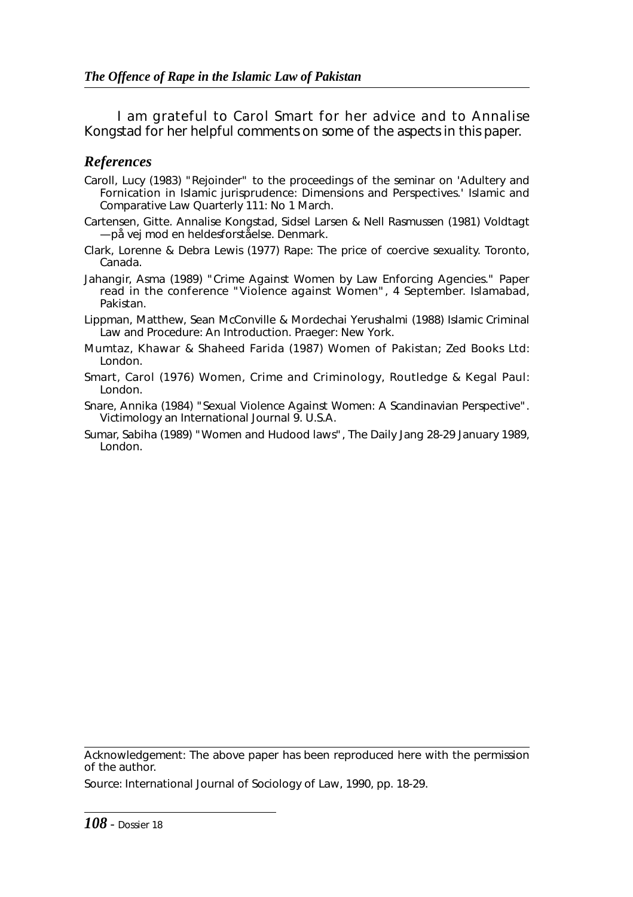I am grateful to Carol Smart for her advice and to Annalise Kongstad for her helpful comments on some of the aspects in this paper.

## *References*

Caroll, Lucy (1983) "Rejoinder" to the proceedings of the seminar on 'Adultery and Fornication in Islamic jurisprudence: Dimensions and Perspectives.' Islamic and Comparative Law Quarterly 111: No 1 March.

Cartensen, Gitte. Annalise Kongstad, Sidsel Larsen & Nell Rasmussen (1981) Voldtagt —på vej mod en heldesforståelse. Denmark.

Clark, Lorenne & Debra Lewis (1977) Rape: The price of coercive sexuality. Toronto, Canada.

Jahangir, Asma (1989) "Crime Against Women by Law Enforcing Agencies." Paper read in the conference "Violence against Women", 4 September. Islamabad, Pakistan.

Lippman, Matthew, Sean McConville & Mordechai Yerushalmi (1988) Islamic Criminal Law and Procedure: An Introduction. Praeger: New York.

Mumtaz, Khawar & Shaheed Farida (1987) Women of Pakistan; Zed Books Ltd: London.

Smart, Carol (1976) Women, Crime and Criminology, Routledge & Kegal Paul: London.

Snare, Annika (1984) "Sexual Violence Against Women: A Scandinavian Perspective". Victimology an International Journal 9. U.S.A.

Sumar, Sabiha (1989) "Women and Hudood laws", The Daily Jang 28-29 January 1989, London.

---

Acknowledgement: The above paper has been reproduced here with the permission of the author.

Source: International Journal of Sociology of Law, 1990, pp. 18-29.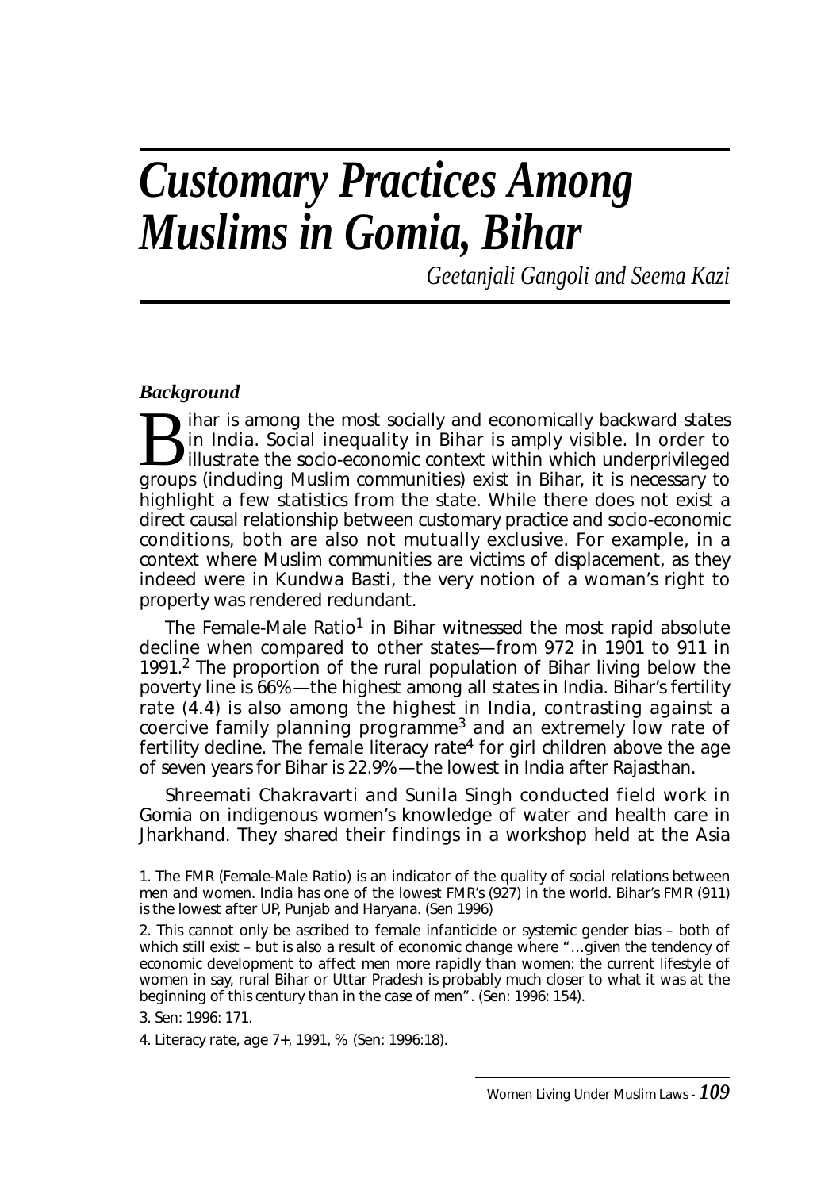# *Customary Practices Among Muslims in Gomia, Bihar*

*Geetanjali Gangoli and Seema Kazi*

### *Background*

Bihar is among the most socially and economically backward states in India. Social inequality in Bihar is amply visible. In order to illustrate the socio-economic context within which underprivileged groups (including Muslim communities) exist in Bihar, it is necessary to highlight a few statistics from the state. While there does not exist a direct causal relationship between customary practice and socio-economic conditions, both are also not mutually exclusive. For example, in a context where Muslim communities are victims of displacement, as they indeed were in Kundwa Basti, the very notion of a woman's right to property was rendered redundant.

The Female-Male Ratio[1] in Bihar witnessed the most rapid absolute decline when compared to other states—from 972 in 1901 to 911 in 1991.[2] The proportion of the rural population of Bihar living below the poverty line is 66%—the highest among all states in India. Bihar's fertility rate (4.4) is also among the highest in India, contrasting against a coercive family planning programme[3] and an extremely low rate of fertility decline. The female literacy rate[4] for girl children above the age of seven years for Bihar is 22.9%—the lowest in India after Rajasthan.

Shreemati Chakravarti and Sunila Singh conducted field work in Gomia on indigenous women's knowledge of water and health care in Jharkhand. They shared their findings in a workshop held at the Asia

---

1. The FMR (Female-Male Ratio) is an indicator of the quality of social relations between men and women. India has one of the lowest FMR's (927) in the world. Bihar's FMR (911) is the lowest after UP, Punjab and Haryana. (Sen 1996)

2. This cannot only be ascribed to female infanticide or systemic gender bias – both of which still exist – but is also a result of economic change where "…given the tendency of economic development to affect men more rapidly than women: the current lifestyle of women in say, rural Bihar or Uttar Pradesh is probably much closer to what it was at the beginning of this century than in the case of men". (Sen: 1996: 154).

3. Sen: 1996: 171.

4. Literacy rate, age 7+, 1991, % (Sen: 1996:18).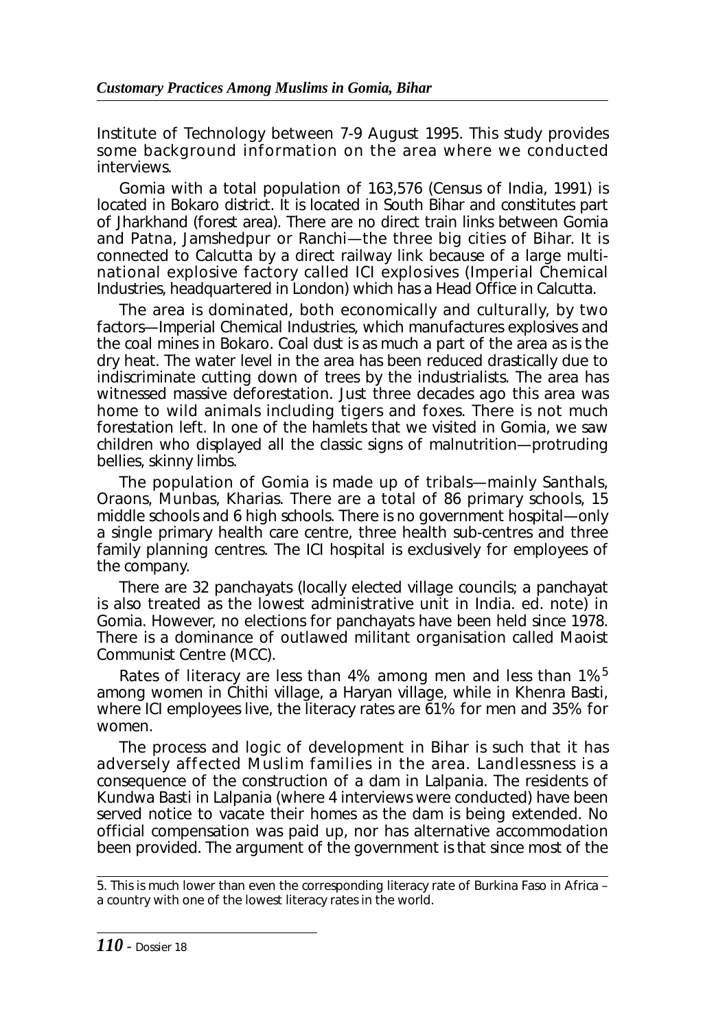Institute of Technology between 7-9 August 1995. This study provides some background information on the area where we conducted interviews.

Gomia with a total population of 163,576 (Census of India, 1991) is located in Bokaro district. It is located in South Bihar and constitutes part of Jharkhand (forest area). There are no direct train links between Gomia and Patna, Jamshedpur or Ranchi—the three big cities of Bihar. It is connected to Calcutta by a direct railway link because of a large multinational explosive factory called ICI explosives (Imperial Chemical Industries, headquartered in London) which has a Head Office in Calcutta.

The area is dominated, both economically and culturally, by two factors—Imperial Chemical Industries, which manufactures explosives and the coal mines in Bokaro. Coal dust is as much a part of the area as is the dry heat. The water level in the area has been reduced drastically due to indiscriminate cutting down of trees by the industrialists. The area has witnessed massive deforestation. Just three decades ago this area was home to wild animals including tigers and foxes. There is not much forestation left. In one of the hamlets that we visited in Gomia, we saw children who displayed all the classic signs of malnutrition—protruding bellies, skinny limbs.

The population of Gomia is made up of tribals—mainly Santhals, Oraons, Munbas, Kharias. There are a total of 86 primary schools, 15 middle schools and 6 high schools. There is no government hospital—only a single primary health care centre, three health sub-centres and three family planning centres. The ICI hospital is exclusively for employees of the company.

There are 32 panchayats (locally elected village councils; a panchayat is also treated as the lowest administrative unit in India. ed. note) in Gomia. However, no elections for panchayats have been held since 1978. There is a dominance of outlawed militant organisation called Maoist Communist Centre (MCC).

Rates of literacy are less than 4% among men and less than 1%[5] among women in Chithi village, a Haryan village, while in Khenra Basti, where ICI employees live, the literacy rates are 61% for men and 35% for women.

The process and logic of development in Bihar is such that it has adversely affected Muslim families in the area. Landlessness is a consequence of the construction of a dam in Lalpania. The residents of Kundwa Basti in Lalpania (where 4 interviews were conducted) have been served notice to vacate their homes as the dam is being extended. No official compensation was paid up, nor has alternative accommodation been provided. The argument of the government is that since most of the

5. This is much lower than even the corresponding literacy rate of Burkina Faso in Africa – a country with one of the lowest literacy rates in the world.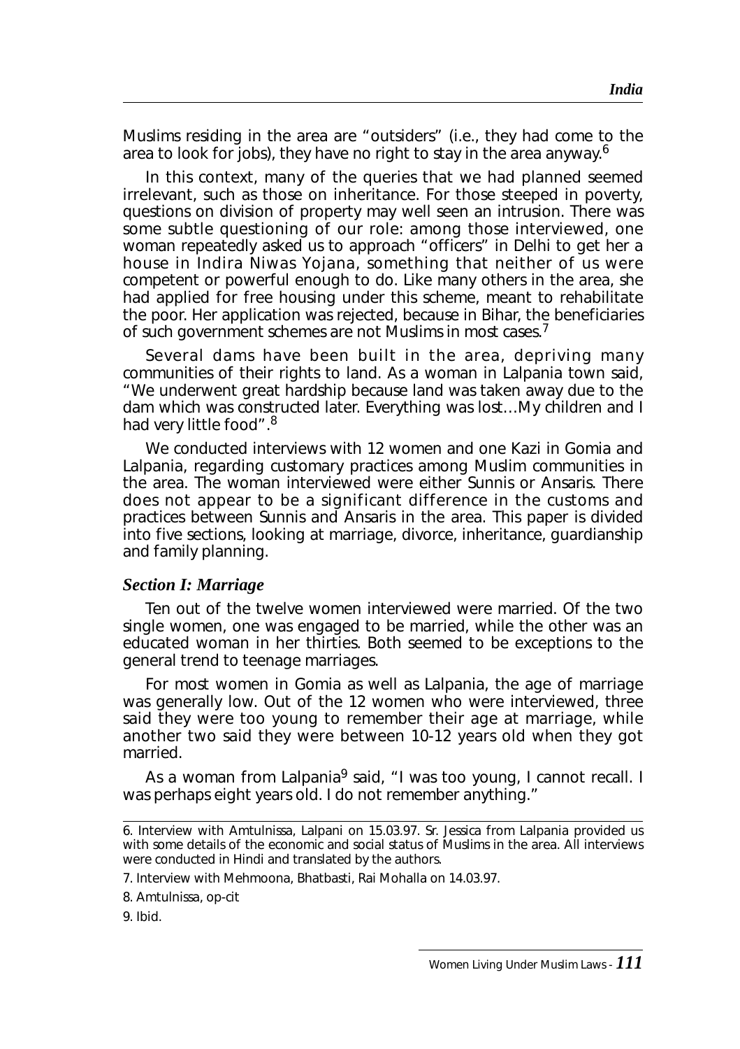Muslims residing in the area are "outsiders" (i.e., they had come to the area to look for jobs), they have no right to stay in the area anyway.[6]

In this context, many of the queries that we had planned seemed irrelevant, such as those on inheritance. For those steeped in poverty, questions on division of property may well seen an intrusion. There was some subtle questioning of our role: among those interviewed, one woman repeatedly asked us to approach "officers" in Delhi to get her a house in Indira Niwas Yojana, something that neither of us were competent or powerful enough to do. Like many others in the area, she had applied for free housing under this scheme, meant to rehabilitate the poor. Her application was rejected, because in Bihar, the beneficiaries of such government schemes are not Muslims in most cases.[7]

Several dams have been built in the area, depriving many communities of their rights to land. As a woman in Lalpania town said, "We underwent great hardship because land was taken away due to the dam which was constructed later. Everything was lost…My children and I had very little food".[8]

We conducted interviews with 12 women and one Kazi in Gomia and Lalpania, regarding customary practices among Muslim communities in the area. The woman interviewed were either Sunnis or Ansaris. There does not appear to be a significant difference in the customs and practices between Sunnis and Ansaris in the area. This paper is divided into five sections, looking at marriage, divorce, inheritance, guardianship and family planning.

### *Section I: Marriage*

Ten out of the twelve women interviewed were married. Of the two single women, one was engaged to be married, while the other was an educated woman in her thirties. Both seemed to be exceptions to the general trend to teenage marriages.

For most women in Gomia as well as Lalpania, the age of marriage was generally low. Out of the 12 women who were interviewed, three said they were too young to remember their age at marriage, while another two said they were between 10-12 years old when they got married.

As a woman from Lalpania[9] said, "I was too young, I cannot recall. I was perhaps eight years old. I do not remember anything."

---

6. Interview with Amtulnissa, Lalpani on 15.03.97. Sr. Jessica from Lalpania provided us with some details of the economic and social status of Muslims in the area. All interviews were conducted in Hindi and translated by the authors.

7. Interview with Mehmoona, Bhatbasti, Rai Mohalla on 14.03.97.

8. Amtulnissa, op-cit

9. Ibid.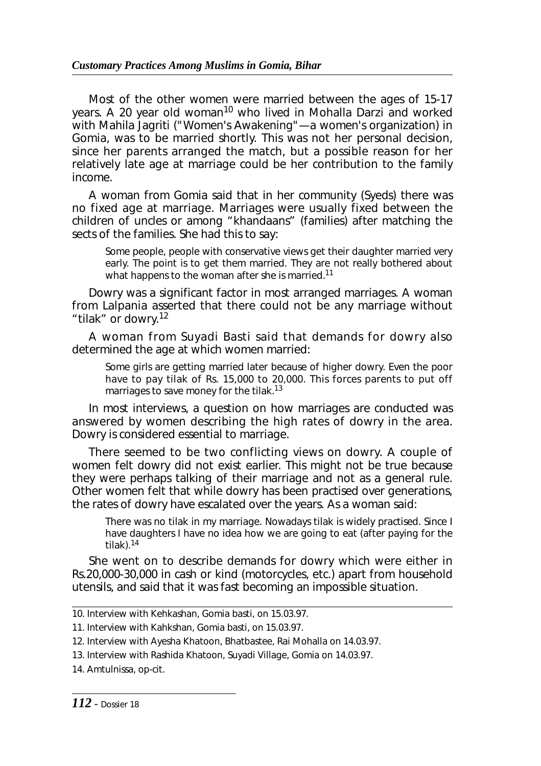Most of the other women were married between the ages of 15-17 years. A 20 year old woman[10] who lived in Mohalla Darzi and worked with Mahila Jagriti ("Women's Awakening"—a women's organization) in Gomia, was to be married shortly. This was not her personal decision, since her parents arranged the match, but a possible reason for her relatively late age at marriage could be her contribution to the family income.

A woman from Gomia said that in her community (Syeds) there was no fixed age at marriage. Marriages were usually fixed between the children of uncles or among "khandaans" (families) after matching the sects of the families. She had this to say:

> Some people, people with conservative views get their daughter married very early. The point is to get them married. They are not really bothered about what happens to the woman after she is married.[11]

Dowry was a significant factor in most arranged marriages. A woman from Lalpania asserted that there could not be any marriage without "tilak" or dowry.[12]

A woman from Suyadi Basti said that demands for dowry also determined the age at which women married:

> Some girls are getting married later because of higher dowry. Even the poor have to pay tilak of Rs. 15,000 to 20,000. This forces parents to put off marriages to save money for the tilak.[13]

In most interviews, a question on how marriages are conducted was answered by women describing the high rates of dowry in the area. Dowry is considered essential to marriage.

There seemed to be two conflicting views on dowry. A couple of women felt dowry did not exist earlier. This might not be true because they were perhaps talking of their marriage and not as a general rule. Other women felt that while dowry has been practised over generations, the rates of dowry have escalated over the years. As a woman said:

> There was no tilak in my marriage. Nowadays tilak is widely practised. Since I have daughters I have no idea how we are going to eat (after paying for the tilak).[14]

She went on to describe demands for dowry which were either in Rs.20,000-30,000 in cash or kind (motorcycles, etc.) apart from household utensils, and said that it was fast becoming an impossible situation.

---

10. Interview with Kehkashan, Gomia basti, on 15.03.97.
11. Interview with Kahkshan, Gomia basti, on 15.03.97.
12. Interview with Ayesha Khatoon, Bhatbastee, Rai Mohalla on 14.03.97.
13. Interview with Rashida Khatoon, Suyadi Village, Gomia on 14.03.97.
14. Amtulnissa, op-cit.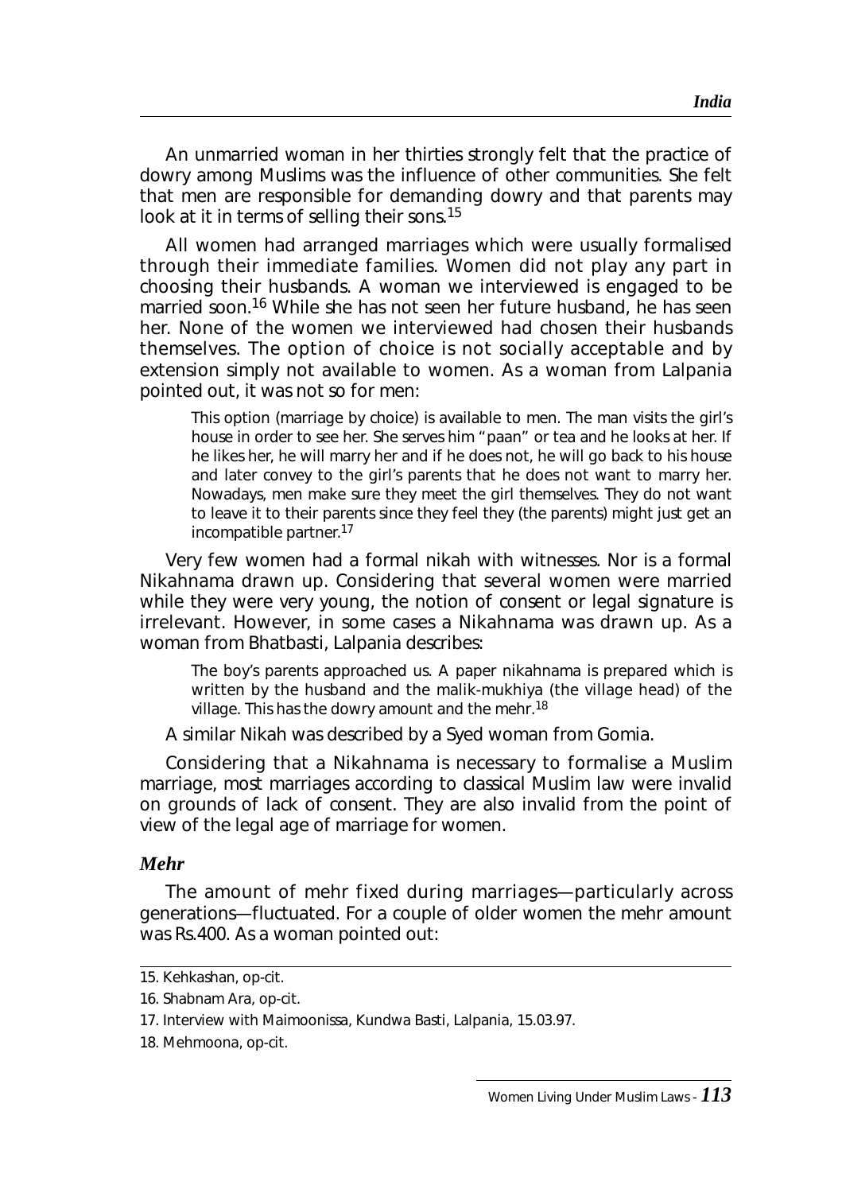An unmarried woman in her thirties strongly felt that the practice of dowry among Muslims was the influence of other communities. She felt that men are responsible for demanding dowry and that parents may look at it in terms of selling their sons.[15]

All women had arranged marriages which were usually formalised through their immediate families. Women did not play any part in choosing their husbands. A woman we interviewed is engaged to be married soon.[16] While she has not seen her future husband, he has seen her. None of the women we interviewed had chosen their husbands themselves. The option of choice is not socially acceptable and by extension simply not available to women. As a woman from Lalpania pointed out, it was not so for men:

> This option (marriage by choice) is available to men. The man visits the girl's house in order to see her. She serves him "paan" or tea and he looks at her. If he likes her, he will marry her and if he does not, he will go back to his house and later convey to the girl's parents that he does not want to marry her. Nowadays, men make sure they meet the girl themselves. They do not want to leave it to their parents since they feel they (the parents) might just get an incompatible partner.[17]

Very few women had a formal nikah with witnesses. Nor is a formal Nikahnama drawn up. Considering that several women were married while they were very young, the notion of consent or legal signature is irrelevant. However, in some cases a Nikahnama was drawn up. As a woman from Bhatbasti, Lalpania describes:

> The boy's parents approached us. A paper nikahnama is prepared which is written by the husband and the malik-mukhiya (the village head) of the village. This has the dowry amount and the mehr.[18]

A similar Nikah was described by a Syed woman from Gomia.

Considering that a Nikahnama is necessary to formalise a Muslim marriage, most marriages according to classical Muslim law were invalid on grounds of lack of consent. They are also invalid from the point of view of the legal age of marriage for women.

### *Mehr*

The amount of mehr fixed during marriages—particularly across generations—fluctuated. For a couple of older women the mehr amount was Rs.400. As a woman pointed out:

---

15. Kehkashan, op-cit.
16. Shabnam Ara, op-cit.
17. Interview with Maimoonissa, Kundwa Basti, Lalpania, 15.03.97.
18. Mehmoona, op-cit.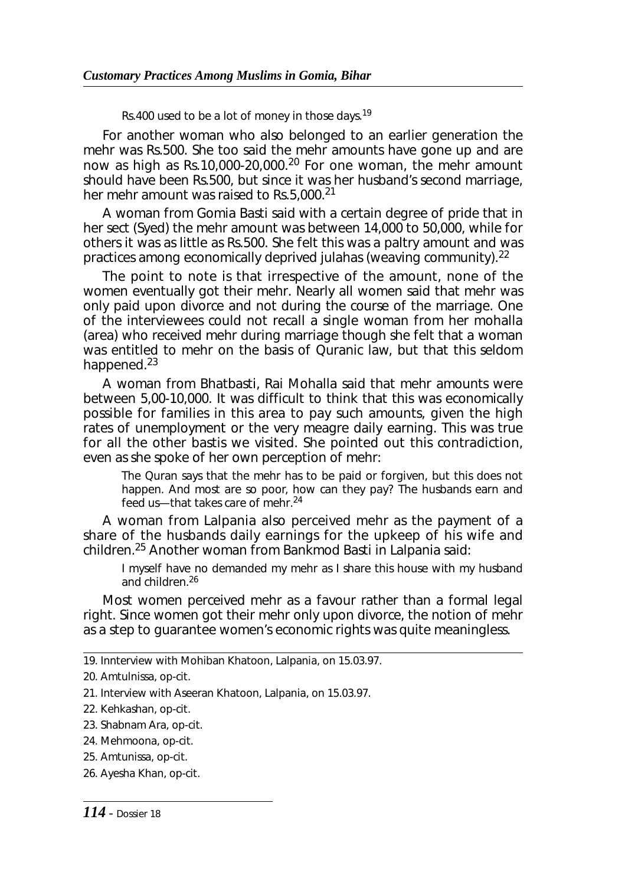> Rs.400 used to be a lot of money in those days.[19]

For another woman who also belonged to an earlier generation the mehr was Rs.500. She too said the mehr amounts have gone up and are now as high as Rs.10,000-20,000.[20] For one woman, the mehr amount should have been Rs.500, but since it was her husband's second marriage, her mehr amount was raised to Rs.5,000.[21]

A woman from Gomia Basti said with a certain degree of pride that in her sect (Syed) the mehr amount was between 14,000 to 50,000, while for others it was as little as Rs.500. She felt this was a paltry amount and was practices among economically deprived julahas (weaving community).[22]

The point to note is that irrespective of the amount, none of the women eventually got their mehr. Nearly all women said that mehr was only paid upon divorce and not during the course of the marriage. One of the interviewees could not recall a single woman from her mohalla (area) who received mehr during marriage though she felt that a woman was entitled to mehr on the basis of Quranic law, but that this seldom happened.[23]

A woman from Bhatbasti, Rai Mohalla said that mehr amounts were between 5,00-10,000. It was difficult to think that this was economically possible for families in this area to pay such amounts, given the high rates of unemployment or the very meagre daily earning. This was true for all the other bastis we visited. She pointed out this contradiction, even as she spoke of her own perception of mehr:

> The Quran says that the mehr has to be paid or forgiven, but this does not happen. And most are so poor, how can they pay? The husbands earn and feed us—that takes care of mehr.[24]

A woman from Lalpania also perceived mehr as the payment of a share of the husbands daily earnings for the upkeep of his wife and children.[25] Another woman from Bankmod Basti in Lalpania said:

> I myself have no demanded my mehr as I share this house with my husband and children.[26]

Most women perceived mehr as a favour rather than a formal legal right. Since women got their mehr only upon divorce, the notion of mehr as a step to guarantee women's economic rights was quite meaningless.

---

19. Innterview with Mohiban Khatoon, Lalpania, on 15.03.97.
20. Amtulnissa, op-cit.
21. Interview with Aseeran Khatoon, Lalpania, on 15.03.97.
22. Kehkashan, op-cit.
23. Shabnam Ara, op-cit.
24. Mehmoona, op-cit.
25. Amtunissa, op-cit.
26. Ayesha Khan, op-cit.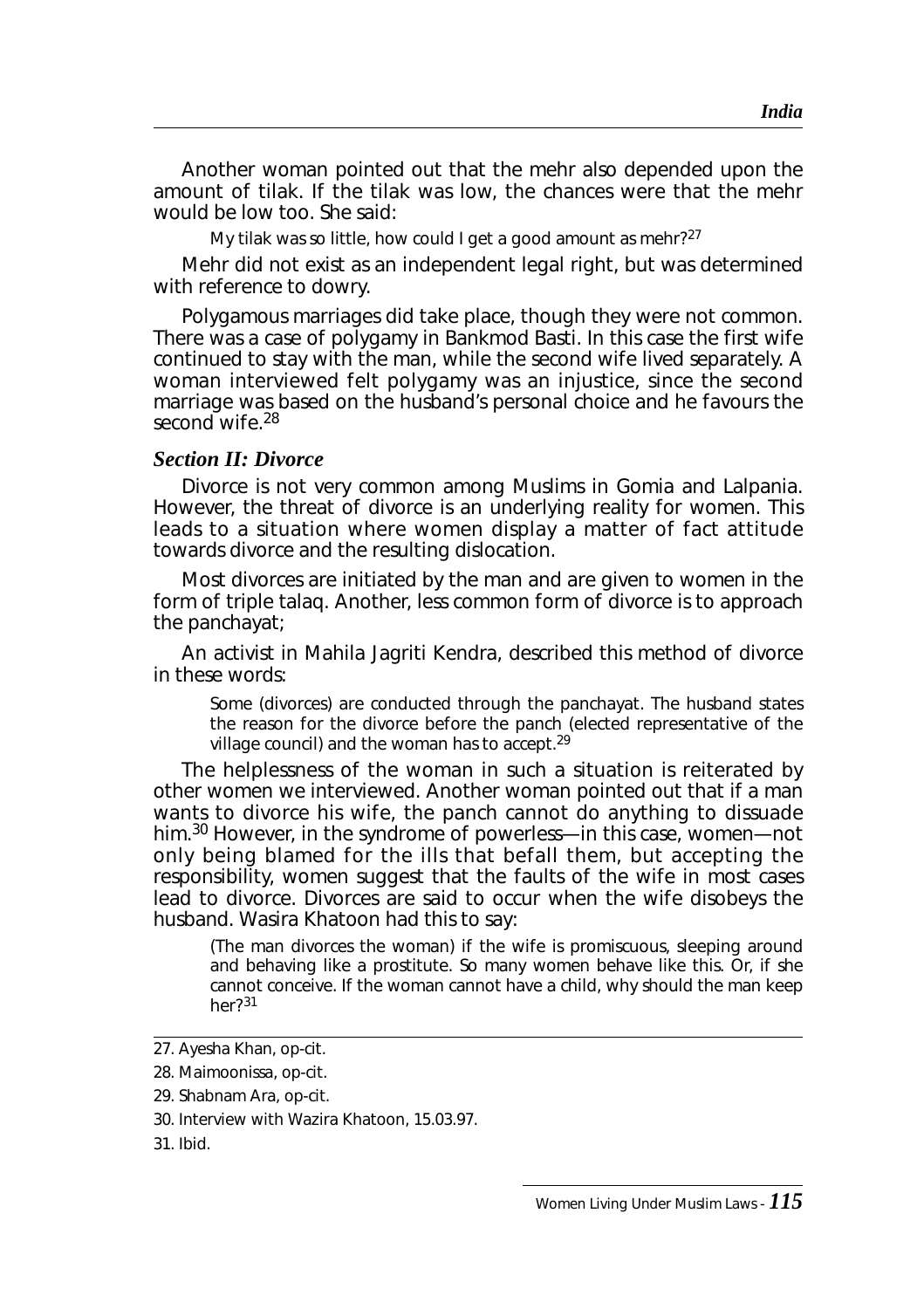Another woman pointed out that the mehr also depended upon the amount of tilak. If the tilak was low, the chances were that the mehr would be low too. She said:

> My tilak was so little, how could I get a good amount as mehr?[27]

Mehr did not exist as an independent legal right, but was determined with reference to dowry.

Polygamous marriages did take place, though they were not common. There was a case of polygamy in Bankmod Basti. In this case the first wife continued to stay with the man, while the second wife lived separately. A woman interviewed felt polygamy was an injustice, since the second marriage was based on the husband's personal choice and he favours the second wife.[28]

### *Section II: Divorce*

Divorce is not very common among Muslims in Gomia and Lalpania. However, the threat of divorce is an underlying reality for women. This leads to a situation where women display a matter of fact attitude towards divorce and the resulting dislocation.

Most divorces are initiated by the man and are given to women in the form of triple talaq. Another, less common form of divorce is to approach the panchayat;

An activist in Mahila Jagriti Kendra, described this method of divorce in these words:

> Some (divorces) are conducted through the panchayat. The husband states the reason for the divorce before the panch (elected representative of the village council) and the woman has to accept.[29]

The helplessness of the woman in such a situation is reiterated by other women we interviewed. Another woman pointed out that if a man wants to divorce his wife, the panch cannot do anything to dissuade him.[30] However, in the syndrome of powerless—in this case, women—not only being blamed for the ills that befall them, but accepting the responsibility, women suggest that the faults of the wife in most cases lead to divorce. Divorces are said to occur when the wife disobeys the husband. Wasira Khatoon had this to say:

> (The man divorces the woman) if the wife is promiscuous, sleeping around and behaving like a prostitute. So many women behave like this. Or, if she cannot conceive. If the woman cannot have a child, why should the man keep her?[31]

---

27. Ayesha Khan, op-cit.
28. Maimoonissa, op-cit.
29. Shabnam Ara, op-cit.
30. Interview with Wazira Khatoon, 15.03.97.
31. Ibid.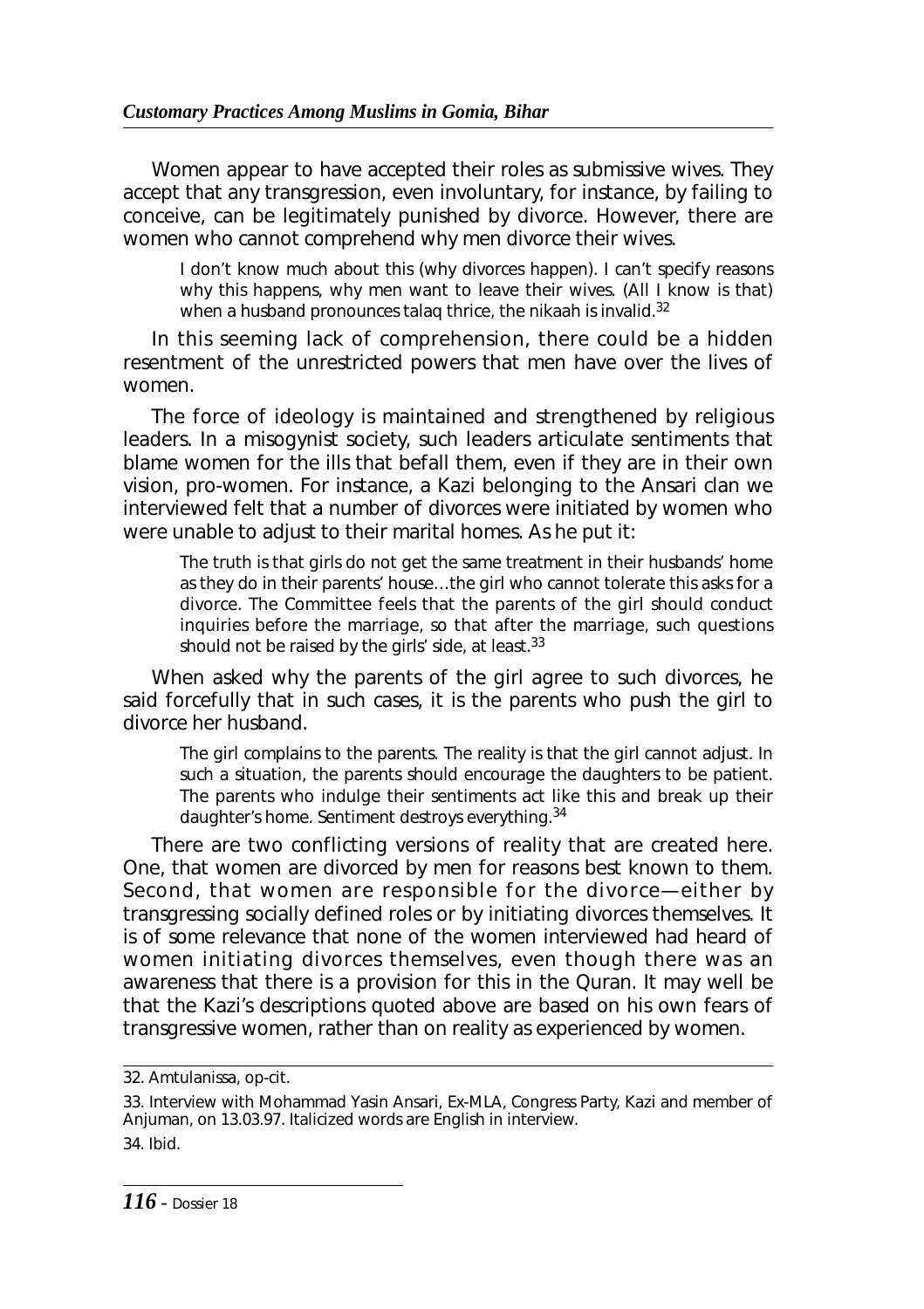Women appear to have accepted their roles as submissive wives. They accept that any transgression, even involuntary, for instance, by failing to conceive, can be legitimately punished by divorce. However, there are women who cannot comprehend why men divorce their wives.

> I don't know much about this (why divorces happen). I can't specify reasons why this happens, why men want to leave their wives. (All I know is that) when a husband pronounces talaq thrice, the nikaah is invalid.[32]

In this seeming lack of comprehension, there could be a hidden resentment of the unrestricted powers that men have over the lives of women.

The force of ideology is maintained and strengthened by religious leaders. In a misogynist society, such leaders articulate sentiments that blame women for the ills that befall them, even if they are in their own vision, pro-women. For instance, a Kazi belonging to the Ansari clan we interviewed felt that a number of divorces were initiated by women who were unable to adjust to their marital homes. As he put it:

> The truth is that girls do not get the same treatment in their husbands' home as they do in their parents' house…the girl who cannot tolerate this asks for a divorce. The Committee feels that the parents of the girl should conduct inquiries before the marriage, so that after the marriage, such questions should not be raised by the girls' side, at least.[33]

When asked why the parents of the girl agree to such divorces, he said forcefully that in such cases, it is the parents who push the girl to divorce her husband.

> The girl complains to the parents. The reality is that the girl cannot adjust. In such a situation, the parents should encourage the daughters to be patient. The parents who indulge their sentiments act like this and break up their daughter's home. Sentiment destroys everything.[34]

There are two conflicting versions of reality that are created here. One, that women are divorced by men for reasons best known to them. Second, that women are responsible for the divorce—either by transgressing socially defined roles or by initiating divorces themselves. It is of some relevance that none of the women interviewed had heard of women initiating divorces themselves, even though there was an awareness that there is a provision for this in the Quran. It may well be that the Kazi's descriptions quoted above are based on his own fears of transgressive women, rather than on reality as experienced by women.

---

32. Amtulanissa, op-cit.

33. Interview with Mohammad Yasin Ansari, Ex-MLA, Congress Party, Kazi and member of Anjuman, on 13.03.97. Italicized words are English in interview.

34. Ibid.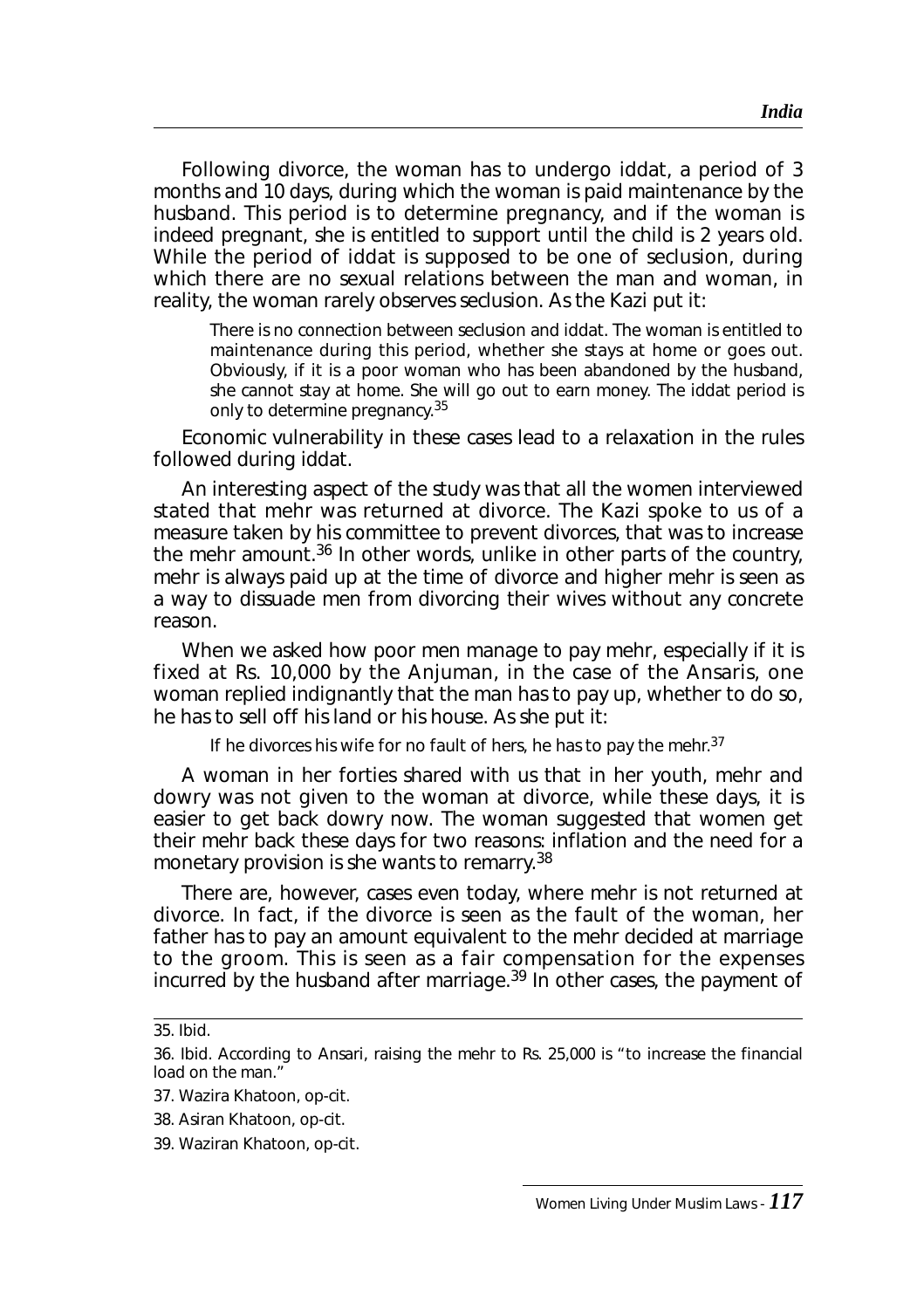Following divorce, the woman has to undergo iddat, a period of 3 months and 10 days, during which the woman is paid maintenance by the husband. This period is to determine pregnancy, and if the woman is indeed pregnant, she is entitled to support until the child is 2 years old. While the period of iddat is supposed to be one of seclusion, during which there are no sexual relations between the man and woman, in reality, the woman rarely observes seclusion. As the Kazi put it:

> There is no connection between seclusion and iddat. The woman is entitled to maintenance during this period, whether she stays at home or goes out. Obviously, if it is a poor woman who has been abandoned by the husband, she cannot stay at home. She will go out to earn money. The iddat period is only to determine pregnancy.[35]

Economic vulnerability in these cases lead to a relaxation in the rules followed during iddat.

An interesting aspect of the study was that all the women interviewed stated that mehr was returned at divorce. The Kazi spoke to us of a measure taken by his committee to prevent divorces, that was to increase the mehr amount.[36] In other words, unlike in other parts of the country, mehr is always paid up at the time of divorce and higher mehr is seen as a way to dissuade men from divorcing their wives without any concrete reason.

When we asked how poor men manage to pay mehr, especially if it is fixed at Rs. 10,000 by the Anjuman, in the case of the Ansaris, one woman replied indignantly that the man has to pay up, whether to do so, he has to sell off his land or his house. As she put it:

> If he divorces his wife for no fault of hers, he has to pay the mehr.[37]

A woman in her forties shared with us that in her youth, mehr and dowry was not given to the woman at divorce, while these days, it is easier to get back dowry now. The woman suggested that women get their mehr back these days for two reasons: inflation and the need for a monetary provision is she wants to remarry.[38]

There are, however, cases even today, where mehr is not returned at divorce. In fact, if the divorce is seen as the fault of the woman, her father has to pay an amount equivalent to the mehr decided at marriage to the groom. This is seen as a fair compensation for the expenses incurred by the husband after marriage.[39] In other cases, the payment of

---

35. Ibid.

36. Ibid. According to Ansari, raising the mehr to Rs. 25,000 is "to increase the financial load on the man."

37. Wazira Khatoon, op-cit.

38. Asiran Khatoon, op-cit.

39. Waziran Khatoon, op-cit.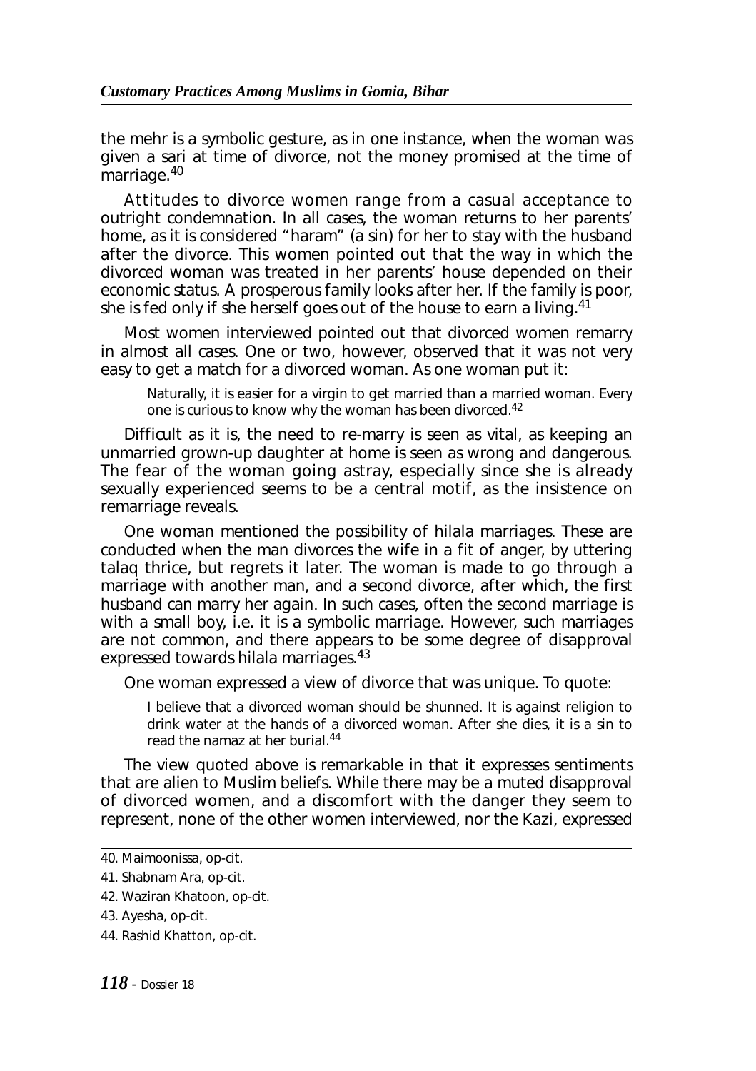the mehr is a symbolic gesture, as in one instance, when the woman was given a sari at time of divorce, not the money promised at the time of marriage.[40]

Attitudes to divorce women range from a casual acceptance to outright condemnation. In all cases, the woman returns to her parents' home, as it is considered "haram" (a sin) for her to stay with the husband after the divorce. This women pointed out that the way in which the divorced woman was treated in her parents' house depended on their economic status. A prosperous family looks after her. If the family is poor, she is fed only if she herself goes out of the house to earn a living.[41]

Most women interviewed pointed out that divorced women remarry in almost all cases. One or two, however, observed that it was not very easy to get a match for a divorced woman. As one woman put it:

> Naturally, it is easier for a virgin to get married than a married woman. Every one is curious to know why the woman has been divorced.[42]

Difficult as it is, the need to re-marry is seen as vital, as keeping an unmarried grown-up daughter at home is seen as wrong and dangerous. The fear of the woman going astray, especially since she is already sexually experienced seems to be a central motif, as the insistence on remarriage reveals.

One woman mentioned the possibility of hilala marriages. These are conducted when the man divorces the wife in a fit of anger, by uttering talaq thrice, but regrets it later. The woman is made to go through a marriage with another man, and a second divorce, after which, the first husband can marry her again. In such cases, often the second marriage is with a small boy, i.e. it is a symbolic marriage. However, such marriages are not common, and there appears to be some degree of disapproval expressed towards hilala marriages.[43]

One woman expressed a view of divorce that was unique. To quote:

> I believe that a divorced woman should be shunned. It is against religion to drink water at the hands of a divorced woman. After she dies, it is a sin to read the namaz at her burial.[44]

The view quoted above is remarkable in that it expresses sentiments that are alien to Muslim beliefs. While there may be a muted disapproval of divorced women, and a discomfort with the danger they seem to represent, none of the other women interviewed, nor the Kazi, expressed

40. Maimoonissa, op-cit.
41. Shabnam Ara, op-cit.
42. Waziran Khatoon, op-cit.
43. Ayesha, op-cit.
44. Rashid Khatton, op-cit.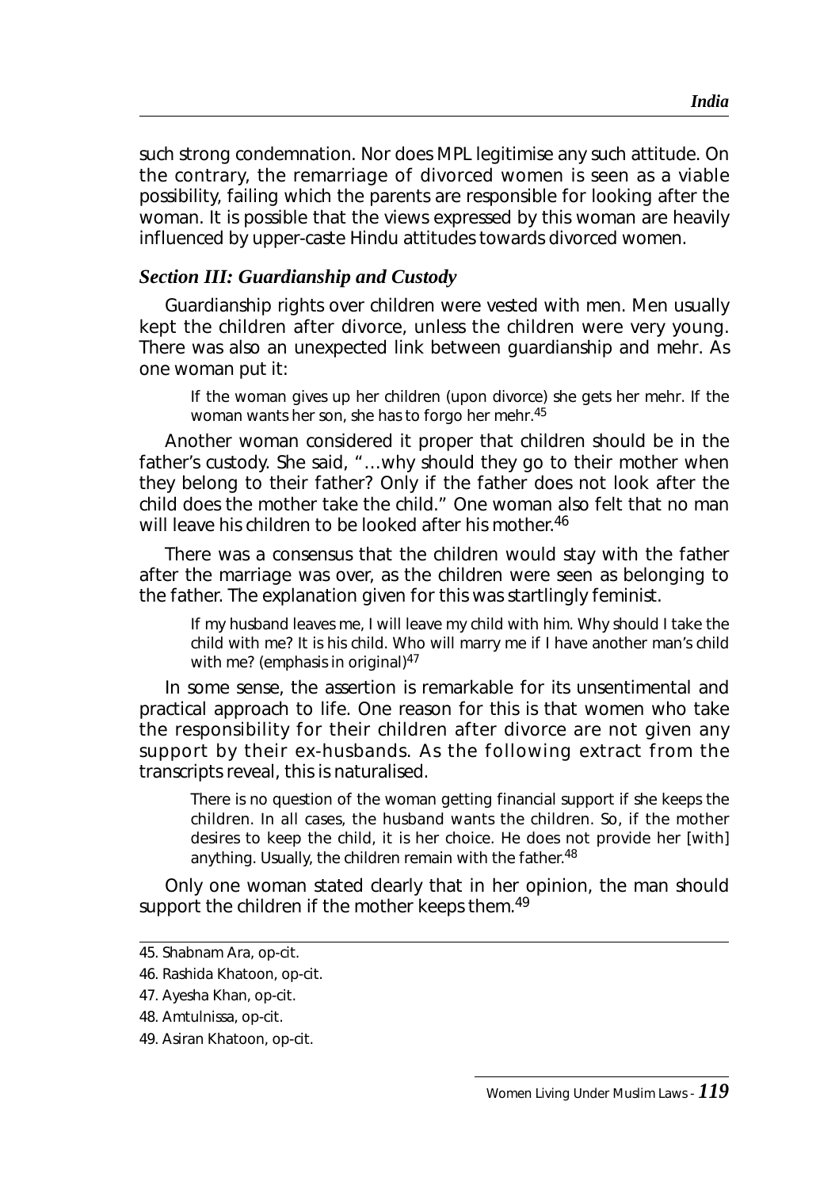such strong condemnation. Nor does MPL legitimise any such attitude. On the contrary, the remarriage of divorced women is seen as a viable possibility, failing which the parents are responsible for looking after the woman. It is possible that the views expressed by this woman are heavily influenced by upper-caste Hindu attitudes towards divorced women.

### *Section III: Guardianship and Custody*

Guardianship rights over children were vested with men. Men usually kept the children after divorce, unless the children were very young. There was also an unexpected link between guardianship and mehr. As one woman put it:

> If the woman gives up her children (upon divorce) she gets her mehr. If the woman wants her son, she has to forgo her mehr.[45]

Another woman considered it proper that children should be in the father's custody. She said, "…why should they go to their mother when they belong to their father? Only if the father does not look after the child does the mother take the child." One woman also felt that no man will leave his children to be looked after his mother.[46]

There was a consensus that the children would stay with the father after the marriage was over, as the children were seen as belonging to the father. The explanation given for this was startlingly feminist.

> If my husband leaves me, I will leave my child with him. Why should I take the child with me? It is his child. Who will marry me if I have another man's child with me? (emphasis in original)[47]

In some sense, the assertion is remarkable for its unsentimental and practical approach to life. One reason for this is that women who take the responsibility for their children after divorce are not given any support by their ex-husbands. As the following extract from the transcripts reveal, this is naturalised.

> There is no question of the woman getting financial support if she keeps the children. In all cases, the husband wants the children. So, if the mother desires to keep the child, it is her choice. He does not provide her [with] anything. Usually, the children remain with the father.[48]

Only one woman stated clearly that in her opinion, the man should support the children if the mother keeps them.[49]

---

45. Shabnam Ara, op-cit.
46. Rashida Khatoon, op-cit.
47. Ayesha Khan, op-cit.
48. Amtulnissa, op-cit.
49. Asiran Khatoon, op-cit.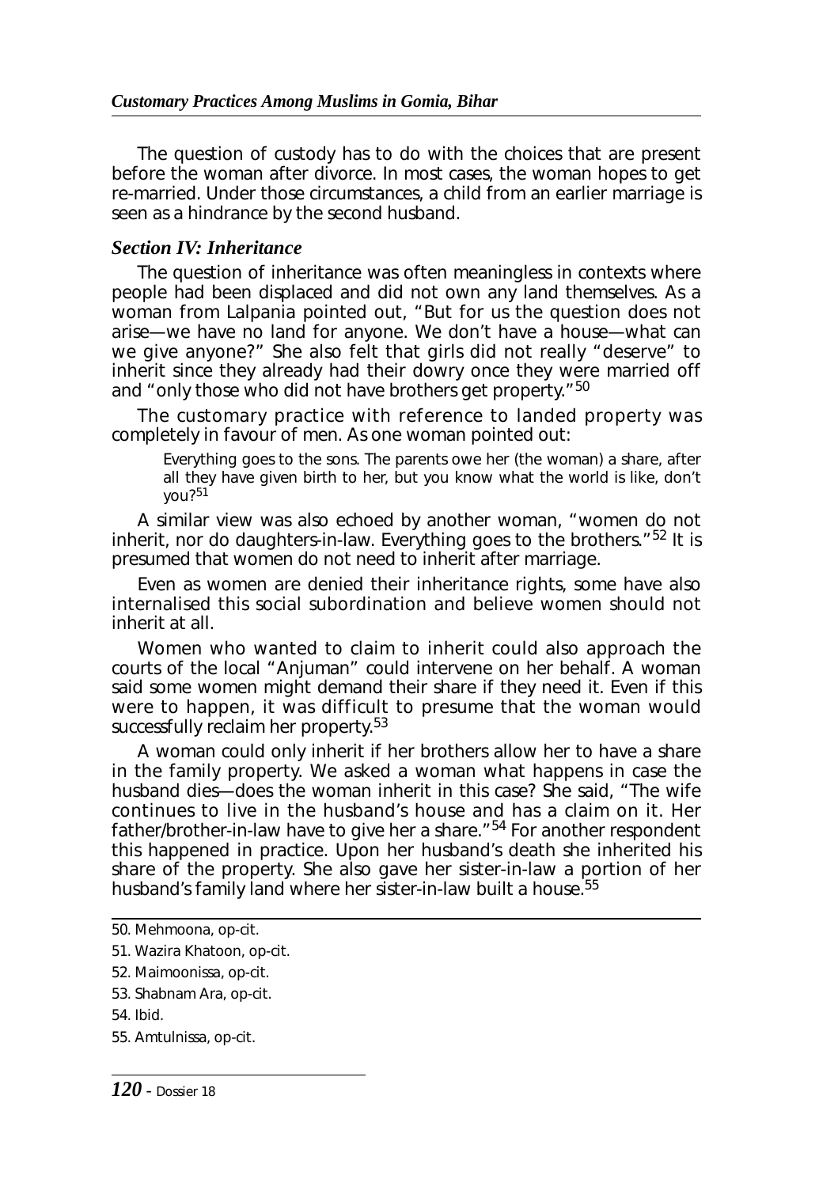The question of custody has to do with the choices that are present before the woman after divorce. In most cases, the woman hopes to get re-married. Under those circumstances, a child from an earlier marriage is seen as a hindrance by the second husband.

### *Section IV: Inheritance*

The question of inheritance was often meaningless in contexts where people had been displaced and did not own any land themselves. As a woman from Lalpania pointed out, "But for us the question does not arise—we have no land for anyone. We don't have a house—what can we give anyone?" She also felt that girls did not really "deserve" to inherit since they already had their dowry once they were married off and "only those who did not have brothers get property."[50]

The customary practice with reference to landed property was completely in favour of men. As one woman pointed out:

> Everything goes to the sons. The parents owe her (the woman) a share, after all they have given birth to her, but you know what the world is like, don't you?[51]

A similar view was also echoed by another woman, "women do not inherit, nor do daughters-in-law. Everything goes to the brothers."[52] It is presumed that women do not need to inherit after marriage.

Even as women are denied their inheritance rights, some have also internalised this social subordination and believe women should not inherit at all.

Women who wanted to claim to inherit could also approach the courts of the local "Anjuman" could intervene on her behalf. A woman said some women might demand their share if they need it. Even if this were to happen, it was difficult to presume that the woman would successfully reclaim her property.[53]

A woman could only inherit if her brothers allow her to have a share in the family property. We asked a woman what happens in case the husband dies—does the woman inherit in this case? She said, "The wife continues to live in the husband's house and has a claim on it. Her father/brother-in-law have to give her a share."[54] For another respondent this happened in practice. Upon her husband's death she inherited his share of the property. She also gave her sister-in-law a portion of her husband's family land where her sister-in-law built a house.[55]

---

50. Mehmoona, op-cit.
51. Wazira Khatoon, op-cit.
52. Maimoonissa, op-cit.
53. Shabnam Ara, op-cit.
54. Ibid.
55. Amtulnissa, op-cit.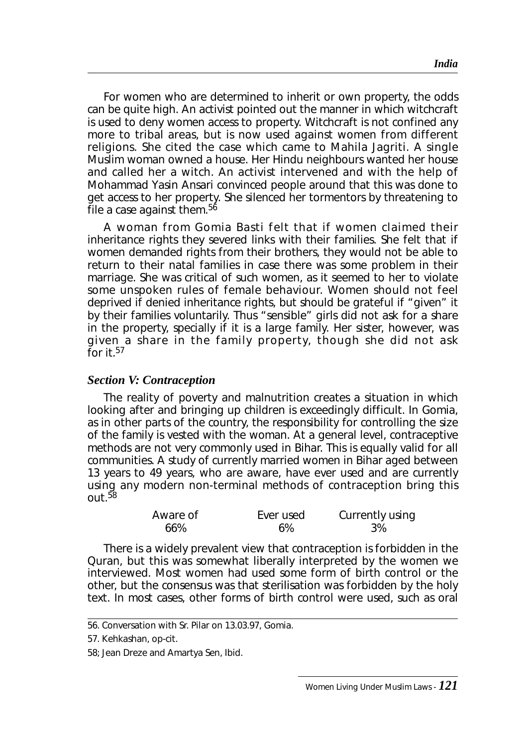For women who are determined to inherit or own property, the odds can be quite high. An activist pointed out the manner in which witchcraft is used to deny women access to property. Witchcraft is not confined any more to tribal areas, but is now used against women from different religions. She cited the case which came to Mahila Jagriti. A single Muslim woman owned a house. Her Hindu neighbours wanted her house and called her a witch. An activist intervened and with the help of Mohammad Yasin Ansari convinced people around that this was done to get access to her property. She silenced her tormentors by threatening to file a case against them.[56]

A woman from Gomia Basti felt that if women claimed their inheritance rights they severed links with their families. She felt that if women demanded rights from their brothers, they would not be able to return to their natal families in case there was some problem in their marriage. She was critical of such women, as it seemed to her to violate some unspoken rules of female behaviour. Women should not feel deprived if denied inheritance rights, but should be grateful if "given" it by their families voluntarily. Thus "sensible" girls did not ask for a share in the property, specially if it is a large family. Her sister, however, was given a share in the family property, though she did not ask for it.[57]

### *Section V: Contraception*

The reality of poverty and malnutrition creates a situation in which looking after and bringing up children is exceedingly difficult. In Gomia, as in other parts of the country, the responsibility for controlling the size of the family is vested with the woman. At a general level, contraceptive methods are not very commonly used in Bihar. This is equally valid for all communities. A study of currently married women in Bihar aged between 13 years to 49 years, who are aware, have ever used and are currently using any modern non-terminal methods of contraception bring this out.[58]

| Aware of | Ever used | Currently using |
|---|---|---|
| 66% | 6% | 3% |

There is a widely prevalent view that contraception is forbidden in the Quran, but this was somewhat liberally interpreted by the women we interviewed. Most women had used some form of birth control or the other, but the consensus was that sterilisation was forbidden by the holy text. In most cases, other forms of birth control were used, such as oral

56. Conversation with Sr. Pilar on 13.03.97, Gomia.

57. Kehkashan, op-cit.

58; Jean Dreze and Amartya Sen, Ibid.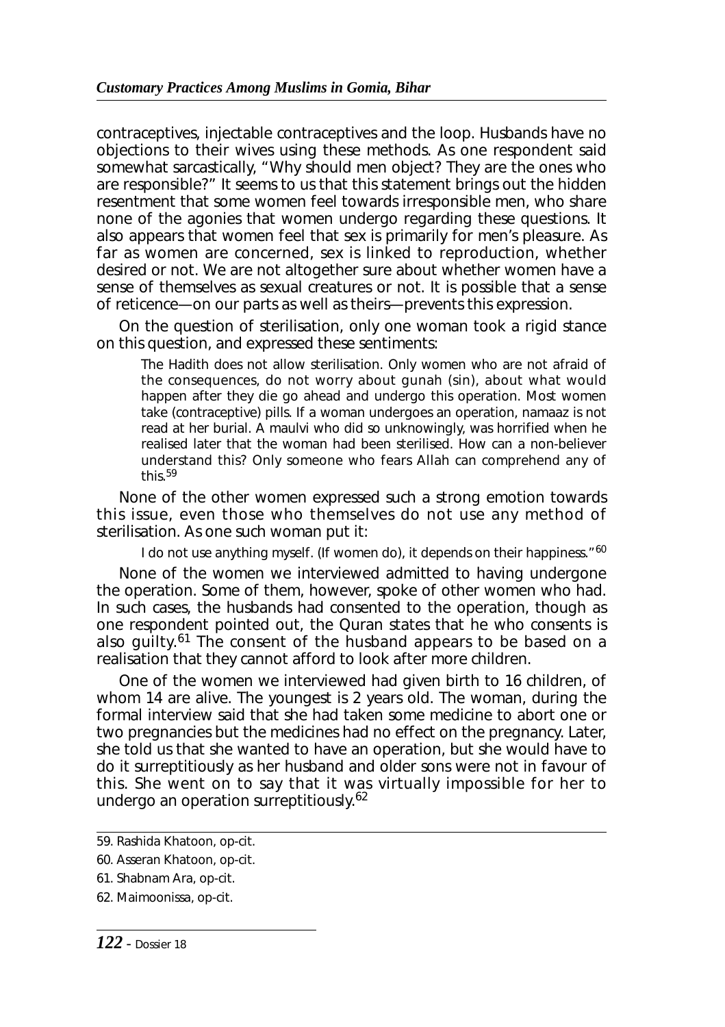contraceptives, injectable contraceptives and the loop. Husbands have no objections to their wives using these methods. As one respondent said somewhat sarcastically, "Why should men object? They are the ones who are responsible?" It seems to us that this statement brings out the hidden resentment that some women feel towards irresponsible men, who share none of the agonies that women undergo regarding these questions. It also appears that women feel that sex is primarily for men's pleasure. As far as women are concerned, sex is linked to reproduction, whether desired or not. We are not altogether sure about whether women have a sense of themselves as sexual creatures or not. It is possible that a sense of reticence—on our parts as well as theirs—prevents this expression.

On the question of sterilisation, only one woman took a rigid stance on this question, and expressed these sentiments:

> The Hadith does not allow sterilisation. Only women who are not afraid of the consequences, do not worry about gunah (sin), about what would happen after they die go ahead and undergo this operation. Most women take (contraceptive) pills. If a woman undergoes an operation, namaaz is not read at her burial. A maulvi who did so unknowingly, was horrified when he realised later that the woman had been sterilised. How can a non-believer understand this? Only someone who fears Allah can comprehend any of this.[59]

None of the other women expressed such a strong emotion towards this issue, even those who themselves do not use any method of sterilisation. As one such woman put it:

> I do not use anything myself. (If women do), it depends on their happiness."[60]

None of the women we interviewed admitted to having undergone the operation. Some of them, however, spoke of other women who had. In such cases, the husbands had consented to the operation, though as one respondent pointed out, the Quran states that he who consents is also guilty.[61] The consent of the husband appears to be based on a realisation that they cannot afford to look after more children.

One of the women we interviewed had given birth to 16 children, of whom 14 are alive. The youngest is 2 years old. The woman, during the formal interview said that she had taken some medicine to abort one or two pregnancies but the medicines had no effect on the pregnancy. Later, she told us that she wanted to have an operation, but she would have to do it surreptitiously as her husband and older sons were not in favour of this. She went on to say that it was virtually impossible for her to undergo an operation surreptitiously.[62]

---

59. Rashida Khatoon, op-cit.
60. Asseran Khatoon, op-cit.
61. Shabnam Ara, op-cit.
62. Maimoonissa, op-cit.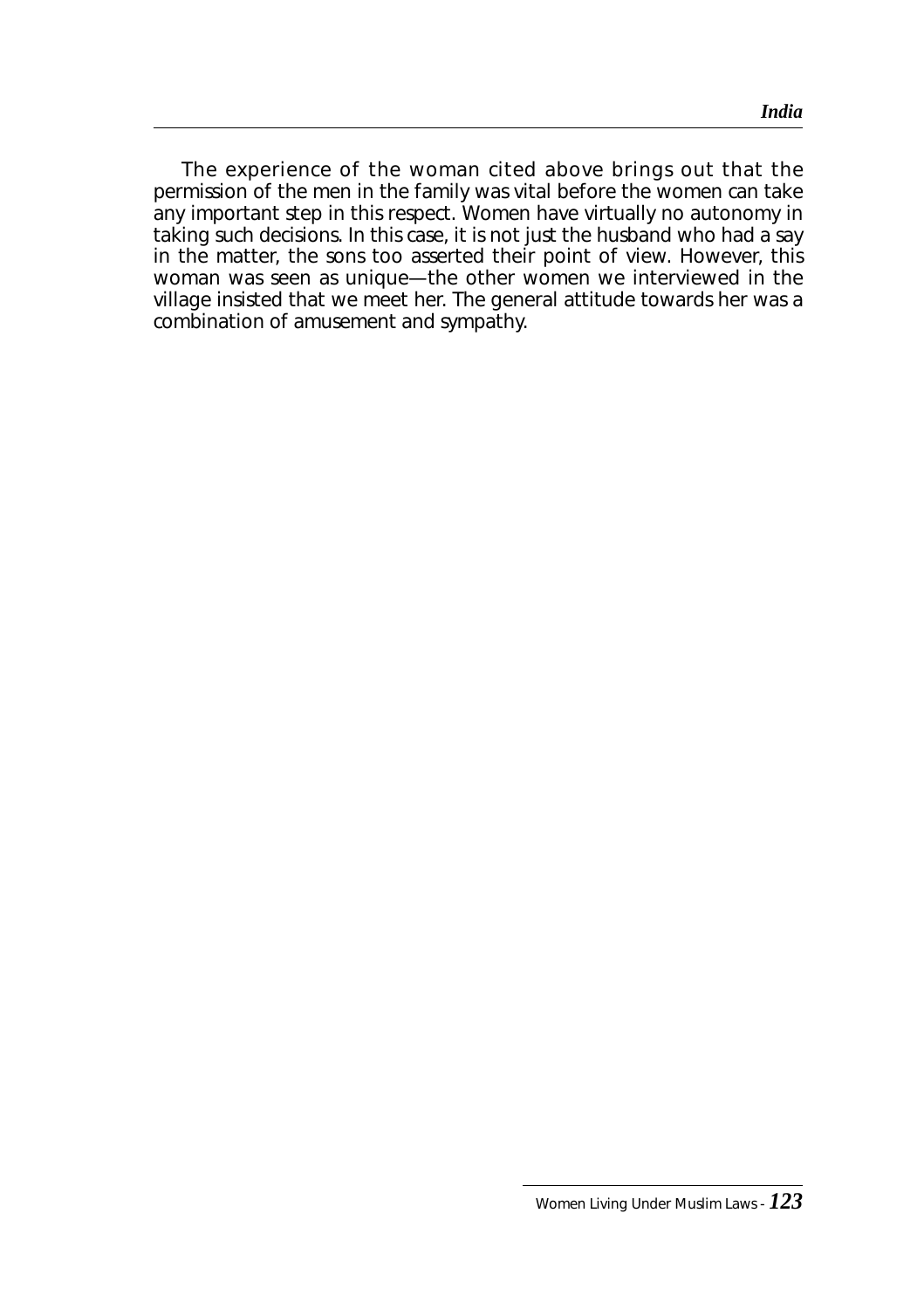The experience of the woman cited above brings out that the permission of the men in the family was vital before the women can take any important step in this respect. Women have virtually no autonomy in taking such decisions. In this case, it is not just the husband who had a say in the matter, the sons too asserted their point of view. However, this woman was seen as unique—the other women we interviewed in the village insisted that we meet her. The general attitude towards her was a combination of amusement and sympathy.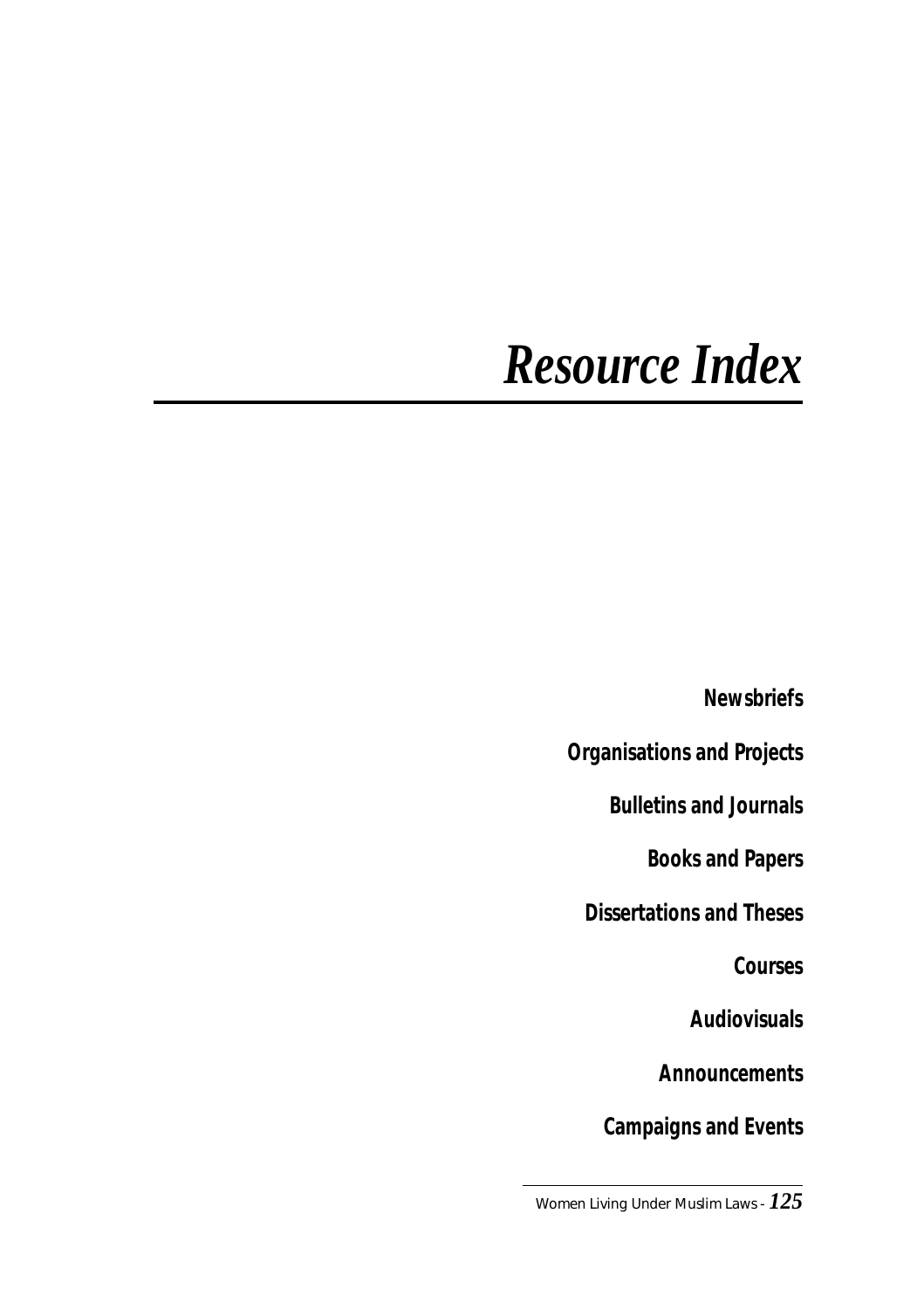# *Resource Index*

**Newsbriefs**

**Organisations and Projects**

**Bulletins and Journals**

**Books and Papers**

**Dissertations and Theses**

**Courses**

**Audiovisuals**

**Announcements**

**Campaigns and Events**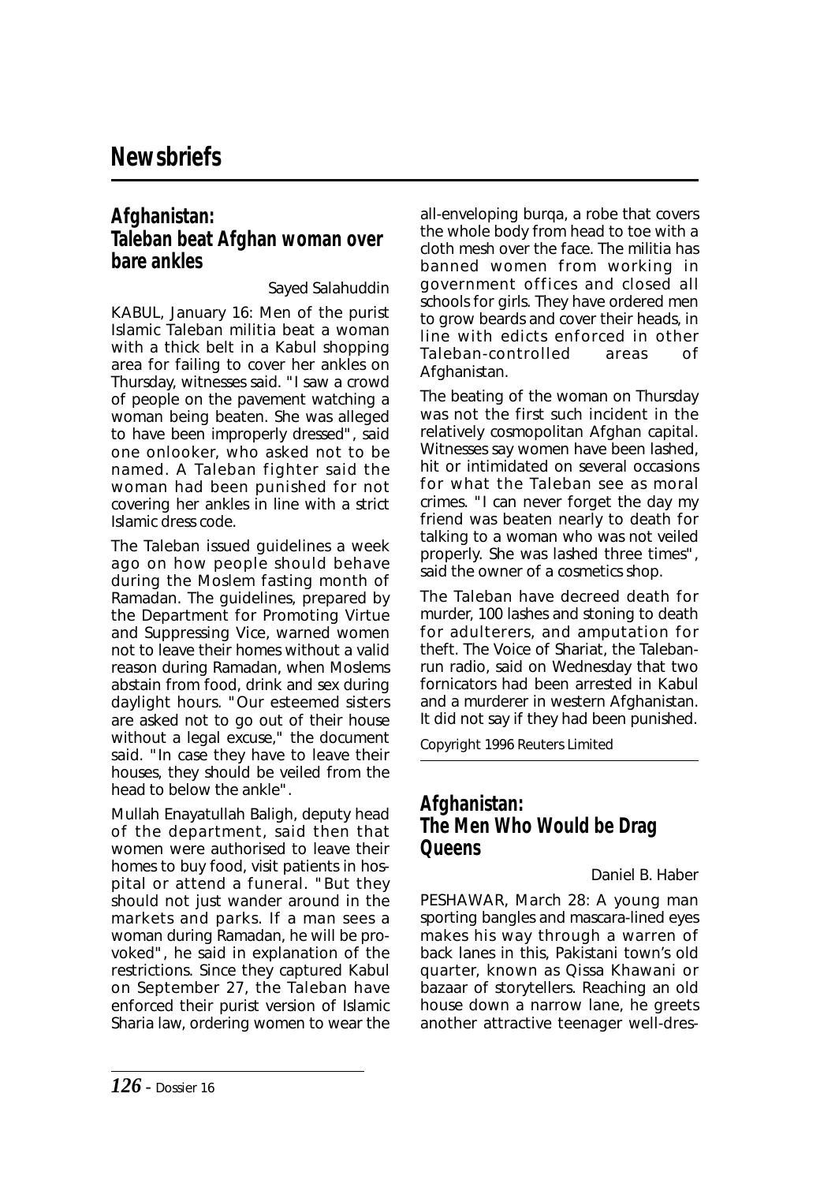# Newsbriefs

## Afghanistan: Taleban beat Afghan woman over bare ankles

Sayed Salahuddin

KABUL, January 16: Men of the purist Islamic Taleban militia beat a woman with a thick belt in a Kabul shopping area for failing to cover her ankles on Thursday, witnesses said. "I saw a crowd of people on the pavement watching a woman being beaten. She was alleged to have been improperly dressed", said one onlooker, who asked not to be named. A Taleban fighter said the woman had been punished for not covering her ankles in line with a strict Islamic dress code.

The Taleban issued guidelines a week ago on how people should behave during the Moslem fasting month of Ramadan. The guidelines, prepared by the Department for Promoting Virtue and Suppressing Vice, warned women not to leave their homes without a valid reason during Ramadan, when Moslems abstain from food, drink and sex during daylight hours. "Our esteemed sisters are asked not to go out of their house without a legal excuse," the document said. "In case they have to leave their houses, they should be veiled from the head to below the ankle".

Mullah Enayatullah Baligh, deputy head of the department, said then that women were authorised to leave their homes to buy food, visit patients in hospital or attend a funeral. "But they should not just wander around in the markets and parks. If a man sees a woman during Ramadan, he will be provoked", he said in explanation of the restrictions. Since they captured Kabul on September 27, the Taleban have enforced their purist version of Islamic Sharia law, ordering women to wear the all-enveloping burqa, a robe that covers the whole body from head to toe with a cloth mesh over the face. The militia has banned women from working in government offices and closed all schools for girls. They have ordered men to grow beards and cover their heads, in line with edicts enforced in other Taleban-controlled areas of Afghanistan.

The beating of the woman on Thursday was not the first such incident in the relatively cosmopolitan Afghan capital. Witnesses say women have been lashed, hit or intimidated on several occasions for what the Taleban see as moral crimes. "I can never forget the day my friend was beaten nearly to death for talking to a woman who was not veiled properly. She was lashed three times", said the owner of a cosmetics shop.

The Taleban have decreed death for murder, 100 lashes and stoning to death for adulterers, and amputation for theft. The Voice of Shariat, the Taleban-run radio, said on Wednesday that two fornicators had been arrested in Kabul and a murderer in western Afghanistan. It did not say if they had been punished.

Copyright 1996 Reuters Limited

## Afghanistan: The Men Who Would be Drag Queens

Daniel B. Haber

PESHAWAR, March 28: A young man sporting bangles and mascara-lined eyes makes his way through a warren of back lanes in this, Pakistani town's old quarter, known as Qissa Khawani or bazaar of storytellers. Reaching an old house down a narrow lane, he greets another attractive teenager well-dres-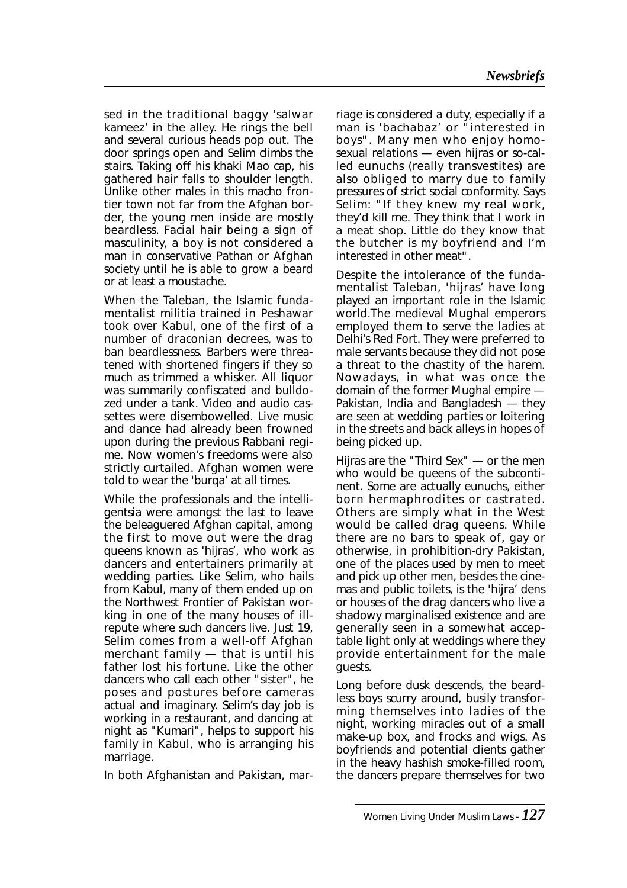sed in the traditional baggy 'salwar kameez' in the alley. He rings the bell and several curious heads pop out. The door springs open and Selim climbs the stairs. Taking off his khaki Mao cap, his gathered hair falls to shoulder length. Unlike other males in this macho frontier town not far from the Afghan border, the young men inside are mostly beardless. Facial hair being a sign of masculinity, a boy is not considered a man in conservative Pathan or Afghan society until he is able to grow a beard or at least a moustache.

When the Taleban, the Islamic fundamentalist militia trained in Peshawar took over Kabul, one of the first of a number of draconian decrees, was to ban beardlessness. Barbers were threatened with shortened fingers if they so much as trimmed a whisker. All liquor was summarily confiscated and bulldozed under a tank. Video and audio cassettes were disembowelled. Live music and dance had already been frowned upon during the previous Rabbani regime. Now women's freedoms were also strictly curtailed. Afghan women were told to wear the 'burqa' at all times.

While the professionals and the intelligentsia were amongst the last to leave the beleaguered Afghan capital, among the first to move out were the drag queens known as 'hijras', who work as dancers and entertainers primarily at wedding parties. Like Selim, who hails from Kabul, many of them ended up on the Northwest Frontier of Pakistan working in one of the many houses of ill-repute where such dancers live. Just 19, Selim comes from a well-off Afghan merchant family — that is until his father lost his fortune. Like the other dancers who call each other "sister", he poses and postures before cameras actual and imaginary. Selim's day job is working in a restaurant, and dancing at night as "Kumari", helps to support his family in Kabul, who is arranging his marriage.

In both Afghanistan and Pakistan, marriage is considered a duty, especially if a man is 'bachabaz' or "interested in boys". Many men who enjoy homosexual relations — even hijras or so-called eunuchs (really transvestites) are also obliged to marry due to family pressures of strict social conformity. Says Selim: "If they knew my real work, they'd kill me. They think that I work in a meat shop. Little do they know that the butcher is my boyfriend and I'm interested in other meat".

Despite the intolerance of the fundamentalist Taleban, 'hijras' have long played an important role in the Islamic world.The medieval Mughal emperors employed them to serve the ladies at Delhi's Red Fort. They were preferred to male servants because they did not pose a threat to the chastity of the harem. Nowadays, in what was once the domain of the former Mughal empire — Pakistan, India and Bangladesh — they are seen at wedding parties or loitering in the streets and back alleys in hopes of being picked up.

Hijras are the "Third Sex" — or the men who would be queens of the subcontinent. Some are actually eunuchs, either born hermaphrodites or castrated. Others are simply what in the West would be called drag queens. While there are no bars to speak of, gay or otherwise, in prohibition-dry Pakistan, one of the places used by men to meet and pick up other men, besides the cinemas and public toilets, is the 'hijra' dens or houses of the drag dancers who live a shadowy marginalised existence and are generally seen in a somewhat acceptable light only at weddings where they provide entertainment for the male guests.

Long before dusk descends, the beardless boys scurry around, busily transforming themselves into ladies of the night, working miracles out of a small make-up box, and frocks and wigs. As boyfriends and potential clients gather in the heavy hashish smoke-filled room, the dancers prepare themselves for two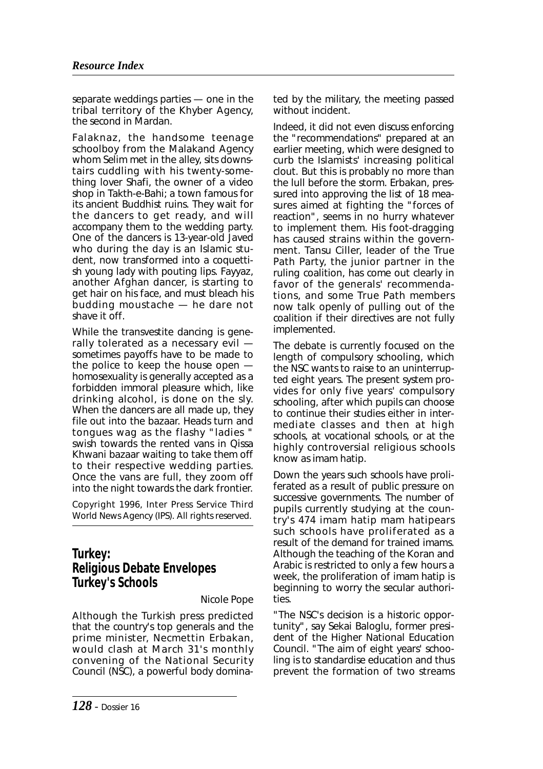separate weddings parties — one in the tribal territory of the Khyber Agency, the second in Mardan.

Falaknaz, the handsome teenage schoolboy from the Malakand Agency whom Selim met in the alley, sits downstairs cuddling with his twenty-something lover Shafi, the owner of a video shop in Takth-e-Bahi; a town famous for its ancient Buddhist ruins. They wait for the dancers to get ready, and will accompany them to the wedding party. One of the dancers is 13-year-old Javed who during the day is an Islamic student, now transformed into a coquettish young lady with pouting lips. Fayyaz, another Afghan dancer, is starting to get hair on his face, and must bleach his budding moustache — he dare not shave it off.

While the transvestite dancing is generally tolerated as a necessary evil — sometimes payoffs have to be made to the police to keep the house open — homosexuality is generally accepted as a forbidden immoral pleasure which, like drinking alcohol, is done on the sly. When the dancers are all made up, they file out into the bazaar. Heads turn and tongues wag as the flashy "ladies" swish towards the rented vans in Qissa Khwani bazaar waiting to take them off to their respective wedding parties. Once the vans are full, they zoom off into the night towards the dark frontier.

Copyright 1996, Inter Press Service Third World News Agency (IPS). All rights reserved.

## Turkey: Religious Debate Envelopes Turkey's Schools

Nicole Pope

Although the Turkish press predicted that the country's top generals and the prime minister, Necmettin Erbakan, would clash at March 31's monthly convening of the National Security Council (NSC), a powerful body dominated by the military, the meeting passed without incident.

Indeed, it did not even discuss enforcing the "recommendations" prepared at an earlier meeting, which were designed to curb the Islamists' increasing political clout. But this is probably no more than the lull before the storm. Erbakan, pressured into approving the list of 18 measures aimed at fighting the "forces of reaction", seems in no hurry whatever to implement them. His foot-dragging has caused strains within the government. Tansu Ciller, leader of the True Path Party, the junior partner in the ruling coalition, has come out clearly in favor of the generals' recommendations, and some True Path members now talk openly of pulling out of the coalition if their directives are not fully implemented.

The debate is currently focused on the length of compulsory schooling, which the NSC wants to raise to an uninterrupted eight years. The present system provides for only five years' compulsory schooling, after which pupils can choose to continue their studies either in intermediate classes and then at high schools, at vocational schools, or at the highly controversial religious schools know as imam hatip.

Down the years such schools have proliferated as a result of public pressure on successive governments. The number of pupils currently studying at the country's 474 imam hatip mam hatipears such schools have proliferated as a result of the demand for trained imams. Although the teaching of the Koran and Arabic is restricted to only a few hours a week, the proliferation of imam hatip is beginning to worry the secular authorities.

"The NSC's decision is a historic opportunity", say Sekai Baloglu, former president of the Higher National Education Council. "The aim of eight years' schooling is to standardise education and thus prevent the formation of two streams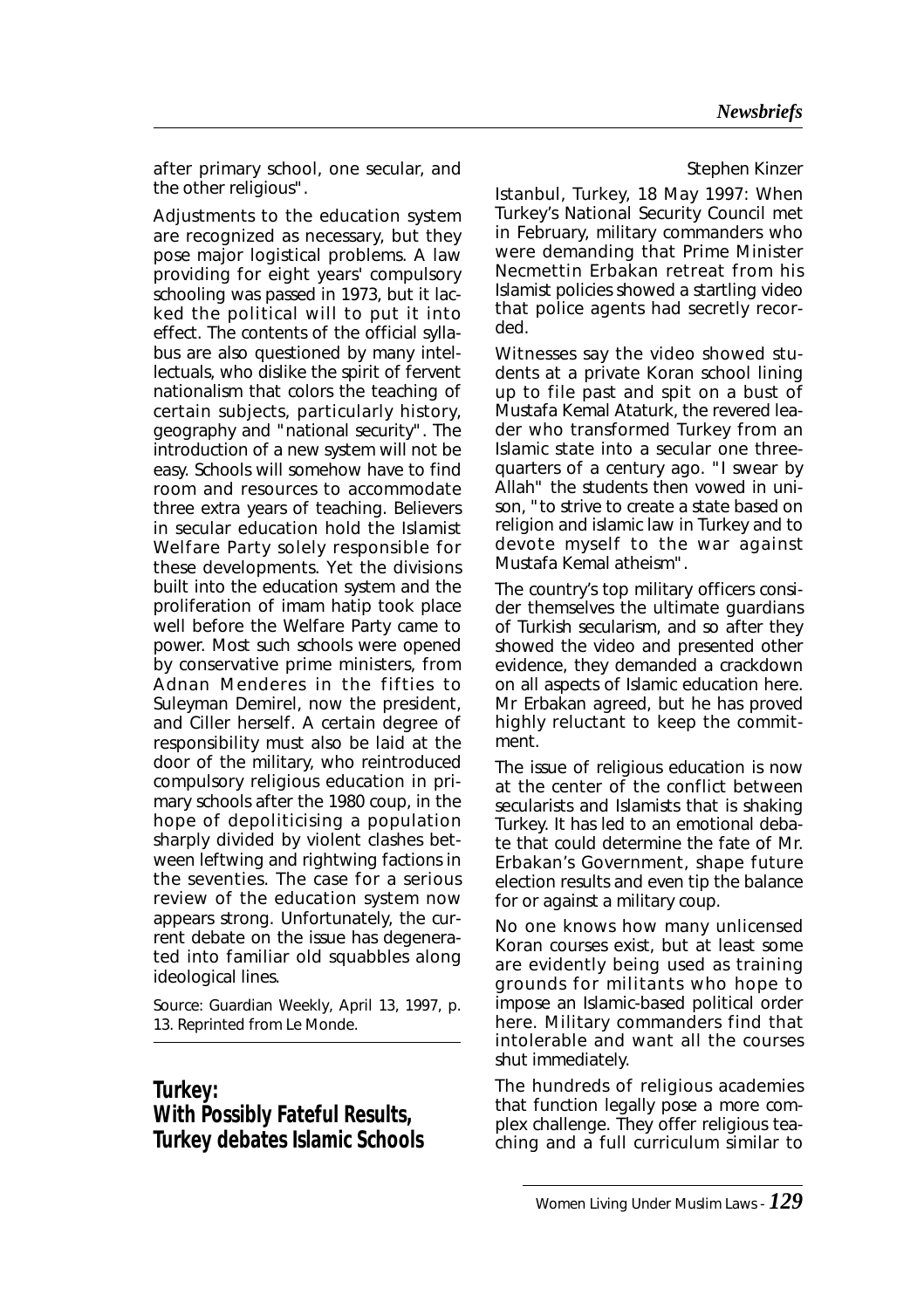after primary school, one secular, and the other religious".

Adjustments to the education system are recognized as necessary, but they pose major logistical problems. A law providing for eight years' compulsory schooling was passed in 1973, but it lacked the political will to put it into effect. The contents of the official syllabus are also questioned by many intellectuals, who dislike the spirit of fervent nationalism that colors the teaching of certain subjects, particularly history, geography and "national security". The introduction of a new system will not be easy. Schools will somehow have to find room and resources to accommodate three extra years of teaching. Believers in secular education hold the Islamist Welfare Party solely responsible for these developments. Yet the divisions built into the education system and the proliferation of imam hatip took place well before the Welfare Party came to power. Most such schools were opened by conservative prime ministers, from Adnan Menderes in the fifties to Suleyman Demirel, now the president, and Ciller herself. A certain degree of responsibility must also be laid at the door of the military, who reintroduced compulsory religious education in primary schools after the 1980 coup, in the hope of depoliticising a population sharply divided by violent clashes between leftwing and rightwing factions in the seventies. The case for a serious review of the education system now appears strong. Unfortunately, the current debate on the issue has degenerated into familiar old squabbles along ideological lines.

Source: Guardian Weekly, April 13, 1997, p. 13. Reprinted from Le Monde.

## Turkey: With Possibly Fateful Results, Turkey debates Islamic Schools

Stephen Kinzer

Istanbul, Turkey, 18 May 1997: When Turkey's National Security Council met in February, military commanders who were demanding that Prime Minister Necmettin Erbakan retreat from his Islamist policies showed a startling video that police agents had secretly recorded.

Witnesses say the video showed students at a private Koran school lining up to file past and spit on a bust of Mustafa Kemal Ataturk, the revered leader who transformed Turkey from an Islamic state into a secular one three-quarters of a century ago. "I swear by Allah" the students then vowed in unison, "to strive to create a state based on religion and islamic law in Turkey and to devote myself to the war against Mustafa Kemal atheism".

The country's top military officers consider themselves the ultimate guardians of Turkish secularism, and so after they showed the video and presented other evidence, they demanded a crackdown on all aspects of Islamic education here. Mr Erbakan agreed, but he has proved highly reluctant to keep the commitment.

The issue of religious education is now at the center of the conflict between secularists and Islamists that is shaking Turkey. It has led to an emotional debate that could determine the fate of Mr. Erbakan's Government, shape future election results and even tip the balance for or against a military coup.

No one knows how many unlicensed Koran courses exist, but at least some are evidently being used as training grounds for militants who hope to impose an Islamic-based political order here. Military commanders find that intolerable and want all the courses shut immediately.

The hundreds of religious academies that function legally pose a more complex challenge. They offer religious teaching and a full curriculum similar to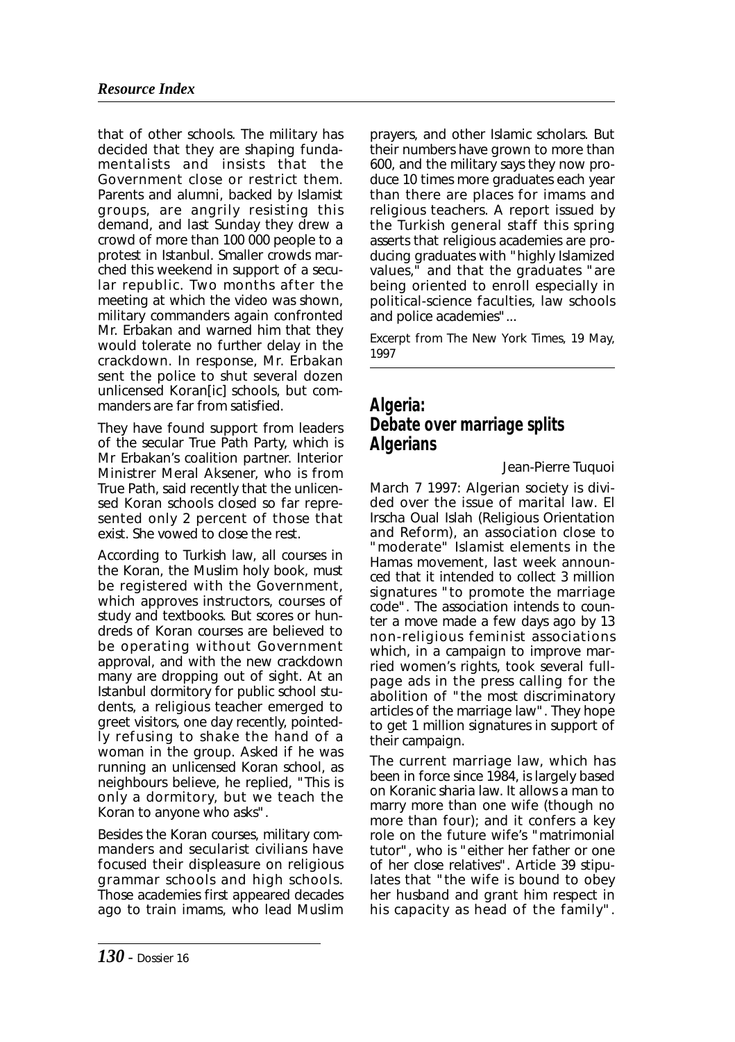that of other schools. The military has decided that they are shaping fundamentalists and insists that the Government close or restrict them. Parents and alumni, backed by Islamist groups, are angrily resisting this demand, and last Sunday they drew a crowd of more than 100 000 people to a protest in Istanbul. Smaller crowds marched this weekend in support of a secular republic. Two months after the meeting at which the video was shown, military commanders again confronted Mr. Erbakan and warned him that they would tolerate no further delay in the crackdown. In response, Mr. Erbakan sent the police to shut several dozen unlicensed Koran[ic] schools, but commanders are far from satisfied.

They have found support from leaders of the secular True Path Party, which is Mr Erbakan's coalition partner. Interior Ministrer Meral Aksener, who is from True Path, said recently that the unlicensed Koran schools closed so far represented only 2 percent of those that exist. She vowed to close the rest.

According to Turkish law, all courses in the Koran, the Muslim holy book, must be registered with the Government, which approves instructors, courses of study and textbooks. But scores or hundreds of Koran courses are believed to be operating without Government approval, and with the new crackdown many are dropping out of sight. At an Istanbul dormitory for public school students, a religious teacher emerged to greet visitors, one day recently, pointedly refusing to shake the hand of a woman in the group. Asked if he was running an unlicensed Koran school, as neighbours believe, he replied, "This is only a dormitory, but we teach the Koran to anyone who asks".

Besides the Koran courses, military commanders and secularist civilians have focused their displeasure on religious grammar schools and high schools. Those academies first appeared decades ago to train imams, who lead Muslim prayers, and other Islamic scholars. But their numbers have grown to more than 600, and the military says they now produce 10 times more graduates each year than there are places for imams and religious teachers. A report issued by the Turkish general staff this spring asserts that religious academies are producing graduates with "highly Islamized values," and that the graduates "are being oriented to enroll especially in political-science faculties, law schools and police academies"...

Excerpt from The New York Times, 19 May, 1997

## Algeria: Debate over marriage splits Algerians

Jean-Pierre Tuquoi

March 7 1997: Algerian society is divided over the issue of marital law. El Irscha Oual Islah (Religious Orientation and Reform), an association close to "moderate" Islamist elements in the Hamas movement, last week announced that it intended to collect 3 million signatures "to promote the marriage code". The association intends to counter a move made a few days ago by 13 non-religious feminist associations which, in a campaign to improve married women's rights, took several full-page ads in the press calling for the abolition of "the most discriminatory articles of the marriage law". They hope to get 1 million signatures in support of their campaign.

The current marriage law, which has been in force since 1984, is largely based on Koranic sharia law. It allows a man to marry more than one wife (though no more than four); and it confers a key role on the future wife's "matrimonial tutor", who is "either her father or one of her close relatives". Article 39 stipulates that "the wife is bound to obey her husband and grant him respect in his capacity as head of the family".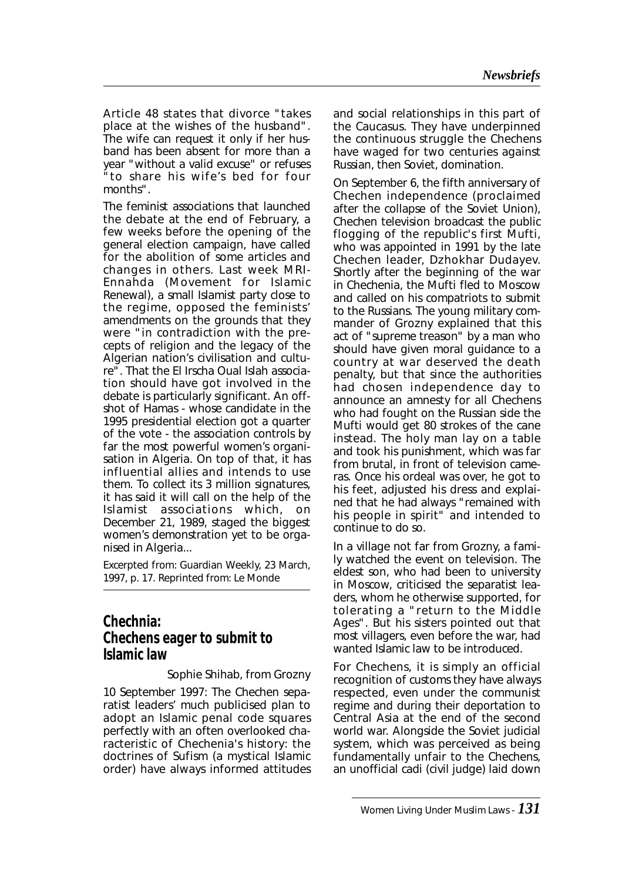Article 48 states that divorce "takes place at the wishes of the husband". The wife can request it only if her husband has been absent for more than a year "without a valid excuse" or refuses "to share his wife's bed for four months".

The feminist associations that launched the debate at the end of February, a few weeks before the opening of the general election campaign, have called for the abolition of some articles and changes in others. Last week MRI-Ennahda (Movement for Islamic Renewal), a small Islamist party close to the regime, opposed the feminists' amendments on the grounds that they were "in contradiction with the precepts of religion and the legacy of the Algerian nation's civilisation and culture". That the El Irscha Oual Islah association should have got involved in the debate is particularly significant. An offshot of Hamas - whose candidate in the 1995 presidential election got a quarter of the vote - the association controls by far the most powerful women's organisation in Algeria. On top of that, it has influential allies and intends to use them. To collect its 3 million signatures, it has said it will call on the help of the Islamist associations which, on December 21, 1989, staged the biggest women's demonstration yet to be organised in Algeria...

Excerpted from: Guardian Weekly, 23 March, 1997, p. 17. Reprinted from: Le Monde

## Chechnia: Chechens eager to submit to Islamic law

Sophie Shihab, from Grozny

10 September 1997: The Chechen separatist leaders' much publicised plan to adopt an Islamic penal code squares perfectly with an often overlooked characteristic of Chechenia's history: the doctrines of Sufism (a mystical Islamic order) have always informed attitudes and social relationships in this part of the Caucasus. They have underpinned the continuous struggle the Chechens have waged for two centuries against Russian, then Soviet, domination.

On September 6, the fifth anniversary of Chechen independence (proclaimed after the collapse of the Soviet Union), Chechen television broadcast the public flogging of the republic's first Mufti, who was appointed in 1991 by the late Chechen leader, Dzhokhar Dudayev. Shortly after the beginning of the war in Chechenia, the Mufti fled to Moscow and called on his compatriots to submit to the Russians. The young military commander of Grozny explained that this act of "supreme treason" by a man who should have given moral guidance to a country at war deserved the death penalty, but that since the authorities had chosen independence day to announce an amnesty for all Chechens who had fought on the Russian side the Mufti would get 80 strokes of the cane instead. The holy man lay on a table and took his punishment, which was far from brutal, in front of television cameras. Once his ordeal was over, he got to his feet, adjusted his dress and explained that he had always "remained with his people in spirit" and intended to continue to do so.

In a village not far from Grozny, a family watched the event on television. The eldest son, who had been to university in Moscow, criticised the separatist leaders, whom he otherwise supported, for tolerating a "return to the Middle Ages". But his sisters pointed out that most villagers, even before the war, had wanted Islamic law to be introduced.

For Chechens, it is simply an official recognition of customs they have always respected, even under the communist regime and during their deportation to Central Asia at the end of the second world war. Alongside the Soviet judicial system, which was perceived as being fundamentally unfair to the Chechens, an unofficial cadi (civil judge) laid down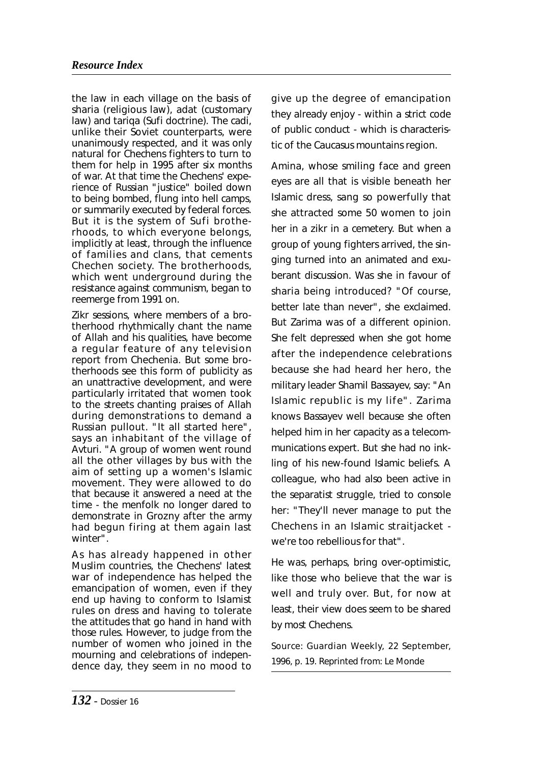the law in each village on the basis of sharia (religious law), adat (customary law) and tariqa (Sufi doctrine). The cadi, unlike their Soviet counterparts, were unanimously respected, and it was only natural for Chechens fighters to turn to them for help in 1995 after six months of war. At that time the Chechens' experience of Russian "justice" boiled down to being bombed, flung into hell camps, or summarily executed by federal forces. But it is the system of Sufi brotherhoods, to which everyone belongs, implicitly at least, through the influence of families and clans, that cements Chechen society. The brotherhoods, which went underground during the resistance against communism, began to reemerge from 1991 on.

Zikr sessions, where members of a brotherhood rhythmically chant the name of Allah and his qualities, have become a regular feature of any television report from Chechenia. But some brotherhoods see this form of publicity as an unattractive development, and were particularly irritated that women took to the streets chanting praises of Allah during demonstrations to demand a Russian pullout. "It all started here", says an inhabitant of the village of Avturi. "A group of women went round all the other villages by bus with the aim of setting up a women's Islamic movement. They were allowed to do that because it answered a need at the time - the menfolk no longer dared to demonstrate in Grozny after the army had begun firing at them again last winter".

As has already happened in other Muslim countries, the Chechens' latest war of independence has helped the emancipation of women, even if they end up having to conform to Islamist rules on dress and having to tolerate the attitudes that go hand in hand with those rules. However, to judge from the number of women who joined in the mourning and celebrations of independence day, they seem in no mood to give up the degree of emancipation they already enjoy - within a strict code of public conduct - which is characteristic of the Caucasus mountains region.

Amina, whose smiling face and green eyes are all that is visible beneath her Islamic dress, sang so powerfully that she attracted some 50 women to join her in a zikr in a cemetery. But when a group of young fighters arrived, the singing turned into an animated and exuberant discussion. Was she in favour of sharia being introduced? "Of course, better late than never", she exclaimed. But Zarima was of a different opinion. She felt depressed when she got home after the independence celebrations because she had heard her hero, the military leader Shamil Bassayev, say: "An Islamic republic is my life". Zarima knows Bassayev well because she often helped him in her capacity as a telecommunications expert. But she had no inkling of his new-found Islamic beliefs. A colleague, who had also been active in the separatist struggle, tried to console her: "They'll never manage to put the Chechens in an Islamic straitjacket - we're too rebellious for that".

He was, perhaps, bring over-optimistic, like those who believe that the war is well and truly over. But, for now at least, their view does seem to be shared by most Chechens.

Source: Guardian Weekly, 22 September, 1996, p. 19. Reprinted from: Le Monde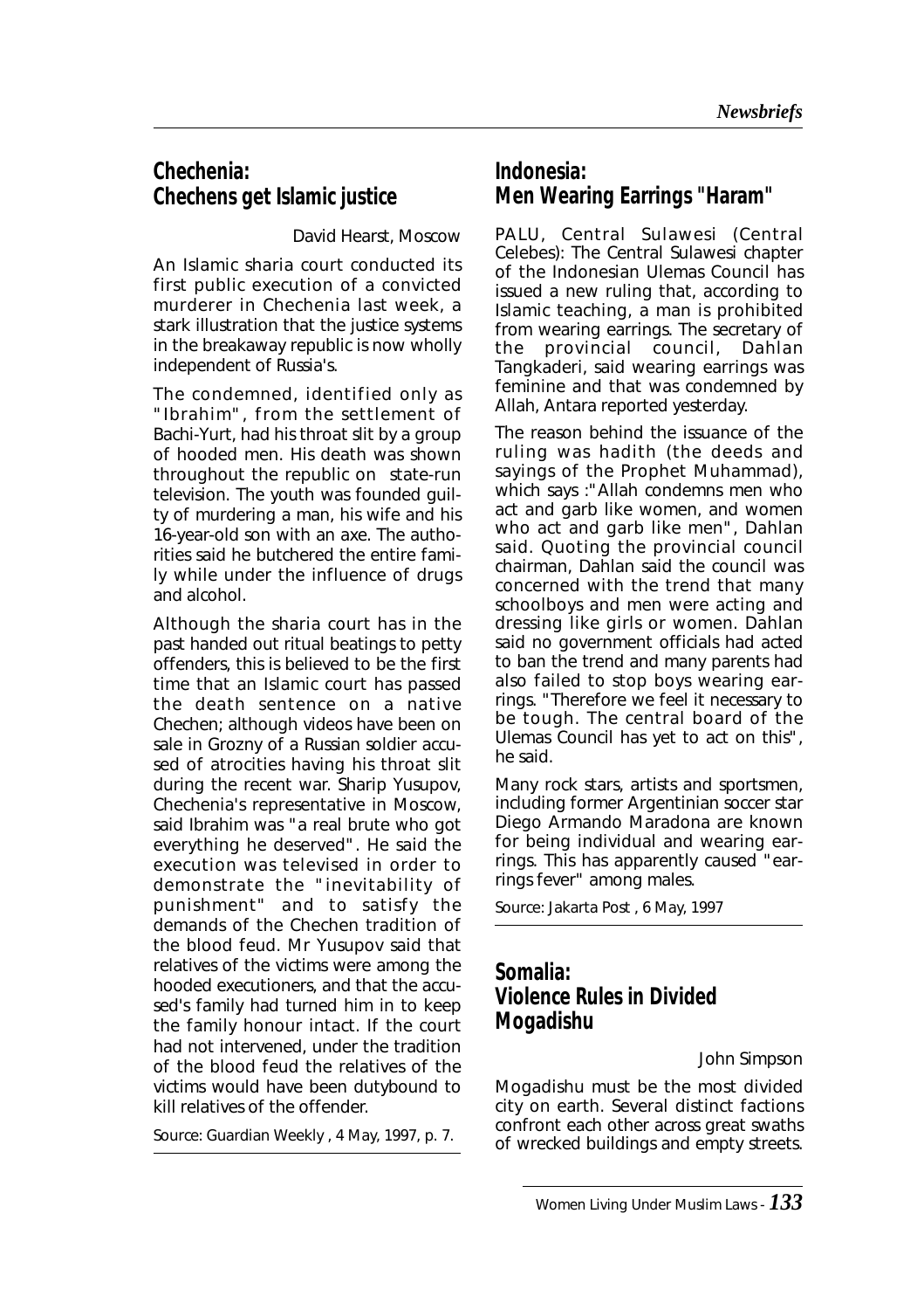## Chechenia:
## Chechens get Islamic justice

David Hearst, Moscow

An Islamic sharia court conducted its first public execution of a convicted murderer in Chechenia last week, a stark illustration that the justice systems in the breakaway republic is now wholly independent of Russia's.

The condemned, identified only as "Ibrahim", from the settlement of Bachi-Yurt, had his throat slit by a group of hooded men. His death was shown throughout the republic on state-run television. The youth was founded guilty of murdering a man, his wife and his 16-year-old son with an axe. The authorities said he butchered the entire family while under the influence of drugs and alcohol.

Although the sharia court has in the past handed out ritual beatings to petty offenders, this is believed to be the first time that an Islamic court has passed the death sentence on a native Chechen; although videos have been on sale in Grozny of a Russian soldier accused of atrocities having his throat slit during the recent war. Sharip Yusupov, Chechenia's representative in Moscow, said Ibrahim was "a real brute who got everything he deserved". He said the execution was televised in order to demonstrate the "inevitability of punishment" and to satisfy the demands of the Chechen tradition of the blood feud. Mr Yusupov said that relatives of the victims were among the hooded executioners, and that the accused's family had turned him in to keep the family honour intact. If the court had not intervened, under the tradition of the blood feud the relatives of the victims would have been dutybound to kill relatives of the offender.

Source: Guardian Weekly , 4 May, 1997, p. 7.

## Indonesia:
## Men Wearing Earrings "Haram"

PALU, Central Sulawesi (Central Celebes): The Central Sulawesi chapter of the Indonesian Ulemas Council has issued a new ruling that, according to Islamic teaching, a man is prohibited from wearing earrings. The secretary of the provincial council, Dahlan Tangkaderi, said wearing earrings was feminine and that was condemned by Allah, Antara reported yesterday.

The reason behind the issuance of the ruling was hadith (the deeds and sayings of the Prophet Muhammad), which says :"Allah condemns men who act and garb like women, and women who act and garb like men", Dahlan said. Quoting the provincial council chairman, Dahlan said the council was concerned with the trend that many schoolboys and men were acting and dressing like girls or women. Dahlan said no government officials had acted to ban the trend and many parents had also failed to stop boys wearing earrings. "Therefore we feel it necessary to be tough. The central board of the Ulemas Council has yet to act on this", he said.

Many rock stars, artists and sportsmen, including former Argentinian soccer star Diego Armando Maradona are known for being individual and wearing earrings. This has apparently caused "earrings fever" among males.

Source: Jakarta Post , 6 May, 1997

## Somalia:
## Violence Rules in Divided Mogadishu

John Simpson

Mogadishu must be the most divided city on earth. Several distinct factions confront each other across great swaths of wrecked buildings and empty streets.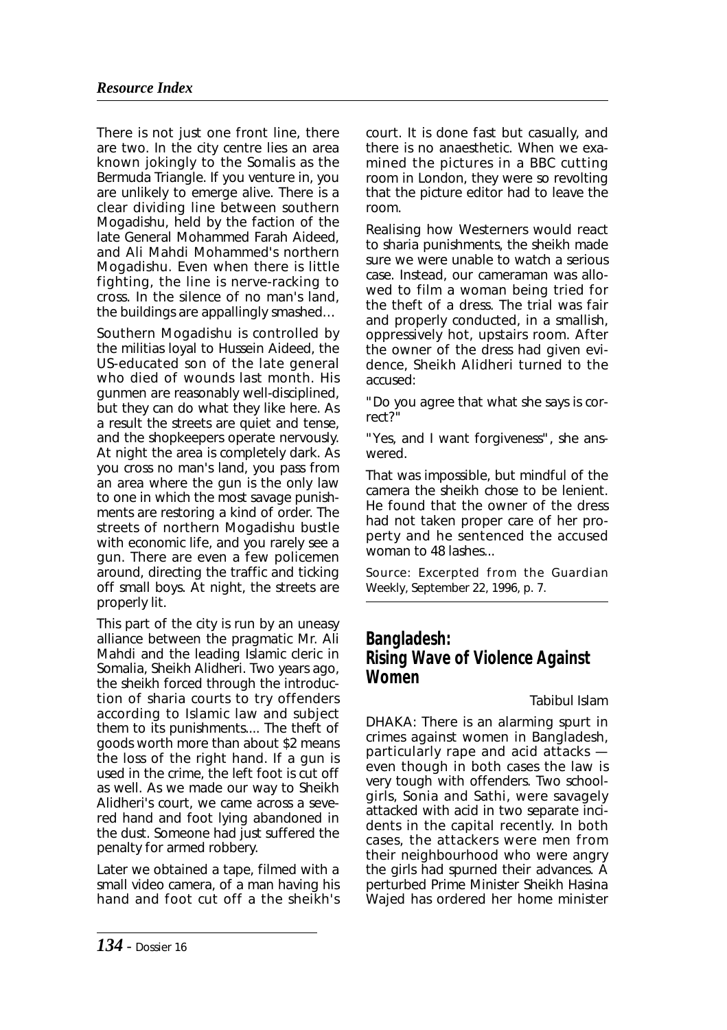There is not just one front line, there are two. In the city centre lies an area known jokingly to the Somalis as the Bermuda Triangle. If you venture in, you are unlikely to emerge alive. There is a clear dividing line between southern Mogadishu, held by the faction of the late General Mohammed Farah Aideed, and Ali Mahdi Mohammed's northern Mogadishu. Even when there is little fighting, the line is nerve-racking to cross. In the silence of no man's land, the buildings are appallingly smashed...

Southern Mogadishu is controlled by the militias loyal to Hussein Aideed, the US-educated son of the late general who died of wounds last month. His gunmen are reasonably well-disciplined, but they can do what they like here. As a result the streets are quiet and tense, and the shopkeepers operate nervously. At night the area is completely dark. As you cross no man's land, you pass from an area where the gun is the only law to one in which the most savage punishments are restoring a kind of order. The streets of northern Mogadishu bustle with economic life, and you rarely see a gun. There are even a few policemen around, directing the traffic and ticking off small boys. At night, the streets are properly lit.

This part of the city is run by an uneasy alliance between the pragmatic Mr. Ali Mahdi and the leading Islamic cleric in Somalia, Sheikh Alidheri. Two years ago, the sheikh forced through the introduction of sharia courts to try offenders according to Islamic law and subject them to its punishments.... The theft of goods worth more than about $2 means the loss of the right hand. If a gun is used in the crime, the left foot is cut off as well. As we made our way to Sheikh Alidheri's court, we came across a severed hand and foot lying abandoned in the dust. Someone had just suffered the penalty for armed robbery.

Later we obtained a tape, filmed with a small video camera, of a man having his hand and foot cut off a the sheikh's court. It is done fast but casually, and there is no anaesthetic. When we examined the pictures in a BBC cutting room in London, they were so revolting that the picture editor had to leave the room.

Realising how Westerners would react to sharia punishments, the sheikh made sure we were unable to watch a serious case. Instead, our cameraman was allowed to film a woman being tried for the theft of a dress. The trial was fair and properly conducted, in a smallish, oppressively hot, upstairs room. After the owner of the dress had given evidence, Sheikh Alidheri turned to the accused:

"Do you agree that what she says is correct?"

"Yes, and I want forgiveness", she answered.

That was impossible, but mindful of the camera the sheikh chose to be lenient. He found that the owner of the dress had not taken proper care of her property and he sentenced the accused woman to 48 lashes...

Source: Excerpted from the Guardian Weekly, September 22, 1996, p. 7.

## Bangladesh: Rising Wave of Violence Against Women

Tabibul Islam

DHAKA: There is an alarming spurt in crimes against women in Bangladesh, particularly rape and acid attacks — even though in both cases the law is very tough with offenders. Two schoolgirls, Sonia and Sathi, were savagely attacked with acid in two separate incidents in the capital recently. In both cases, the attackers were men from their neighbourhood who were angry the girls had spurned their advances. A perturbed Prime Minister Sheikh Hasina Wajed has ordered her home minister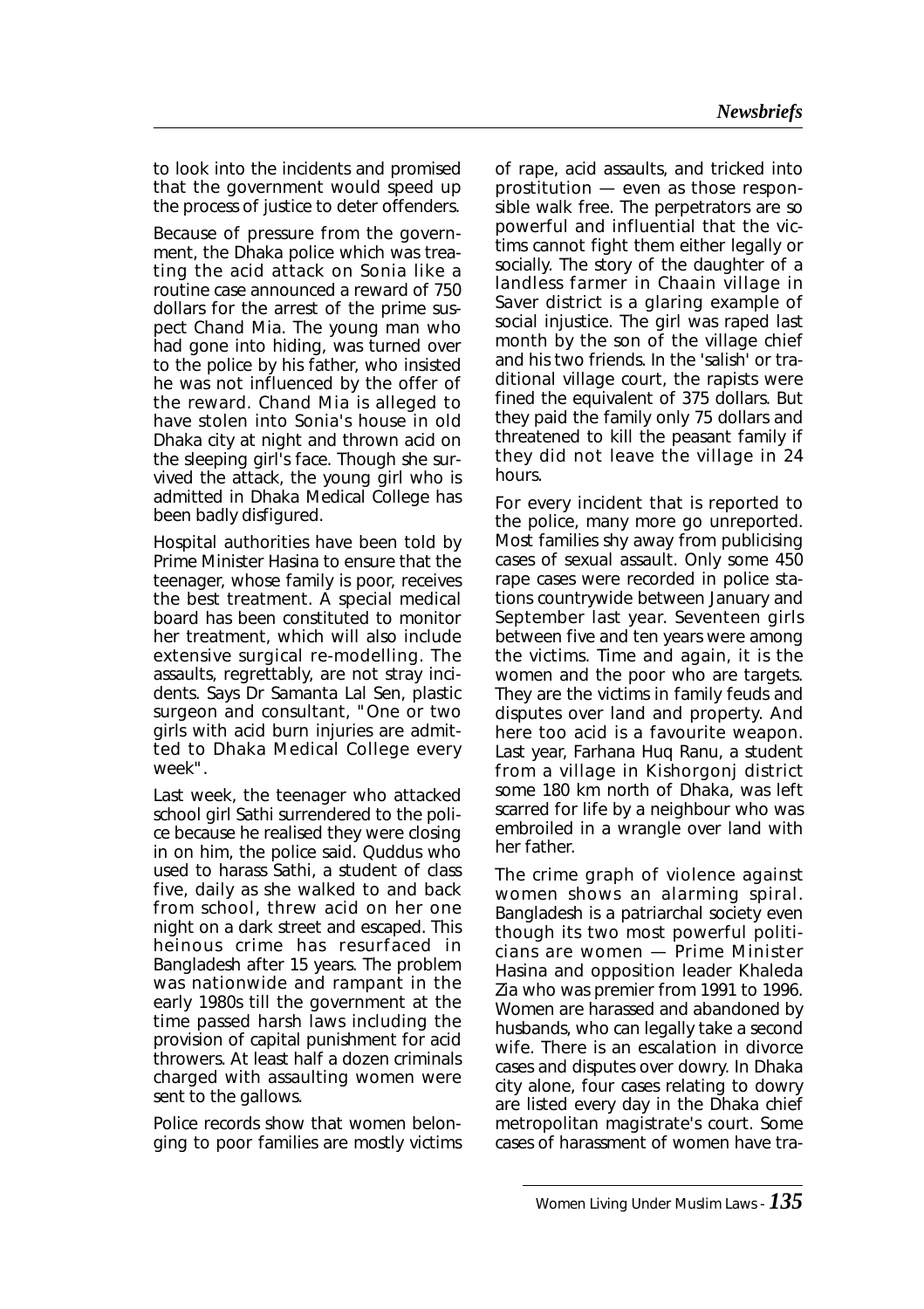to look into the incidents and promised that the government would speed up the process of justice to deter offenders.

Because of pressure from the government, the Dhaka police which was treating the acid attack on Sonia like a routine case announced a reward of 750 dollars for the arrest of the prime suspect Chand Mia. The young man who had gone into hiding, was turned over to the police by his father, who insisted he was not influenced by the offer of the reward. Chand Mia is alleged to have stolen into Sonia's house in old Dhaka city at night and thrown acid on the sleeping girl's face. Though she survived the attack, the young girl who is admitted in Dhaka Medical College has been badly disfigured.

Hospital authorities have been told by Prime Minister Hasina to ensure that the teenager, whose family is poor, receives the best treatment. A special medical board has been constituted to monitor her treatment, which will also include extensive surgical re-modelling. The assaults, regrettably, are not stray incidents. Says Dr Samanta Lal Sen, plastic surgeon and consultant, "One or two girls with acid burn injuries are admitted to Dhaka Medical College every week".

Last week, the teenager who attacked school girl Sathi surrendered to the police because he realised they were closing in on him, the police said. Quddus who used to harass Sathi, a student of class five, daily as she walked to and back from school, threw acid on her one night on a dark street and escaped. This heinous crime has resurfaced in Bangladesh after 15 years. The problem was nationwide and rampant in the early 1980s till the government at the time passed harsh laws including the provision of capital punishment for acid throwers. At least half a dozen criminals charged with assaulting women were sent to the gallows.

Police records show that women belonging to poor families are mostly victims of rape, acid assaults, and tricked into prostitution — even as those responsible walk free. The perpetrators are so powerful and influential that the victims cannot fight them either legally or socially. The story of the daughter of a landless farmer in Chaain village in Saver district is a glaring example of social injustice. The girl was raped last month by the son of the village chief and his two friends. In the 'salish' or traditional village court, the rapists were fined the equivalent of 375 dollars. But they paid the family only 75 dollars and threatened to kill the peasant family if they did not leave the village in 24 hours.

For every incident that is reported to the police, many more go unreported. Most families shy away from publicising cases of sexual assault. Only some 450 rape cases were recorded in police stations countrywide between January and September last year. Seventeen girls between five and ten years were among the victims. Time and again, it is the women and the poor who are targets. They are the victims in family feuds and disputes over land and property. And here too acid is a favourite weapon. Last year, Farhana Huq Ranu, a student from a village in Kishorgonj district some 180 km north of Dhaka, was left scarred for life by a neighbour who was embroiled in a wrangle over land with her father.

The crime graph of violence against women shows an alarming spiral. Bangladesh is a patriarchal society even though its two most powerful politicians are women — Prime Minister Hasina and opposition leader Khaleda Zia who was premier from 1991 to 1996. Women are harassed and abandoned by husbands, who can legally take a second wife. There is an escalation in divorce cases and disputes over dowry. In Dhaka city alone, four cases relating to dowry are listed every day in the Dhaka chief metropolitan magistrate's court. Some cases of harassment of women have tra-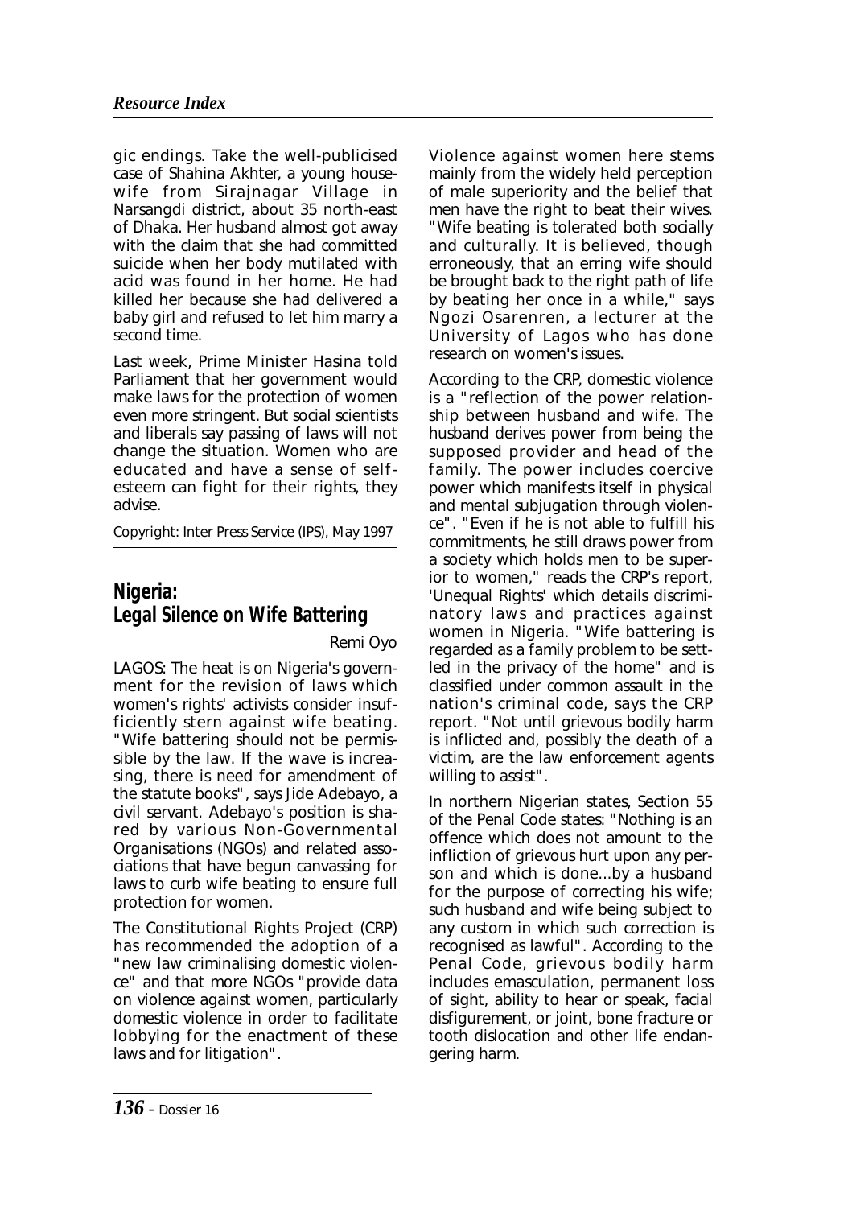gic endings. Take the well-publicised case of Shahina Akhter, a young housewife from Sirajnagar Village in Narsangdi district, about 35 north-east of Dhaka. Her husband almost got away with the claim that she had committed suicide when her body mutilated with acid was found in her home. He had killed her because she had delivered a baby girl and refused to let him marry a second time.

Last week, Prime Minister Hasina told Parliament that her government would make laws for the protection of women even more stringent. But social scientists and liberals say passing of laws will not change the situation. Women who are educated and have a sense of self-esteem can fight for their rights, they advise.

Copyright: Inter Press Service (IPS), May 1997

## Nigeria: Legal Silence on Wife Battering

Remi Oyo

LAGOS: The heat is on Nigeria's government for the revision of laws which women's rights' activists consider insufficiently stern against wife beating. "Wife battering should not be permissible by the law. If the wave is increasing, there is need for amendment of the statute books", says Jide Adebayo, a civil servant. Adebayo's position is shared by various Non-Governmental Organisations (NGOs) and related associations that have begun canvassing for laws to curb wife beating to ensure full protection for women.

The Constitutional Rights Project (CRP) has recommended the adoption of a "new law criminalising domestic violence" and that more NGOs "provide data on violence against women, particularly domestic violence in order to facilitate lobbying for the enactment of these laws and for litigation".

Violence against women here stems mainly from the widely held perception of male superiority and the belief that men have the right to beat their wives. "Wife beating is tolerated both socially and culturally. It is believed, though erroneously, that an erring wife should be brought back to the right path of life by beating her once in a while," says Ngozi Osarenren, a lecturer at the University of Lagos who has done research on women's issues.

According to the CRP, domestic violence is a "reflection of the power relationship between husband and wife. The husband derives power from being the supposed provider and head of the family. The power includes coercive power which manifests itself in physical and mental subjugation through violence". "Even if he is not able to fulfill his commitments, he still draws power from a society which holds men to be superior to women," reads the CRP's report, 'Unequal Rights' which details discriminatory laws and practices against women in Nigeria. "Wife battering is regarded as a family problem to be settled in the privacy of the home" and is classified under common assault in the nation's criminal code, says the CRP report. "Not until grievous bodily harm is inflicted and, possibly the death of a victim, are the law enforcement agents willing to assist".

In northern Nigerian states, Section 55 of the Penal Code states: "Nothing is an offence which does not amount to the infliction of grievous hurt upon any person and which is done...by a husband for the purpose of correcting his wife; such husband and wife being subject to any custom in which such correction is recognised as lawful". According to the Penal Code, grievous bodily harm includes emasculation, permanent loss of sight, ability to hear or speak, facial disfigurement, or joint, bone fracture or tooth dislocation and other life endangering harm.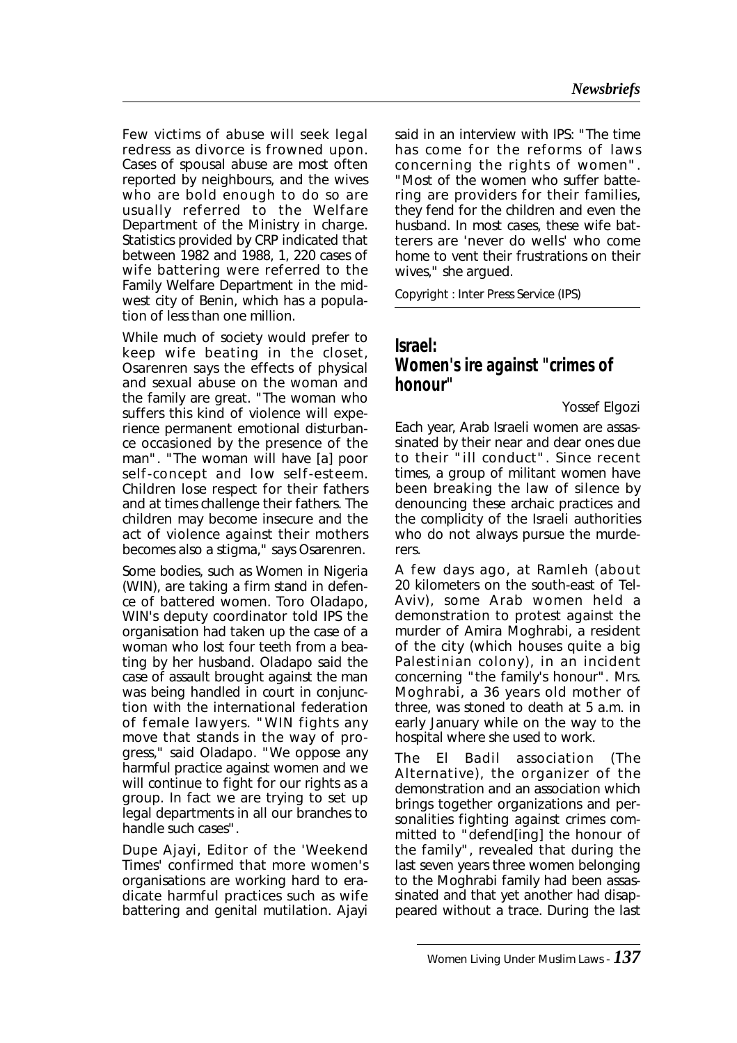Few victims of abuse will seek legal redress as divorce is frowned upon. Cases of spousal abuse are most often reported by neighbours, and the wives who are bold enough to do so are usually referred to the Welfare Department of the Ministry in charge. Statistics provided by CRP indicated that between 1982 and 1988, 1, 220 cases of wife battering were referred to the Family Welfare Department in the midwest city of Benin, which has a population of less than one million.

While much of society would prefer to keep wife beating in the closet, Osarenren says the effects of physical and sexual abuse on the woman and the family are great. "The woman who suffers this kind of violence will experience permanent emotional disturbance occasioned by the presence of the man". "The woman will have [a] poor self-concept and low self-esteem. Children lose respect for their fathers and at times challenge their fathers. The children may become insecure and the act of violence against their mothers becomes also a stigma," says Osarenren.

Some bodies, such as Women in Nigeria (WIN), are taking a firm stand in defence of battered women. Toro Oladapo, WIN's deputy coordinator told IPS the organisation had taken up the case of a woman who lost four teeth from a beating by her husband. Oladapo said the case of assault brought against the man was being handled in court in conjunction with the international federation of female lawyers. "WIN fights any move that stands in the way of progress," said Oladapo. "We oppose any harmful practice against women and we will continue to fight for our rights as a group. In fact we are trying to set up legal departments in all our branches to handle such cases".

Dupe Ajayi, Editor of the 'Weekend Times' confirmed that more women's organisations are working hard to eradicate harmful practices such as wife battering and genital mutilation. Ajayi said in an interview with IPS: "The time has come for the reforms of laws concerning the rights of women". "Most of the women who suffer battering are providers for their families, they fend for the children and even the husband. In most cases, these wife batterers are 'never do wells' who come home to vent their frustrations on their wives," she argued.

Copyright : Inter Press Service (IPS)

## Israel: Women's ire against "crimes of honour"

Yossef Elgozi

Each year, Arab Israeli women are assassinated by their near and dear ones due to their "ill conduct". Since recent times, a group of militant women have been breaking the law of silence by denouncing these archaic practices and the complicity of the Israeli authorities who do not always pursue the murderers.

A few days ago, at Ramleh (about 20 kilometers on the south-east of Tel-Aviv), some Arab women held a demonstration to protest against the murder of Amira Moghrabi, a resident of the city (which houses quite a big Palestinian colony), in an incident concerning "the family's honour". Mrs. Moghrabi, a 36 years old mother of three, was stoned to death at 5 a.m. in early January while on the way to the hospital where she used to work.

The El Badil association (The Alternative), the organizer of the demonstration and an association which brings together organizations and personalities fighting against crimes committed to "defend[ing] the honour of the family", revealed that during the last seven years three women belonging to the Moghrabi family had been assassinated and that yet another had disappeared without a trace. During the last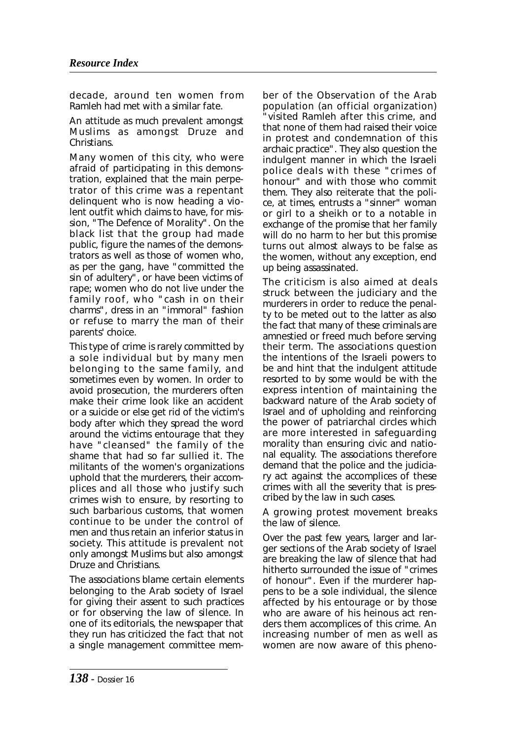decade, around ten women from Ramleh had met with a similar fate.

An attitude as much prevalent amongst Muslims as amongst Druze and Christians.

Many women of this city, who were afraid of participating in this demonstration, explained that the main perpetrator of this crime was a repentant delinquent who is now heading a violent outfit which claims to have, for mission, "The Defence of Morality". On the black list that the group had made public, figure the names of the demonstrators as well as those of women who, as per the gang, have "committed the sin of adultery", or have been victims of rape; women who do not live under the family roof, who "cash in on their charms", dress in an "immoral" fashion or refuse to marry the man of their parents' choice.

This type of crime is rarely committed by a sole individual but by many men belonging to the same family, and sometimes even by women. In order to avoid prosecution, the murderers often make their crime look like an accident or a suicide or else get rid of the victim's body after which they spread the word around the victims entourage that they have "cleansed" the family of the shame that had so far sullied it. The militants of the women's organizations uphold that the murderers, their accomplices and all those who justify such crimes wish to ensure, by resorting to such barbarious customs, that women continue to be under the control of men and thus retain an inferior status in society. This attitude is prevalent not only amongst Muslims but also amongst Druze and Christians.

The associations blame certain elements belonging to the Arab society of Israel for giving their assent to such practices or for observing the law of silence. In one of its editorials, the newspaper that they run has criticized the fact that not a single management committee member of the Observation of the Arab population (an official organization) "visited Ramleh after this crime, and that none of them had raised their voice in protest and condemnation of this archaic practice". They also question the indulgent manner in which the Israeli police deals with these "crimes of honour" and with those who commit them. They also reiterate that the police, at times, entrusts a "sinner" woman or girl to a sheikh or to a notable in exchange of the promise that her family will do no harm to her but this promise turns out almost always to be false as the women, without any exception, end up being assassinated.

The criticism is also aimed at deals struck between the judiciary and the murderers in order to reduce the penalty to be meted out to the latter as also the fact that many of these criminals are amnestied or freed much before serving their term. The associations question the intentions of the Israeli powers to be and hint that the indulgent attitude resorted to by some would be with the express intention of maintaining the backward nature of the Arab society of Israel and of upholding and reinforcing the power of patriarchal circles which are more interested in safeguarding morality than ensuring civic and national equality. The associations therefore demand that the police and the judiciary act against the accomplices of these crimes with all the severity that is prescribed by the law in such cases.

A growing protest movement breaks the law of silence.

Over the past few years, larger and larger sections of the Arab society of Israel are breaking the law of silence that had hitherto surrounded the issue of "crimes of honour". Even if the murderer happens to be a sole individual, the silence affected by his entourage or by those who are aware of his heinous act renders them accomplices of this crime. An increasing number of men as well as women are now aware of this pheno-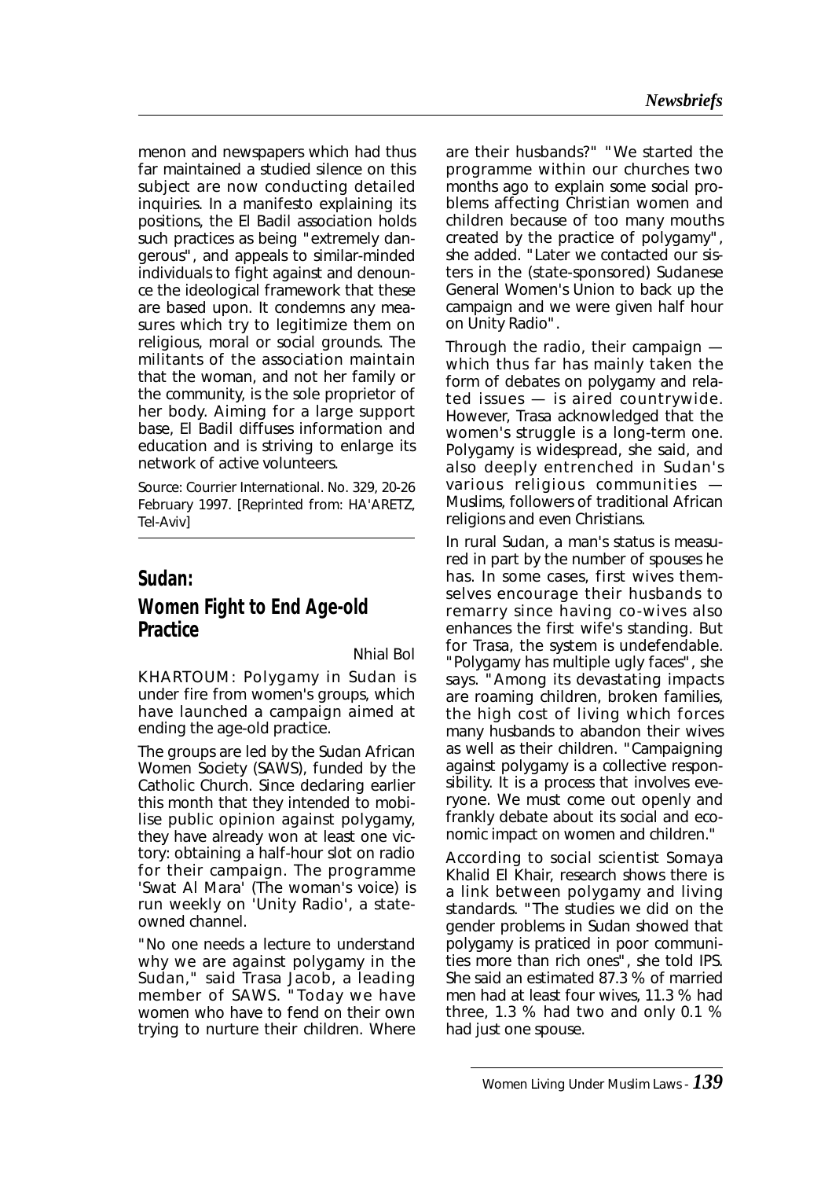menon and newspapers which had thus far maintained a studied silence on this subject are now conducting detailed inquiries. In a manifesto explaining its positions, the El Badil association holds such practices as being "extremely dangerous", and appeals to similar-minded individuals to fight against and denounce the ideological framework that these are based upon. It condemns any measures which try to legitimize them on religious, moral or social grounds. The militants of the association maintain that the woman, and not her family or the community, is the sole proprietor of her body. Aiming for a large support base, El Badil diffuses information and education and is striving to enlarge its network of active volunteers.

Source: Courrier International. No. 329, 20-26 February 1997. [Reprinted from: HA'ARETZ, Tel-Aviv]

## Sudan:

## Women Fight to End Age-old Practice

*Nhial Bol*

KHARTOUM: Polygamy in Sudan is under fire from women's groups, which have launched a campaign aimed at ending the age-old practice.

The groups are led by the Sudan African Women Society (SAWS), funded by the Catholic Church. Since declaring earlier this month that they intended to mobilise public opinion against polygamy, they have already won at least one victory: obtaining a half-hour slot on radio for their campaign. The programme 'Swat Al Mara' (The woman's voice) is run weekly on 'Unity Radio', a state-owned channel.

"No one needs a lecture to understand why we are against polygamy in the Sudan," said Trasa Jacob, a leading member of SAWS. "Today we have women who have to fend on their own trying to nurture their children. Where are their husbands?" "We started the programme within our churches two months ago to explain some social problems affecting Christian women and children because of too many mouths created by the practice of polygamy", she added. "Later we contacted our sisters in the (state-sponsored) Sudanese General Women's Union to back up the campaign and we were given half hour on Unity Radio".

Through the radio, their campaign — which thus far has mainly taken the form of debates on polygamy and related issues — is aired countrywide. However, Trasa acknowledged that the women's struggle is a long-term one. Polygamy is widespread, she said, and also deeply entrenched in Sudan's various religious communities — Muslims, followers of traditional African religions and even Christians.

In rural Sudan, a man's status is measured in part by the number of spouses he has. In some cases, first wives themselves encourage their husbands to remarry since having co-wives also enhances the first wife's standing. But for Trasa, the system is undefendable. "Polygamy has multiple ugly faces", she says. "Among its devastating impacts are roaming children, broken families, the high cost of living which forces many husbands to abandon their wives as well as their children. "Campaigning against polygamy is a collective responsibility. It is a process that involves everyone. We must come out openly and frankly debate about its social and economic impact on women and children."

According to social scientist Somaya Khalid El Khair, research shows there is a link between polygamy and living standards. "The studies we did on the gender problems in Sudan showed that polygamy is praticed in poor communities more than rich ones", she told IPS. She said an estimated 87.3 % of married men had at least four wives, 11.3 % had three, 1.3 % had two and only 0.1 % had just one spouse.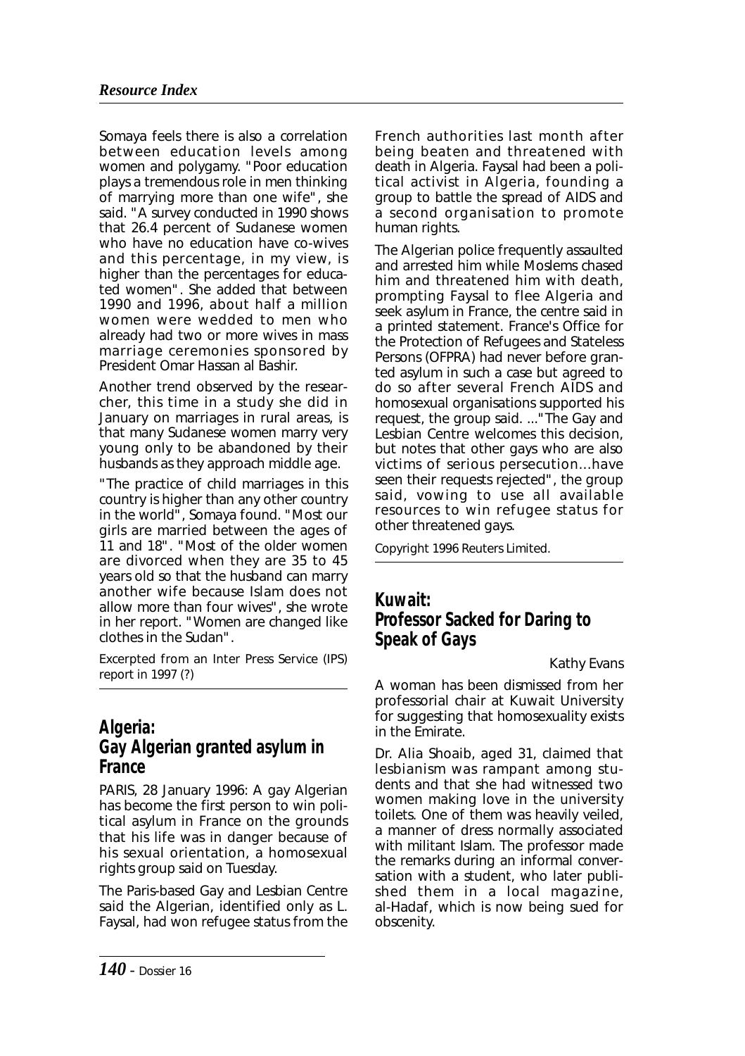Somaya feels there is also a correlation between education levels among women and polygamy. "Poor education plays a tremendous role in men thinking of marrying more than one wife", she said. "A survey conducted in 1990 shows that 26.4 percent of Sudanese women who have no education have co-wives and this percentage, in my view, is higher than the percentages for educated women". She added that between 1990 and 1996, about half a million women were wedded to men who already had two or more wives in mass marriage ceremonies sponsored by President Omar Hassan al Bashir.

Another trend observed by the researcher, this time in a study she did in January on marriages in rural areas, is that many Sudanese women marry very young only to be abandoned by their husbands as they approach middle age.

"The practice of child marriages in this country is higher than any other country in the world", Somaya found. "Most our girls are married between the ages of 11 and 18". "Most of the older women are divorced when they are 35 to 45 years old so that the husband can marry another wife because Islam does not allow more than four wives", she wrote in her report. "Women are changed like clothes in the Sudan".

Excerpted from an Inter Press Service (IPS) report in 1997 (?)

## Algeria: Gay Algerian granted asylum in France

PARIS, 28 January 1996: A gay Algerian has become the first person to win political asylum in France on the grounds that his life was in danger because of his sexual orientation, a homosexual rights group said on Tuesday.

The Paris-based Gay and Lesbian Centre said the Algerian, identified only as L. Faysal, had won refugee status from the French authorities last month after being beaten and threatened with death in Algeria. Faysal had been a political activist in Algeria, founding a group to battle the spread of AIDS and a second organisation to promote human rights.

The Algerian police frequently assaulted and arrested him while Moslems chased him and threatened him with death, prompting Faysal to flee Algeria and seek asylum in France, the centre said in a printed statement. France's Office for the Protection of Refugees and Stateless Persons (OFPRA) had never before granted asylum in such a case but agreed to do so after several French AIDS and homosexual organisations supported his request, the group said. ..."The Gay and Lesbian Centre welcomes this decision, but notes that other gays who are also victims of serious persecution...have seen their requests rejected", the group said, vowing to use all available resources to win refugee status for other threatened gays.

Copyright 1996 Reuters Limited.

## Kuwait: Professor Sacked for Daring to Speak of Gays

Kathy Evans

A woman has been dismissed from her professorial chair at Kuwait University for suggesting that homosexuality exists in the Emirate.

Dr. Alia Shoaib, aged 31, claimed that lesbianism was rampant among students and that she had witnessed two women making love in the university toilets. One of them was heavily veiled, a manner of dress normally associated with militant Islam. The professor made the remarks during an informal conversation with a student, who later published them in a local magazine, al-Hadaf, which is now being sued for obscenity.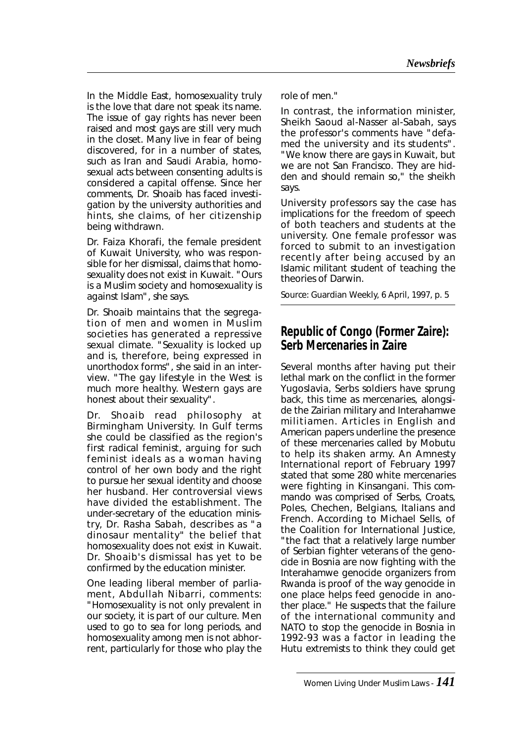In the Middle East, homosexuality truly is the love that dare not speak its name. The issue of gay rights has never been raised and most gays are still very much in the closet. Many live in fear of being discovered, for in a number of states, such as Iran and Saudi Arabia, homosexual acts between consenting adults is considered a capital offense. Since her comments, Dr. Shoaib has faced investigation by the university authorities and hints, she claims, of her citizenship being withdrawn.

Dr. Faiza Khorafi, the female president of Kuwait University, who was responsible for her dismissal, claims that homosexuality does not exist in Kuwait. "Ours is a Muslim society and homosexuality is against Islam", she says.

Dr. Shoaib maintains that the segregation of men and women in Muslim societies has generated a repressive sexual climate. "Sexuality is locked up and is, therefore, being expressed in unorthodox forms", she said in an interview. "The gay lifestyle in the West is much more healthy. Western gays are honest about their sexuality".

Dr. Shoaib read philosophy at Birmingham University. In Gulf terms she could be classified as the region's first radical feminist, arguing for such feminist ideals as a woman having control of her own body and the right to pursue her sexual identity and choose her husband. Her controversial views have divided the establishment. The under-secretary of the education ministry, Dr. Rasha Sabah, describes as "a dinosaur mentality" the belief that homosexuality does not exist in Kuwait. Dr. Shoaib's dismissal has yet to be confirmed by the education minister.

One leading liberal member of parliament, Abdullah Nibarri, comments: "Homosexuality is not only prevalent in our society, it is part of our culture. Men used to go to sea for long periods, and homosexuality among men is not abhorrent, particularly for those who play the role of men."

In contrast, the information minister, Sheikh Saoud al-Nasser al-Sabah, says the professor's comments have "defamed the university and its students". "We know there are gays in Kuwait, but we are not San Francisco. They are hidden and should remain so," the sheikh says.

University professors say the case has implications for the freedom of speech of both teachers and students at the university. One female professor was forced to submit to an investigation recently after being accused by an Islamic militant student of teaching the theories of Darwin.

Source: Guardian Weekly, 6 April, 1997, p. 5

## Republic of Congo (Former Zaire): Serb Mercenaries in Zaire

Several months after having put their lethal mark on the conflict in the former Yugoslavia, Serbs soldiers have sprung back, this time as mercenaries, alongside the Zairian military and Interahamwe militiamen. Articles in English and American papers underline the presence of these mercenaries called by Mobutu to help its shaken army. An Amnesty International report of February 1997 stated that some 280 white mercenaries were fighting in Kinsangani. This commando was comprised of Serbs, Croats, Poles, Chechen, Belgians, Italians and French. According to Michael Sells, of the Coalition for International Justice, "the fact that a relatively large number of Serbian fighter veterans of the genocide in Bosnia are now fighting with the Interahamwe genocide organizers from Rwanda is proof of the way genocide in one place helps feed genocide in another place." He suspects that the failure of the international community and NATO to stop the genocide in Bosnia in 1992-93 was a factor in leading the Hutu extremists to think they could get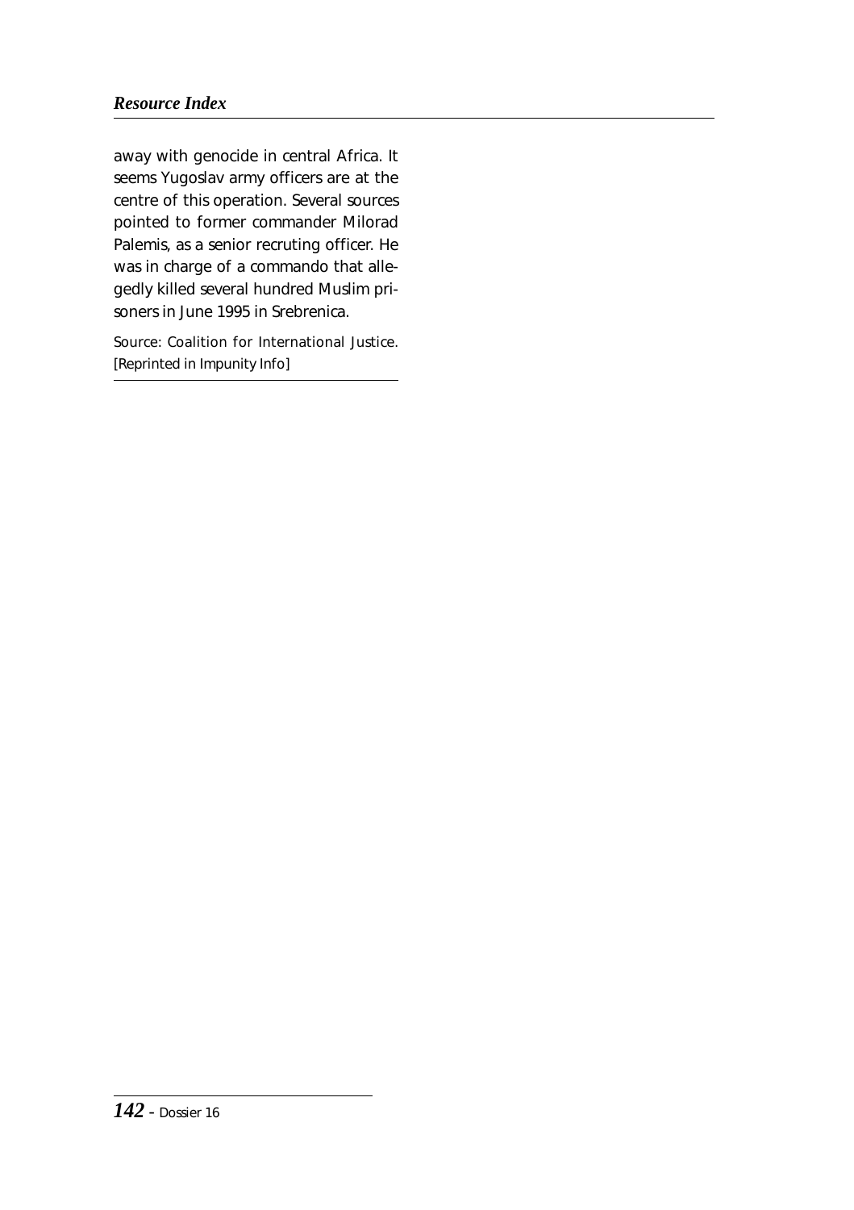away with genocide in central Africa. It seems Yugoslav army officers are at the centre of this operation. Several sources pointed to former commander Milorad Palemis, as a senior recruting officer. He was in charge of a commando that allegedly killed several hundred Muslim prisoners in June 1995 in Srebrenica.

Source: Coalition for International Justice. [Reprinted in Impunity Info]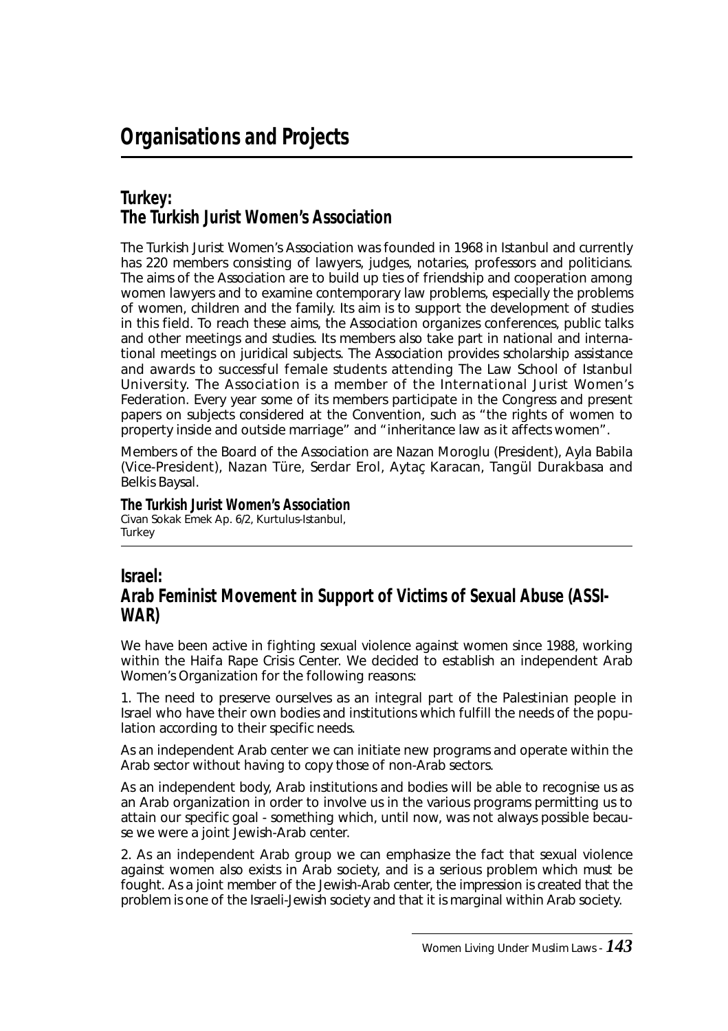# Organisations and Projects

## Turkey:
## The Turkish Jurist Women's Association

The Turkish Jurist Women's Association was founded in 1968 in Istanbul and currently has 220 members consisting of lawyers, judges, notaries, professors and politicians. The aims of the Association are to build up ties of friendship and cooperation among women lawyers and to examine contemporary law problems, especially the problems of women, children and the family. Its aim is to support the development of studies in this field. To reach these aims, the Association organizes conferences, public talks and other meetings and studies. Its members also take part in national and international meetings on juridical subjects. The Association provides scholarship assistance and awards to successful female students attending The Law School of Istanbul University. The Association is a member of the International Jurist Women's Federation. Every year some of its members participate in the Congress and present papers on subjects considered at the Convention, such as "the rights of women to property inside and outside marriage" and "inheritance law as it affects women".

Members of the Board of the Association are Nazan Moroglu (President), Ayla Babila (Vice-President), Nazan Türe, Serdar Erol, Aytaç Karacan, Tangül Durakbasa and Belkis Baysal.

**The Turkish Jurist Women's Association**
Civan Sokak Emek Ap. 6/2, Kurtulus-Istanbul,
Turkey

---

## Israel:
## Arab Feminist Movement in Support of Victims of Sexual Abuse (ASSI-WAR)

We have been active in fighting sexual violence against women since 1988, working within the Haifa Rape Crisis Center. We decided to establish an independent Arab Women's Organization for the following reasons:

1. The need to preserve ourselves as an integral part of the Palestinian people in Israel who have their own bodies and institutions which fulfill the needs of the population according to their specific needs.

As an independent Arab center we can initiate new programs and operate within the Arab sector without having to copy those of non-Arab sectors.

As an independent body, Arab institutions and bodies will be able to recognise us as an Arab organization in order to involve us in the various programs permitting us to attain our specific goal - something which, until now, was not always possible because we were a joint Jewish-Arab center.

2. As an independent Arab group we can emphasize the fact that sexual violence against women also exists in Arab society, and is a serious problem which must be fought. As a joint member of the Jewish-Arab center, the impression is created that the problem is one of the Israeli-Jewish society and that it is marginal within Arab society.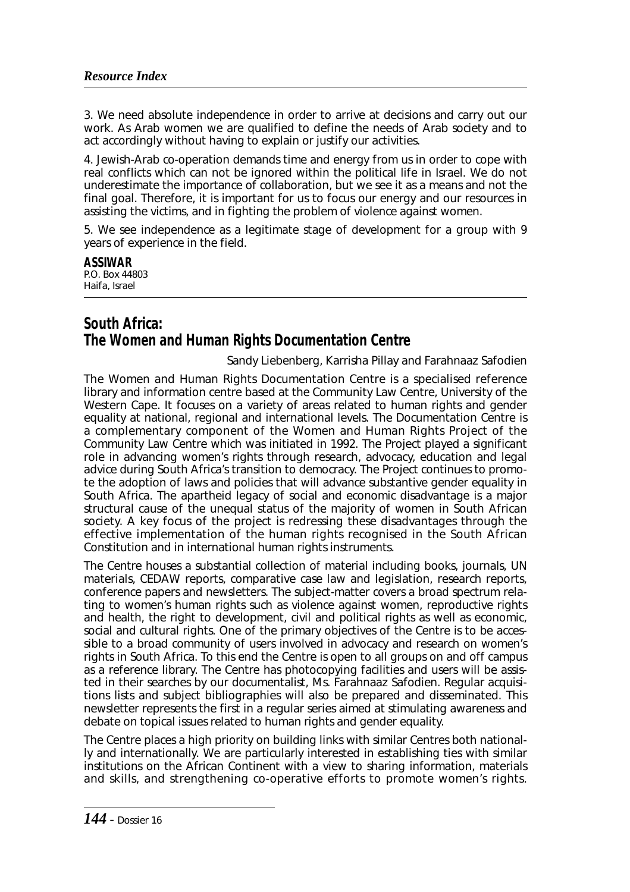3. We need absolute independence in order to arrive at decisions and carry out our work. As Arab women we are qualified to define the needs of Arab society and to act accordingly without having to explain or justify our activities.

4. Jewish-Arab co-operation demands time and energy from us in order to cope with real conflicts which can not be ignored within the political life in Israel. We do not underestimate the importance of collaboration, but we see it as a means and not the final goal. Therefore, it is important for us to focus our energy and our resources in assisting the victims, and in fighting the problem of violence against women.

5. We see independence as a legitimate stage of development for a group with 9 years of experience in the field.

**ASSIWAR**
P.O. Box 44803
Haifa, Israel

## South Africa: The Women and Human Rights Documentation Centre

Sandy Liebenberg, Karrisha Pillay and Farahnaaz Safodien

The Women and Human Rights Documentation Centre is a specialised reference library and information centre based at the Community Law Centre, University of the Western Cape. It focuses on a variety of areas related to human rights and gender equality at national, regional and international levels. The Documentation Centre is a complementary component of the Women and Human Rights Project of the Community Law Centre which was initiated in 1992. The Project played a significant role in advancing women's rights through research, advocacy, education and legal advice during South Africa's transition to democracy. The Project continues to promote the adoption of laws and policies that will advance substantive gender equality in South Africa. The apartheid legacy of social and economic disadvantage is a major structural cause of the unequal status of the majority of women in South African society. A key focus of the project is redressing these disadvantages through the effective implementation of the human rights recognised in the South African Constitution and in international human rights instruments.

The Centre houses a substantial collection of material including books, journals, UN materials, CEDAW reports, comparative case law and legislation, research reports, conference papers and newsletters. The subject-matter covers a broad spectrum relating to women's human rights such as violence against women, reproductive rights and health, the right to development, civil and political rights as well as economic, social and cultural rights. One of the primary objectives of the Centre is to be accessible to a broad community of users involved in advocacy and research on women's rights in South Africa. To this end the Centre is open to all groups on and off campus as a reference library. The Centre has photocopying facilities and users will be assisted in their searches by our documentalist, Ms. Farahnaaz Safodien. Regular acquisitions lists and subject bibliographies will also be prepared and disseminated. This newsletter represents the first in a regular series aimed at stimulating awareness and debate on topical issues related to human rights and gender equality.

The Centre places a high priority on building links with similar Centres both nationally and internationally. We are particularly interested in establishing ties with similar institutions on the African Continent with a view to sharing information, materials and skills, and strengthening co-operative efforts to promote women's rights.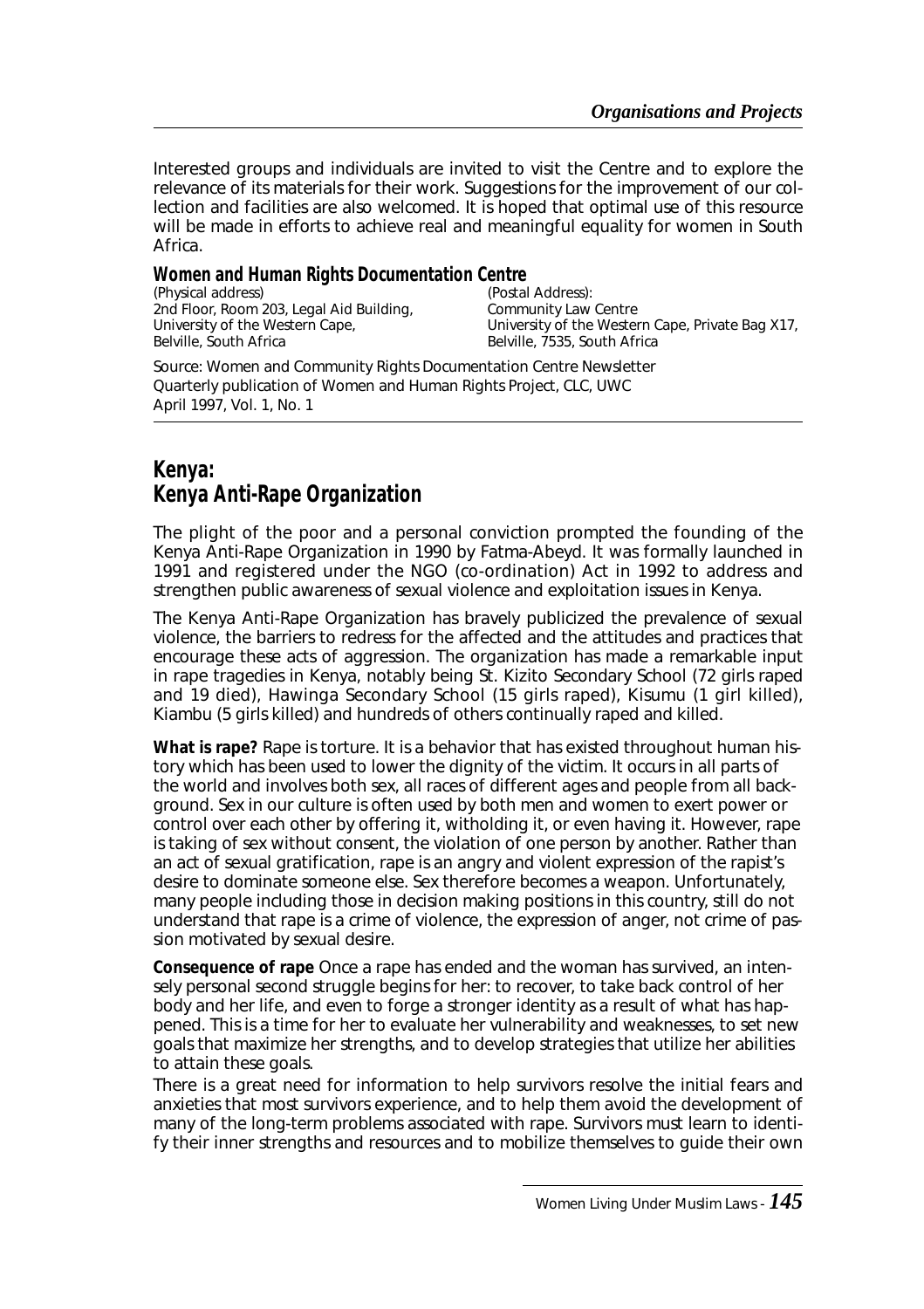Interested groups and individuals are invited to visit the Centre and to explore the relevance of its materials for their work. Suggestions for the improvement of our collection and facilities are also welcomed. It is hoped that optimal use of this resource will be made in efforts to achieve real and meaningful equality for women in South Africa.

**Women and Human Rights Documentation Centre**

(Physical address)
2nd Floor, Room 203, Legal Aid Building,
University of the Western Cape,
Belville, South Africa

(Postal Address):
Community Law Centre
University of the Western Cape, Private Bag X17,
Belville, 7535, South Africa

Source: Women and Community Rights Documentation Centre Newsletter
Quarterly publication of Women and Human Rights Project, CLC, UWC
April 1997, Vol. 1, No. 1

## Kenya: Kenya Anti-Rape Organization

The plight of the poor and a personal conviction prompted the founding of the Kenya Anti-Rape Organization in 1990 by Fatma-Abeyd. It was formally launched in 1991 and registered under the NGO (co-ordination) Act in 1992 to address and strengthen public awareness of sexual violence and exploitation issues in Kenya.

The Kenya Anti-Rape Organization has bravely publicized the prevalence of sexual violence, the barriers to redress for the affected and the attitudes and practices that encourage these acts of aggression. The organization has made a remarkable input in rape tragedies in Kenya, notably being St. Kizito Secondary School (72 girls raped and 19 died), Hawinga Secondary School (15 girls raped), Kisumu (1 girl killed), Kiambu (5 girls killed) and hundreds of others continually raped and killed.

**What is rape?** Rape is torture. It is a behavior that has existed throughout human history which has been used to lower the dignity of the victim. It occurs in all parts of the world and involves both sex, all races of different ages and people from all background. Sex in our culture is often used by both men and women to exert power or control over each other by offering it, witholding it, or even having it. However, rape is taking of sex without consent, the violation of one person by another. Rather than an act of sexual gratification, rape is an angry and violent expression of the rapist's desire to dominate someone else. Sex therefore becomes a weapon. Unfortunately, many people including those in decision making positions in this country, still do not understand that rape is a crime of violence, the expression of anger, not crime of passion motivated by sexual desire.

**Consequence of rape** Once a rape has ended and the woman has survived, an intensely personal second struggle begins for her: to recover, to take back control of her body and her life, and even to forge a stronger identity as a result of what has happened. This is a time for her to evaluate her vulnerability and weaknesses, to set new goals that maximize her strengths, and to develop strategies that utilize her abilities to attain these goals.

There is a great need for information to help survivors resolve the initial fears and anxieties that most survivors experience, and to help them avoid the development of many of the long-term problems associated with rape. Survivors must learn to identify their inner strengths and resources and to mobilize themselves to guide their own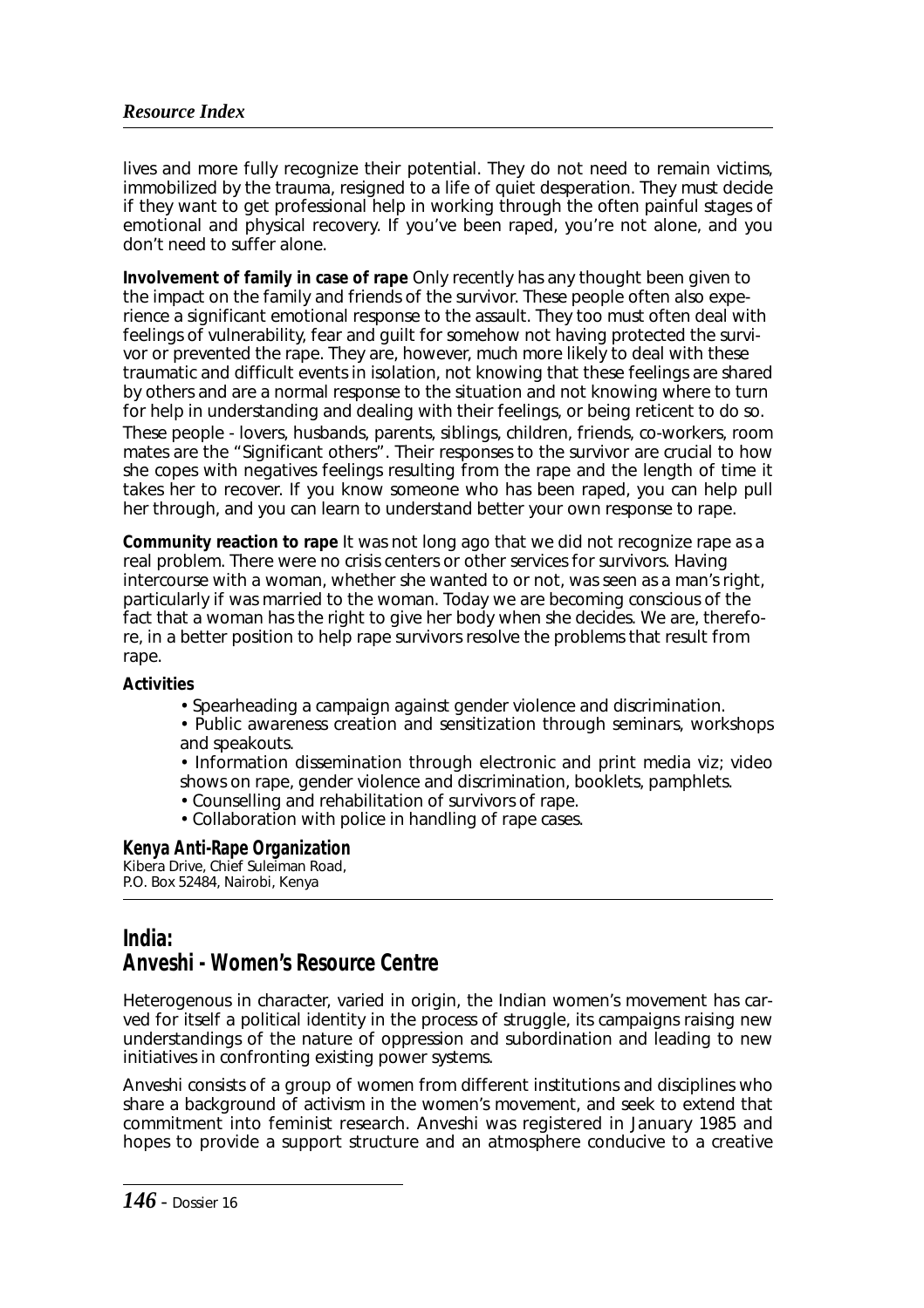lives and more fully recognize their potential. They do not need to remain victims, immobilized by the trauma, resigned to a life of quiet desperation. They must decide if they want to get professional help in working through the often painful stages of emotional and physical recovery. If you've been raped, you're not alone, and you don't need to suffer alone.

**Involvement of family in case of rape** Only recently has any thought been given to the impact on the family and friends of the survivor. These people often also experience a significant emotional response to the assault. They too must often deal with feelings of vulnerability, fear and guilt for somehow not having protected the survivor or prevented the rape. They are, however, much more likely to deal with these traumatic and difficult events in isolation, not knowing that these feelings are shared by others and are a normal response to the situation and not knowing where to turn for help in understanding and dealing with their feelings, or being reticent to do so. These people - lovers, husbands, parents, siblings, children, friends, co-workers, room mates are the "Significant others". Their responses to the survivor are crucial to how she copes with negatives feelings resulting from the rape and the length of time it takes her to recover. If you know someone who has been raped, you can help pull her through, and you can learn to understand better your own response to rape.

**Community reaction to rape** It was not long ago that we did not recognize rape as a real problem. There were no crisis centers or other services for survivors. Having intercourse with a woman, whether she wanted to or not, was seen as a man's right, particularly if was married to the woman. Today we are becoming conscious of the fact that a woman has the right to give her body when she decides. We are, therefore, in a better position to help rape survivors resolve the problems that result from rape.

**Activities**

- Spearheading a campaign against gender violence and discrimination.
- Public awareness creation and sensitization through seminars, workshops and speakouts.
- Information dissemination through electronic and print media viz; video shows on rape, gender violence and discrimination, booklets, pamphlets.
- Counselling and rehabilitation of survivors of rape.
- Collaboration with police in handling of rape cases.

**Kenya Anti-Rape Organization**
Kibera Drive, Chief Suleiman Road,
P.O. Box 52484, Nairobi, Kenya

## India:
## Anveshi - Women's Resource Centre

Heterogenous in character, varied in origin, the Indian women's movement has carved for itself a political identity in the process of struggle, its campaigns raising new understandings of the nature of oppression and subordination and leading to new initiatives in confronting existing power systems.

Anveshi consists of a group of women from different institutions and disciplines who share a background of activism in the women's movement, and seek to extend that commitment into feminist research. Anveshi was registered in January 1985 and hopes to provide a support structure and an atmosphere conducive to a creative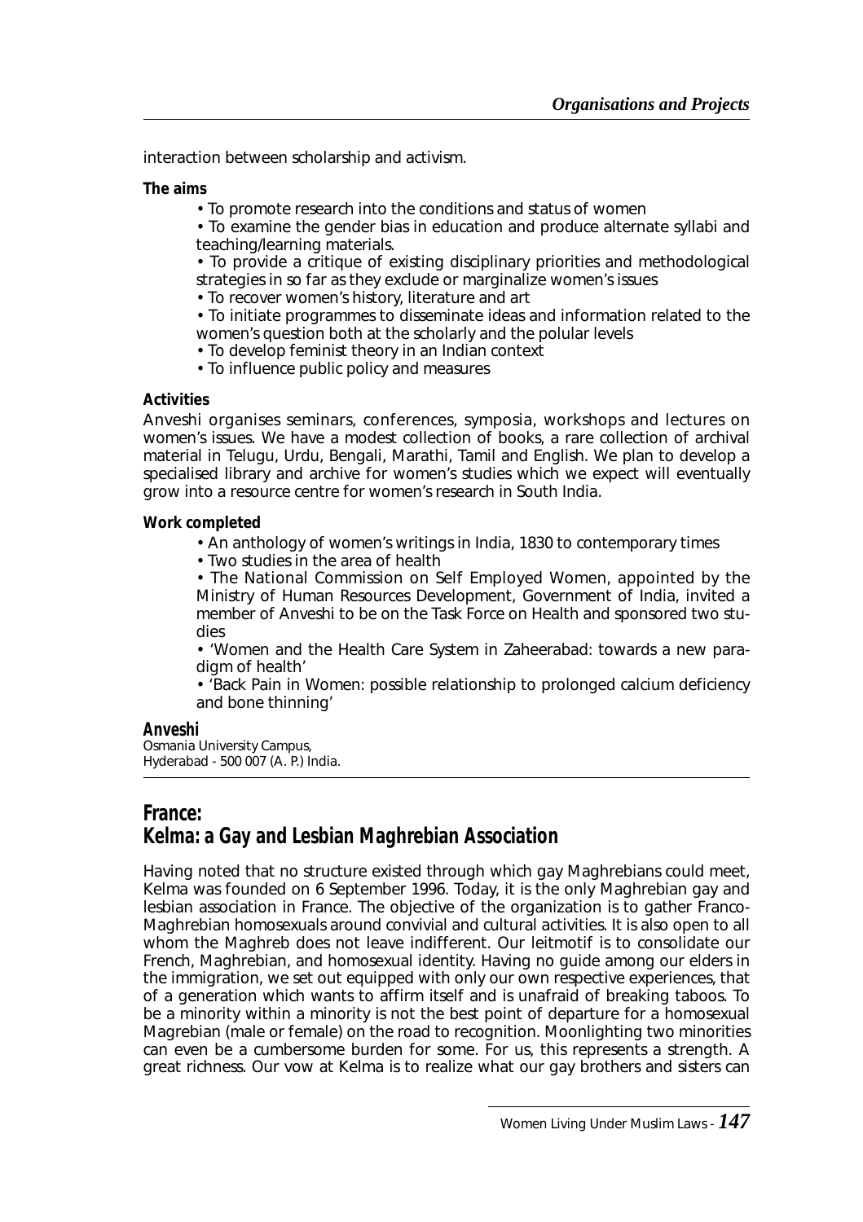interaction between scholarship and activism.

**The aims**

- To promote research into the conditions and status of women
- To examine the gender bias in education and produce alternate syllabi and teaching/learning materials.
- To provide a critique of existing disciplinary priorities and methodological strategies in so far as they exclude or marginalize women's issues
- To recover women's history, literature and art
- To initiate programmes to disseminate ideas and information related to the women's question both at the scholarly and the polular levels
- To develop feminist theory in an Indian context
- To influence public policy and measures

**Activities**

Anveshi organises seminars, conferences, symposia, workshops and lectures on women's issues. We have a modest collection of books, a rare collection of archival material in Telugu, Urdu, Bengali, Marathi, Tamil and English. We plan to develop a specialised library and archive for women's studies which we expect will eventually grow into a resource centre for women's research in South India.

**Work completed**

- An anthology of women's writings in India, 1830 to contemporary times
- Two studies in the area of health
- The National Commission on Self Employed Women, appointed by the Ministry of Human Resources Development, Government of India, invited a member of Anveshi to be on the Task Force on Health and sponsored two studies
- 'Women and the Health Care System in Zaheerabad: towards a new paradigm of health'
- 'Back Pain in Women: possible relationship to prolonged calcium deficiency and bone thinning'

**Anveshi**
Osmania University Campus,
Hyderabad - 500 007 (A. P.) India.

## France: Kelma: a Gay and Lesbian Maghrebian Association

Having noted that no structure existed through which gay Maghrebians could meet, Kelma was founded on 6 September 1996. Today, it is the only Maghrebian gay and lesbian association in France. The objective of the organization is to gather Franco-Maghrebian homosexuals around convivial and cultural activities. It is also open to all whom the Maghreb does not leave indifferent. Our leitmotif is to consolidate our French, Maghrebian, and homosexual identity. Having no guide among our elders in the immigration, we set out equipped with only our own respective experiences, that of a generation which wants to affirm itself and is unafraid of breaking taboos. To be a minority within a minority is not the best point of departure for a homosexual Magrebian (male or female) on the road to recognition. Moonlighting two minorities can even be a cumbersome burden for some. For us, this represents a strength. A great richness. Our vow at Kelma is to realize what our gay brothers and sisters can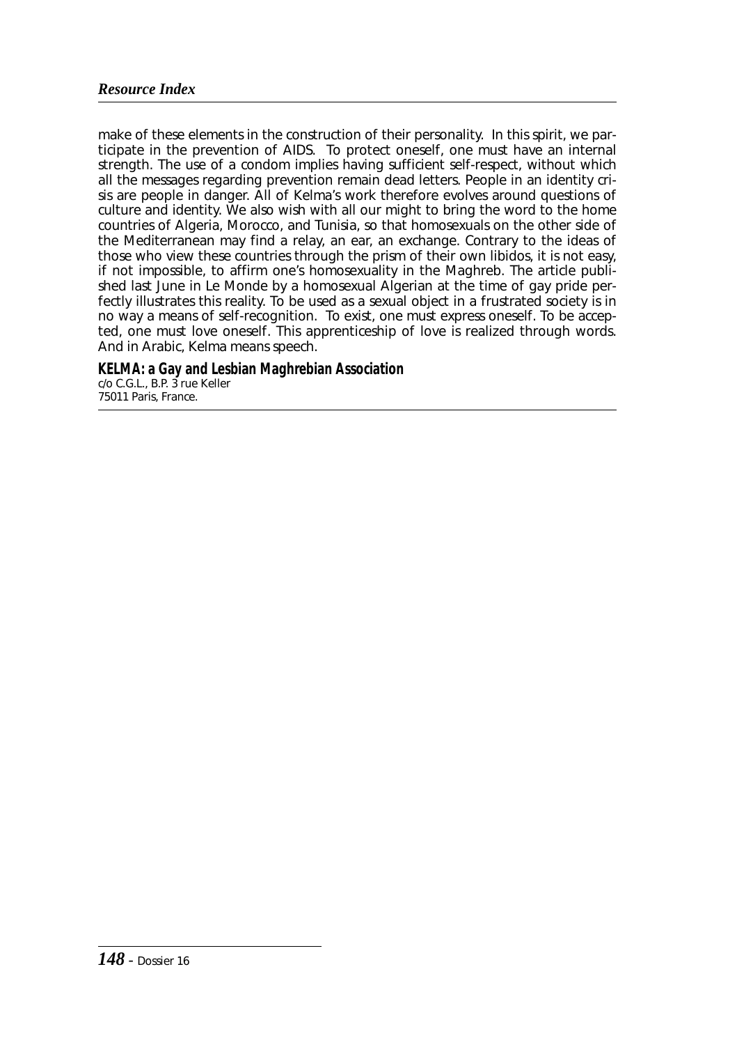make of these elements in the construction of their personality. In this spirit, we participate in the prevention of AIDS. To protect oneself, one must have an internal strength. The use of a condom implies having sufficient self-respect, without which all the messages regarding prevention remain dead letters. People in an identity crisis are people in danger. All of Kelma's work therefore evolves around questions of culture and identity. We also wish with all our might to bring the word to the home countries of Algeria, Morocco, and Tunisia, so that homosexuals on the other side of the Mediterranean may find a relay, an ear, an exchange. Contrary to the ideas of those who view these countries through the prism of their own libidos, it is not easy, if not impossible, to affirm one's homosexuality in the Maghreb. The article published last June in Le Monde by a homosexual Algerian at the time of gay pride perfectly illustrates this reality. To be used as a sexual object in a frustrated society is in no way a means of self-recognition. To exist, one must express oneself. To be accepted, one must love oneself. This apprenticeship of love is realized through words. And in Arabic, Kelma means speech.

**KELMA: a Gay and Lesbian Maghrebian Association**
c/o C.G.L., B.P. 3 rue Keller
75011 Paris, France.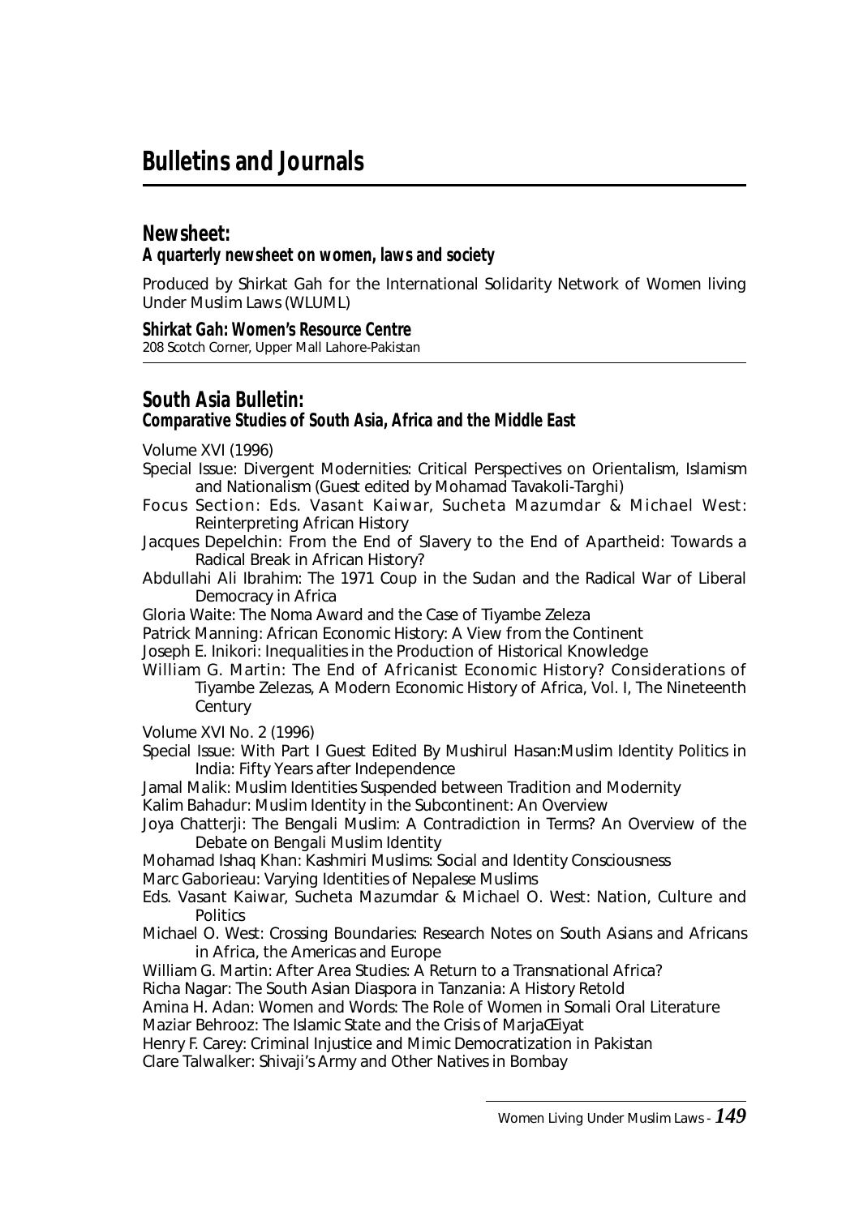# Bulletins and Journals

## Newsheet:

### A quarterly newsheet on women, laws and society

Produced by Shirkat Gah for the International Solidarity Network of Women living Under Muslim Laws (WLUML)

**Shirkat Gah: Women's Resource Centre**
208 Scotch Corner, Upper Mall Lahore-Pakistan

---

## South Asia Bulletin:

### Comparative Studies of South Asia, Africa and the Middle East

Volume XVI (1996)

Special Issue: Divergent Modernities: Critical Perspectives on Orientalism, Islamism and Nationalism (Guest edited by Mohamad Tavakoli-Targhi)

Focus Section: Eds. Vasant Kaiwar, Sucheta Mazumdar & Michael West: Reinterpreting African History

Jacques Depelchin: From the End of Slavery to the End of Apartheid: Towards a Radical Break in African History?

Abdullahi Ali Ibrahim: The 1971 Coup in the Sudan and the Radical War of Liberal Democracy in Africa

Gloria Waite: The Noma Award and the Case of Tiyambe Zeleza

Patrick Manning: African Economic History: A View from the Continent

Joseph E. Inikori: Inequalities in the Production of Historical Knowledge

William G. Martin: The End of Africanist Economic History? Considerations of Tiyambe Zelezas, A Modern Economic History of Africa, Vol. I, The Nineteenth Century

Volume XVI No. 2 (1996)

Special Issue: With Part I Guest Edited By Mushirul Hasan:Muslim Identity Politics in India: Fifty Years after Independence

Jamal Malik: Muslim Identities Suspended between Tradition and Modernity

Kalim Bahadur: Muslim Identity in the Subcontinent: An Overview

Joya Chatterji: The Bengali Muslim: A Contradiction in Terms? An Overview of the Debate on Bengali Muslim Identity

Mohamad Ishaq Khan: Kashmiri Muslims: Social and Identity Consciousness

Marc Gaborieau: Varying Identities of Nepalese Muslims

Eds. Vasant Kaiwar, Sucheta Mazumdar & Michael O. West: Nation, Culture and Politics

Michael O. West: Crossing Boundaries: Research Notes on South Asians and Africans in Africa, the Americas and Europe

William G. Martin: After Area Studies: A Return to a Transnational Africa?

Richa Nagar: The South Asian Diaspora in Tanzania: A History Retold

Amina H. Adan: Women and Words: The Role of Women in Somali Oral Literature

Maziar Behrooz: The Islamic State and the Crisis of MarjaŒiyat

Henry F. Carey: Criminal Injustice and Mimic Democratization in Pakistan

Clare Talwalker: Shivaji's Army and Other Natives in Bombay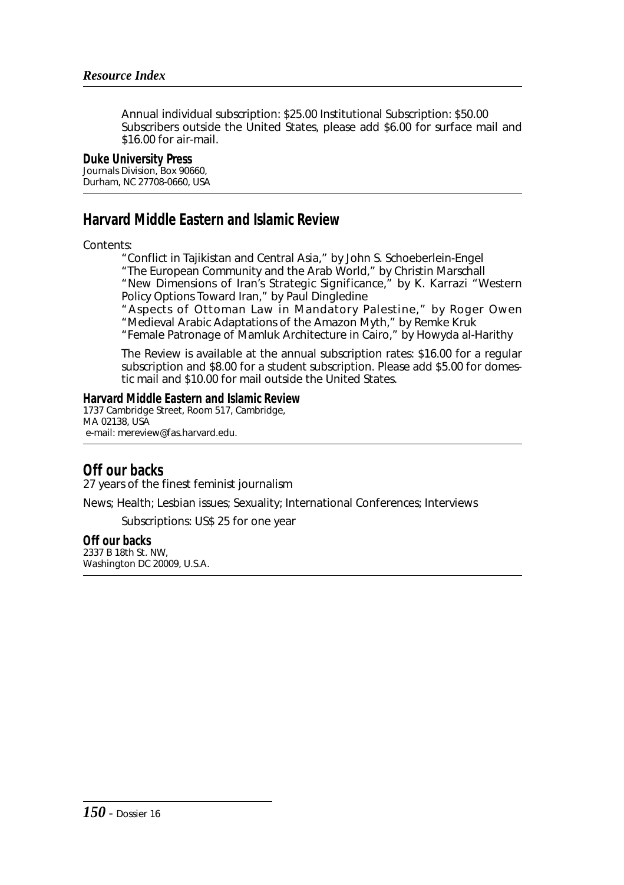Annual individual subscription: $25.00 Institutional Subscription: $50.00 Subscribers outside the United States, please add $6.00 for surface mail and $16.00 for air-mail.

**Duke University Press**
Journals Division, Box 90660,
Durham, NC 27708-0660, USA

## Harvard Middle Eastern and Islamic Review

Contents:

"Conflict in Tajikistan and Central Asia," by John S. Schoeberlein-Engel
"The European Community and the Arab World," by Christin Marschall
"New Dimensions of Iran's Strategic Significance," by K. Karrazi "Western Policy Options Toward Iran," by Paul Dingledine
"Aspects of Ottoman Law in Mandatory Palestine," by Roger Owen
"Medieval Arabic Adaptations of the Amazon Myth," by Remke Kruk
"Female Patronage of Mamluk Architecture in Cairo," by Howyda al-Harithy

The Review is available at the annual subscription rates: $16.00 for a regular subscription and $8.00 for a student subscription. Please add $5.00 for domestic mail and $10.00 for mail outside the United States.

**Harvard Middle Eastern and Islamic Review**
1737 Cambridge Street, Room 517, Cambridge,
MA 02138, USA
e-mail: mereview@fas.harvard.edu.

## Off our backs

27 years of the finest feminist journalism

News; Health; Lesbian issues; Sexuality; International Conferences; Interviews

Subscriptions: US$ 25 for one year

**Off our backs**
2337 B 18th St. NW,
Washington DC 20009, U.S.A.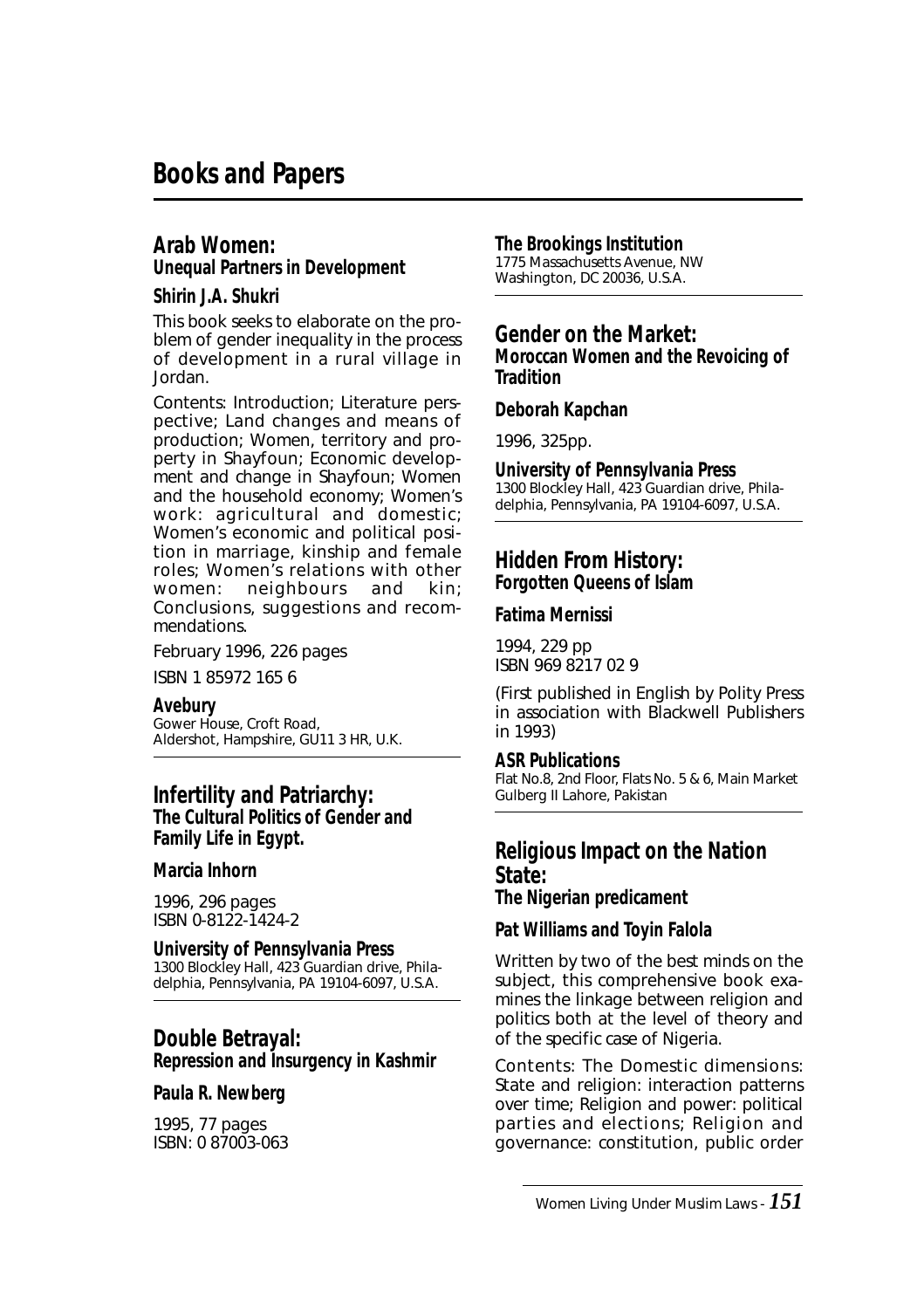# Books and Papers

## Arab Women:
### Unequal Partners in Development

**Shirin J.A. Shukri**

This book seeks to elaborate on the problem of gender inequality in the process of development in a rural village in Jordan.

Contents: Introduction; Literature perspective; Land changes and means of production; Women, territory and property in Shayfoun; Economic development and change in Shayfoun; Women and the household economy; Women's work: agricultural and domestic; Women's economic and political position in marriage, kinship and female roles; Women's relations with other women: neighbours and kin; Conclusions, suggestions and recommendations.

February 1996, 226 pages

ISBN 1 85972 165 6

**Avebury**
Gower House, Croft Road,
Aldershot, Hampshire, GU11 3 HR, U.K.

---

## Infertility and Patriarchy:
### The Cultural Politics of Gender and Family Life in Egypt.

**Marcia Inhorn**

1996, 296 pages
ISBN 0-8122-1424-2

**University of Pennsylvania Press**
1300 Blockley Hall, 423 Guardian drive, Philadelphia, Pennsylvania, PA 19104-6097, U.S.A.

---

## Double Betrayal:
### Repression and Insurgency in Kashmir

**Paula R. Newberg**

1995, 77 pages
ISBN: 0 87003-063

**The Brookings Institution**
1775 Massachusetts Avenue, NW
Washington, DC 20036, U.S.A.

---

## Gender on the Market:
### Moroccan Women and the Revoicing of Tradition

**Deborah Kapchan**

1996, 325pp.

**University of Pennsylvania Press**
1300 Blockley Hall, 423 Guardian drive, Philadelphia, Pennsylvania, PA 19104-6097, U.S.A.

---

## Hidden From History:
### Forgotten Queens of Islam

**Fatima Mernissi**

1994, 229 pp
ISBN 969 8217 02 9

(First published in English by Polity Press in association with Blackwell Publishers in 1993)

**ASR Publications**
Flat No.8, 2nd Floor, Flats No. 5 & 6, Main Market Gulberg II Lahore, Pakistan

---

## Religious Impact on the Nation State:
### The Nigerian predicament

**Pat Williams and Toyin Falola**

Written by two of the best minds on the subject, this comprehensive book examines the linkage between religion and politics both at the level of theory and of the specific case of Nigeria.

Contents: The Domestic dimensions: State and religion: interaction patterns over time; Religion and power: political parties and elections; Religion and governance: constitution, public order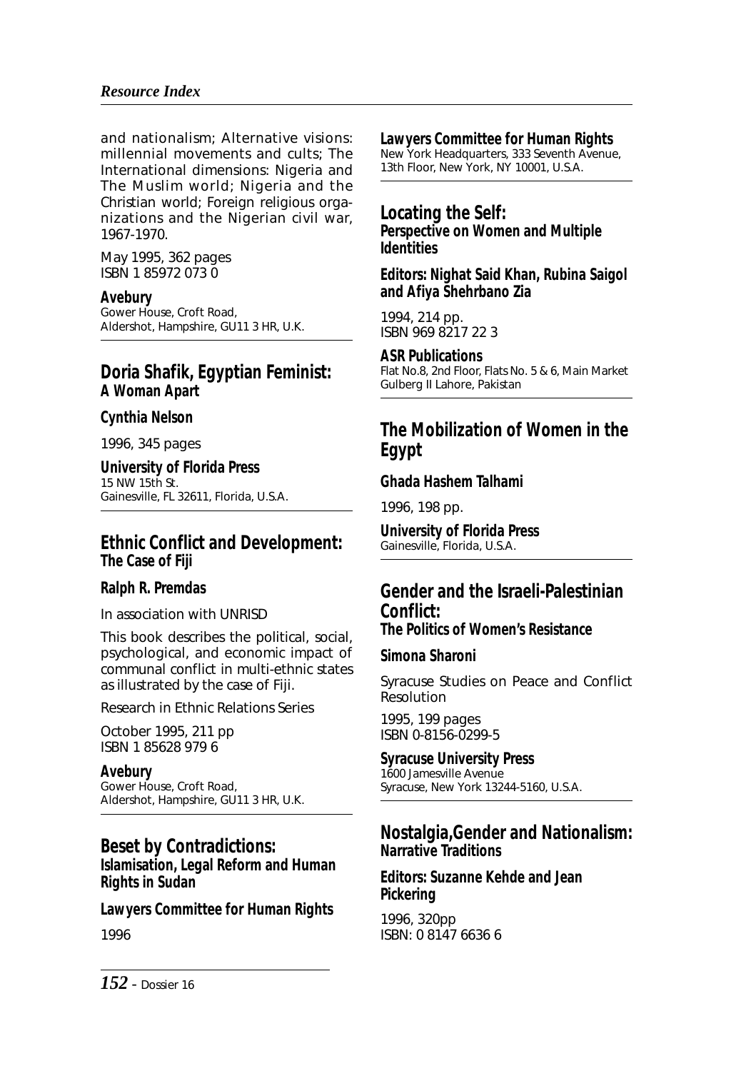and nationalism; Alternative visions: millennial movements and cults; The International dimensions: Nigeria and The Muslim world; Nigeria and the Christian world; Foreign religious organizations and the Nigerian civil war, 1967-1970.

May 1995, 362 pages
ISBN 1 85972 073 0

**Avebury**
Gower House, Croft Road,
Aldershot, Hampshire, GU11 3 HR, U.K.

---

## Doria Shafik, Egyptian Feminist:
### A Woman Apart

**Cynthia Nelson**

1996, 345 pages

**University of Florida Press**
15 NW 15th St.
Gainesville, FL 32611, Florida, U.S.A.

---

## Ethnic Conflict and Development:
### The Case of Fiji

**Ralph R. Premdas**

In association with UNRISD

This book describes the political, social, psychological, and economic impact of communal conflict in multi-ethnic states as illustrated by the case of Fiji.

Research in Ethnic Relations Series

October 1995, 211 pp
ISBN 1 85628 979 6

**Avebury**
Gower House, Croft Road,
Aldershot, Hampshire, GU11 3 HR, U.K.

---

## Beset by Contradictions:
### Islamisation, Legal Reform and Human Rights in Sudan

**Lawyers Committee for Human Rights**

1996

**Lawyers Committee for Human Rights**
New York Headquarters, 333 Seventh Avenue, 13th Floor, New York, NY 10001, U.S.A.

---

## Locating the Self:
### Perspective on Women and Multiple Identities

**Editors: Nighat Said Khan, Rubina Saigol and Afiya Shehrbano Zia**

1994, 214 pp.
ISBN 969 8217 22 3

**ASR Publications**
Flat No.8, 2nd Floor, Flats No. 5 & 6, Main Market Gulberg II Lahore, Pakistan

---

## The Mobilization of Women in the Egypt

**Ghada Hashem Talhami**

1996, 198 pp.

**University of Florida Press**
Gainesville, Florida, U.S.A.

---

## Gender and the Israeli-Palestinian Conflict:
### The Politics of Women's Resistance

**Simona Sharoni**

Syracuse Studies on Peace and Conflict Resolution

1995, 199 pages
ISBN 0-8156-0299-5

**Syracuse University Press**
1600 Jamesville Avenue
Syracuse, New York 13244-5160, U.S.A.

---

## Nostalgia,Gender and Nationalism:
### Narrative Traditions

**Editors: Suzanne Kehde and Jean Pickering**

1996, 320pp
ISBN: 0 8147 6636 6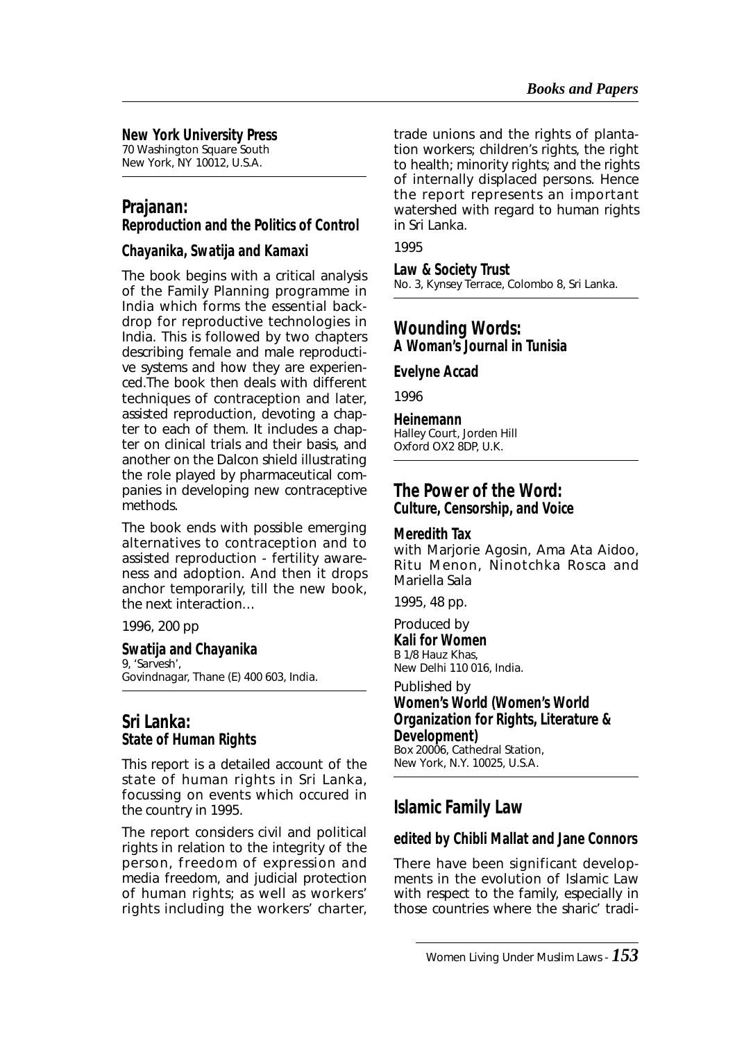**New York University Press**
70 Washington Square South
New York, NY 10012, U.S.A.

## Prajanan:
### Reproduction and the Politics of Control

**Chayanika, Swatija and Kamaxi**

The book begins with a critical analysis of the Family Planning programme in India which forms the essential backdrop for reproductive technologies in India. This is followed by two chapters describing female and male reproductive systems and how they are experienced.The book then deals with different techniques of contraception and later, assisted reproduction, devoting a chapter to each of them. It includes a chapter on clinical trials and their basis, and another on the Dalcon shield illustrating the role played by pharmaceutical companies in developing new contraceptive methods.

The book ends with possible emerging alternatives to contraception and to assisted reproduction - fertility awareness and adoption. And then it drops anchor temporarily, till the new book, the next interaction…

1996, 200 pp

**Swatija and Chayanika**
9, 'Sarvesh',
Govindnagar, Thane (E) 400 603, India.

## Sri Lanka:
### State of Human Rights

This report is a detailed account of the state of human rights in Sri Lanka, focussing on events which occured in the country in 1995.

The report considers civil and political rights in relation to the integrity of the person, freedom of expression and media freedom, and judicial protection of human rights; as well as workers' rights including the workers' charter, trade unions and the rights of plantation workers; children's rights, the right to health; minority rights; and the rights of internally displaced persons. Hence the report represents an important watershed with regard to human rights in Sri Lanka.

1995

**Law & Society Trust**
No. 3, Kynsey Terrace, Colombo 8, Sri Lanka.

## Wounding Words:
### A Woman's Journal in Tunisia

**Evelyne Accad**

1996

**Heinemann**
Halley Court, Jorden Hill
Oxford OX2 8DP, U.K.

## The Power of the Word:
### Culture, Censorship, and Voice

**Meredith Tax**
with Marjorie Agosin, Ama Ata Aidoo, Ritu Menon, Ninotchka Rosca and Mariella Sala

1995, 48 pp.

Produced by
**Kali for Women**
B 1/8 Hauz Khas,
New Delhi 110 016, India.

Published by
**Women's World (Women's World Organization for Rights, Literature & Development)**
Box 20006, Cathedral Station,
New York, N.Y. 10025, U.S.A.

## Islamic Family Law

**edited by Chibli Mallat and Jane Connors**

There have been significant developments in the evolution of Islamic Law with respect to the family, especially in those countries where the sharic' tradi-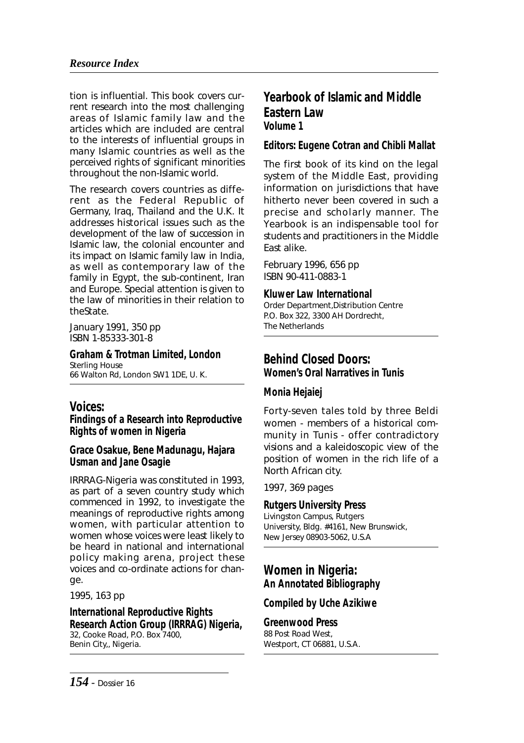tion is influential. This book covers current research into the most challenging areas of Islamic family law and the articles which are included are central to the interests of influential groups in many Islamic countries as well as the perceived rights of significant minorities throughout the non-Islamic world.

The research covers countries as different as the Federal Republic of Germany, Iraq, Thailand and the U.K. It addresses historical issues such as the development of the law of succession in Islamic law, the colonial encounter and its impact on Islamic family law in India, as well as contemporary law of the family in Egypt, the sub-continent, Iran and Europe. Special attention is given to the law of minorities in their relation to theState.

January 1991, 350 pp
ISBN 1-85333-301-8

**Graham & Trotman Limited, London**
Sterling House
66 Walton Rd, London SW1 1DE, U. K.

## Voices:
### Findings of a Research into Reproductive Rights of women in Nigeria

**Grace Osakue, Bene Madunagu, Hajara Usman and Jane Osagie**

IRRRAG-Nigeria was constituted in 1993, as part of a seven country study which commenced in 1992, to investigate the meanings of reproductive rights among women, with particular attention to women whose voices were least likely to be heard in national and international policy making arena, project these voices and co-ordinate actions for change.

1995, 163 pp

**International Reproductive Rights Research Action Group (IRRRAG) Nigeria,**
32, Cooke Road, P.O. Box 7400,
Benin City,, Nigeria.

## Yearbook of Islamic and Middle Eastern Law
### Volume 1

**Editors: Eugene Cotran and Chibli Mallat**

The first book of its kind on the legal system of the Middle East, providing information on jurisdictions that have hitherto never been covered in such a precise and scholarly manner. The Yearbook is an indispensable tool for students and practitioners in the Middle East alike.

February 1996, 656 pp
ISBN 90-411-0883-1

**Kluwer Law International**
Order Department,Distribution Centre
P.O. Box 322, 3300 AH Dordrecht,
The Netherlands

## Behind Closed Doors:
### Women's Oral Narratives in Tunis

**Monia Hejaiej**

Forty-seven tales told by three Beldi women - members of a historical community in Tunis - offer contradictory visions and a kaleidoscopic view of the position of women in the rich life of a North African city.

1997, 369 pages

**Rutgers University Press**
Livingston Campus, Rutgers
University, Bldg. #4161, New Brunswick,
New Jersey 08903-5062, U.S.A

## Women in Nigeria:
### An Annotated Bibliography

**Compiled by Uche Azikiwe**

**Greenwood Press**
88 Post Road West,
Westport, CT 06881, U.S.A.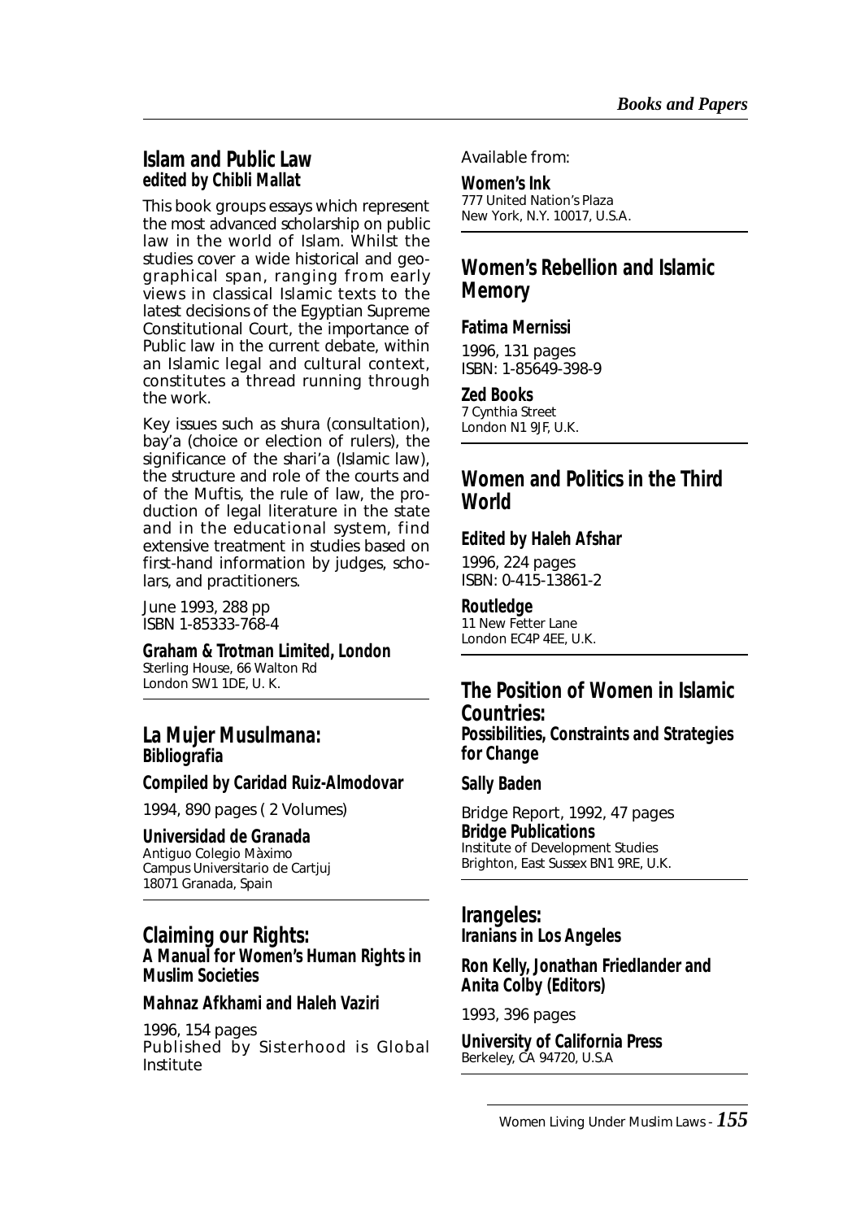## Islam and Public Law
**edited by Chibli Mallat**

This book groups essays which represent the most advanced scholarship on public law in the world of Islam. Whilst the studies cover a wide historical and geographical span, ranging from early views in classical Islamic texts to the latest decisions of the Egyptian Supreme Constitutional Court, the importance of Public law in the current debate, within an Islamic legal and cultural context, constitutes a thread running through the work.

Key issues such as shura (consultation), bay'a (choice or election of rulers), the significance of the shari'a (Islamic law), the structure and role of the courts and of the Muftis, the rule of law, the production of legal literature in the state and in the educational system, find extensive treatment in studies based on first-hand information by judges, scholars, and practitioners.

June 1993, 288 pp
ISBN 1-85333-768-4

**Graham & Trotman Limited, London**
Sterling House, 66 Walton Rd
London SW1 1DE, U. K.

---

## La Mujer Musulmana:
**Bibliografia**

**Compiled by Caridad Ruiz-Almodovar**

1994, 890 pages ( 2 Volumes)

**Universidad de Granada**
Antiguo Colegio Màximo
Campus Universitario de Cartjuj
18071 Granada, Spain

---

## Claiming our Rights:
**A Manual for Women's Human Rights in Muslim Societies**

**Mahnaz Afkhami and Haleh Vaziri**

1996, 154 pages
Published by Sisterhood is Global Institute

Available from:

**Women's Ink**
777 United Nation's Plaza
New York, N.Y. 10017, U.S.A.

---

## Women's Rebellion and Islamic Memory

**Fatima Mernissi**

1996, 131 pages
ISBN: 1-85649-398-9

**Zed Books**
7 Cynthia Street
London N1 9JF, U.K.

---

## Women and Politics in the Third World

**Edited by Haleh Afshar**

1996, 224 pages
ISBN: 0-415-13861-2

**Routledge**
11 New Fetter Lane
London EC4P 4EE, U.K.

---

## The Position of Women in Islamic Countries:
**Possibilities, Constraints and Strategies for Change**

**Sally Baden**

Bridge Report, 1992, 47 pages
**Bridge Publications**
Institute of Development Studies
Brighton, East Sussex BN1 9RE, U.K.

---

## Irangeles:
**Iranians in Los Angeles**

**Ron Kelly, Jonathan Friedlander and Anita Colby (Editors)**

1993, 396 pages

**University of California Press**
Berkeley, CA 94720, U.S.A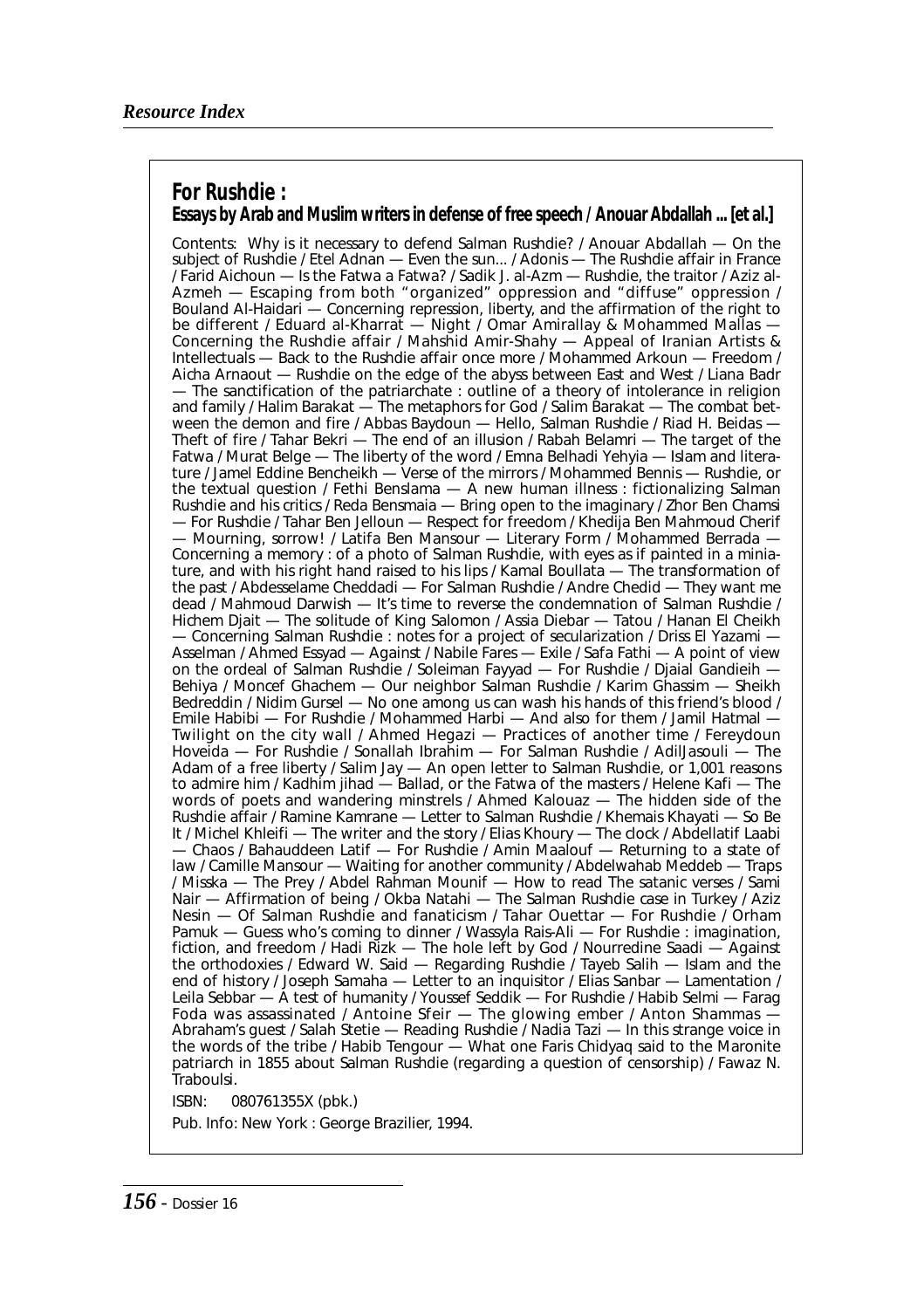## For Rushdie :

### Essays by Arab and Muslim writers in defense of free speech / Anouar Abdallah ... [et al.]

Contents: Why is it necessary to defend Salman Rushdie? / Anouar Abdallah — On the subject of Rushdie / Etel Adnan — Even the sun... / Adonis — The Rushdie affair in France / Farid Aichoun — Is the Fatwa a Fatwa? / Sadik J. al-Azm — Rushdie, the traitor / Aziz al-Azmeh — Escaping from both "organized" oppression and "diffuse" oppression / Bouland Al-Haidari — Concerning repression, liberty, and the affirmation of the right to be different / Eduard al-Kharrat — Night / Omar Amirallay & Mohammed Mallas — Concerning the Rushdie affair / Mahshid Amir-Shahy — Appeal of Iranian Artists & Intellectuals — Back to the Rushdie affair once more / Mohammed Arkoun — Freedom / Aicha Arnaout — Rushdie on the edge of the abyss between East and West / Liana Badr — The sanctification of the patriarchate : outline of a theory of intolerance in religion and family / Halim Barakat — The metaphors for God / Salim Barakat — The combat between the demon and fire / Abbas Baydoun — Hello, Salman Rushdie / Riad H. Beidas — Theft of fire / Tahar Bekri — The end of an illusion / Rabah Belamri — The target of the Fatwa / Murat Belge — The liberty of the word / Emna Belhadi Yehyia — Islam and literature / Jamel Eddine Bencheikh — Verse of the mirrors / Mohammed Bennis — Rushdie, or the textual question / Fethi Benslama — A new human illness : fictionalizing Salman Rushdie and his critics / Reda Bensmaia — Bring open to the imaginary / Zhor Ben Chamsi — For Rushdie / Tahar Ben Jelloun — Respect for freedom / Khedija Ben Mahmoud Cherif — Mourning, sorrow! / Latifa Ben Mansour — Literary Form / Mohammed Berrada — Concerning a memory : of a photo of Salman Rushdie, with eyes as if painted in a miniature, and with his right hand raised to his lips / Kamal Boullata — The transformation of the past / Abdesselame Cheddadi — For Salman Rushdie / Andre Chedid — They want me dead / Mahmoud Darwish — It's time to reverse the condemnation of Salman Rushdie / Hichem Djait — The solitude of King Salomon / Assia Diebar — Tatou / Hanan El Cheikh — Concerning Salman Rushdie : notes for a project of secularization / Driss El Yazami — Asselman / Ahmed Essyad — Against / Nabile Fares — Exile / Safa Fathi — A point of view on the ordeal of Salman Rushdie / Soleiman Fayyad — For Rushdie / Djaial Gandieih — Behiya / Moncef Ghachem — Our neighbor Salman Rushdie / Karim Ghassim — Sheikh Bedreddin / Nidim Gursel — No one among us can wash his hands of this friend's blood / Emile Habibi — For Rushdie / Mohammed Harbi — And also for them / Jamil Hatmal — Twilight on the city wall / Ahmed Hegazi — Practices of another time / Fereydoun Hoveida — For Rushdie / Sonallah Ibrahim — For Salman Rushdie / AdilJasouli — The Adam of a free liberty / Salim Jay — An open letter to Salman Rushdie, or 1,001 reasons to admire him / Kadhim jihad — Ballad, or the Fatwa of the masters / Helene Kafi — The words of poets and wandering minstrels / Ahmed Kalouaz — The hidden side of the Rushdie affair / Ramine Kamrane — Letter to Salman Rushdie / Khemais Khayati — So Be It / Michel Khleifi — The writer and the story / Elias Khoury — The clock / Abdellatif Laabi — Chaos / Bahauddeen Latif — For Rushdie / Amin Maalouf — Returning to a state of law / Camille Mansour — Waiting for another community / Abdelwahab Meddeb — Traps / Misska — The Prey / Abdel Rahman Mounif — How to read The satanic verses / Sami Nair — Affirmation of being / Okba Natahi — The Salman Rushdie case in Turkey / Aziz Nesin — Of Salman Rushdie and fanaticism / Tahar Ouettar — For Rushdie / Orham Pamuk — Guess who's coming to dinner / Wassyla Rais-Ali — For Rushdie : imagination, fiction, and freedom / Hadi Rizk — The hole left by God / Nourredine Saadi — Against the orthodoxies / Edward W. Said — Regarding Rushdie / Tayeb Salih — Islam and the end of history / Joseph Samaha — Letter to an inquisitor / Elias Sanbar — Lamentation / Leila Sebbar — A test of humanity / Youssef Seddik — For Rushdie / Habib Selmi — Farag Foda was assassinated / Antoine Sfeir — The glowing ember / Anton Shammas — Abraham's guest / Salah Stetie — Reading Rushdie / Nadia Tazi — In this strange voice in the words of the tribe / Habib Tengour — What one Faris Chidyaq said to the Maronite patriarch in 1855 about Salman Rushdie (regarding a question of censorship) / Fawaz N. Traboulsi.

ISBN: 080761355X (pbk.)

Pub. Info: New York : George Brazilier, 1994.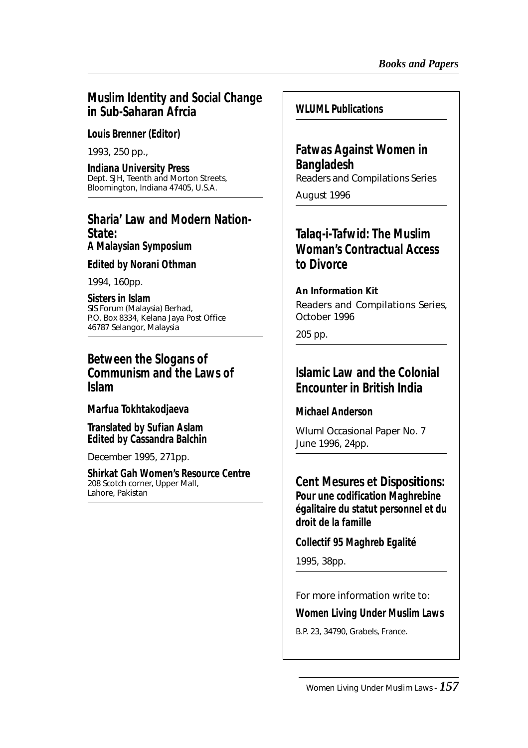## Muslim Identity and Social Change in Sub-Saharan Afrcia

**Louis Brenner (Editor)**

1993, 250 pp.,

**Indiana University Press**
Dept. SJH, Teenth and Morton Streets,
Bloomington, Indiana 47405, U.S.A.

---

## Sharia' Law and Modern Nation-State:
**A Malaysian Symposium**

**Edited by Norani Othman**

1994, 160pp.

**Sisters in Islam**
SIS Forum (Malaysia) Berhad,
P.O. Box 8334, Kelana Jaya Post Office
46787 Selangor, Malaysia

---

## Between the Slogans of Communism and the Laws of Islam

**Marfua Tokhtakodjaeva**

**Translated by Sufian Aslam**
**Edited by Cassandra Balchin**

December 1995, 271pp.

**Shirkat Gah Women's Resource Centre**
208 Scotch corner, Upper Mall,
Lahore, Pakistan

---

**WLUML Publications**

---

## Fatwas Against Women in Bangladesh

Readers and Compilations Series

August 1996

---

## Talaq-i-Tafwid: The Muslim Woman's Contractual Access to Divorce

**An Information Kit**

Readers and Compilations Series,
October 1996

205 pp.

---

## Islamic Law and the Colonial Encounter in British India

**Michael Anderson**

Wluml Occasional Paper No. 7
June 1996, 24pp.

---

## Cent Mesures et Dispositions:
**Pour une codification Maghrebine égalitaire du statut personnel et du droit de la famille**

**Collectif 95 Maghreb Egalité**

1995, 38pp.

---

For more information write to:

**Women Living Under Muslim Laws**

B.P. 23, 34790, Grabels, France.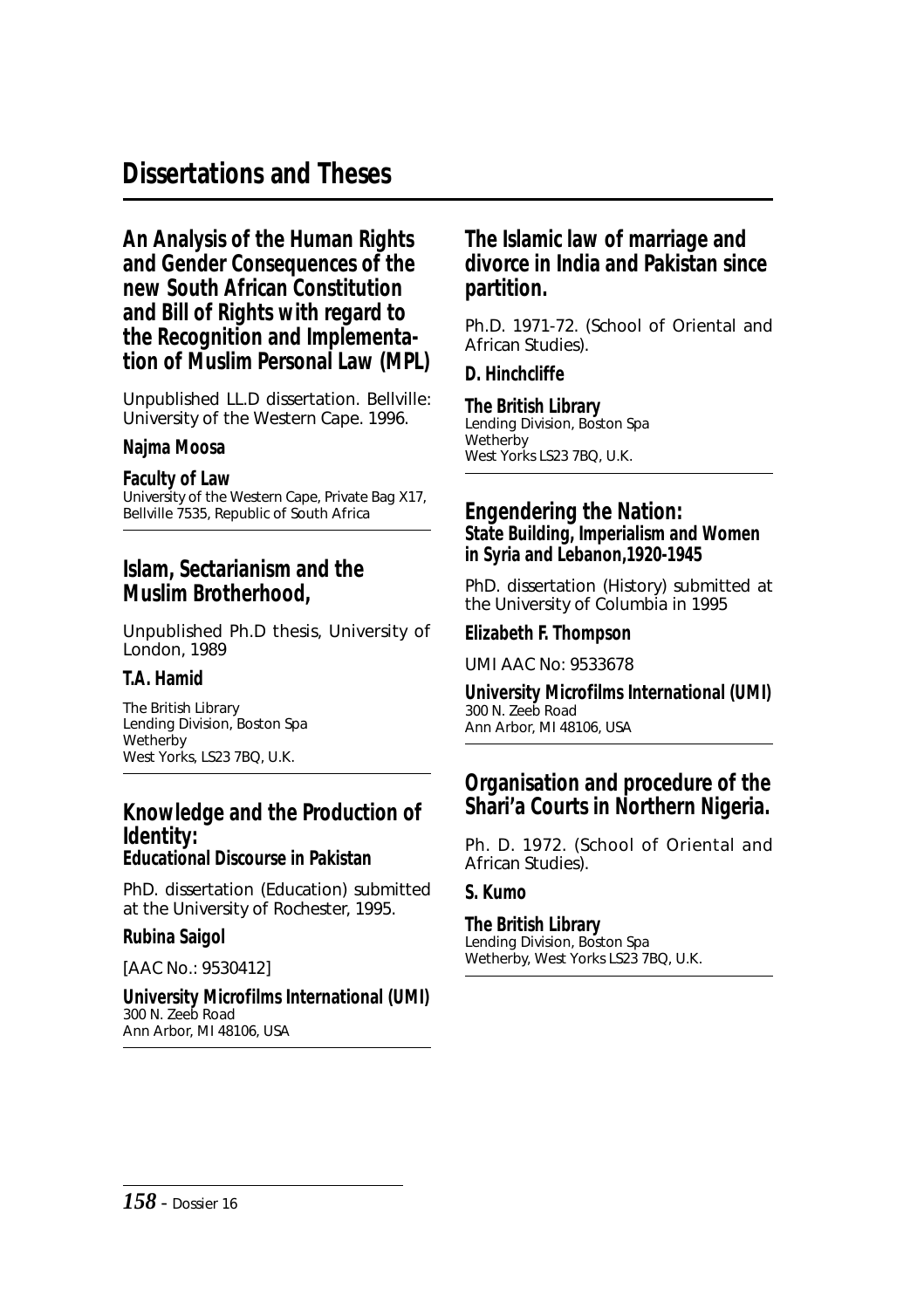# Dissertations and Theses

## An Analysis of the Human Rights and Gender Consequences of the new South African Constitution and Bill of Rights with regard to the Recognition and Implementation of Muslim Personal Law (MPL)

Unpublished LL.D dissertation. Bellville: University of the Western Cape. 1996.

**Najma Moosa**

**Faculty of Law**
University of the Western Cape, Private Bag X17, Bellville 7535, Republic of South Africa

---

## Islam, Sectarianism and the Muslim Brotherhood,

Unpublished Ph.D thesis, University of London, 1989

**T.A. Hamid**

The British Library
Lending Division, Boston Spa
Wetherby
West Yorks, LS23 7BQ, U.K.

---

## Knowledge and the Production of Identity:
### Educational Discourse in Pakistan

PhD. dissertation (Education) submitted at the University of Rochester, 1995.

**Rubina Saigol**

[AAC No.: 9530412]

**University Microfilms International (UMI)**
300 N. Zeeb Road
Ann Arbor, MI 48106, USA

---

## The Islamic law of marriage and divorce in India and Pakistan since partition.

Ph.D. 1971-72. (School of Oriental and African Studies).

**D. Hinchcliffe**

**The British Library**
Lending Division, Boston Spa
Wetherby
West Yorks LS23 7BQ, U.K.

---

## Engendering the Nation:
### State Building, Imperialism and Women in Syria and Lebanon,1920-1945

PhD. dissertation (History) submitted at the University of Columbia in 1995

**Elizabeth F. Thompson**

UMI AAC No: 9533678

**University Microfilms International (UMI)**
300 N. Zeeb Road
Ann Arbor, MI 48106, USA

---

## Organisation and procedure of the Shari'a Courts in Northern Nigeria.

Ph. D. 1972. (School of Oriental and African Studies).

**S. Kumo**

**The British Library**
Lending Division, Boston Spa
Wetherby, West Yorks LS23 7BQ, U.K.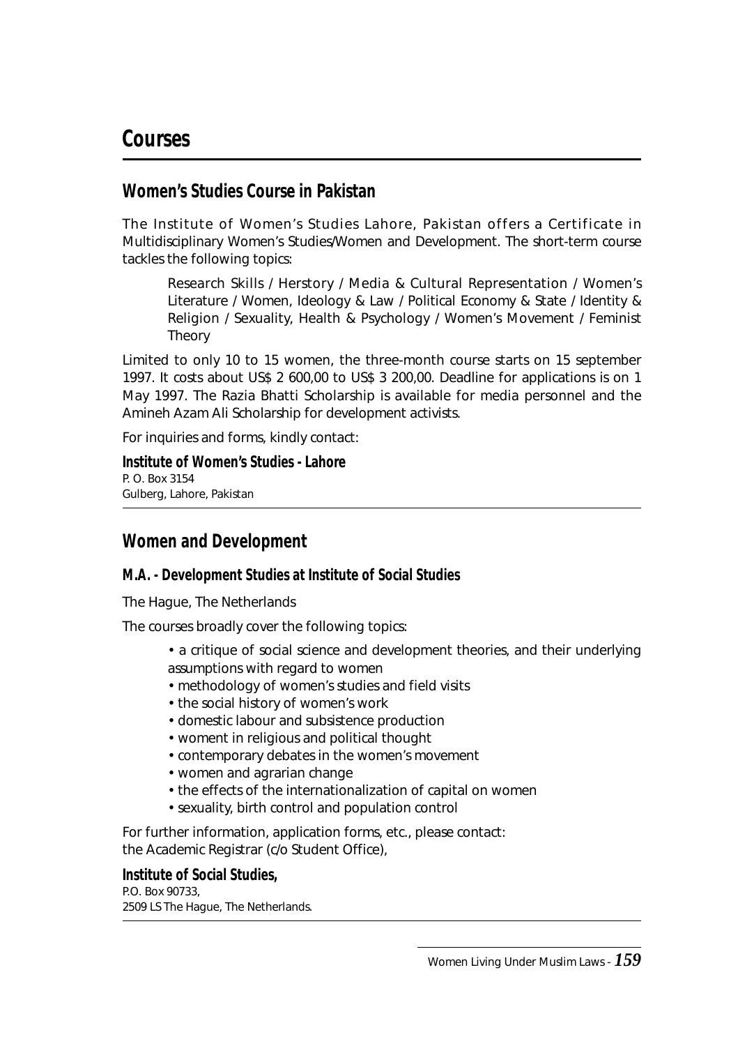# Courses

## Women's Studies Course in Pakistan

The Institute of Women's Studies Lahore, Pakistan offers a Certificate in Multidisciplinary Women's Studies/Women and Development. The short-term course tackles the following topics:

> Research Skills / Herstory / Media & Cultural Representation / Women's Literature / Women, Ideology & Law / Political Economy & State / Identity & Religion / Sexuality, Health & Psychology / Women's Movement / Feminist Theory

Limited to only 10 to 15 women, the three-month course starts on 15 september 1997. It costs about US$ 2 600,00 to US$ 3 200,00. Deadline for applications is on 1 May 1997. The Razia Bhatti Scholarship is available for media personnel and the Amineh Azam Ali Scholarship for development activists.

For inquiries and forms, kindly contact:

**Institute of Women's Studies - Lahore**
P. O. Box 3154
Gulberg, Lahore, Pakistan

---

## Women and Development

### M.A. - Development Studies at Institute of Social Studies

The Hague, The Netherlands

The courses broadly cover the following topics:

- a critique of social science and development theories, and their underlying assumptions with regard to women
- methodology of women's studies and field visits
- the social history of women's work
- domestic labour and subsistence production
- woment in religious and political thought
- contemporary debates in the women's movement
- women and agrarian change
- the effects of the internationalization of capital on women
- sexuality, birth control and population control

For further information, application forms, etc., please contact:
the Academic Registrar (c/o Student Office),

**Institute of Social Studies,**
P.O. Box 90733,
2509 LS The Hague, The Netherlands.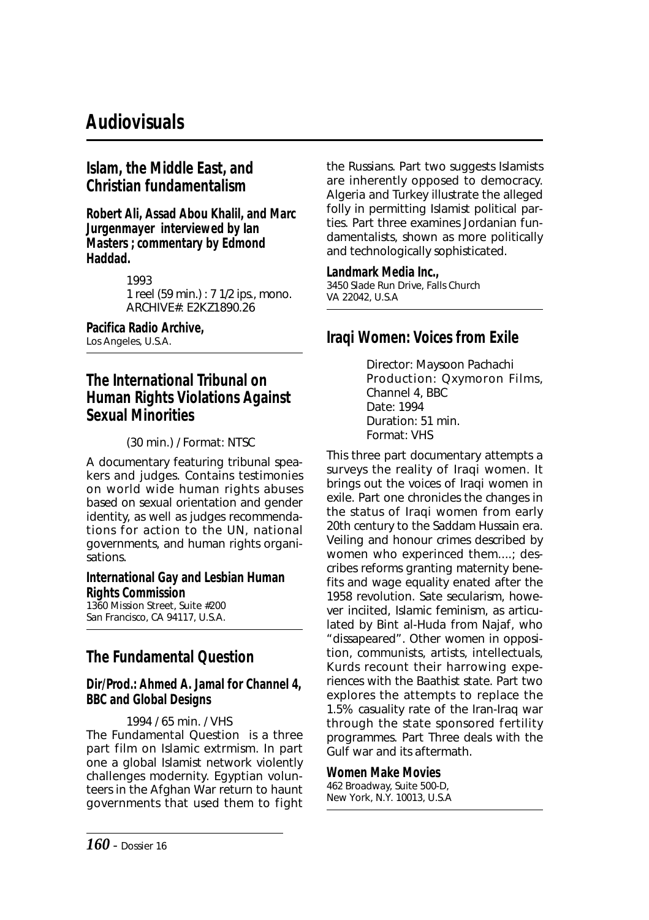# Audiovisuals

## Islam, the Middle East, and Christian fundamentalism

**Robert Ali, Assad Abou Khalil, and Marc Jurgenmayer interviewed by Ian Masters ; commentary by Edmond Haddad.**

1993
1 reel (59 min.) : 7 1/2 ips., mono.
ARCHIVE#: E2KZ1890.26

**Pacifica Radio Archive,**
Los Angeles, U.S.A.

## The International Tribunal on Human Rights Violations Against Sexual Minorities

(30 min.) / Format: NTSC

A documentary featuring tribunal speakers and judges. Contains testimonies on world wide human rights abuses based on sexual orientation and gender identity, as well as judges recommendations for action to the UN, national governments, and human rights organisations.

**International Gay and Lesbian Human Rights Commission**
1360 Mission Street, Suite #200
San Francisco, CA 94117, U.S.A.

## The Fundamental Question

**Dir/Prod.: Ahmed A. Jamal for Channel 4, BBC and Global Designs**

1994 / 65 min. / VHS

The Fundamental Question is a three part film on Islamic extrmism. In part one a global Islamist network violently challenges modernity. Egyptian volunteers in the Afghan War return to haunt governments that used them to fight the Russians. Part two suggests Islamists are inherently opposed to democracy. Algeria and Turkey illustrate the alleged folly in permitting Islamist political parties. Part three examines Jordanian fundamentalists, shown as more politically and technologically sophisticated.

**Landmark Media Inc.,**
3450 Slade Run Drive, Falls Church
VA 22042, U.S.A

## Iraqi Women: Voices from Exile

Director: Maysoon Pachachi
Production: Qxymoron Films, Channel 4, BBC
Date: 1994
Duration: 51 min.
Format: VHS

This three part documentary attempts a surveys the reality of Iraqi women. It brings out the voices of Iraqi women in exile. Part one chronicles the changes in the status of Iraqi women from early 20th century to the Saddam Hussain era. Veiling and honour crimes described by women who experinced them....; describes reforms granting maternity benefits and wage equality enated after the 1958 revolution. Sate secularism, however inciited, Islamic feminism, as articulated by Bint al-Huda from Najaf, who "dissapeared". Other women in opposition, communists, artists, intellectuals, Kurds recount their harrowing experiences with the Baathist state. Part two explores the attempts to replace the 1.5% casuality rate of the Iran-Iraq war through the state sponsored fertility programmes. Part Three deals with the Gulf war and its aftermath.

**Women Make Movies**
462 Broadway, Suite 500-D,
New York, N.Y. 10013, U.S.A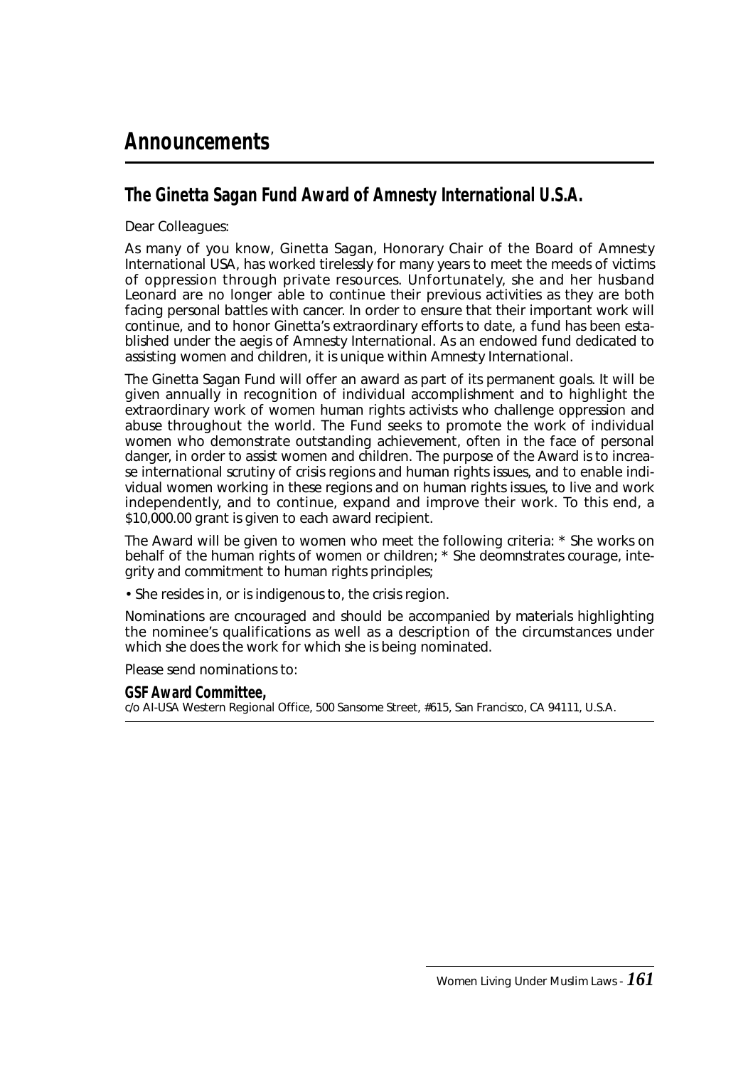# Announcements

## The Ginetta Sagan Fund Award of Amnesty International U.S.A.

Dear Colleagues:

As many of you know, Ginetta Sagan, Honorary Chair of the Board of Amnesty International USA, has worked tirelessly for many years to meet the meeds of victims of oppression through private resources. Unfortunately, she and her husband Leonard are no longer able to continue their previous activities as they are both facing personal battles with cancer. In order to ensure that their important work will continue, and to honor Ginetta's extraordinary efforts to date, a fund has been established under the aegis of Amnesty International. As an endowed fund dedicated to assisting women and children, it is unique within Amnesty International.

The Ginetta Sagan Fund will offer an award as part of its permanent goals. It will be given annually in recognition of individual accomplishment and to highlight the extraordinary work of women human rights activists who challenge oppression and abuse throughout the world. The Fund seeks to promote the work of individual women who demonstrate outstanding achievement, often in the face of personal danger, in order to assist women and children. The purpose of the Award is to increase international scrutiny of crisis regions and human rights issues, and to enable individual women working in these regions and on human rights issues, to live and work independently, and to continue, expand and improve their work. To this end, a $10,000.00 grant is given to each award recipient.

The Award will be given to women who meet the following criteria: * She works on behalf of the human rights of women or children; * She deomnstrates courage, integrity and commitment to human rights principles;

• She resides in, or is indigenous to, the crisis region.

Nominations are cncouraged and should be accompanied by materials highlighting the nominee's qualifications as well as a description of the circumstances under which she does the work for which she is being nominated.

Please send nominations to:

**GSF Award Committee,**
c/o AI-USA Western Regional Office, 500 Sansome Street, #615, San Francisco, CA 94111, U.S.A.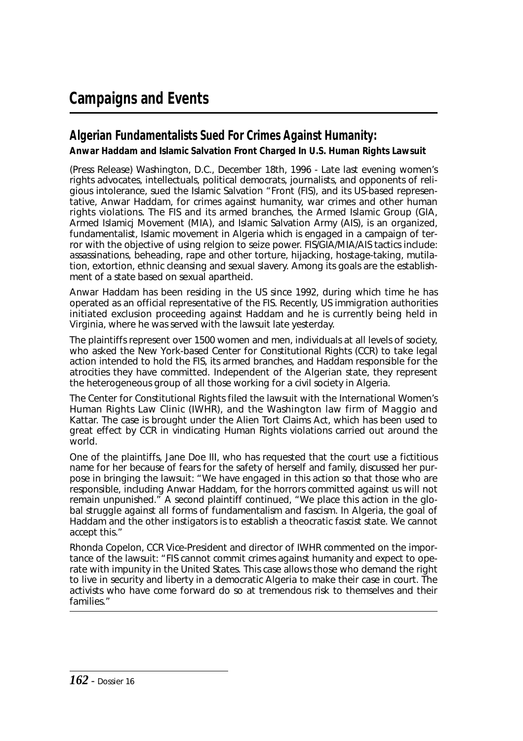# Campaigns and Events

## Algerian Fundamentalists Sued For Crimes Against Humanity:

**Anwar Haddam and Islamic Salvation Front Charged In U.S. Human Rights Lawsuit**

(Press Release) Washington, D.C., December 18th, 1996 - Late last evening women's rights advocates, intellectuals, political democrats, journalists, and opponents of religious intolerance, sued the Islamic Salvation "Front (FIS), and its US-based representative, Anwar Haddam, for crimes against humanity, war crimes and other human rights violations. The FIS and its armed branches, the Armed Islamic Group (GIA, Armed Islamicj Movement (MIA), and Islamic Salvation Army (AIS), is an organized, fundamentalist, Islamic movement in Algeria which is engaged in a campaign of terror with the objective of using relgion to seize power. FIS/GIA/MIA/AIS tactics include: assassinations, beheading, rape and other torture, hijacking, hostage-taking, mutilation, extortion, ethnic cleansing and sexual slavery. Among its goals are the establishment of a state based on sexual apartheid.

Anwar Haddam has been residing in the US since 1992, during which time he has operated as an official representative of the FIS. Recently, US immigration authorities initiated exclusion proceeding against Haddam and he is currently being held in Virginia, where he was served with the lawsuit late yesterday.

The plaintiffs represent over 1500 women and men, individuals at all levels of society, who asked the New York-based Center for Constitutional Rights (CCR) to take legal action intended to hold the FIS, its armed branches, and Haddam responsible for the atrocities they have committed. Independent of the Algerian state, they represent the heterogeneous group of all those working for a civil society in Algeria.

The Center for Constitutional Rights filed the lawsuit with the International Women's Human Rights Law Clinic (IWHR), and the Washington law firm of Maggio and Kattar. The case is brought under the Alien Tort Claims Act, which has been used to great effect by CCR in vindicating Human Rights violations carried out around the world.

One of the plaintiffs, Jane Doe III, who has requested that the court use a fictitious name for her because of fears for the safety of herself and family, discussed her purpose in bringing the lawsuit: "We have engaged in this action so that those who are responsible, including Anwar Haddam, for the horrors committed against us will not remain unpunished." A second plaintiff continued, "We place this action in the global struggle against all forms of fundamentalism and fascism. In Algeria, the goal of Haddam and the other instigators is to establish a theocratic fascist state. We cannot accept this."

Rhonda Copelon, CCR Vice-President and director of IWHR commented on the importance of the lawsuit: "FIS cannot commit crimes against humanity and expect to operate with impunity in the United States. This case allows those who demand the right to live in security and liberty in a democratic Algeria to make their case in court. The activists who have come forward do so at tremendous risk to themselves and their families."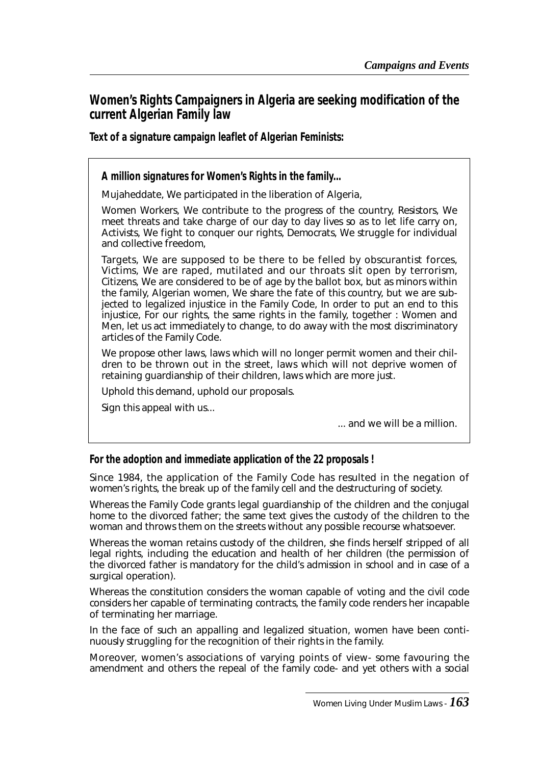## Women's Rights Campaigners in Algeria are seeking modification of the current Algerian Family law

**Text of a signature campaign leaflet of Algerian Feminists:**

**A million signatures for Women's Rights in the family...**

Mujaheddate, We participated in the liberation of Algeria,

Women Workers, We contribute to the progress of the country, Resistors, We meet threats and take charge of our day to day lives so as to let life carry on, Activists, We fight to conquer our rights, Democrats, We struggle for individual and collective freedom,

Targets, We are supposed to be there to be felled by obscurantist forces, Victims, We are raped, mutilated and our throats slit open by terrorism, Citizens, We are considered to be of age by the ballot box, but as minors within the family, Algerian women, We share the fate of this country, but we are subjected to legalized injustice in the Family Code, In order to put an end to this injustice, For our rights, the same rights in the family, together : Women and Men, let us act immediately to change, to do away with the most discriminatory articles of the Family Code.

We propose other laws, laws which will no longer permit women and their children to be thrown out in the street, laws which will not deprive women of retaining guardianship of their children, laws which are more just.

Uphold this demand, uphold our proposals.

Sign this appeal with us...

... and we will be a million.

**For the adoption and immediate application of the 22 proposals !**

Since 1984, the application of the Family Code has resulted in the negation of women's rights, the break up of the family cell and the destructuring of society.

Whereas the Family Code grants legal guardianship of the children and the conjugal home to the divorced father; the same text gives the custody of the children to the woman and throws them on the streets without any possible recourse whatsoever.

Whereas the woman retains custody of the children, she finds herself stripped of all legal rights, including the education and health of her children (the permission of the divorced father is mandatory for the child's admission in school and in case of a surgical operation).

Whereas the constitution considers the woman capable of voting and the civil code considers her capable of terminating contracts, the family code renders her incapable of terminating her marriage.

In the face of such an appalling and legalized situation, women have been continuously struggling for the recognition of their rights in the family.

Moreover, women's associations of varying points of view- some favouring the amendment and others the repeal of the family code- and yet others with a social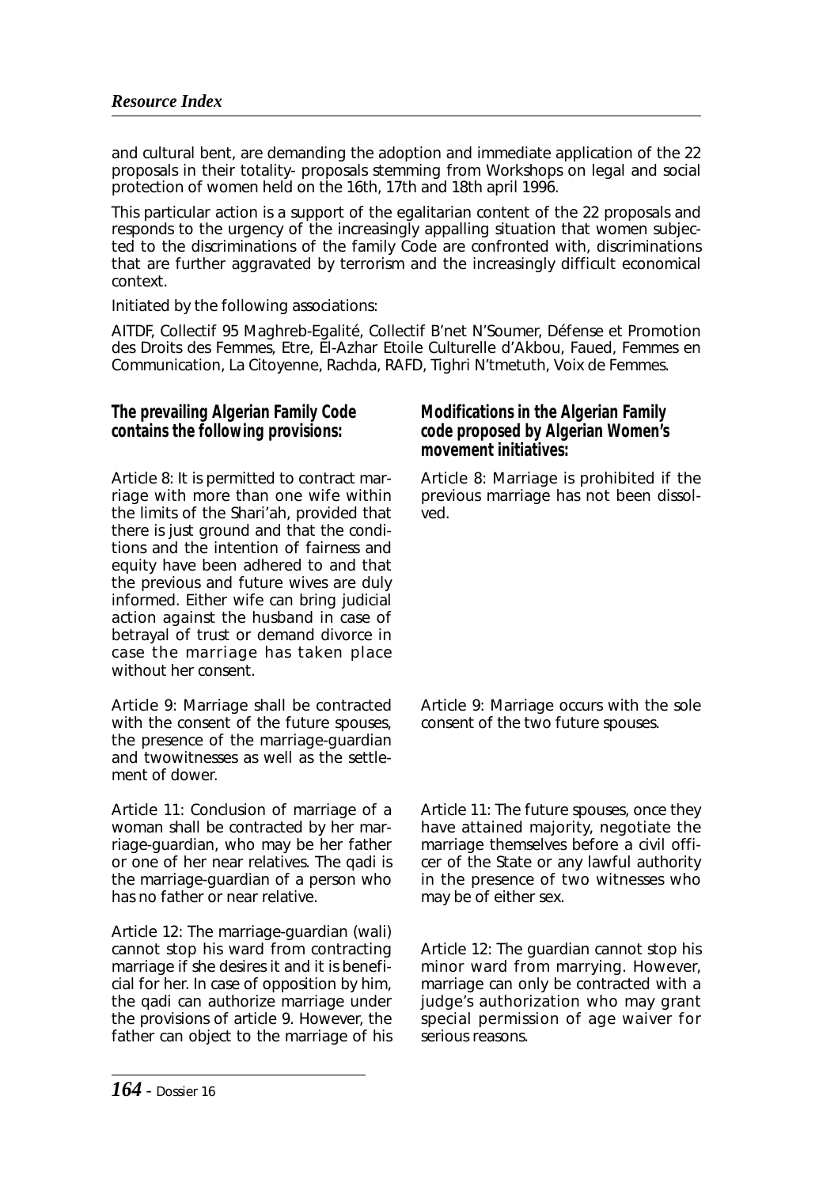and cultural bent, are demanding the adoption and immediate application of the 22 proposals in their totality- proposals stemming from Workshops on legal and social protection of women held on the 16th, 17th and 18th april 1996.

This particular action is a support of the egalitarian content of the 22 proposals and responds to the urgency of the increasingly appalling situation that women subjected to the discriminations of the family Code are confronted with, discriminations that are further aggravated by terrorism and the increasingly difficult economical context.

Initiated by the following associations:

AITDF, Collectif 95 Maghreb-Egalité, Collectif B'net N'Soumer, Défense et Promotion des Droits des Femmes, Etre, El-Azhar Etoile Culturelle d'Akbou, Faued, Femmes en Communication, La Citoyenne, Rachda, RAFD, Tighri N'tmetuth, Voix de Femmes.

| **The prevailing Algerian Family Code contains the following provisions:** | **Modifications in the Algerian Family code proposed by Algerian Women's movement initiatives:** |
| --- | --- |
| Article 8: It is permitted to contract marriage with more than one wife within the limits of the Shari'ah, provided that there is just ground and that the conditions and the intention of fairness and equity have been adhered to and that the previous and future wives are duly informed. Either wife can bring judicial action against the husband in case of betrayal of trust or demand divorce in case the marriage has taken place without her consent. | Article 8: Marriage is prohibited if the previous marriage has not been dissolved. |
| Article 9: Marriage shall be contracted with the consent of the future spouses, the presence of the marriage-guardian and twowitnesses as well as the settlement of dower. | Article 9: Marriage occurs with the sole consent of the two future spouses. |
| Article 11: Conclusion of marriage of a woman shall be contracted by her marriage-guardian, who may be her father or one of her near relatives. The qadi is the marriage-guardian of a person who has no father or near relative. | Article 11: The future spouses, once they have attained majority, negotiate the marriage themselves before a civil officer of the State or any lawful authority in the presence of two witnesses who may be of either sex. |
| Article 12: The marriage-guardian (wali) cannot stop his ward from contracting marriage if she desires it and it is beneficial for her. In case of opposition by him, the qadi can authorize marriage under the provisions of article 9. However, the father can object to the marriage of his | Article 12: The guardian cannot stop his minor ward from marrying. However, marriage can only be contracted with a judge's authorization who may grant special permission of age waiver for serious reasons. |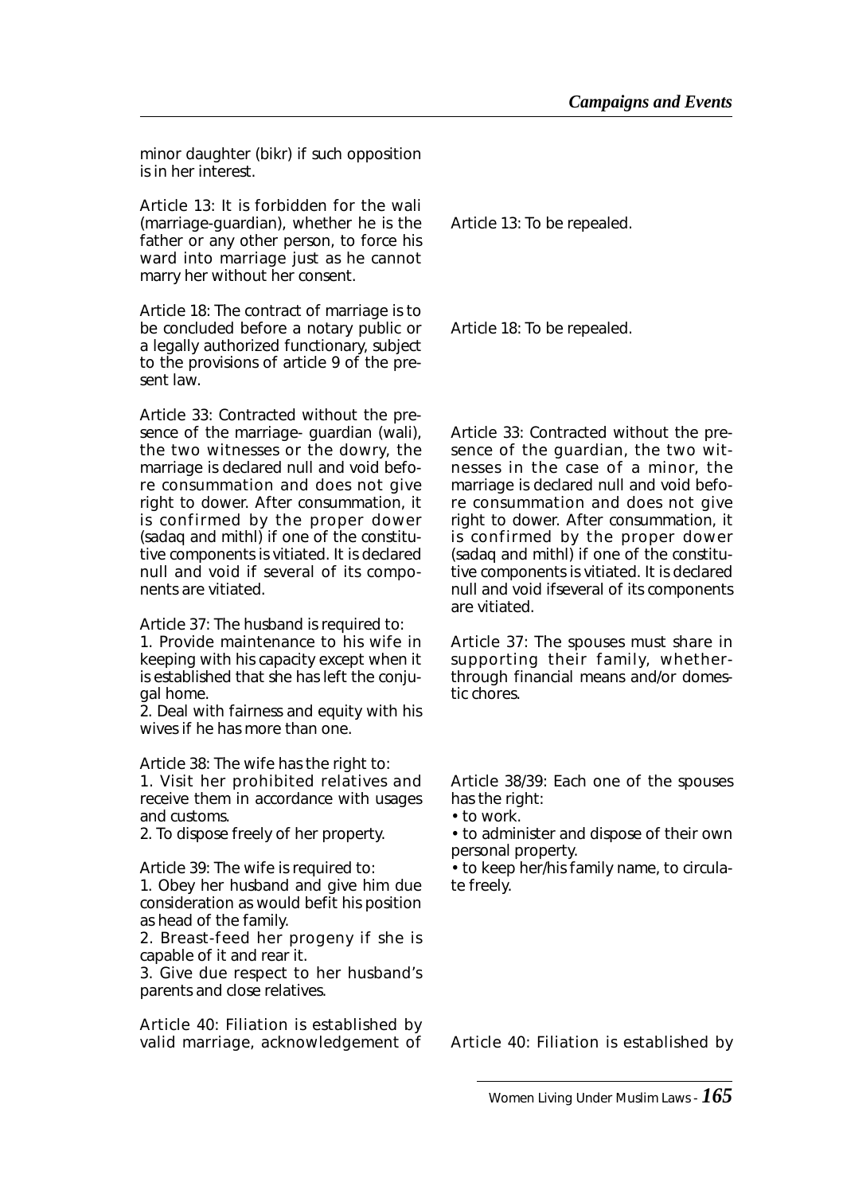| | |
|---|---|
| minor daughter (bikr) if such opposition is in her interest. | |
| Article 13: It is forbidden for the wali (marriage-guardian), whether he is the father or any other person, to force his ward into marriage just as he cannot marry her without her consent. | Article 13: To be repealed. |
| Article 18: The contract of marriage is to be concluded before a notary public or a legally authorized functionary, subject to the provisions of article 9 of the present law. | Article 18: To be repealed. |
| Article 33: Contracted without the presence of the marriage- guardian (wali), the two witnesses or the dowry, the marriage is declared null and void before consummation and does not give right to dower. After consummation, it is confirmed by the proper dower (sadaq and mithl) if one of the constitutive components is vitiated. It is declared null and void if several of its components are vitiated. | Article 33: Contracted without the presence of the guardian, the two witnesses in the case of a minor, the marriage is declared null and void before consummation and does not give right to dower. After consummation, it is confirmed by the proper dower (sadaq and mithl) if one of the constitutive components is vitiated. It is declared null and void ifseveral of its components are vitiated. |
| Article 37: The husband is required to:<br>1. Provide maintenance to his wife in keeping with his capacity except when it is established that she has left the conjugal home.<br>2. Deal with fairness and equity with his wives if he has more than one. | Article 37: The spouses must share in supporting their family, whetherthrough financial means and/or domestic chores. |
| Article 38: The wife has the right to:<br>1. Visit her prohibited relatives and receive them in accordance with usages and customs.<br>2. To dispose freely of her property.<br><br>Article 39: The wife is required to:<br>1. Obey her husband and give him due consideration as would befit his position as head of the family.<br>2. Breast-feed her progeny if she is capable of it and rear it.<br>3. Give due respect to her husband's parents and close relatives. | Article 38/39: Each one of the spouses has the right:<br>• to work.<br>• to administer and dispose of their own personal property.<br>• to keep her/his family name, to circulate freely. |
| Article 40: Filiation is established by valid marriage, acknowledgement of | Article 40: Filiation is established by |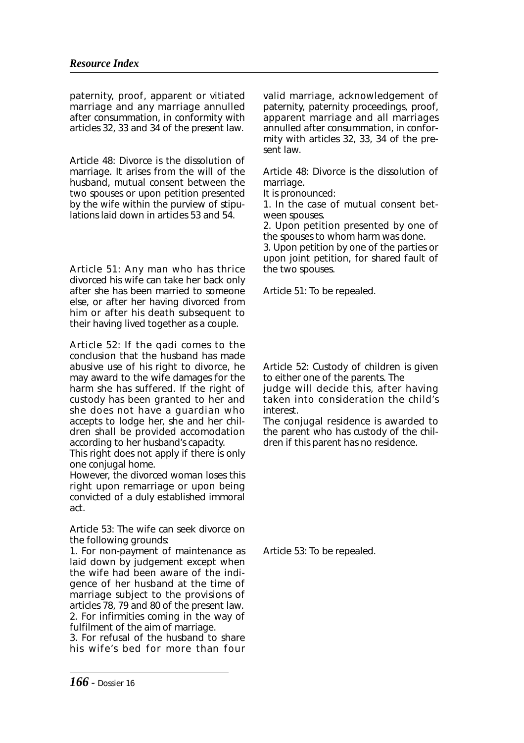paternity, proof, apparent or vitiated marriage and any marriage annulled after consummation, in conformity with articles 32, 33 and 34 of the present law.

Article 48: Divorce is the dissolution of marriage. It arises from the will of the husband, mutual consent between the two spouses or upon petition presented by the wife within the purview of stipulations laid down in articles 53 and 54.

Article 51: Any man who has thrice divorced his wife can take her back only after she has been married to someone else, or after her having divorced from him or after his death subsequent to their having lived together as a couple.

Article 52: If the qadi comes to the conclusion that the husband has made abusive use of his right to divorce, he may award to the wife damages for the harm she has suffered. If the right of custody has been granted to her and she does not have a guardian who accepts to lodge her, she and her children shall be provided accomodation according to her husband's capacity.

This right does not apply if there is only one conjugal home.

However, the divorced woman loses this right upon remarriage or upon being convicted of a duly established immoral act.

Article 53: The wife can seek divorce on the following grounds:

1. For non-payment of maintenance as laid down by judgement except when the wife had been aware of the indigence of her husband at the time of marriage subject to the provisions of articles 78, 79 and 80 of the present law.
2. For infirmities coming in the way of fulfilment of the aim of marriage.
3. For refusal of the husband to share his wife's bed for more than four

valid marriage, acknowledgement of paternity, paternity proceedings, proof, apparent marriage and all marriages annulled after consummation, in conformity with articles 32, 33, 34 of the present law.

Article 48: Divorce is the dissolution of marriage.

It is pronounced:

1. In the case of mutual consent between spouses.
2. Upon petition presented by one of the spouses to whom harm was done.
3. Upon petition by one of the parties or upon joint petition, for shared fault of the two spouses.

Article 51: To be repealed.

Article 52: Custody of children is given to either one of the parents. The judge will decide this, after having taken into consideration the child's interest.

The conjugal residence is awarded to the parent who has custody of the children if this parent has no residence.

Article 53: To be repealed.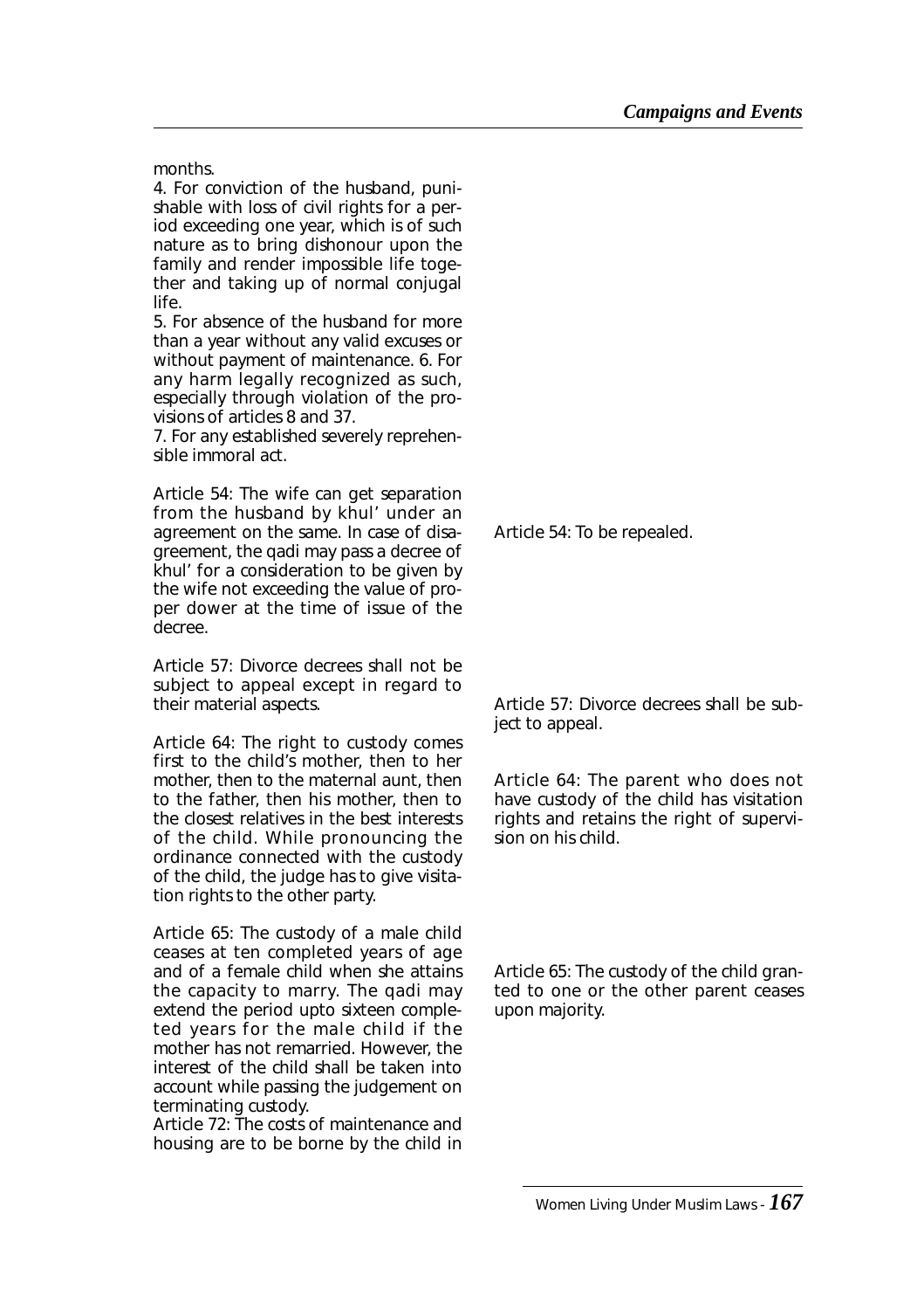months.

4. For conviction of the husband, punishable with loss of civil rights for a period exceeding one year, which is of such nature as to bring dishonour upon the family and render impossible life together and taking up of normal conjugal life.

5. For absence of the husband for more than a year without any valid excuses or without payment of maintenance. 6. For any harm legally recognized as such, especially through violation of the provisions of articles 8 and 37.

7. For any established severely reprehensible immoral act.

| | |
|---|---|
| Article 54: The wife can get separation from the husband by khul' under an agreement on the same. In case of disagreement, the qadi may pass a decree of khul' for a consideration to be given by the wife not exceeding the value of proper dower at the time of issue of the decree. | Article 54: To be repealed. |
| Article 57: Divorce decrees shall not be subject to appeal except in regard to their material aspects. | Article 57: Divorce decrees shall be subject to appeal. |
| Article 64: The right to custody comes first to the child's mother, then to her mother, then to the maternal aunt, then to the father, then his mother, then to the closest relatives in the best interests of the child. While pronouncing the ordinance connected with the custody of the child, the judge has to give visitation rights to the other party. | Article 64: The parent who does not have custody of the child has visitation rights and retains the right of supervision on his child. |
| Article 65: The custody of a male child ceases at ten completed years of age and of a female child when she attains the capacity to marry. The qadi may extend the period upto sixteen completed years for the male child if the mother has not remarried. However, the interest of the child shall be taken into account while passing the judgement on terminating custody. | Article 65: The custody of the child granted to one or the other parent ceases upon majority. |

Article 72: The costs of maintenance and housing are to be borne by the child in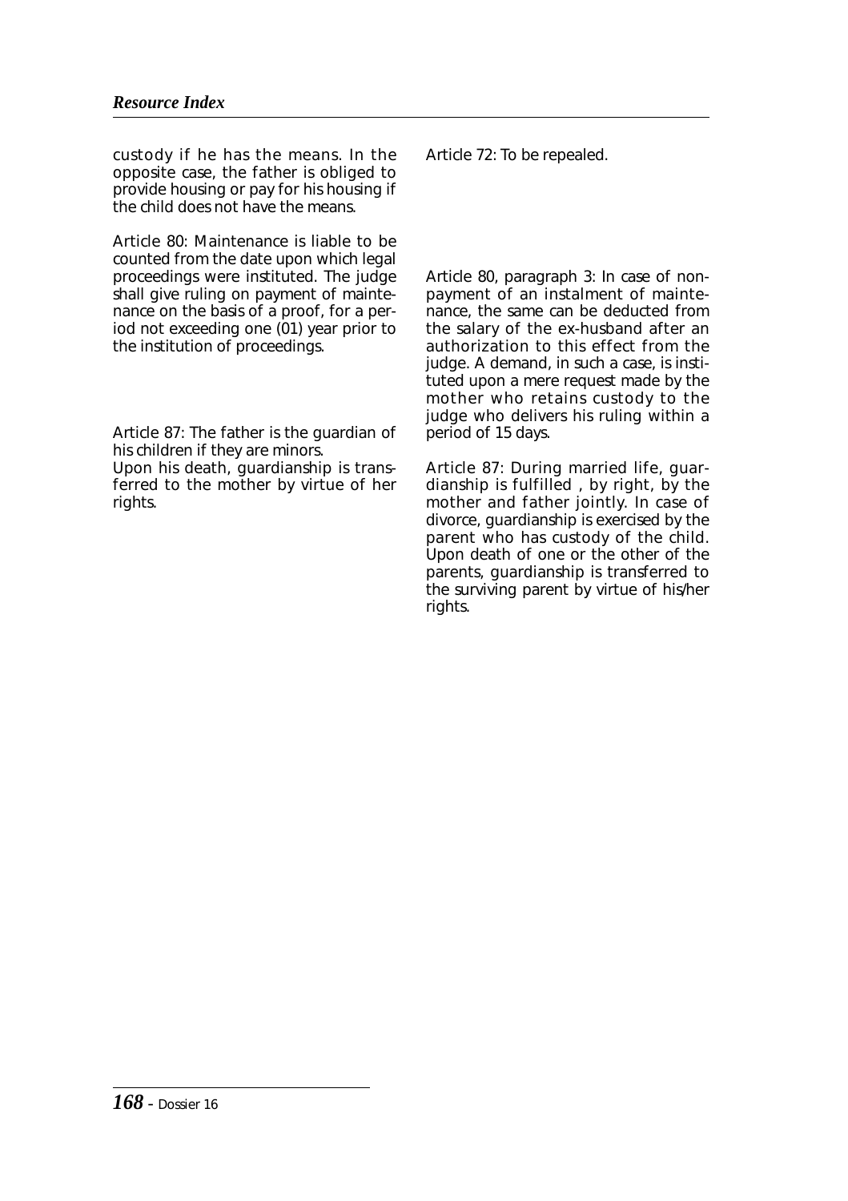custody if he has the means. In the opposite case, the father is obliged to provide housing or pay for his housing if the child does not have the means.

Article 72: To be repealed.

Article 80: Maintenance is liable to be counted from the date upon which legal proceedings were instituted. The judge shall give ruling on payment of maintenance on the basis of a proof, for a period not exceeding one (01) year prior to the institution of proceedings.

Article 80, paragraph 3: In case of non-payment of an instalment of maintenance, the same can be deducted from the salary of the ex-husband after an authorization to this effect from the judge. A demand, in such a case, is instituted upon a mere request made by the mother who retains custody to the judge who delivers his ruling within a period of 15 days.

Article 87: The father is the guardian of his children if they are minors.
Upon his death, guardianship is transferred to the mother by virtue of her rights.

Article 87: During married life, guardianship is fulfilled , by right, by the mother and father jointly. In case of divorce, guardianship is exercised by the parent who has custody of the child. Upon death of one or the other of the parents, guardianship is transferred to the surviving parent by virtue of his/her rights.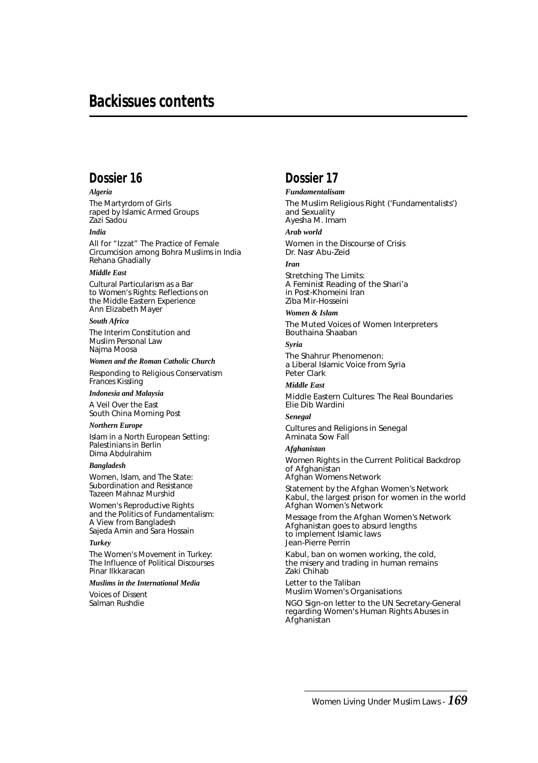# Backissues contents

## Dossier 16

*Algeria*

The Martyrdom of Girls
raped by Islamic Armed Groups
Zazi Sadou

*India*

All for "Izzat" The Practice of Female
Circumcision among Bohra Muslims in India
Rehana Ghadially

*Middle East*

Cultural Particularism as a Bar
to Women's Rights: Reflections on
the Middle Eastern Experience
Ann Elizabeth Mayer

*South Africa*

The Interim Constitution and
Muslim Personal Law
Najma Moosa

*Women and the Roman Catholic Church*

Responding to Religious Conservatism
Frances Kissling

*Indonesia and Malaysia*

A Veil Over the East
South China Morning Post

*Northern Europe*

Islam in a North European Setting:
Palestinians in Berlin
Dima Abdulrahim

*Bangladesh*

Women, Islam, and The State:
Subordination and Resistance
Tazeen Mahnaz Murshid

Women's Reproductive Rights
and the Politics of Fundamentalism:
A View from Bangladesh
Sajeda Amin and Sara Hossain

*Turkey*

The Women's Movement in Turkey:
The Influence of Political Discourses
Pinar Ilkkaracan

*Muslims in the International Media*

Voices of Dissent
Salman Rushdie

## Dossier 17

*Fundamentalisam*

The Muslim Religious Right ('Fundamentalists')
and Sexuality
Ayesha M. Imam

*Arab world*

Women in the Discourse of Crisis
Dr. Nasr Abu-Zeid

*Iran*

Stretching The Limits:
A Feminist Reading of the Shari'a
in Post-Khomeini Iran
Ziba Mir-Hosseini

*Women & Islam*

The Muted Voices of Women Interpreters
Bouthaina Shaaban

*Syria*

The Shahrur Phenomenon:
a Liberal Islamic Voice from Syria
Peter Clark

*Middle East*

Middle Eastern Cultures: The Real Boundaries
Elie Dib Wardini

*Senegal*

Cultures and Religions in Senegal
Aminata Sow Fall

*Afghanistan*

Women Rights in the Current Political Backdrop
of Afghanistan
Afghan Womens Network

Statement by the Afghan Women's Network
Kabul, the largest prison for women in the world
Afghan Women's Network

Message from the Afghan Women's Network
Afghanistan goes to absurd lengths
to implement Islamic laws
Jean-Pierre Perrin

Kabul, ban on women working, the cold,
the misery and trading in human remains
Zaki Chihab

Letter to the Taliban
Muslim Women's Organisations

NGO Sign-on letter to the UN Secretary-General
regarding Women's Human Rights Abuses in
Afghanistan